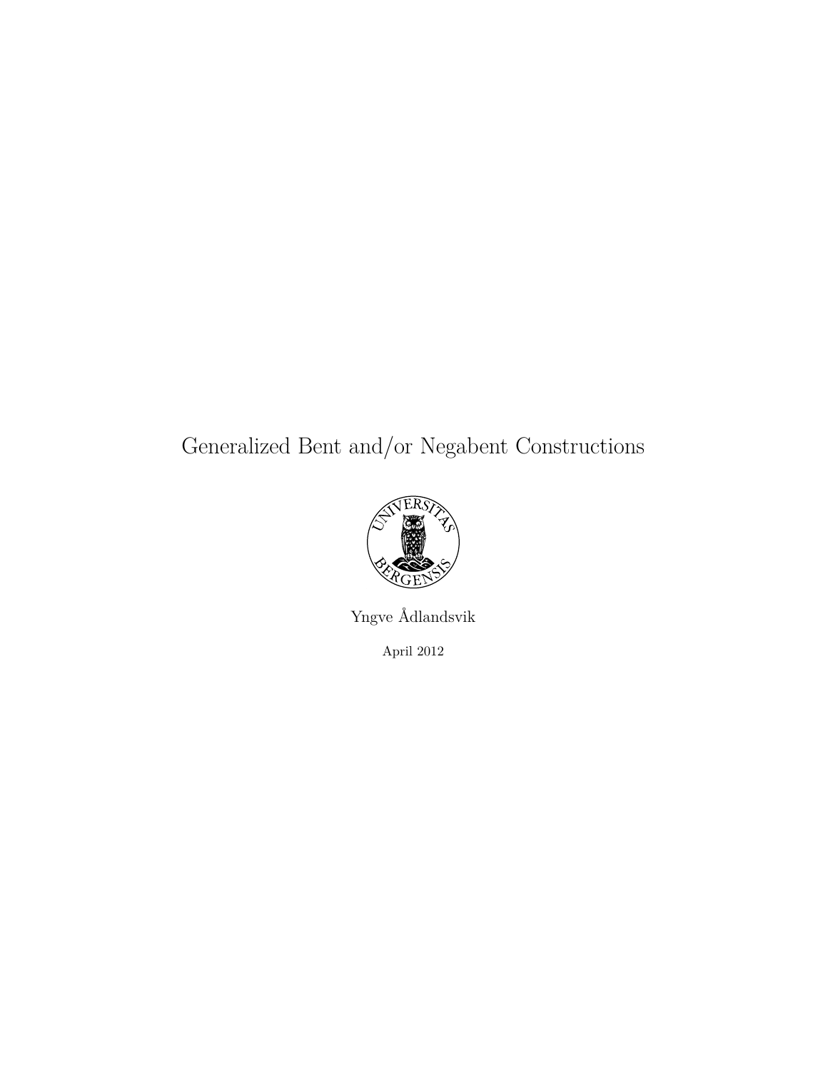# Generalized Bent and/or Negabent Constructions

Yngve Ådlandsvik

April 2012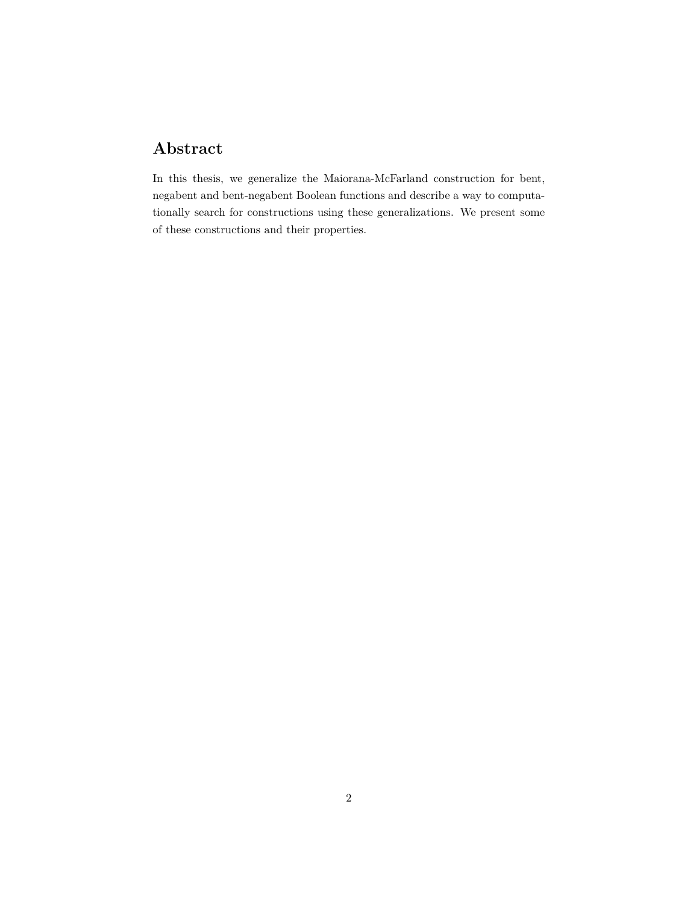## Abstract

In this thesis, we generalize the Maiorana-McFarland construction for bent, negabent and bent-negabent Boolean functions and describe a way to computationally search for constructions using these generalizations. We present some of these constructions and their properties.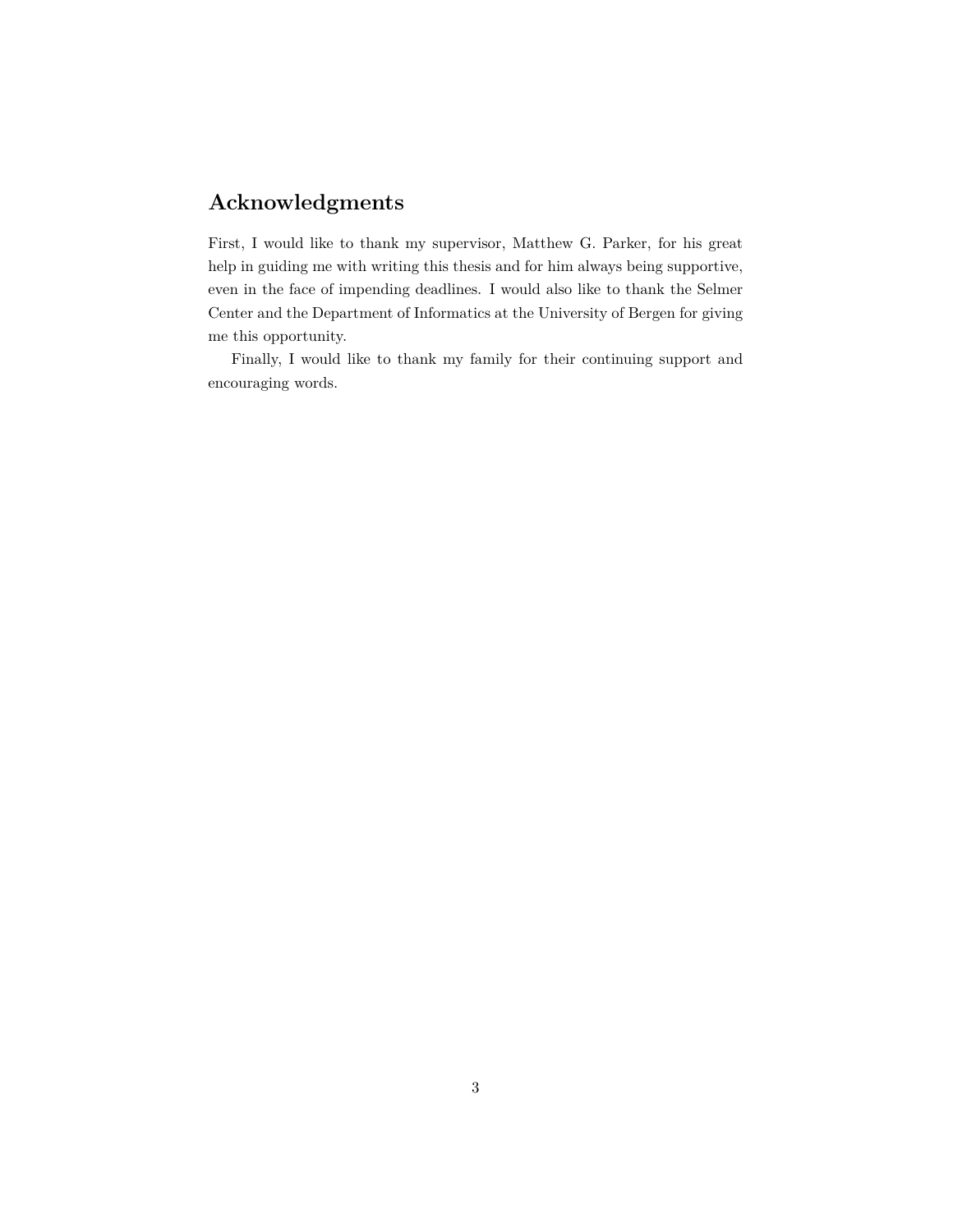## Acknowledgments

First, I would like to thank my supervisor, Matthew G. Parker, for his great help in guiding me with writing this thesis and for him always being supportive, even in the face of impending deadlines. I would also like to thank the Selmer Center and the Department of Informatics at the University of Bergen for giving me this opportunity.

Finally, I would like to thank my family for their continuing support and encouraging words.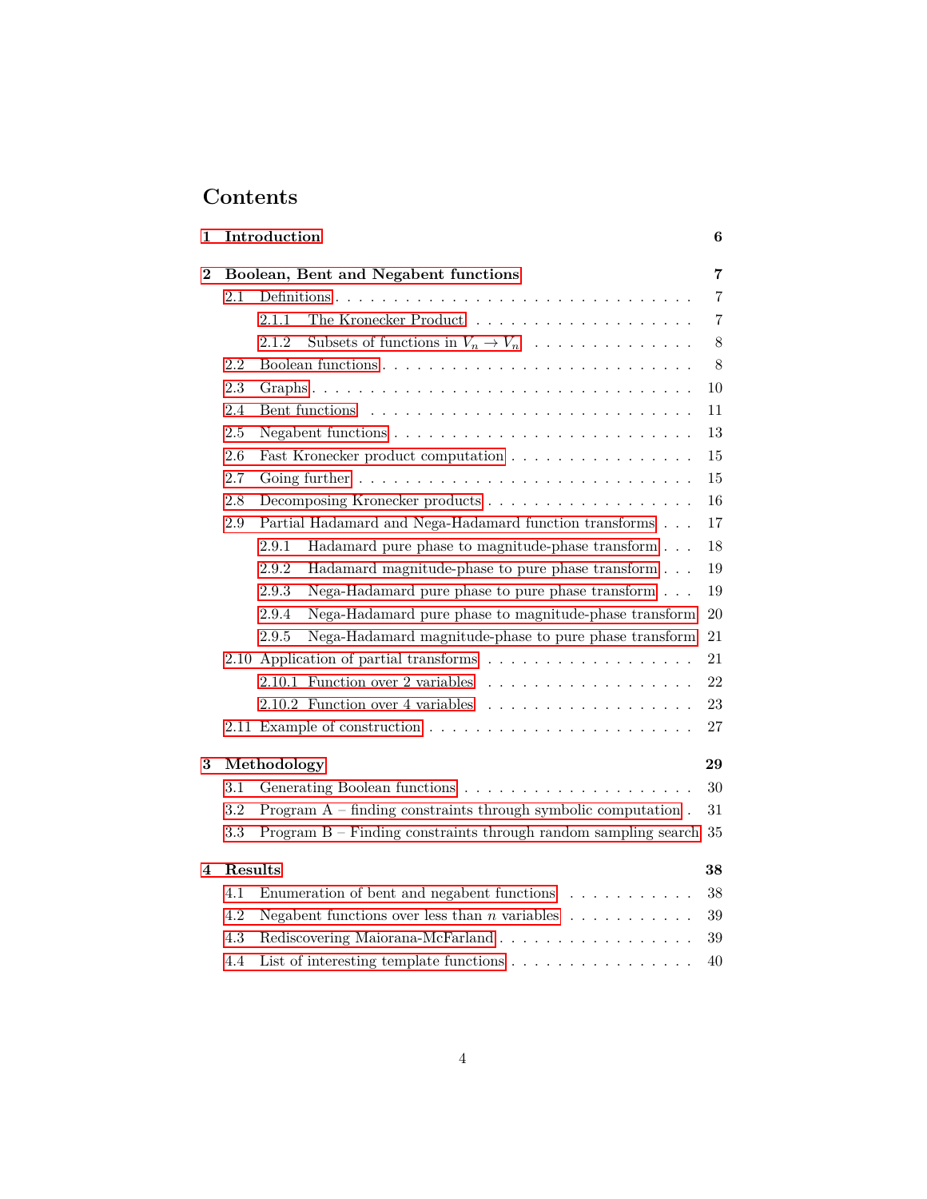# Contents

**1 Introduction** **6**

**2 Boolean, Bent and Negabent functions** **7**

- 2.1 Definitions 7
  - 2.1.1 The Kronecker Product 7
  - 2.1.2 Subsets of functions in $V_n \to V_n$ 8
- 2.2 Boolean functions 8
- 2.3 Graphs 10
- 2.4 Bent functions 11
- 2.5 Negabent functions 13
- 2.6 Fast Kronecker product computation 15
- 2.7 Going further 15
- 2.8 Decomposing Kronecker products 16
- 2.9 Partial Hadamard and Nega-Hadamard function transforms 17
  - 2.9.1 Hadamard pure phase to magnitude-phase transform 18
  - 2.9.2 Hadamard magnitude-phase to pure phase transform 19
  - 2.9.3 Nega-Hadamard pure phase to pure phase transform 19
  - 2.9.4 Nega-Hadamard pure phase to magnitude-phase transform 20
  - 2.9.5 Nega-Hadamard magnitude-phase to pure phase transform 21
- 2.10 Application of partial transforms 21
  - 2.10.1 Function over 2 variables 22
  - 2.10.2 Function over 4 variables 23
- 2.11 Example of construction 27

**3 Methodology** **29**

- 3.1 Generating Boolean functions 30
- 3.2 Program A – finding constraints through symbolic computation 31
- 3.3 Program B – Finding constraints through random sampling search 35

**4 Results** **38**

- 4.1 Enumeration of bent and negabent functions 38
- 4.2 Negabent functions over less than $n$ variables 39
- 4.3 Rediscovering Maiorana-McFarland 39
- 4.4 List of interesting template functions 40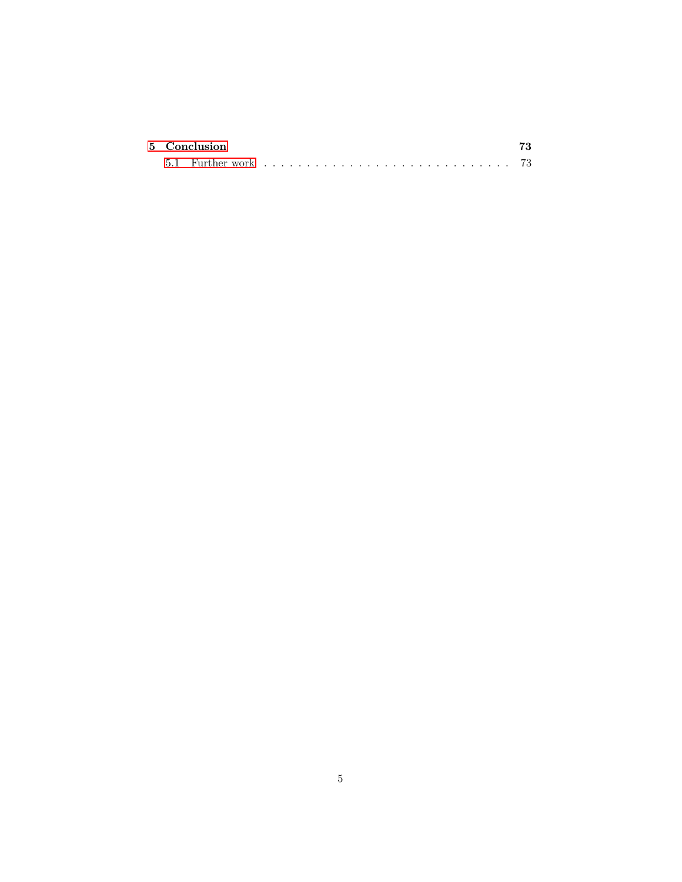**5 Conclusion** **73**

5.1 Further work . . . . . . . . . . . . . . . . . . . . . . . . . . . . . 73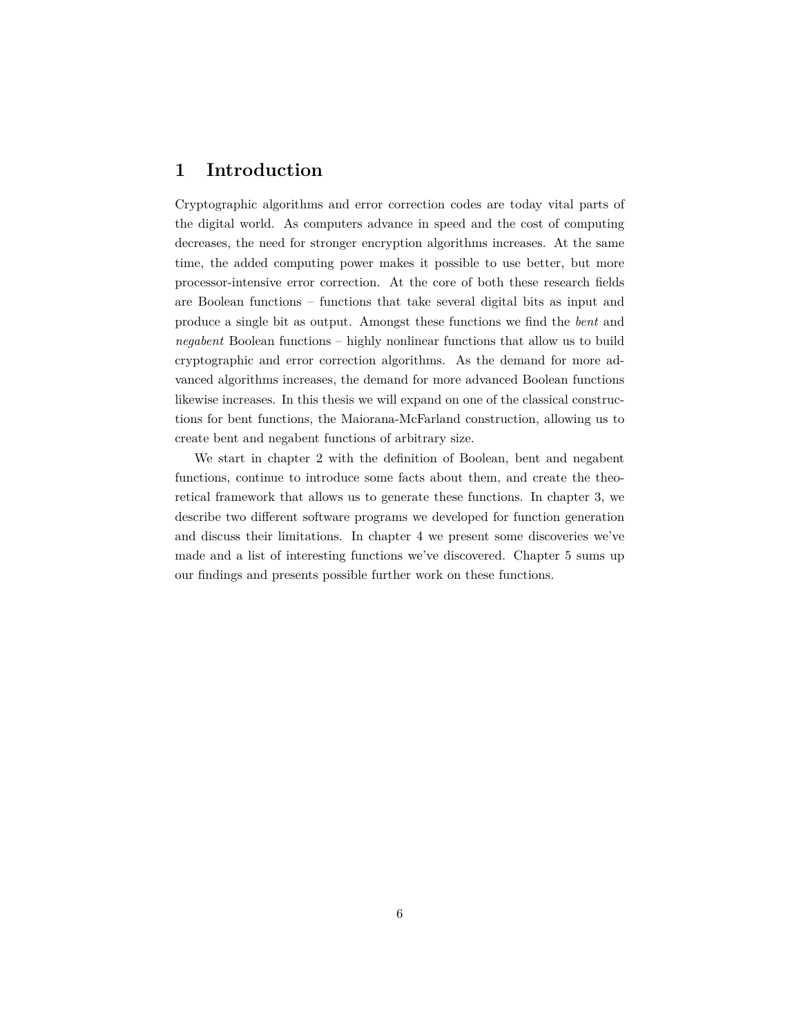# 1 Introduction

Cryptographic algorithms and error correction codes are today vital parts of the digital world. As computers advance in speed and the cost of computing decreases, the need for stronger encryption algorithms increases. At the same time, the added computing power makes it possible to use better, but more processor-intensive error correction. At the core of both these research fields are Boolean functions – functions that take several digital bits as input and produce a single bit as output. Amongst these functions we find the *bent* and *negabent* Boolean functions – highly nonlinear functions that allow us to build cryptographic and error correction algorithms. As the demand for more advanced algorithms increases, the demand for more advanced Boolean functions likewise increases. In this thesis we will expand on one of the classical constructions for bent functions, the Maiorana-McFarland construction, allowing us to create bent and negabent functions of arbitrary size.

We start in chapter 2 with the definition of Boolean, bent and negabent functions, continue to introduce some facts about them, and create the theoretical framework that allows us to generate these functions. In chapter 3, we describe two different software programs we developed for function generation and discuss their limitations. In chapter 4 we present some discoveries we've made and a list of interesting functions we've discovered. Chapter 5 sums up our findings and presents possible further work on these functions.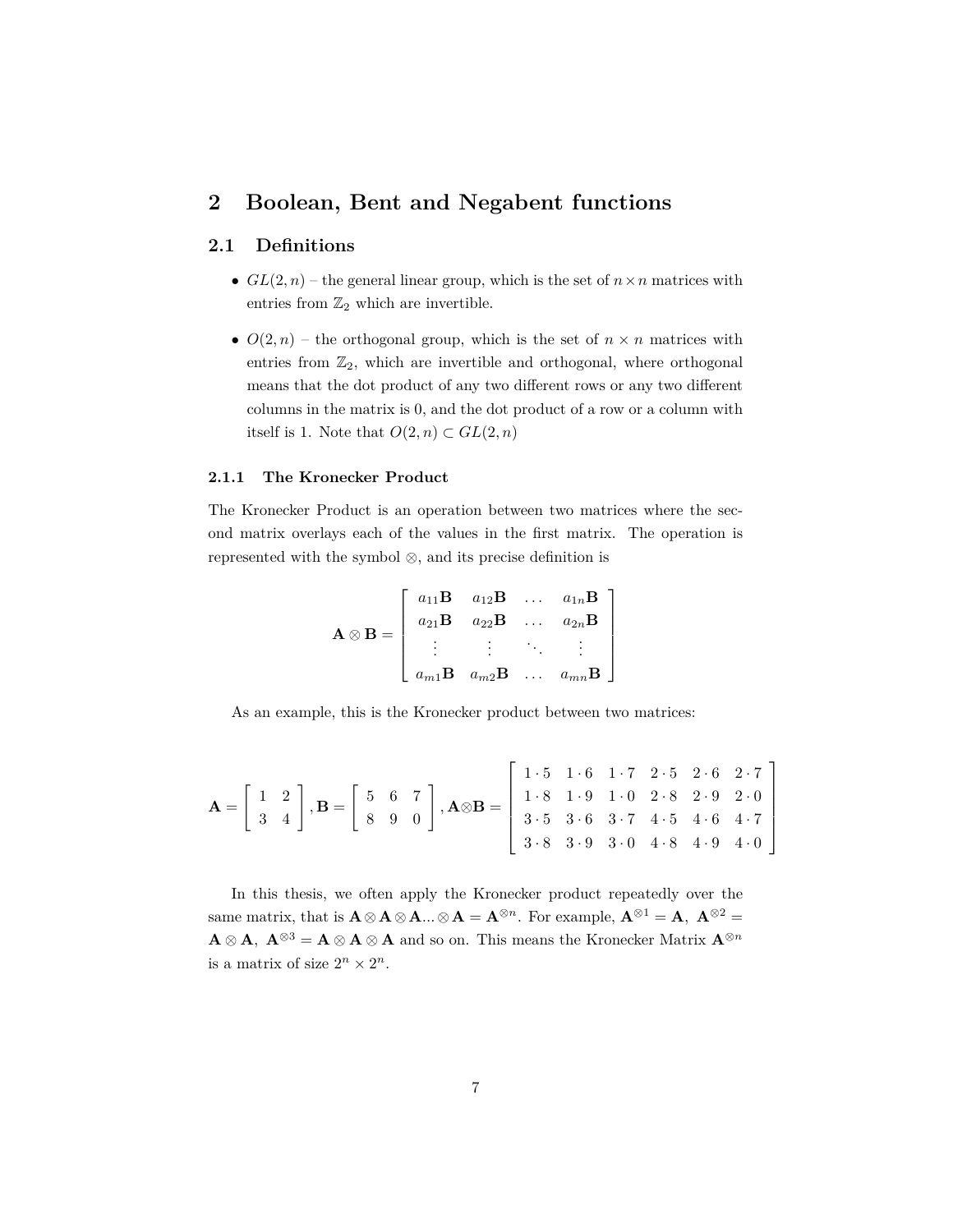# 2 Boolean, Bent and Negabent functions

## 2.1 Definitions

- $GL(2, n)$ – the general linear group, which is the set of $n \times n$ matrices with entries from $\mathbb{Z}_2$ which are invertible.
- $O(2, n)$ – the orthogonal group, which is the set of $n \times n$ matrices with entries from $\mathbb{Z}_2$, which are invertible and orthogonal, where orthogonal means that the dot product of any two different rows or any two different columns in the matrix is 0, and the dot product of a row or a column with itself is 1. Note that $O(2, n) \subset GL(2, n)$

### 2.1.1 The Kronecker Product

The Kronecker Product is an operation between two matrices where the second matrix overlays each of the values in the first matrix. The operation is represented with the symbol $\otimes$, and its precise definition is

$$\mathbf{A} \otimes \mathbf{B} = \begin{bmatrix} a_{11}\mathbf{B} & a_{12}\mathbf{B} & \dots & a_{1n}\mathbf{B} \\ a_{21}\mathbf{B} & a_{22}\mathbf{B} & \dots & a_{2n}\mathbf{B} \\ \vdots & \vdots & \ddots & \vdots \\ a_{m1}\mathbf{B} & a_{m2}\mathbf{B} & \dots & a_{mn}\mathbf{B} \end{bmatrix}$$

As an example, this is the Kronecker product between two matrices:

$$\mathbf{A} = \begin{bmatrix} 1 & 2 \\ 3 & 4 \end{bmatrix}, \mathbf{B} = \begin{bmatrix} 5 & 6 & 7 \\ 8 & 9 & 0 \end{bmatrix}, \mathbf{A} \otimes \mathbf{B} = \begin{bmatrix} 1\cdot 5 & 1\cdot 6 & 1\cdot 7 & 2\cdot 5 & 2\cdot 6 & 2\cdot 7 \\ 1\cdot 8 & 1\cdot 9 & 1\cdot 0 & 2\cdot 8 & 2\cdot 9 & 2\cdot 0 \\ 3\cdot 5 & 3\cdot 6 & 3\cdot 7 & 4\cdot 5 & 4\cdot 6 & 4\cdot 7 \\ 3\cdot 8 & 3\cdot 9 & 3\cdot 0 & 4\cdot 8 & 4\cdot 9 & 4\cdot 0 \end{bmatrix}$$

In this thesis, we often apply the Kronecker product repeatedly over the same matrix, that is $\mathbf{A} \otimes \mathbf{A} \otimes \mathbf{A} ... \otimes \mathbf{A} = \mathbf{A}^{\otimes n}$. For example, $\mathbf{A}^{\otimes 1} = \mathbf{A},\ \mathbf{A}^{\otimes 2} = \mathbf{A} \otimes \mathbf{A},\ \mathbf{A}^{\otimes 3} = \mathbf{A} \otimes \mathbf{A} \otimes \mathbf{A}$ and so on. This means the Kronecker Matrix $\mathbf{A}^{\otimes n}$ is a matrix of size $2^n \times 2^n$.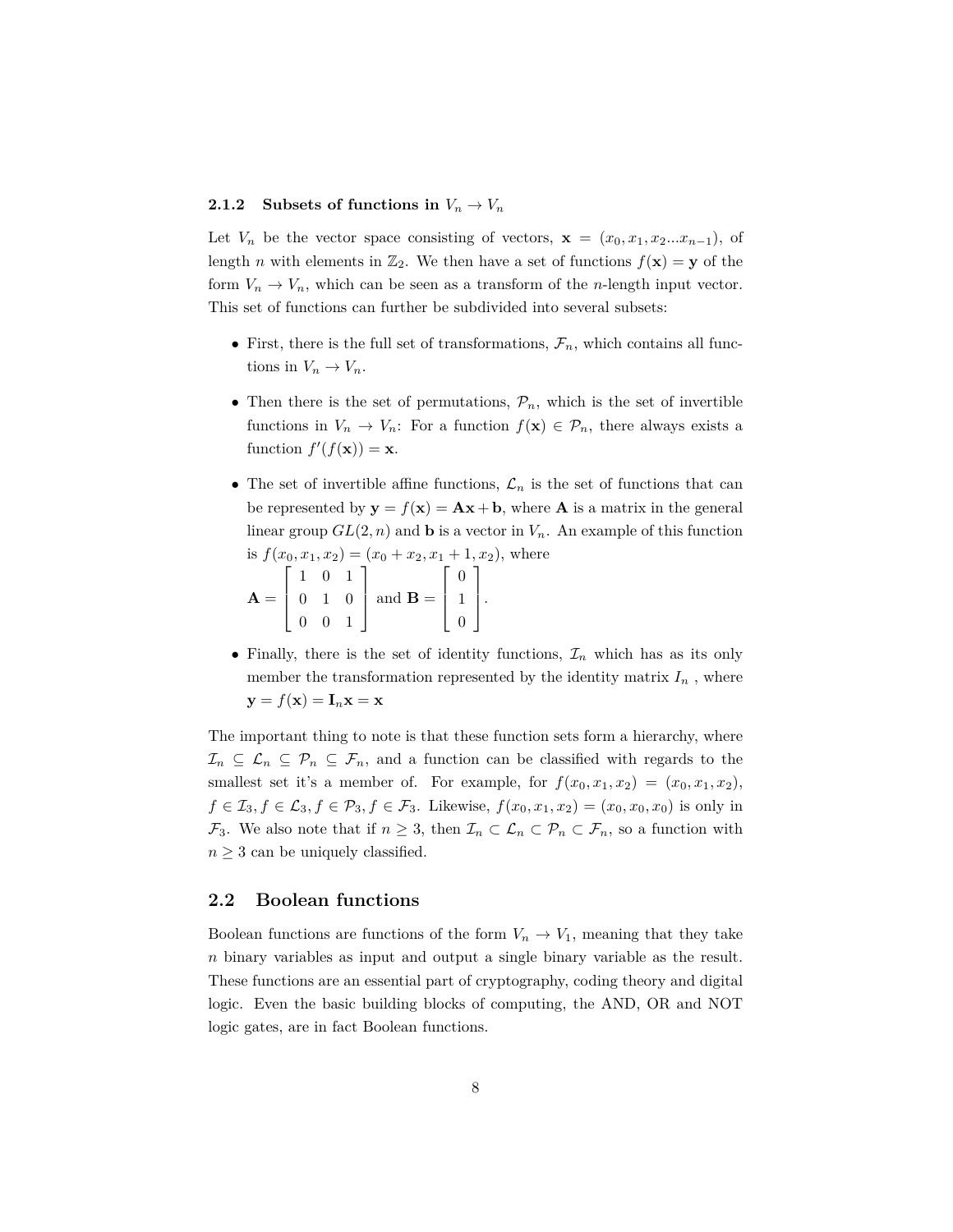### 2.1.2 Subsets of functions in $V_n \to V_n$

Let $V_n$ be the vector space consisting of vectors, $\mathbf{x} = (x_0, x_1, x_2 ... x_{n-1})$, of length $n$ with elements in $\mathbb{Z}_2$. We then have a set of functions $f(\mathbf{x}) = \mathbf{y}$ of the form $V_n \to V_n$, which can be seen as a transform of the $n$-length input vector. This set of functions can further be subdivided into several subsets:

- First, there is the full set of transformations, $\mathcal{F}_n$, which contains all functions in $V_n \to V_n$.
- Then there is the set of permutations, $\mathcal{P}_n$, which is the set of invertible functions in $V_n \to V_n$: For a function $f(\mathbf{x}) \in \mathcal{P}_n$, there always exists a function $f'(f(\mathbf{x})) = \mathbf{x}$.
- The set of invertible affine functions, $\mathcal{L}_n$ is the set of functions that can be represented by $\mathbf{y} = f(\mathbf{x}) = \mathbf{A}\mathbf{x} + \mathbf{b}$, where $\mathbf{A}$ is a matrix in the general linear group $GL(2, n)$ and $\mathbf{b}$ is a vector in $V_n$. An example of this function is $f(x_0, x_1, x_2) = (x_0 + x_2, x_1 + 1, x_2)$, where
$\mathbf{A} = \begin{bmatrix} 1 & 0 & 1 \\ 0 & 1 & 0 \\ 0 & 0 & 1 \end{bmatrix}$ and $\mathbf{B} = \begin{bmatrix} 0 \\ 1 \\ 0 \end{bmatrix}$.
- Finally, there is the set of identity functions, $\mathcal{I}_n$ which has as its only member the transformation represented by the identity matrix $I_n$ , where $\mathbf{y} = f(\mathbf{x}) = \mathbf{I}_n\mathbf{x} = \mathbf{x}$

The important thing to note is that these function sets form a hierarchy, where $\mathcal{I}_n \subseteq \mathcal{L}_n \subseteq \mathcal{P}_n \subseteq \mathcal{F}_n$, and a function can be classified with regards to the smallest set it's a member of. For example, for $f(x_0, x_1, x_2) = (x_0, x_1, x_2)$, $f \in \mathcal{I}_3, f \in \mathcal{L}_3, f \in \mathcal{P}_3, f \in \mathcal{F}_3$. Likewise, $f(x_0, x_1, x_2) = (x_0, x_0, x_0)$ is only in $\mathcal{F}_3$. We also note that if $n \geq 3$, then $\mathcal{I}_n \subset \mathcal{L}_n \subset \mathcal{P}_n \subset \mathcal{F}_n$, so a function with $n \geq 3$ can be uniquely classified.

## 2.2 Boolean functions

Boolean functions are functions of the form $V_n \to V_1$, meaning that they take $n$ binary variables as input and output a single binary variable as the result. These functions are an essential part of cryptography, coding theory and digital logic. Even the basic building blocks of computing, the AND, OR and NOT logic gates, are in fact Boolean functions.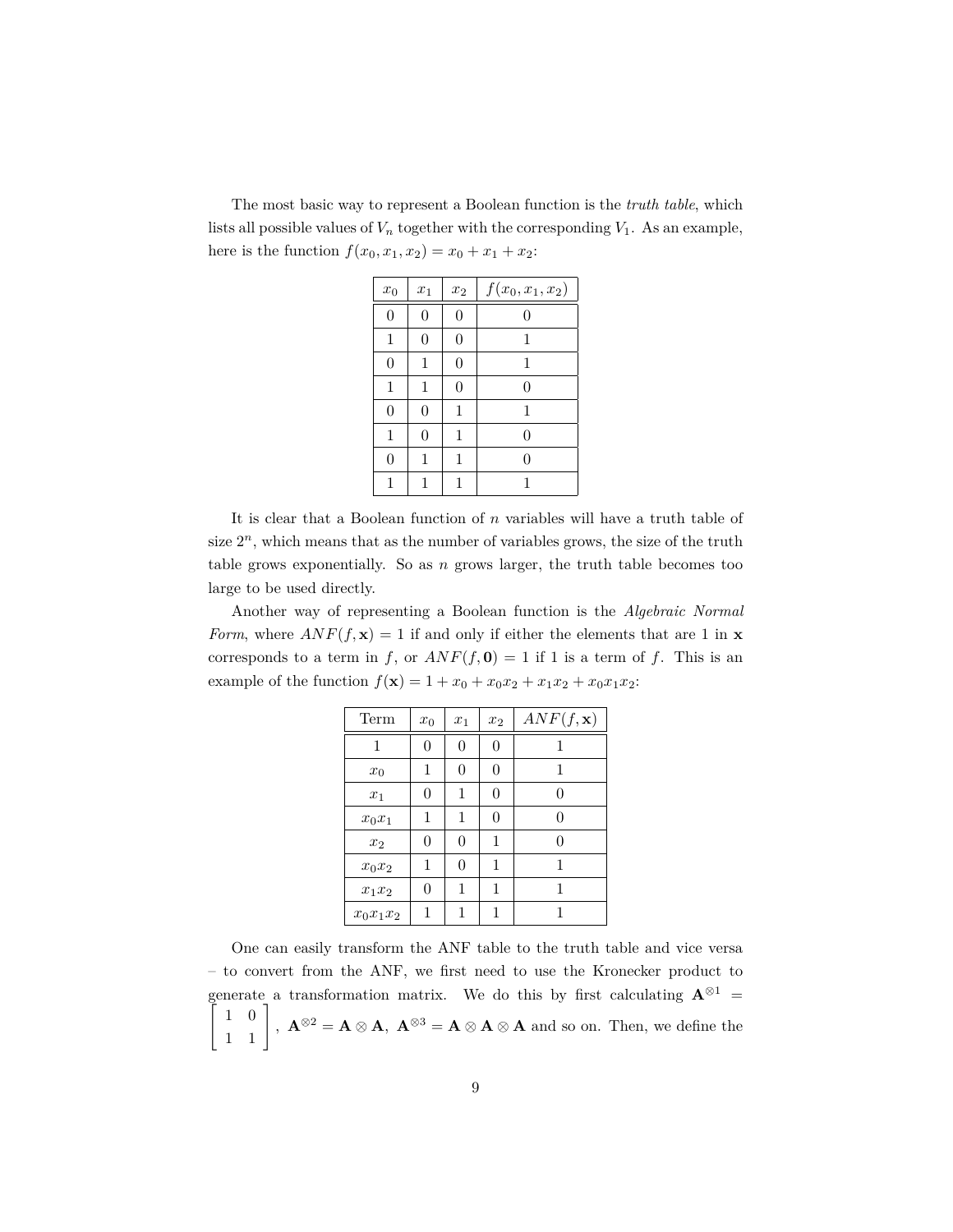The most basic way to represent a Boolean function is the *truth table*, which lists all possible values of $V_n$ together with the corresponding $V_1$. As an example, here is the function $f(x_0, x_1, x_2) = x_0 + x_1 + x_2$:

| $x_0$ | $x_1$ | $x_2$ | $f(x_0, x_1, x_2)$ |
|---|---|---|---|
| 0 | 0 | 0 | 0 |
| 1 | 0 | 0 | 1 |
| 0 | 1 | 0 | 1 |
| 1 | 1 | 0 | 0 |
| 0 | 0 | 1 | 1 |
| 1 | 0 | 1 | 0 |
| 0 | 1 | 1 | 0 |
| 1 | 1 | 1 | 1 |

It is clear that a Boolean function of $n$ variables will have a truth table of size $2^n$, which means that as the number of variables grows, the size of the truth table grows exponentially. So as $n$ grows larger, the truth table becomes too large to be used directly.

Another way of representing a Boolean function is the *Algebraic Normal Form*, where $ANF(f, \mathbf{x}) = 1$ if and only if either the elements that are 1 in $\mathbf{x}$ corresponds to a term in $f$, or $ANF(f, \mathbf{0}) = 1$ if 1 is a term of $f$. This is an example of the function $f(\mathbf{x}) = 1 + x_0 + x_0x_2 + x_1x_2 + x_0x_1x_2$:

| Term | $x_0$ | $x_1$ | $x_2$ | $ANF(f, \mathbf{x})$ |
|---|---|---|---|---|
| $1$ | 0 | 0 | 0 | 1 |
| $x_0$ | 1 | 0 | 0 | 1 |
| $x_1$ | 0 | 1 | 0 | 0 |
| $x_0x_1$ | 1 | 1 | 0 | 0 |
| $x_2$ | 0 | 0 | 1 | 0 |
| $x_0x_2$ | 1 | 0 | 1 | 1 |
| $x_1x_2$ | 0 | 1 | 1 | 1 |
| $x_0x_1x_2$ | 1 | 1 | 1 | 1 |

One can easily transform the ANF table to the truth table and vice versa – to convert from the ANF, we first need to use the Kronecker product to generate a transformation matrix. We do this by first calculating $\mathbf{A}^{\otimes 1} = \begin{bmatrix} 1 & 0 \\ 1 & 1 \end{bmatrix}$, $\mathbf{A}^{\otimes 2} = \mathbf{A} \otimes \mathbf{A}$, $\mathbf{A}^{\otimes 3} = \mathbf{A} \otimes \mathbf{A} \otimes \mathbf{A}$ and so on. Then, we define the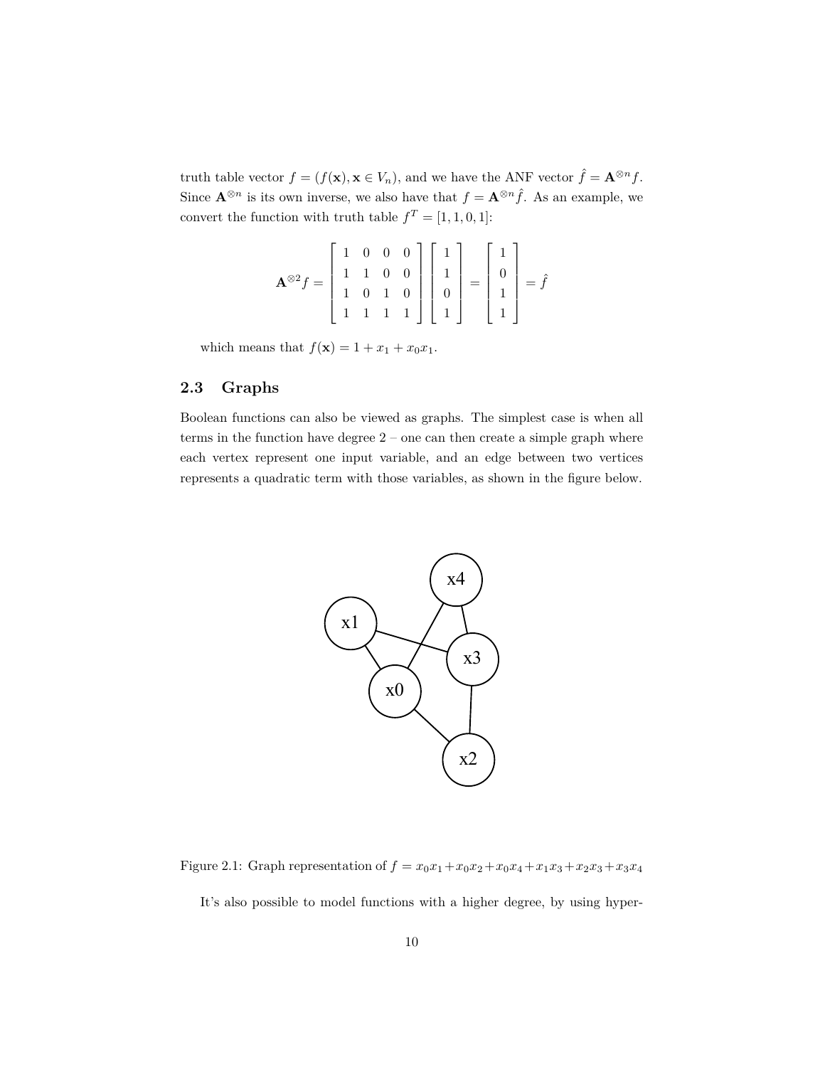truth table vector $f = (f(\mathbf{x}), \mathbf{x} \in V_n)$, and we have the ANF vector $\hat{f} = \mathbf{A}^{\otimes n} f$. Since $\mathbf{A}^{\otimes n}$ is its own inverse, we also have that $f = \mathbf{A}^{\otimes n} \hat{f}$. As an example, we convert the function with truth table $f^T = [1, 1, 0, 1]$:

$$\mathbf{A}^{\otimes 2} f = \begin{bmatrix} 1 & 0 & 0 & 0 \\ 1 & 1 & 0 & 0 \\ 1 & 0 & 1 & 0 \\ 1 & 1 & 1 & 1 \end{bmatrix} \begin{bmatrix} 1 \\ 1 \\ 0 \\ 1 \end{bmatrix} = \begin{bmatrix} 1 \\ 0 \\ 1 \\ 1 \end{bmatrix} = \hat{f}$$

which means that $f(\mathbf{x}) = 1 + x_1 + x_0 x_1$.

## 2.3 Graphs

Boolean functions can also be viewed as graphs. The simplest case is when all terms in the function have degree 2 – one can then create a simple graph where each vertex represent one input variable, and an edge between two vertices represents a quadratic term with those variables, as shown in the figure below.

Figure 2.1: Graph representation of $f = x_0x_1 + x_0x_2 + x_0x_4 + x_1x_3 + x_2x_3 + x_3x_4$

It's also possible to model functions with a higher degree, by using hyper-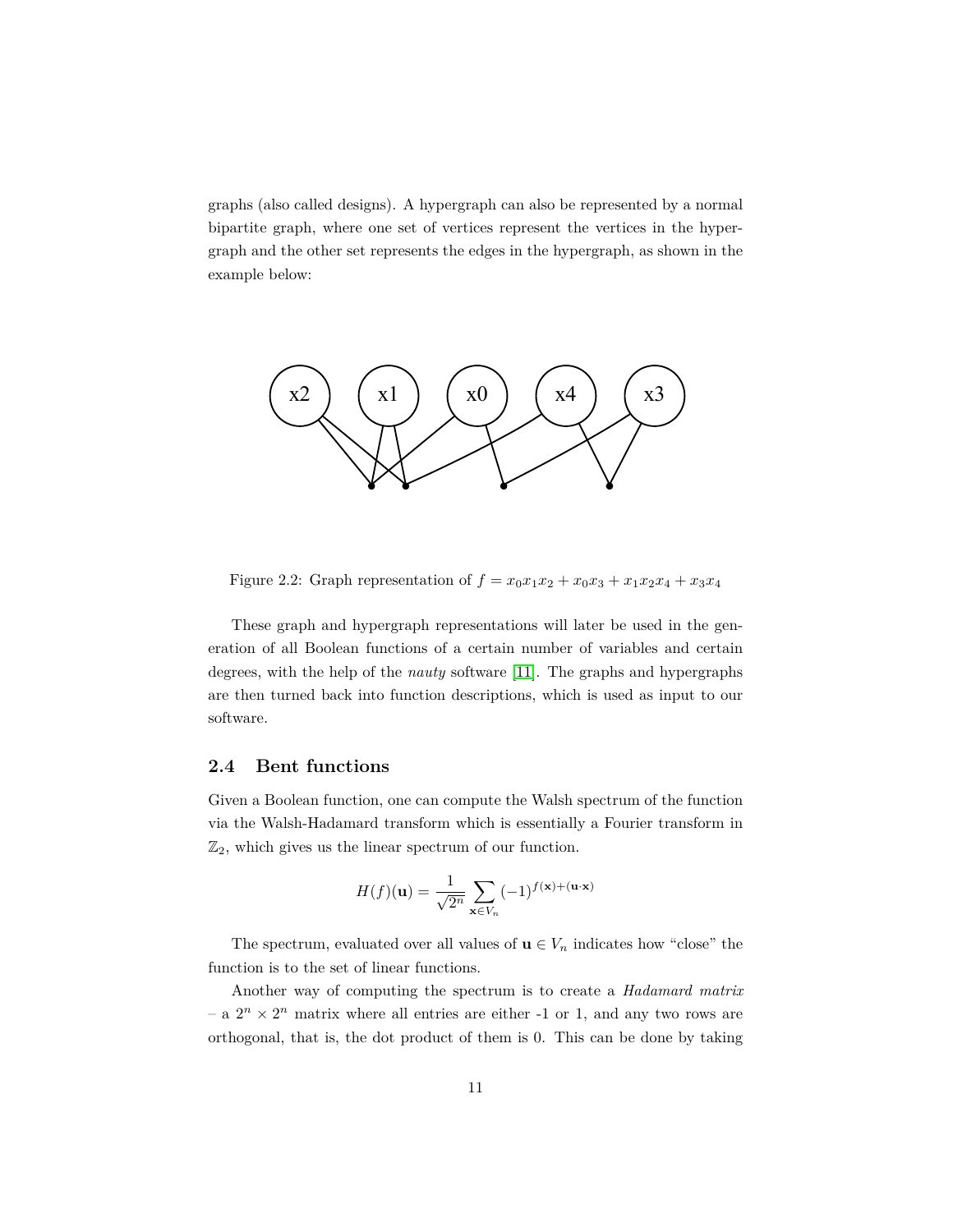graphs (also called designs). A hypergraph can also be represented by a normal bipartite graph, where one set of vertices represent the vertices in the hypergraph and the other set represents the edges in the hypergraph, as shown in the example below:

Figure 2.2: Graph representation of $f = x_0x_1x_2 + x_0x_3 + x_1x_2x_4 + x_3x_4$

These graph and hypergraph representations will later be used in the generation of all Boolean functions of a certain number of variables and certain degrees, with the help of the *nauty* software [11]. The graphs and hypergraphs are then turned back into function descriptions, which is used as input to our software.

## 2.4 Bent functions

Given a Boolean function, one can compute the Walsh spectrum of the function via the Walsh-Hadamard transform which is essentially a Fourier transform in $\mathbb{Z}_2$, which gives us the linear spectrum of our function.

$$H(f)(\mathbf{u}) = \frac{1}{\sqrt{2^n}} \sum_{\mathbf{x} \in V_n} (-1)^{f(\mathbf{x}) + (\mathbf{u} \cdot \mathbf{x})}$$

The spectrum, evaluated over all values of $\mathbf{u} \in V_n$ indicates how "close" the function is to the set of linear functions.

Another way of computing the spectrum is to create a *Hadamard matrix* – a $2^n \times 2^n$ matrix where all entries are either -1 or 1, and any two rows are orthogonal, that is, the dot product of them is 0. This can be done by taking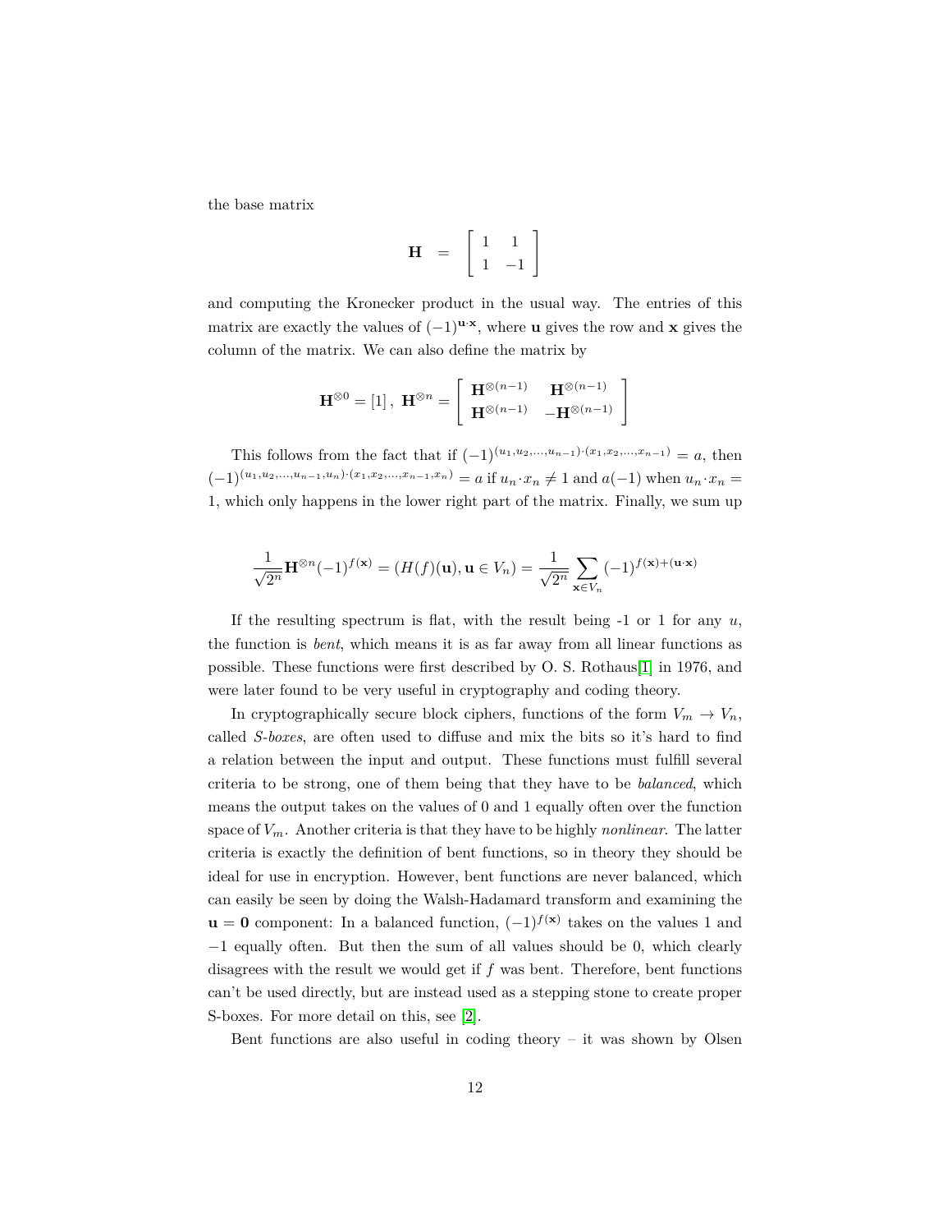the base matrix

$$\mathbf{H} \quad = \quad \begin{bmatrix} 1 & 1 \\ 1 & -1 \end{bmatrix}$$

and computing the Kronecker product in the usual way. The entries of this matrix are exactly the values of $(-1)^{\mathbf{u}\cdot\mathbf{x}}$, where $\mathbf{u}$ gives the row and $\mathbf{x}$ gives the column of the matrix. We can also define the matrix by

$$\mathbf{H}^{\otimes 0} = [1]\,,\ \mathbf{H}^{\otimes n} = \begin{bmatrix} \mathbf{H}^{\otimes(n-1)} & \mathbf{H}^{\otimes(n-1)} \\ \mathbf{H}^{\otimes(n-1)} & -\mathbf{H}^{\otimes(n-1)} \end{bmatrix}$$

This follows from the fact that if $(-1)^{(u_1,u_2,\ldots,u_{n-1})\cdot(x_1,x_2,\ldots,x_{n-1})} = a$, then $(-1)^{(u_1,u_2,\ldots,u_{n-1},u_n)\cdot(x_1,x_2,\ldots,x_{n-1},x_n)} = a$ if $u_n \cdot x_n \neq 1$ and $a(-1)$ when $u_n \cdot x_n = 1$, which only happens in the lower right part of the matrix. Finally, we sum up

$$\frac{1}{\sqrt{2^n}}\mathbf{H}^{\otimes n}(-1)^{f(\mathbf{x})} = (H(f)(\mathbf{u}), \mathbf{u} \in V_n) = \frac{1}{\sqrt{2^n}}\sum_{\mathbf{x}\in V_n}(-1)^{f(\mathbf{x})+(\mathbf{u}\cdot\mathbf{x})}$$

If the resulting spectrum is flat, with the result being -1 or 1 for any $u$, the function is *bent*, which means it is as far away from all linear functions as possible. These functions were first described by O. S. Rothaus[1] in 1976, and were later found to be very useful in cryptography and coding theory.

In cryptographically secure block ciphers, functions of the form $V_m \to V_n$, called *S-boxes*, are often used to diffuse and mix the bits so it's hard to find a relation between the input and output. These functions must fulfill several criteria to be strong, one of them being that they have to be *balanced*, which means the output takes on the values of 0 and 1 equally often over the function space of $V_m$. Another criteria is that they have to be highly *nonlinear*. The latter criteria is exactly the definition of bent functions, so in theory they should be ideal for use in encryption. However, bent functions are never balanced, which can easily be seen by doing the Walsh-Hadamard transform and examining the $\mathbf{u} = \mathbf{0}$ component: In a balanced function, $(-1)^{f(\mathbf{x})}$ takes on the values 1 and $-1$ equally often. But then the sum of all values should be 0, which clearly disagrees with the result we would get if $f$ was bent. Therefore, bent functions can't be used directly, but are instead used as a stepping stone to create proper S-boxes. For more detail on this, see [2].

Bent functions are also useful in coding theory – it was shown by Olsen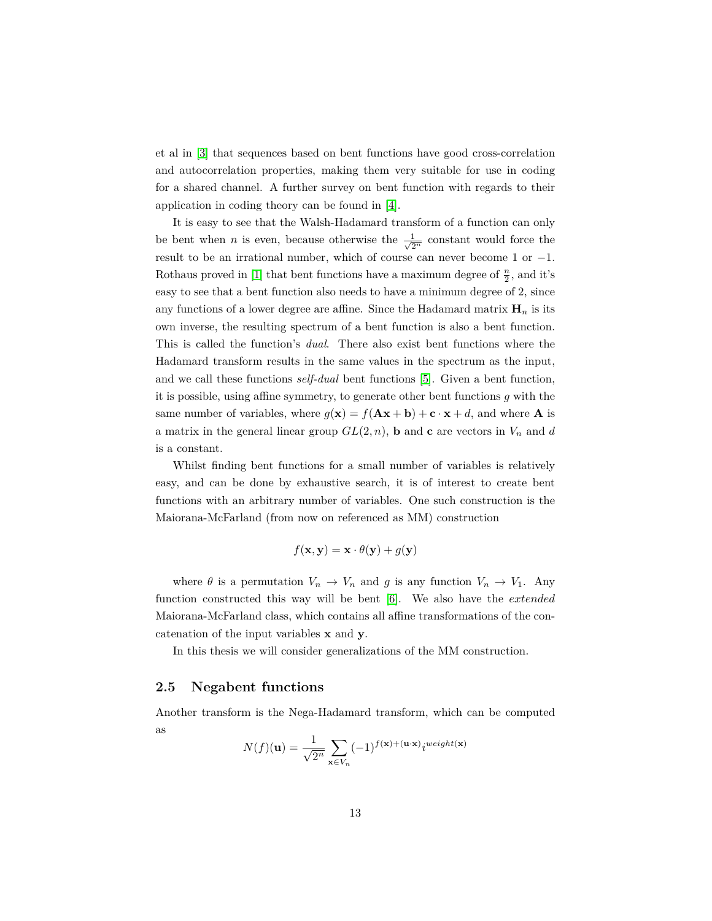et al in [3] that sequences based on bent functions have good cross-correlation and autocorrelation properties, making them very suitable for use in coding for a shared channel. A further survey on bent function with regards to their application in coding theory can be found in [4].

It is easy to see that the Walsh-Hadamard transform of a function can only be bent when $n$ is even, because otherwise the $\frac{1}{\sqrt{2^n}}$ constant would force the result to be an irrational number, which of course can never become 1 or $-1$. Rothaus proved in [1] that bent functions have a maximum degree of $\frac{n}{2}$, and it's easy to see that a bent function also needs to have a minimum degree of 2, since any functions of a lower degree are affine. Since the Hadamard matrix $\mathbf{H}_n$ is its own inverse, the resulting spectrum of a bent function is also a bent function. This is called the function's *dual*. There also exist bent functions where the Hadamard transform results in the same values in the spectrum as the input, and we call these functions *self-dual* bent functions [5]. Given a bent function, it is possible, using affine symmetry, to generate other bent functions $g$ with the same number of variables, where $g(\mathbf{x}) = f(\mathbf{A}\mathbf{x} + \mathbf{b}) + \mathbf{c} \cdot \mathbf{x} + d$, and where $\mathbf{A}$ is a matrix in the general linear group $GL(2, n)$, $\mathbf{b}$ and $\mathbf{c}$ are vectors in $V_n$ and $d$ is a constant.

Whilst finding bent functions for a small number of variables is relatively easy, and can be done by exhaustive search, it is of interest to create bent functions with an arbitrary number of variables. One such construction is the Maiorana-McFarland (from now on referenced as MM) construction

$$f(\mathbf{x}, \mathbf{y}) = \mathbf{x} \cdot \theta(\mathbf{y}) + g(\mathbf{y})$$

where $\theta$ is a permutation $V_n \to V_n$ and $g$ is any function $V_n \to V_1$. Any function constructed this way will be bent [6]. We also have the *extended* Maiorana-McFarland class, which contains all affine transformations of the concatenation of the input variables $\mathbf{x}$ and $\mathbf{y}$.

In this thesis we will consider generalizations of the MM construction.

## 2.5 Negabent functions

Another transform is the Nega-Hadamard transform, which can be computed as

$$N(f)(\mathbf{u}) = \frac{1}{\sqrt{2^n}} \sum_{\mathbf{x} \in V_n} (-1)^{f(\mathbf{x}) + (\mathbf{u} \cdot \mathbf{x})} i^{weight(\mathbf{x})}$$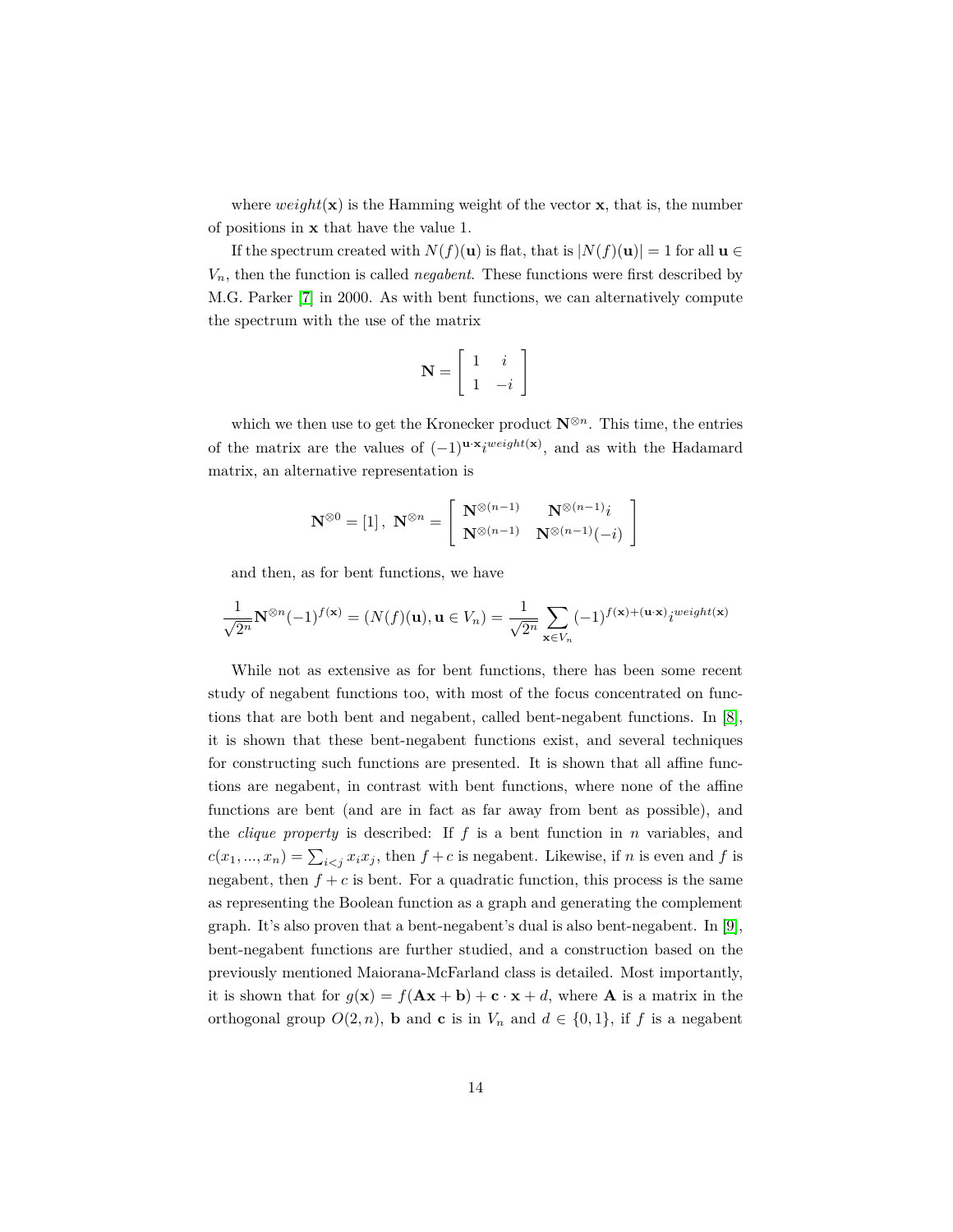where $weight(\mathbf{x})$ is the Hamming weight of the vector $\mathbf{x}$, that is, the number of positions in $\mathbf{x}$ that have the value 1.

If the spectrum created with $N(f)(\mathbf{u})$ is flat, that is $|N(f)(\mathbf{u})| = 1$ for all $\mathbf{u} \in V_n$, then the function is called *negabent*. These functions were first described by M.G. Parker [7] in 2000. As with bent functions, we can alternatively compute the spectrum with the use of the matrix

$$\mathbf{N} = \begin{bmatrix} 1 & i \\ 1 & -i \end{bmatrix}$$

which we then use to get the Kronecker product $\mathbf{N}^{\otimes n}$. This time, the entries of the matrix are the values of $(-1)^{\mathbf{u}\cdot\mathbf{x}} i^{weight(\mathbf{x})}$, and as with the Hadamard matrix, an alternative representation is

$$\mathbf{N}^{\otimes 0} = [1],\ \mathbf{N}^{\otimes n} = \begin{bmatrix} \mathbf{N}^{\otimes(n-1)} & \mathbf{N}^{\otimes(n-1)} i \\ \mathbf{N}^{\otimes(n-1)} & \mathbf{N}^{\otimes(n-1)}(-i) \end{bmatrix}$$

and then, as for bent functions, we have

$$\frac{1}{\sqrt{2^n}} \mathbf{N}^{\otimes n} (-1)^{f(\mathbf{x})} = (N(f)(\mathbf{u}), \mathbf{u} \in V_n) = \frac{1}{\sqrt{2^n}} \sum_{\mathbf{x} \in V_n} (-1)^{f(\mathbf{x}) + (\mathbf{u}\cdot\mathbf{x})} i^{weight(\mathbf{x})}$$

While not as extensive as for bent functions, there has been some recent study of negabent functions too, with most of the focus concentrated on functions that are both bent and negabent, called bent-negabent functions. In [8], it is shown that these bent-negabent functions exist, and several techniques for constructing such functions are presented. It is shown that all affine functions are negabent, in contrast with bent functions, where none of the affine functions are bent (and are in fact as far away from bent as possible), and the *clique property* is described: If $f$ is a bent function in $n$ variables, and $c(x_1, ..., x_n) = \sum_{i<j} x_i x_j$, then $f + c$ is negabent. Likewise, if $n$ is even and $f$ is negabent, then $f + c$ is bent. For a quadratic function, this process is the same as representing the Boolean function as a graph and generating the complement graph. It's also proven that a bent-negabent's dual is also bent-negabent. In [9], bent-negabent functions are further studied, and a construction based on the previously mentioned Maiorana-McFarland class is detailed. Most importantly, it is shown that for $g(\mathbf{x}) = f(\mathbf{A}\mathbf{x} + \mathbf{b}) + \mathbf{c} \cdot \mathbf{x} + d$, where $\mathbf{A}$ is a matrix in the orthogonal group $O(2, n)$, $\mathbf{b}$ and $\mathbf{c}$ is in $V_n$ and $d \in \{0, 1\}$, if $f$ is a negabent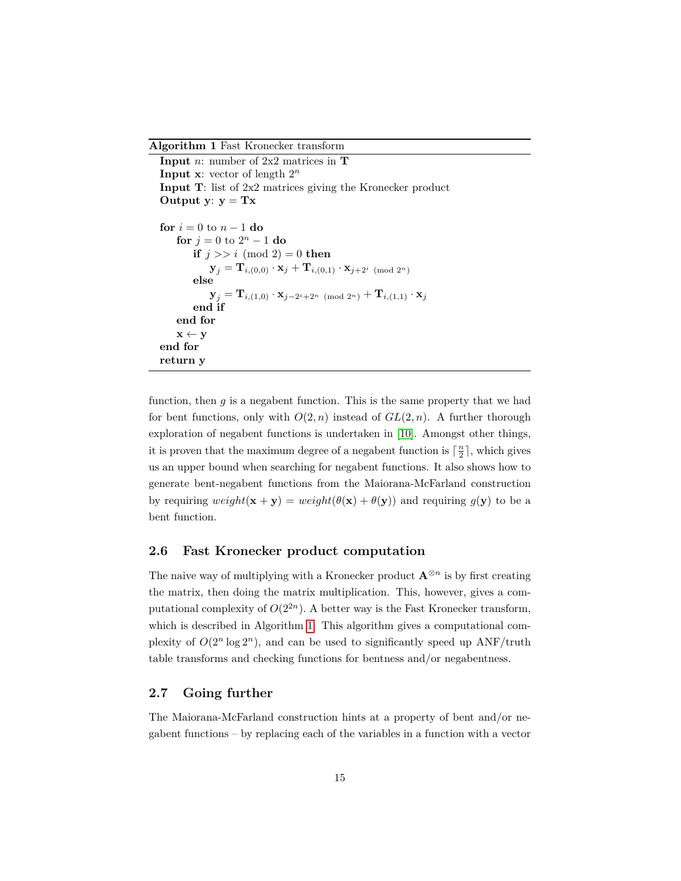**Algorithm 1** Fast Kronecker transform

**Input** $n$: number of 2x2 matrices in $\mathbf{T}$
**Input** $\mathbf{x}$: vector of length $2^n$
**Input** $\mathbf{T}$: list of 2x2 matrices giving the Kronecker product
**Output** $\mathbf{y}$: $\mathbf{y} = \mathbf{T}\mathbf{x}$

**for** $i = 0$ to $n-1$ **do**
  **for** $j = 0$ to $2^n - 1$ **do**
    **if** $j >> i \pmod 2 = 0$ **then**
      $\mathbf{y}_j = \mathbf{T}_{i,(0,0)} \cdot \mathbf{x}_j + \mathbf{T}_{i,(0,1)} \cdot \mathbf{x}_{j+2^i \pmod{2^n}}$
    **else**
      $\mathbf{y}_j = \mathbf{T}_{i,(1,0)} \cdot \mathbf{x}_{j-2^i+2^n \pmod{2^n}} + \mathbf{T}_{i,(1,1)} \cdot \mathbf{x}_j$
    **end if**
  **end for**
  $\mathbf{x} \leftarrow \mathbf{y}$
**end for**
**return y**

function, then $g$ is a negabent function. This is the same property that we had for bent functions, only with $O(2,n)$ instead of $GL(2,n)$. A further thorough exploration of negabent functions is undertaken in [10]. Amongst other things, it is proven that the maximum degree of a negabent function is $\lceil \frac{n}{2} \rceil$, which gives us an upper bound when searching for negabent functions. It also shows how to generate bent-negabent functions from the Maiorana-McFarland construction by requiring $weight(\mathbf{x} + \mathbf{y}) = weight(\theta(\mathbf{x}) + \theta(\mathbf{y}))$ and requiring $g(\mathbf{y})$ to be a bent function.

## 2.6 Fast Kronecker product computation

The naive way of multiplying with a Kronecker product $\mathbf{A}^{\otimes n}$ is by first creating the matrix, then doing the matrix multiplication. This, however, gives a computational complexity of $O(2^{2n})$. A better way is the Fast Kronecker transform, which is described in Algorithm 1. This algorithm gives a computational complexity of $O(2^n \log 2^n)$, and can be used to significantly speed up ANF/truth table transforms and checking functions for bentness and/or negabentness.

## 2.7 Going further

The Maiorana-McFarland construction hints at a property of bent and/or negabent functions – by replacing each of the variables in a function with a vector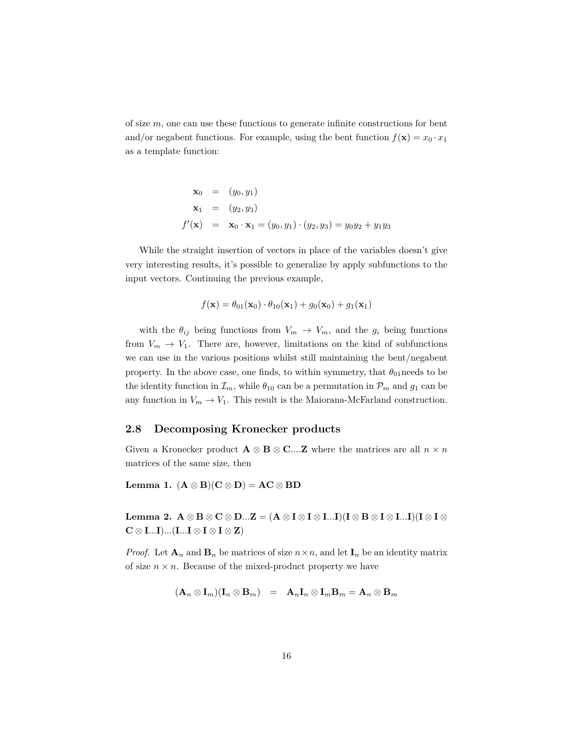of size $m$, one can use these functions to generate infinite constructions for bent and/or negabent functions. For example, using the bent function $f(\mathbf{x}) = x_0 \cdot x_1$ as a template function:

$$
\begin{aligned}
\mathbf{x}_0 &= (y_0, y_1) \\
\mathbf{x}_1 &= (y_2, y_3) \\
f'(\mathbf{x}) &= \mathbf{x}_0 \cdot \mathbf{x}_1 = (y_0, y_1) \cdot (y_2, y_3) = y_0 y_2 + y_1 y_3
\end{aligned}
$$

While the straight insertion of vectors in place of the variables doesn't give very interesting results, it's possible to generalize by apply subfunctions to the input vectors. Continuing the previous example,

$$f(\mathbf{x}) = \theta_{01}(\mathbf{x}_0) \cdot \theta_{10}(\mathbf{x}_1) + g_0(\mathbf{x}_0) + g_1(\mathbf{x}_1)$$

with the $\theta_{ij}$ being functions from $V_m \to V_m$, and the $g_i$ being functions from $V_m \to V_1$. There are, however, limitations on the kind of subfunctions we can use in the various positions whilst still maintaining the bent/negabent property. In the above case, one finds, to within symmetry, that $\theta_{01}$needs to be the identity function in $\mathcal{I}_m$, while $\theta_{10}$ can be a permutation in $\mathcal{P}_m$ and $g_1$ can be any function in $V_m \to V_1$. This result is the Maiorana-McFarland construction.

## 2.8 Decomposing Kronecker products

Given a Kronecker product $\mathbf{A} \otimes \mathbf{B} \otimes \mathbf{C}....\mathbf{Z}$ where the matrices are all $n \times n$ matrices of the same size, then

**Lemma 1.** $(\mathbf{A} \otimes \mathbf{B})(\mathbf{C} \otimes \mathbf{D}) = \mathbf{AC} \otimes \mathbf{BD}$

**Lemma 2.** $\mathbf{A} \otimes \mathbf{B} \otimes \mathbf{C} \otimes \mathbf{D}...\mathbf{Z} = (\mathbf{A} \otimes \mathbf{I} \otimes \mathbf{I} \otimes \mathbf{I}...\mathbf{I})(\mathbf{I} \otimes \mathbf{B} \otimes \mathbf{I} \otimes \mathbf{I}...\mathbf{I})(\mathbf{I} \otimes \mathbf{I} \otimes \mathbf{C} \otimes \mathbf{I}...\mathbf{I})...(\mathbf{I}...\mathbf{I} \otimes \mathbf{I} \otimes \mathbf{I} \otimes \mathbf{Z})$

*Proof.* Let $\mathbf{A}_n$ and $\mathbf{B}_n$ be matrices of size $n \times n$, and let $\mathbf{I}_n$ be an identity matrix of size $n \times n$. Because of the mixed-product property we have

$$(\mathbf{A}_n \otimes \mathbf{I}_m)(\mathbf{I}_n \otimes \mathbf{B}_m) = \mathbf{A}_n \mathbf{I}_n \otimes \mathbf{I}_m \mathbf{B}_m = \mathbf{A}_n \otimes \mathbf{B}_m$$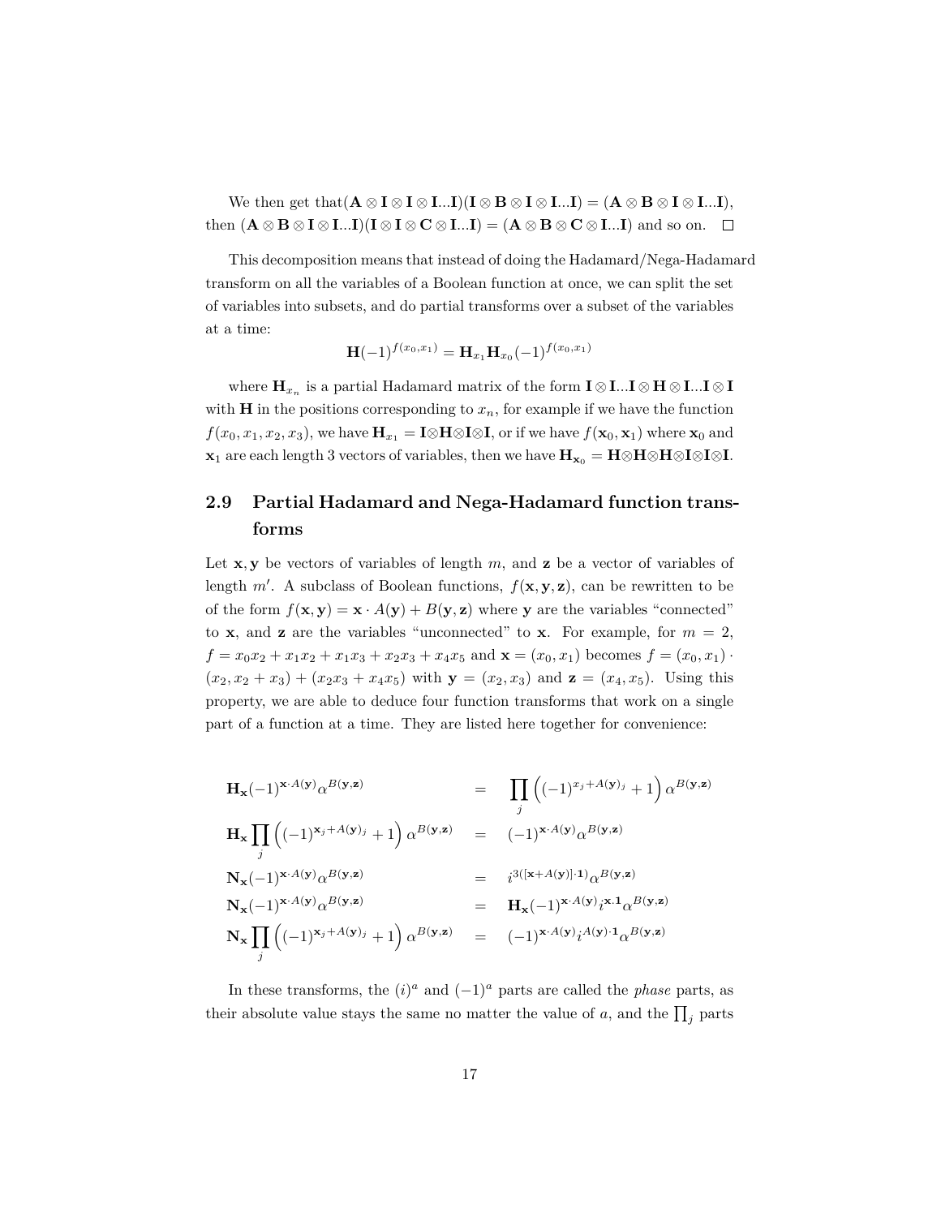We then get that$(\mathbf{A} \otimes \mathbf{I} \otimes \mathbf{I} \otimes \mathbf{I}...\mathbf{I})(\mathbf{I} \otimes \mathbf{B} \otimes \mathbf{I} \otimes \mathbf{I}...\mathbf{I}) = (\mathbf{A} \otimes \mathbf{B} \otimes \mathbf{I} \otimes \mathbf{I}...\mathbf{I})$, then $(\mathbf{A} \otimes \mathbf{B} \otimes \mathbf{I} \otimes \mathbf{I}...\mathbf{I})(\mathbf{I} \otimes \mathbf{I} \otimes \mathbf{C} \otimes \mathbf{I}...\mathbf{I}) = (\mathbf{A} \otimes \mathbf{B} \otimes \mathbf{C} \otimes \mathbf{I}...\mathbf{I})$ and so on. □

This decomposition means that instead of doing the Hadamard/Nega-Hadamard transform on all the variables of a Boolean function at once, we can split the set of variables into subsets, and do partial transforms over a subset of the variables at a time:

$$\mathbf{H}(-1)^{f(x_0,x_1)} = \mathbf{H}_{x_1}\mathbf{H}_{x_0}(-1)^{f(x_0,x_1)}$$

where $\mathbf{H}_{x_n}$ is a partial Hadamard matrix of the form $\mathbf{I} \otimes \mathbf{I}...\mathbf{I} \otimes \mathbf{H} \otimes \mathbf{I}...\mathbf{I} \otimes \mathbf{I}$ with $\mathbf{H}$ in the positions corresponding to $x_n$, for example if we have the function $f(x_0, x_1, x_2, x_3)$, we have $\mathbf{H}_{x_1} = \mathbf{I} \otimes \mathbf{H} \otimes \mathbf{I} \otimes \mathbf{I}$, or if we have $f(\mathbf{x}_0, \mathbf{x}_1)$ where $\mathbf{x}_0$ and $\mathbf{x}_1$ are each length 3 vectors of variables, then we have $\mathbf{H}_{\mathbf{x}_0} = \mathbf{H} \otimes \mathbf{H} \otimes \mathbf{H} \otimes \mathbf{I} \otimes \mathbf{I} \otimes \mathbf{I}$.

## 2.9 Partial Hadamard and Nega-Hadamard function transforms

Let $\mathbf{x}, \mathbf{y}$ be vectors of variables of length $m$, and $\mathbf{z}$ be a vector of variables of length $m'$. A subclass of Boolean functions, $f(\mathbf{x}, \mathbf{y}, \mathbf{z})$, can be rewritten to be of the form $f(\mathbf{x}, \mathbf{y}) = \mathbf{x} \cdot A(\mathbf{y}) + B(\mathbf{y}, \mathbf{z})$ where $\mathbf{y}$ are the variables "connected" to $\mathbf{x}$, and $\mathbf{z}$ are the variables "unconnected" to $\mathbf{x}$. For example, for $m = 2$, $f = x_0x_2 + x_1x_2 + x_1x_3 + x_2x_3 + x_4x_5$ and $\mathbf{x} = (x_0, x_1)$ becomes $f = (x_0, x_1) \cdot (x_2, x_2 + x_3) + (x_2x_3 + x_4x_5)$ with $\mathbf{y} = (x_2, x_3)$ and $\mathbf{z} = (x_4, x_5)$. Using this property, we are able to deduce four function transforms that work on a single part of a function at a time. They are listed here together for convenience:

$$\begin{aligned}
\mathbf{H}_\mathbf{x}(-1)^{\mathbf{x} \cdot A(\mathbf{y})}\alpha^{B(\mathbf{y},\mathbf{z})} &= \prod_j \left((-1)^{x_j + A(\mathbf{y})_j} + 1\right)\alpha^{B(\mathbf{y},\mathbf{z})} \\
\mathbf{H}_\mathbf{x}\prod_j \left((-1)^{\mathbf{x}_j + A(\mathbf{y})_j} + 1\right)\alpha^{B(\mathbf{y},\mathbf{z})} &= (-1)^{\mathbf{x} \cdot A(\mathbf{y})}\alpha^{B(\mathbf{y},\mathbf{z})} \\
\mathbf{N}_\mathbf{x}(-1)^{\mathbf{x} \cdot A(\mathbf{y})}\alpha^{B(\mathbf{y},\mathbf{z})} &= i^{3([\mathbf{x}+A(\mathbf{y})] \cdot \mathbf{1})}\alpha^{B(\mathbf{y},\mathbf{z})} \\
\mathbf{N}_\mathbf{x}(-1)^{\mathbf{x} \cdot A(\mathbf{y})}\alpha^{B(\mathbf{y},\mathbf{z})} &= \mathbf{H}_\mathbf{x}(-1)^{\mathbf{x} \cdot A(\mathbf{y})}i^{\mathbf{x}.\mathbf{1}}\alpha^{B(\mathbf{y},\mathbf{z})} \\
\mathbf{N}_\mathbf{x}\prod_j \left((-1)^{\mathbf{x}_j + A(\mathbf{y})_j} + 1\right)\alpha^{B(\mathbf{y},\mathbf{z})} &= (-1)^{\mathbf{x} \cdot A(\mathbf{y})}i^{A(\mathbf{y}) \cdot \mathbf{1}}\alpha^{B(\mathbf{y},\mathbf{z})}
\end{aligned}$$

In these transforms, the $(i)^a$ and $(-1)^a$ parts are called the *phase* parts, as their absolute value stays the same no matter the value of $a$, and the $\prod_j$ parts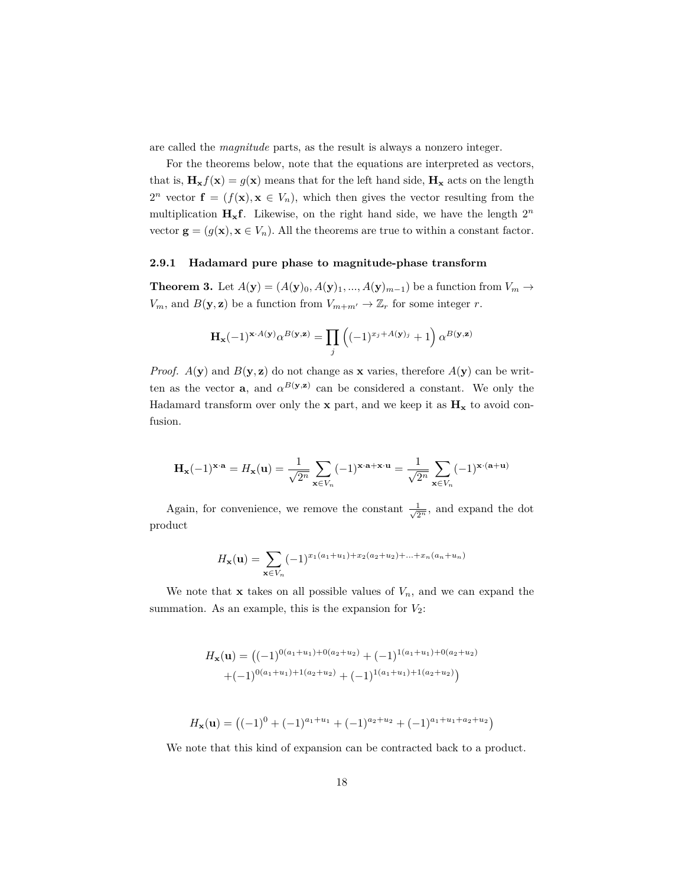are called the *magnitude* parts, as the result is always a nonzero integer.

For the theorems below, note that the equations are interpreted as vectors, that is, $\mathbf{H_x} f(\mathbf{x}) = g(\mathbf{x})$ means that for the left hand side, $\mathbf{H_x}$ acts on the length $2^n$ vector $\mathbf{f} = (f(\mathbf{x}), \mathbf{x} \in V_n)$, which then gives the vector resulting from the multiplication $\mathbf{H_x f}$. Likewise, on the right hand side, we have the length $2^n$ vector $\mathbf{g} = (g(\mathbf{x}), \mathbf{x} \in V_n)$. All the theorems are true to within a constant factor.

### 2.9.1 Hadamard pure phase to magnitude-phase transform

**Theorem 3.** Let $A(\mathbf{y}) = (A(\mathbf{y})_0, A(\mathbf{y})_1, ..., A(\mathbf{y})_{m-1})$ be a function from $V_m \to V_m$, and $B(\mathbf{y}, \mathbf{z})$ be a function from $V_{m+m'} \to \mathbb{Z}_r$ for some integer $r$.

$$\mathbf{H_x} (-1)^{\mathbf{x} \cdot A(\mathbf{y})} \alpha^{B(\mathbf{y},\mathbf{z})} = \prod_j \left( (-1)^{x_j + A(\mathbf{y})_j} + 1 \right) \alpha^{B(\mathbf{y},\mathbf{z})}$$

*Proof.* $A(\mathbf{y})$ and $B(\mathbf{y}, \mathbf{z})$ do not change as $\mathbf{x}$ varies, therefore $A(\mathbf{y})$ can be written as the vector $\mathbf{a}$, and $\alpha^{B(\mathbf{y},\mathbf{z})}$ can be considered a constant. We only the Hadamard transform over only the $\mathbf{x}$ part, and we keep it as $\mathbf{H_x}$ to avoid confusion.

$$\mathbf{H_x} (-1)^{\mathbf{x} \cdot \mathbf{a}} = H_{\mathbf{x}}(\mathbf{u}) = \frac{1}{\sqrt{2^n}} \sum_{\mathbf{x} \in V_n} (-1)^{\mathbf{x} \cdot \mathbf{a} + \mathbf{x} \cdot \mathbf{u}} = \frac{1}{\sqrt{2^n}} \sum_{\mathbf{x} \in V_n} (-1)^{\mathbf{x} \cdot (\mathbf{a} + \mathbf{u})}$$

Again, for convenience, we remove the constant $\frac{1}{\sqrt{2^n}}$, and expand the dot product

$$H_{\mathbf{x}}(\mathbf{u}) = \sum_{\mathbf{x} \in V_n} (-1)^{x_1(a_1+u_1)+x_2(a_2+u_2)+...+x_n(a_n+u_n)}$$

We note that $\mathbf{x}$ takes on all possible values of $V_n$, and we can expand the summation. As an example, this is the expansion for $V_2$:

$$\begin{aligned} H_{\mathbf{x}}(\mathbf{u}) = \big( & (-1)^{0(a_1+u_1)+0(a_2+u_2)} + (-1)^{1(a_1+u_1)+0(a_2+u_2)} \\ & + (-1)^{0(a_1+u_1)+1(a_2+u_2)} + (-1)^{1(a_1+u_1)+1(a_2+u_2)} \big) \end{aligned}$$

$$H_{\mathbf{x}}(\mathbf{u}) = \left( (-1)^0 + (-1)^{a_1+u_1} + (-1)^{a_2+u_2} + (-1)^{a_1+u_1+a_2+u_2} \right)$$

We note that this kind of expansion can be contracted back to a product.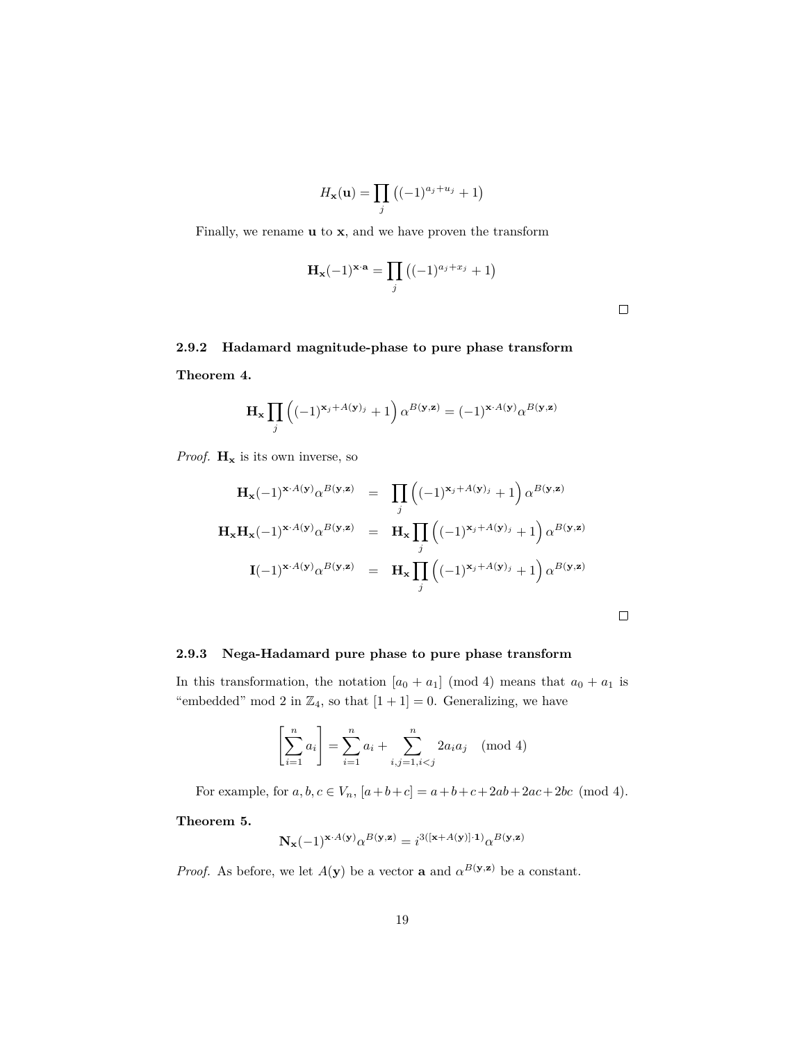$$H_{\mathbf{x}}(\mathbf{u}) = \prod_j \left((-1)^{a_j+u_j} + 1\right)$$

Finally, we rename $\mathbf{u}$ to $\mathbf{x}$, and we have proven the transform

$$\mathbf{H_x}(-1)^{\mathbf{x}\cdot\mathbf{a}} = \prod_j \left((-1)^{a_j+x_j} + 1\right)$$

□

### 2.9.2 Hadamard magnitude-phase to pure phase transform

**Theorem 4.**

$$\mathbf{H_x} \prod_j \left((-1)^{\mathbf{x}_j + A(\mathbf{y})_j} + 1\right) \alpha^{B(\mathbf{y},\mathbf{z})} = (-1)^{\mathbf{x}\cdot A(\mathbf{y})} \alpha^{B(\mathbf{y},\mathbf{z})}$$

*Proof.* $\mathbf{H_x}$ is its own inverse, so

$$\begin{aligned}
\mathbf{H_x}(-1)^{\mathbf{x}\cdot A(\mathbf{y})}\alpha^{B(\mathbf{y},\mathbf{z})} &= \prod_j \left((-1)^{\mathbf{x}_j + A(\mathbf{y})_j} + 1\right) \alpha^{B(\mathbf{y},\mathbf{z})} \\
\mathbf{H_x}\mathbf{H_x}(-1)^{\mathbf{x}\cdot A(\mathbf{y})}\alpha^{B(\mathbf{y},\mathbf{z})} &= \mathbf{H_x}\prod_j \left((-1)^{\mathbf{x}_j + A(\mathbf{y})_j} + 1\right) \alpha^{B(\mathbf{y},\mathbf{z})} \\
\mathbf{I}(-1)^{\mathbf{x}\cdot A(\mathbf{y})}\alpha^{B(\mathbf{y},\mathbf{z})} &= \mathbf{H_x}\prod_j \left((-1)^{\mathbf{x}_j + A(\mathbf{y})_j} + 1\right) \alpha^{B(\mathbf{y},\mathbf{z})}
\end{aligned}$$

□

### 2.9.3 Nega-Hadamard pure phase to pure phase transform

In this transformation, the notation $[a_0 + a_1] \pmod 4$ means that $a_0 + a_1$ is "embedded" mod 2 in $\mathbb{Z}_4$, so that $[1+1] = 0$. Generalizing, we have

$$\left[\sum_{i=1}^{n} a_i\right] = \sum_{i=1}^{n} a_i + \sum_{i,j=1, i<j}^{n} 2a_i a_j \pmod 4$$

For example, for $a, b, c \in V_n$, $[a+b+c] = a+b+c+2ab+2ac+2bc \pmod 4$.

**Theorem 5.**

$$\mathbf{N_x}(-1)^{\mathbf{x}\cdot A(\mathbf{y})}\alpha^{B(\mathbf{y},\mathbf{z})} = i^{3([\mathbf{x}+A(\mathbf{y})]\cdot\mathbf{1})}\alpha^{B(\mathbf{y},\mathbf{z})}$$

*Proof.* As before, we let $A(\mathbf{y})$ be a vector $\mathbf{a}$ and $\alpha^{B(\mathbf{y},\mathbf{z})}$ be a constant.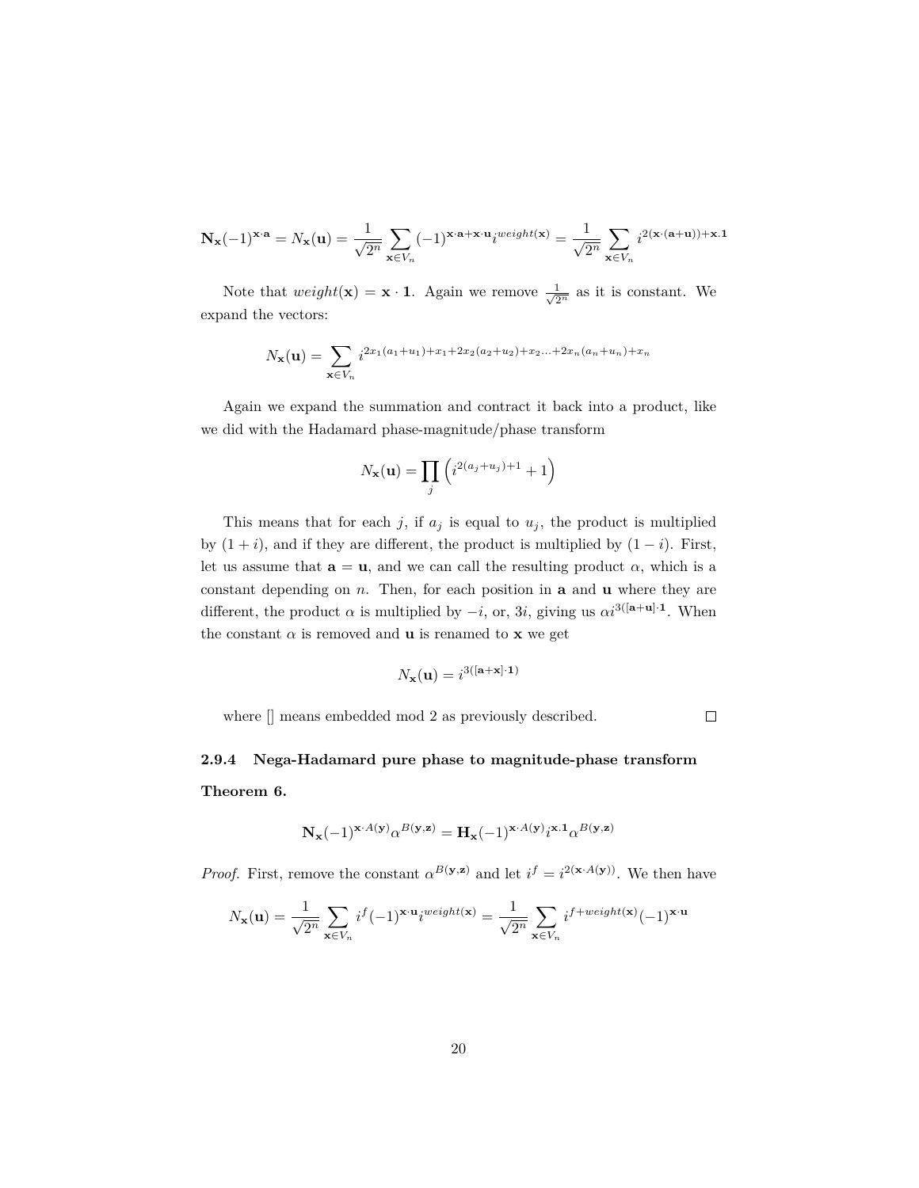$$\mathbf{N_x}(-1)^{\mathbf{x}\cdot\mathbf{a}} = N_{\mathbf{x}}(\mathbf{u}) = \frac{1}{\sqrt{2^n}}\sum_{\mathbf{x}\in V_n}(-1)^{\mathbf{x}\cdot\mathbf{a}+\mathbf{x}\cdot\mathbf{u}} i^{weight(\mathbf{x})} = \frac{1}{\sqrt{2^n}}\sum_{\mathbf{x}\in V_n} i^{2(\mathbf{x}\cdot(\mathbf{a}+\mathbf{u}))+\mathbf{x}.\mathbf{1}}$$

Note that $weight(\mathbf{x}) = \mathbf{x}\cdot\mathbf{1}$. Again we remove $\frac{1}{\sqrt{2^n}}$ as it is constant. We expand the vectors:

$$N_{\mathbf{x}}(\mathbf{u}) = \sum_{\mathbf{x}\in V_n} i^{2x_1(a_1+u_1)+x_1+2x_2(a_2+u_2)+x_2\ldots+2x_n(a_n+u_n)+x_n}$$

Again we expand the summation and contract it back into a product, like we did with the Hadamard phase-magnitude/phase transform

$$N_{\mathbf{x}}(\mathbf{u}) = \prod_j \left(i^{2(a_j+u_j)+1}+1\right)$$

This means that for each $j$, if $a_j$ is equal to $u_j$, the product is multiplied by $(1+i)$, and if they are different, the product is multiplied by $(1-i)$. First, let us assume that $\mathbf{a} = \mathbf{u}$, and we can call the resulting product $\alpha$, which is a constant depending on $n$. Then, for each position in $\mathbf{a}$ and $\mathbf{u}$ where they are different, the product $\alpha$ is multiplied by $-i$, or, $3i$, giving us $\alpha i^{3([\mathbf{a}+\mathbf{u}]\cdot\mathbf{1}}$. When the constant $\alpha$ is removed and $\mathbf{u}$ is renamed to $\mathbf{x}$ we get

$$N_{\mathbf{x}}(\mathbf{u}) = i^{3([\mathbf{a}+\mathbf{x}]\cdot\mathbf{1})}$$

where [] means embedded mod 2 as previously described. □

### 2.9.4 Nega-Hadamard pure phase to magnitude-phase transform

**Theorem 6.**

$$\mathbf{N_x}(-1)^{\mathbf{x}\cdot A(\mathbf{y})}\alpha^{B(\mathbf{y},\mathbf{z})} = \mathbf{H_x}(-1)^{\mathbf{x}\cdot A(\mathbf{y})} i^{\mathbf{x}.\mathbf{1}}\alpha^{B(\mathbf{y},\mathbf{z})}$$

*Proof.* First, remove the constant $\alpha^{B(\mathbf{y},\mathbf{z})}$ and let $i^f = i^{2(\mathbf{x}\cdot A(\mathbf{y}))}$. We then have

$$N_{\mathbf{x}}(\mathbf{u}) = \frac{1}{\sqrt{2^n}}\sum_{\mathbf{x}\in V_n} i^f(-1)^{\mathbf{x}\cdot\mathbf{u}} i^{weight(\mathbf{x})} = \frac{1}{\sqrt{2^n}}\sum_{\mathbf{x}\in V_n} i^{f+weight(\mathbf{x})}(-1)^{\mathbf{x}\cdot\mathbf{u}}$$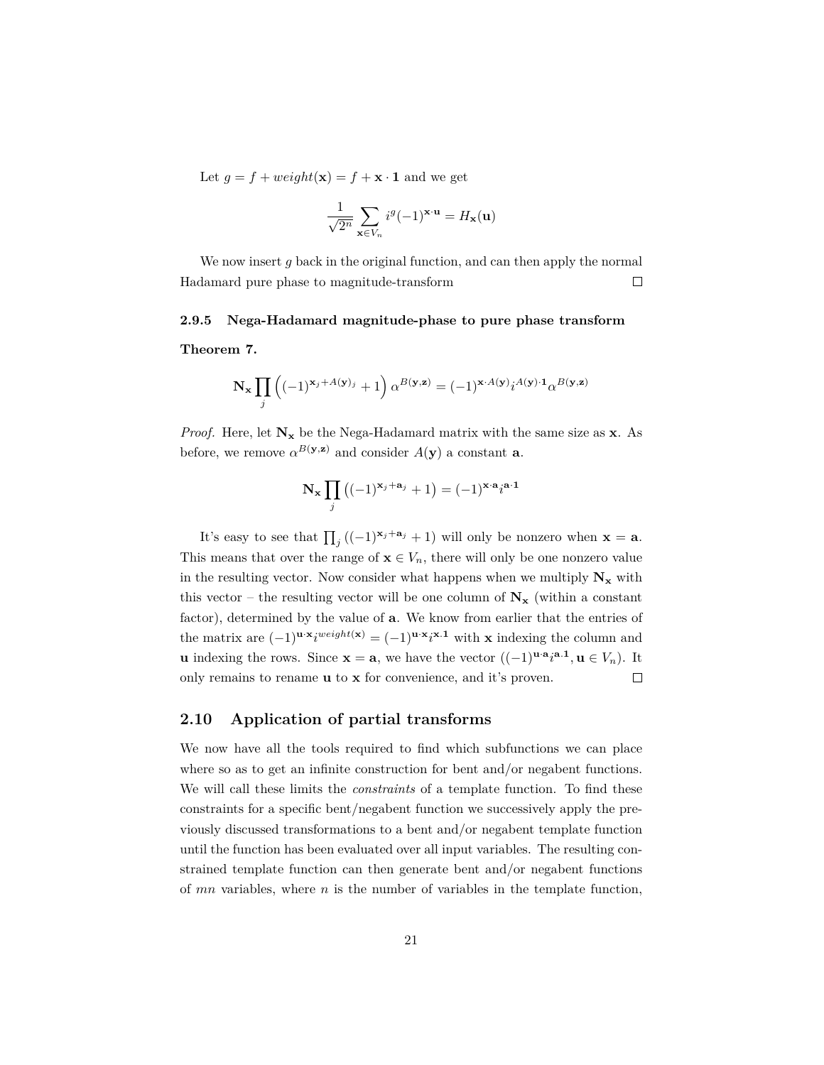Let $g = f + weight(\mathbf{x}) = f + \mathbf{x} \cdot \mathbf{1}$ and we get

$$\frac{1}{\sqrt{2^n}} \sum_{\mathbf{x} \in V_n} i^g (-1)^{\mathbf{x} \cdot \mathbf{u}} = H_{\mathbf{x}}(\mathbf{u})$$

We now insert $g$ back in the original function, and can then apply the normal Hadamard pure phase to magnitude-transform $\square$

#### 2.9.5 Nega-Hadamard magnitude-phase to pure phase transform

**Theorem 7.**

$$\mathbf{N_x} \prod_j \left( (-1)^{\mathbf{x}_j + A(\mathbf{y})_j} + 1 \right) \alpha^{B(\mathbf{y},\mathbf{z})} = (-1)^{\mathbf{x} \cdot A(\mathbf{y})} i^{A(\mathbf{y}) \cdot \mathbf{1}} \alpha^{B(\mathbf{y},\mathbf{z})}$$

*Proof.* Here, let $\mathbf{N_x}$ be the Nega-Hadamard matrix with the same size as $\mathbf{x}$. As before, we remove $\alpha^{B(\mathbf{y},\mathbf{z})}$ and consider $A(\mathbf{y})$ a constant $\mathbf{a}$.

$$\mathbf{N_x} \prod_j \left( (-1)^{\mathbf{x}_j + \mathbf{a}_j} + 1 \right) = (-1)^{\mathbf{x} \cdot \mathbf{a}} i^{\mathbf{a} \cdot \mathbf{1}}$$

It's easy to see that $\prod_j \left( (-1)^{\mathbf{x}_j + \mathbf{a}_j} + 1 \right)$ will only be nonzero when $\mathbf{x} = \mathbf{a}$. This means that over the range of $\mathbf{x} \in V_n$, there will only be one nonzero value in the resulting vector. Now consider what happens when we multiply $\mathbf{N_x}$ with this vector – the resulting vector will be one column of $\mathbf{N_x}$ (within a constant factor), determined by the value of $\mathbf{a}$. We know from earlier that the entries of the matrix are $(-1)^{\mathbf{u} \cdot \mathbf{x}} i^{weight(\mathbf{x})} = (-1)^{\mathbf{u} \cdot \mathbf{x}} i^{\mathbf{x} \cdot \mathbf{1}}$ with $\mathbf{x}$ indexing the column and $\mathbf{u}$ indexing the rows. Since $\mathbf{x} = \mathbf{a}$, we have the vector $((-1)^{\mathbf{u} \cdot \mathbf{a}} i^{\mathbf{a} \cdot \mathbf{1}}, \mathbf{u} \in V_n)$. It only remains to rename $\mathbf{u}$ to $\mathbf{x}$ for convenience, and it's proven. $\square$

### 2.10 Application of partial transforms

We now have all the tools required to find which subfunctions we can place where so as to get an infinite construction for bent and/or negabent functions. We will call these limits the *constraints* of a template function. To find these constraints for a specific bent/negabent function we successively apply the previously discussed transformations to a bent and/or negabent template function until the function has been evaluated over all input variables. The resulting constrained template function can then generate bent and/or negabent functions of $mn$ variables, where $n$ is the number of variables in the template function,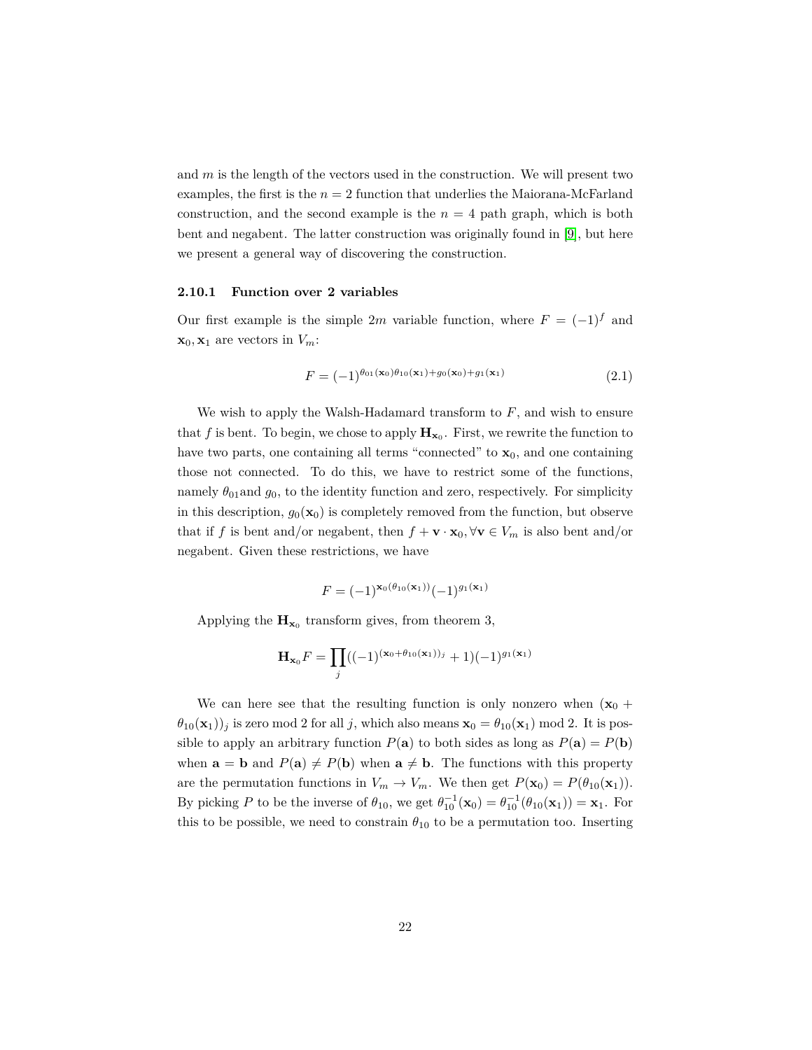and $m$ is the length of the vectors used in the construction. We will present two examples, the first is the $n = 2$ function that underlies the Maiorana-McFarland construction, and the second example is the $n = 4$ path graph, which is both bent and negabent. The latter construction was originally found in [9], but here we present a general way of discovering the construction.

### 2.10.1 Function over 2 variables

Our first example is the simple $2m$ variable function, where $F = (-1)^f$ and $\mathbf{x}_0, \mathbf{x}_1$ are vectors in $V_m$:

$$F = (-1)^{\theta_{01}(\mathbf{x}_0)\theta_{10}(\mathbf{x}_1)+g_0(\mathbf{x}_0)+g_1(\mathbf{x}_1)} \tag{2.1}$$

We wish to apply the Walsh-Hadamard transform to $F$, and wish to ensure that $f$ is bent. To begin, we chose to apply $\mathbf{H}_{\mathbf{x}_0}$. First, we rewrite the function to have two parts, one containing all terms "connected" to $\mathbf{x}_0$, and one containing those not connected. To do this, we have to restrict some of the functions, namely $\theta_{01}$and $g_0$, to the identity function and zero, respectively. For simplicity in this description, $g_0(\mathbf{x}_0)$ is completely removed from the function, but observe that if $f$ is bent and/or negabent, then $f + \mathbf{v} \cdot \mathbf{x}_0, \forall \mathbf{v} \in V_m$ is also bent and/or negabent. Given these restrictions, we have

$$F = (-1)^{\mathbf{x}_0(\theta_{10}(\mathbf{x}_1))}(-1)^{g_1(\mathbf{x}_1)}$$

Applying the $\mathbf{H}_{\mathbf{x}_0}$ transform gives, from theorem 3,

$$\mathbf{H}_{\mathbf{x}_0}F = \prod_j ((-1)^{(\mathbf{x}_0+\theta_{10}(\mathbf{x}_1))_j} + 1)(-1)^{g_1(\mathbf{x}_1)}$$

We can here see that the resulting function is only nonzero when $(\mathbf{x}_0 + \theta_{10}(\mathbf{x}_1))_j$ is zero mod 2 for all $j$, which also means $\mathbf{x}_0 = \theta_{10}(\mathbf{x}_1)$ mod 2. It is possible to apply an arbitrary function $P(\mathbf{a})$ to both sides as long as $P(\mathbf{a}) = P(\mathbf{b})$ when $\mathbf{a} = \mathbf{b}$ and $P(\mathbf{a}) \neq P(\mathbf{b})$ when $\mathbf{a} \neq \mathbf{b}$. The functions with this property are the permutation functions in $V_m \to V_m$. We then get $P(\mathbf{x}_0) = P(\theta_{10}(\mathbf{x}_1))$. By picking $P$ to be the inverse of $\theta_{10}$, we get $\theta_{10}^{-1}(\mathbf{x}_0) = \theta_{10}^{-1}(\theta_{10}(\mathbf{x}_1)) = \mathbf{x}_1$. For this to be possible, we need to constrain $\theta_{10}$ to be a permutation too. Inserting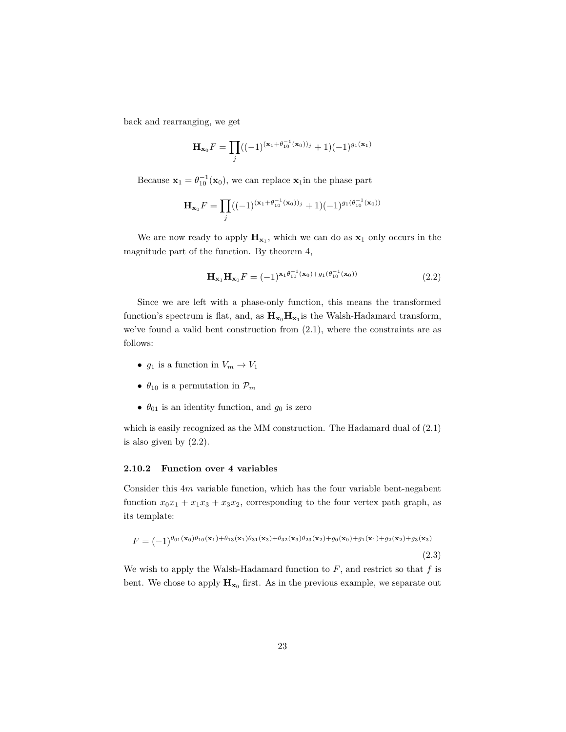back and rearranging, we get

$$\mathbf{H}_{\mathbf{x}_0} F = \prod_j ((-1)^{(\mathbf{x}_1 + \theta_{10}^{-1}(\mathbf{x}_0))_j} + 1)(-1)^{g_1(\mathbf{x}_1)}$$

Because $\mathbf{x}_1 = \theta_{10}^{-1}(\mathbf{x}_0)$, we can replace $\mathbf{x}_1$in the phase part

$$\mathbf{H}_{\mathbf{x}_0} F = \prod_j ((-1)^{(\mathbf{x}_1 + \theta_{10}^{-1}(\mathbf{x}_0))_j} + 1)(-1)^{g_1(\theta_{10}^{-1}(\mathbf{x}_0))}$$

We are now ready to apply $\mathbf{H}_{\mathbf{x}_1}$, which we can do as $\mathbf{x}_1$ only occurs in the magnitude part of the function. By theorem 4,

$$\mathbf{H}_{\mathbf{x}_1} \mathbf{H}_{\mathbf{x}_0} F = (-1)^{\mathbf{x}_1 \theta_{10}^{-1}(\mathbf{x}_0) + g_1(\theta_{10}^{-1}(\mathbf{x}_0))} \tag{2.2}$$

Since we are left with a phase-only function, this means the transformed function's spectrum is flat, and, as $\mathbf{H}_{\mathbf{x}_0}\mathbf{H}_{\mathbf{x}_1}$is the Walsh-Hadamard transform, we've found a valid bent construction from (2.1), where the constraints are as follows:

- $g_1$ is a function in $V_m \to V_1$
- $\theta_{10}$ is a permutation in $\mathcal{P}_m$
- $\theta_{01}$ is an identity function, and $g_0$ is zero

which is easily recognized as the MM construction. The Hadamard dual of (2.1) is also given by (2.2).

### 2.10.2 Function over 4 variables

Consider this $4m$ variable function, which has the four variable bent-negabent function $x_0x_1 + x_1x_3 + x_3x_2$, corresponding to the four vertex path graph, as its template:

$$F = (-1)^{\theta_{01}(\mathbf{x}_0)\theta_{10}(\mathbf{x}_1) + \theta_{13}(\mathbf{x}_1)\theta_{31}(\mathbf{x}_3) + \theta_{32}(\mathbf{x}_3)\theta_{23}(\mathbf{x}_2) + g_0(\mathbf{x}_0) + g_1(\mathbf{x}_1) + g_2(\mathbf{x}_2) + g_3(\mathbf{x}_3)} \tag{2.3}$$

We wish to apply the Walsh-Hadamard function to $F$, and restrict so that $f$ is bent. We chose to apply $\mathbf{H}_{\mathbf{x}_0}$ first. As in the previous example, we separate out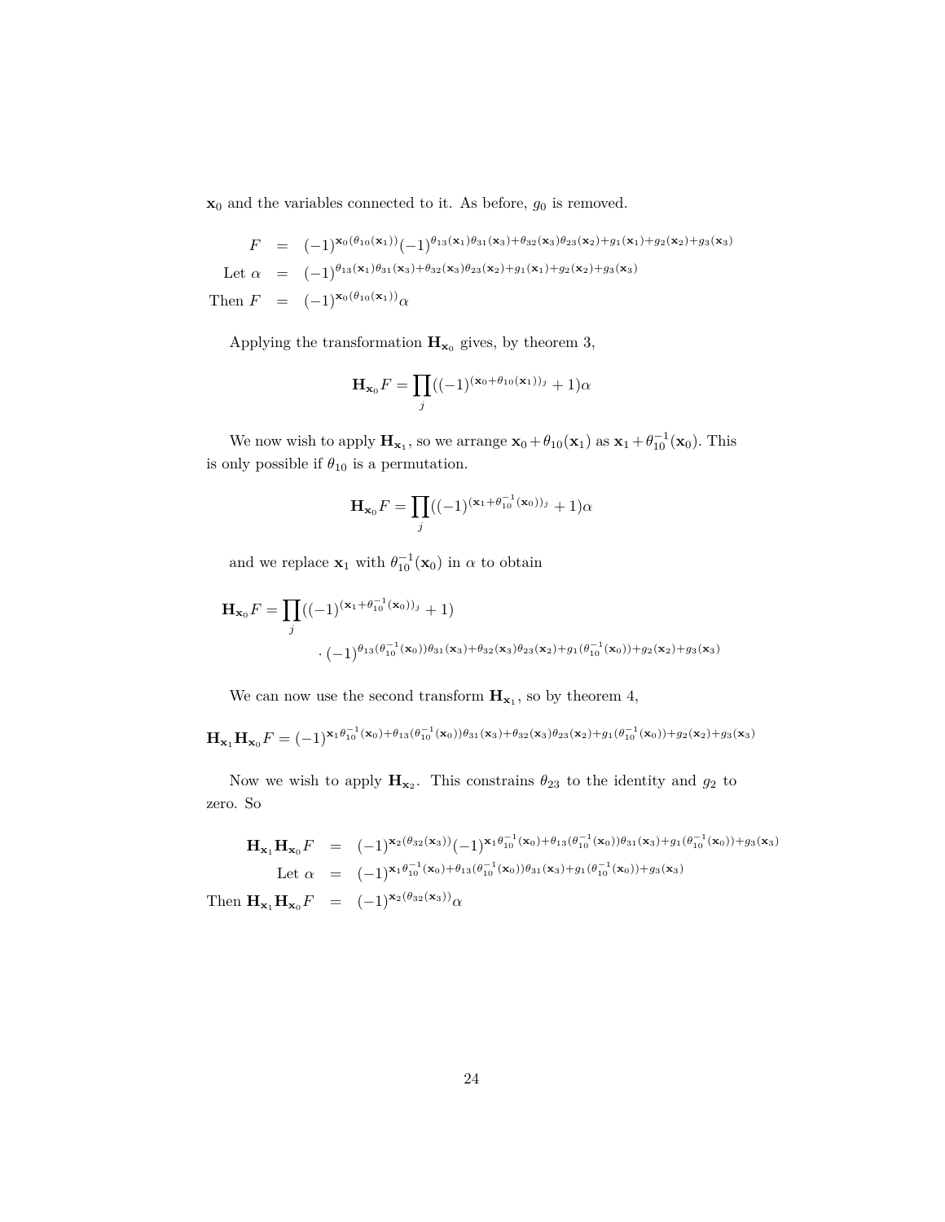$\mathbf{x}_0$ and the variables connected to it. As before, $g_0$ is removed.

$$
\begin{aligned}
F &= (-1)^{\mathbf{x}_0(\theta_{10}(\mathbf{x}_1))}(-1)^{\theta_{13}(\mathbf{x}_1)\theta_{31}(\mathbf{x}_3)+\theta_{32}(\mathbf{x}_3)\theta_{23}(\mathbf{x}_2)+g_1(\mathbf{x}_1)+g_2(\mathbf{x}_2)+g_3(\mathbf{x}_3)} \\
\text{Let } \alpha &= (-1)^{\theta_{13}(\mathbf{x}_1)\theta_{31}(\mathbf{x}_3)+\theta_{32}(\mathbf{x}_3)\theta_{23}(\mathbf{x}_2)+g_1(\mathbf{x}_1)+g_2(\mathbf{x}_2)+g_3(\mathbf{x}_3)} \\
\text{Then } F &= (-1)^{\mathbf{x}_0(\theta_{10}(\mathbf{x}_1))}\alpha
\end{aligned}
$$

Applying the transformation $\mathbf{H}_{\mathbf{x}_0}$ gives, by theorem 3,

$$
\mathbf{H}_{\mathbf{x}_0}F = \prod_j ((-1)^{(\mathbf{x}_0+\theta_{10}(\mathbf{x}_1))_j} + 1)\alpha
$$

We now wish to apply $\mathbf{H}_{\mathbf{x}_1}$, so we arrange $\mathbf{x}_0 + \theta_{10}(\mathbf{x}_1)$ as $\mathbf{x}_1 + \theta_{10}^{-1}(\mathbf{x}_0)$. This is only possible if $\theta_{10}$ is a permutation.

$$
\mathbf{H}_{\mathbf{x}_0}F = \prod_j ((-1)^{(\mathbf{x}_1+\theta_{10}^{-1}(\mathbf{x}_0))_j} + 1)\alpha
$$

and we replace $\mathbf{x}_1$ with $\theta_{10}^{-1}(\mathbf{x}_0)$ in $\alpha$ to obtain

$$
\begin{aligned}
\mathbf{H}_{\mathbf{x}_0}F = \prod_j &((-1)^{(\mathbf{x}_1+\theta_{10}^{-1}(\mathbf{x}_0))_j} + 1) \\
&\cdot (-1)^{\theta_{13}(\theta_{10}^{-1}(\mathbf{x}_0))\theta_{31}(\mathbf{x}_3)+\theta_{32}(\mathbf{x}_3)\theta_{23}(\mathbf{x}_2)+g_1(\theta_{10}^{-1}(\mathbf{x}_0))+g_2(\mathbf{x}_2)+g_3(\mathbf{x}_3)}
\end{aligned}
$$

We can now use the second transform $\mathbf{H}_{\mathbf{x}_1}$, so by theorem 4,

$$
\mathbf{H}_{\mathbf{x}_1}\mathbf{H}_{\mathbf{x}_0}F = (-1)^{\mathbf{x}_1\theta_{10}^{-1}(\mathbf{x}_0)+\theta_{13}(\theta_{10}^{-1}(\mathbf{x}_0))\theta_{31}(\mathbf{x}_3)+\theta_{32}(\mathbf{x}_3)\theta_{23}(\mathbf{x}_2)+g_1(\theta_{10}^{-1}(\mathbf{x}_0))+g_2(\mathbf{x}_2)+g_3(\mathbf{x}_3)}
$$

Now we wish to apply $\mathbf{H}_{\mathbf{x}_2}$. This constrains $\theta_{23}$ to the identity and $g_2$ to zero. So

$$
\begin{aligned}
\mathbf{H}_{\mathbf{x}_1}\mathbf{H}_{\mathbf{x}_0}F &= (-1)^{\mathbf{x}_2(\theta_{32}(\mathbf{x}_3))}(-1)^{\mathbf{x}_1\theta_{10}^{-1}(\mathbf{x}_0)+\theta_{13}(\theta_{10}^{-1}(\mathbf{x}_0))\theta_{31}(\mathbf{x}_3)+g_1(\theta_{10}^{-1}(\mathbf{x}_0))+g_3(\mathbf{x}_3)} \\
\text{Let } \alpha &= (-1)^{\mathbf{x}_1\theta_{10}^{-1}(\mathbf{x}_0)+\theta_{13}(\theta_{10}^{-1}(\mathbf{x}_0))\theta_{31}(\mathbf{x}_3)+g_1(\theta_{10}^{-1}(\mathbf{x}_0))+g_3(\mathbf{x}_3)} \\
\text{Then } \mathbf{H}_{\mathbf{x}_1}\mathbf{H}_{\mathbf{x}_0}F &= (-1)^{\mathbf{x}_2(\theta_{32}(\mathbf{x}_3))}\alpha
\end{aligned}
$$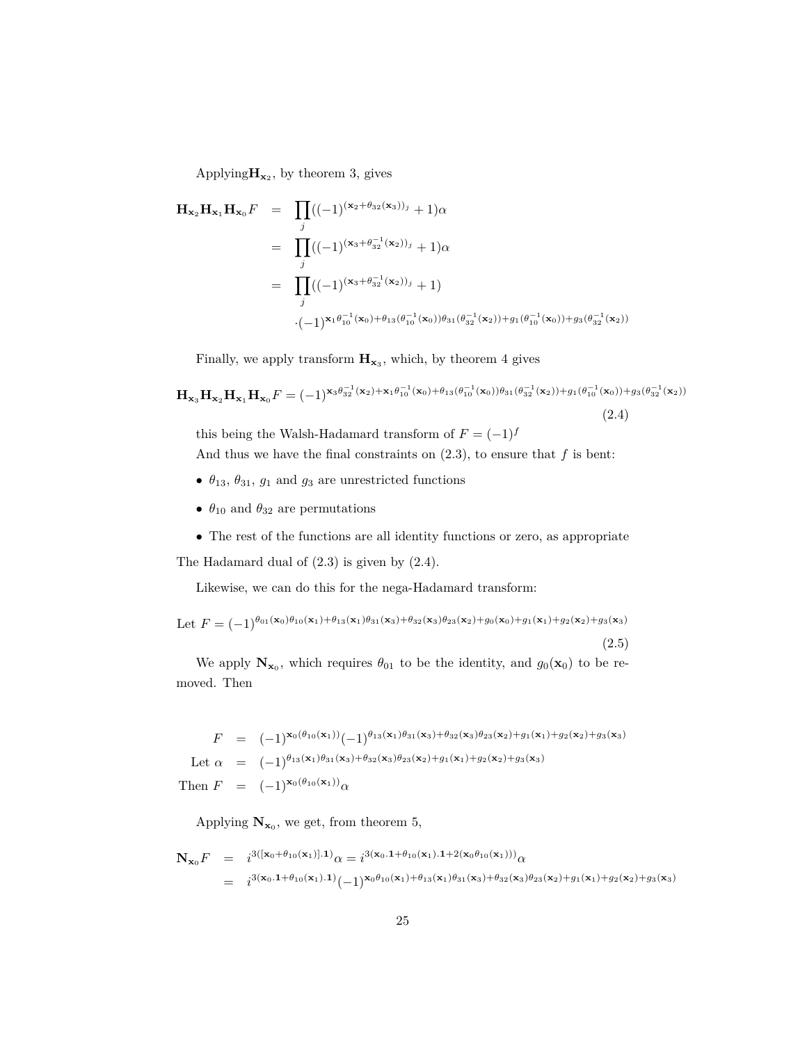Applying$\mathbf{H}_{\mathbf{x}_2}$, by theorem 3, gives

$$
\begin{aligned}
\mathbf{H}_{\mathbf{x}_2}\mathbf{H}_{\mathbf{x}_1}\mathbf{H}_{\mathbf{x}_0}F &= \prod_j((-1)^{(\mathbf{x}_2+\theta_{32}(\mathbf{x}_3))_j}+1)\alpha \\
&= \prod_j((-1)^{(\mathbf{x}_3+\theta_{32}^{-1}(\mathbf{x}_2))_j}+1)\alpha \\
&= \prod_j((-1)^{(\mathbf{x}_3+\theta_{32}^{-1}(\mathbf{x}_2))_j}+1) \\
&\quad \cdot(-1)^{\mathbf{x}_1\theta_{10}^{-1}(\mathbf{x}_0)+\theta_{13}(\theta_{10}^{-1}(\mathbf{x}_0))\theta_{31}(\theta_{32}^{-1}(\mathbf{x}_2))+g_1(\theta_{10}^{-1}(\mathbf{x}_0))+g_3(\theta_{32}^{-1}(\mathbf{x}_2))}
\end{aligned}
$$

Finally, we apply transform $\mathbf{H}_{\mathbf{x}_3}$, which, by theorem 4 gives

$$
\mathbf{H}_{\mathbf{x}_3}\mathbf{H}_{\mathbf{x}_2}\mathbf{H}_{\mathbf{x}_1}\mathbf{H}_{\mathbf{x}_0}F = (-1)^{\mathbf{x}_3\theta_{32}^{-1}(\mathbf{x}_2)+\mathbf{x}_1\theta_{10}^{-1}(\mathbf{x}_0)+\theta_{13}(\theta_{10}^{-1}(\mathbf{x}_0))\theta_{31}(\theta_{32}^{-1}(\mathbf{x}_2))+g_1(\theta_{10}^{-1}(\mathbf{x}_0))+g_3(\theta_{32}^{-1}(\mathbf{x}_2))} \tag{2.4}
$$

this being the Walsh-Hadamard transform of $F = (-1)^f$

And thus we have the final constraints on (2.3), to ensure that $f$ is bent:

- $\theta_{13}$, $\theta_{31}$, $g_1$ and $g_3$ are unrestricted functions
- $\theta_{10}$ and $\theta_{32}$ are permutations
- The rest of the functions are all identity functions or zero, as appropriate

The Hadamard dual of (2.3) is given by (2.4).

Likewise, we can do this for the nega-Hadamard transform:

$$
\text{Let } F = (-1)^{\theta_{01}(\mathbf{x}_0)\theta_{10}(\mathbf{x}_1)+\theta_{13}(\mathbf{x}_1)\theta_{31}(\mathbf{x}_3)+\theta_{32}(\mathbf{x}_3)\theta_{23}(\mathbf{x}_2)+g_0(\mathbf{x}_0)+g_1(\mathbf{x}_1)+g_2(\mathbf{x}_2)+g_3(\mathbf{x}_3)} \tag{2.5}
$$

We apply $\mathbf{N}_{\mathbf{x}_0}$, which requires $\theta_{01}$ to be the identity, and $g_0(\mathbf{x}_0)$ to be removed. Then

$$
\begin{aligned}
F &= (-1)^{\mathbf{x}_0(\theta_{10}(\mathbf{x}_1))}(-1)^{\theta_{13}(\mathbf{x}_1)\theta_{31}(\mathbf{x}_3)+\theta_{32}(\mathbf{x}_3)\theta_{23}(\mathbf{x}_2)+g_1(\mathbf{x}_1)+g_2(\mathbf{x}_2)+g_3(\mathbf{x}_3)} \\
\text{Let } \alpha &= (-1)^{\theta_{13}(\mathbf{x}_1)\theta_{31}(\mathbf{x}_3)+\theta_{32}(\mathbf{x}_3)\theta_{23}(\mathbf{x}_2)+g_1(\mathbf{x}_1)+g_2(\mathbf{x}_2)+g_3(\mathbf{x}_3)} \\
\text{Then } F &= (-1)^{\mathbf{x}_0(\theta_{10}(\mathbf{x}_1))}\alpha
\end{aligned}
$$

Applying $\mathbf{N}_{\mathbf{x}_0}$, we get, from theorem 5,

$$
\begin{aligned}
\mathbf{N}_{\mathbf{x}_0}F &= i^{3([\mathbf{x}_0+\theta_{10}(\mathbf{x}_1)].\mathbf{1})}\alpha = i^{3(\mathbf{x}_0.\mathbf{1}+\theta_{10}(\mathbf{x}_1).\mathbf{1}+2(\mathbf{x}_0\theta_{10}(\mathbf{x}_1)))}\alpha \\
&= i^{3(\mathbf{x}_0.\mathbf{1}+\theta_{10}(\mathbf{x}_1).\mathbf{1})}(-1)^{\mathbf{x}_0\theta_{10}(\mathbf{x}_1)+\theta_{13}(\mathbf{x}_1)\theta_{31}(\mathbf{x}_3)+\theta_{32}(\mathbf{x}_3)\theta_{23}(\mathbf{x}_2)+g_1(\mathbf{x}_1)+g_2(\mathbf{x}_2)+g_3(\mathbf{x}_3)}
\end{aligned}
$$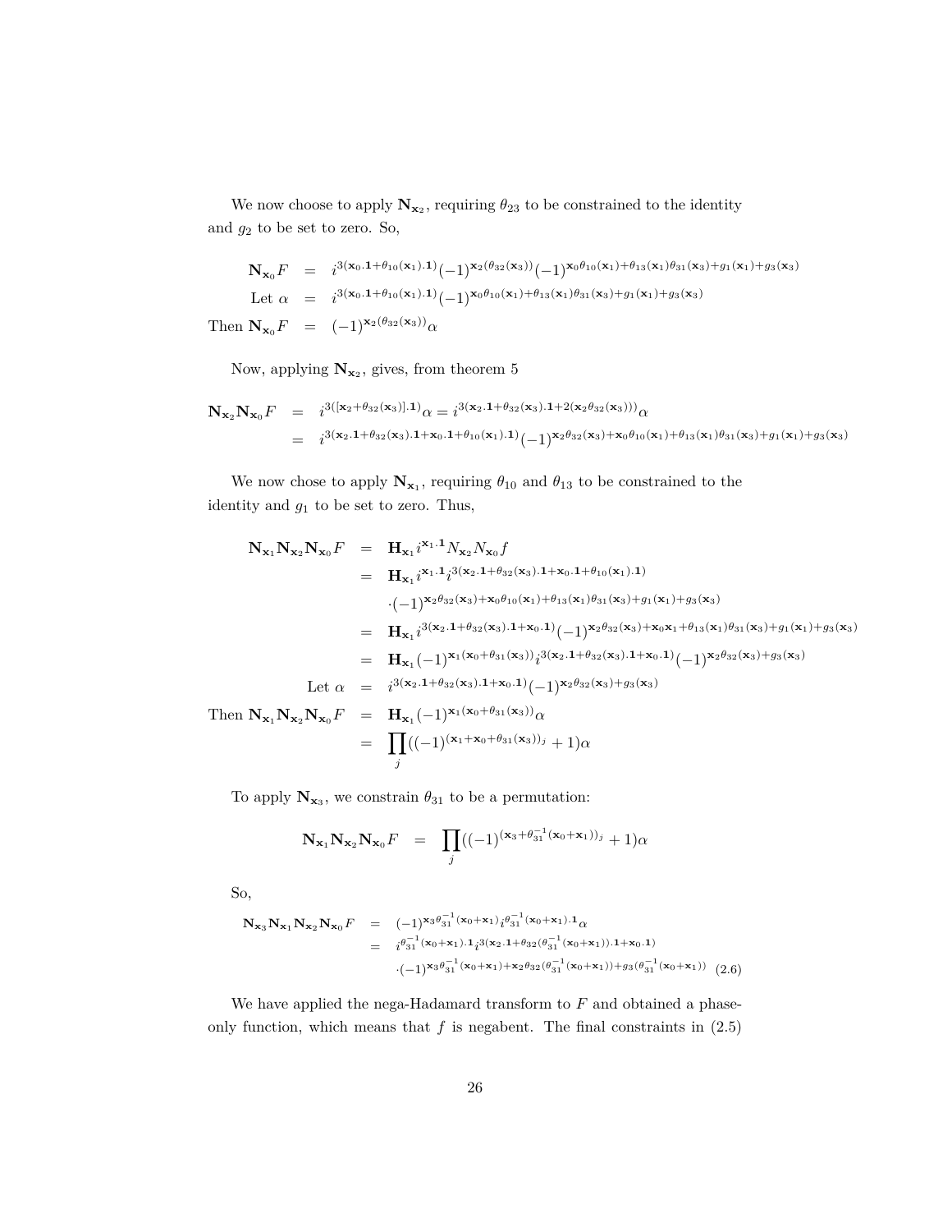We now choose to apply $\mathbf{N}_{\mathbf{x}_2}$, requiring $\theta_{23}$ to be constrained to the identity and $g_2$ to be set to zero. So,

$$
\begin{aligned}
\mathbf{N}_{\mathbf{x}_0} F &= i^{3(\mathbf{x}_0.\mathbf{1}+\theta_{10}(\mathbf{x}_1).\mathbf{1})}(-1)^{\mathbf{x}_2(\theta_{32}(\mathbf{x}_3))}(-1)^{\mathbf{x}_0\theta_{10}(\mathbf{x}_1)+\theta_{13}(\mathbf{x}_1)\theta_{31}(\mathbf{x}_3)+g_1(\mathbf{x}_1)+g_3(\mathbf{x}_3)} \\
\text{Let } \alpha &= i^{3(\mathbf{x}_0.\mathbf{1}+\theta_{10}(\mathbf{x}_1).\mathbf{1})}(-1)^{\mathbf{x}_0\theta_{10}(\mathbf{x}_1)+\theta_{13}(\mathbf{x}_1)\theta_{31}(\mathbf{x}_3)+g_1(\mathbf{x}_1)+g_3(\mathbf{x}_3)} \\
\text{Then } \mathbf{N}_{\mathbf{x}_0} F &= (-1)^{\mathbf{x}_2(\theta_{32}(\mathbf{x}_3))}\alpha
\end{aligned}
$$

Now, applying $\mathbf{N}_{\mathbf{x}_2}$, gives, from theorem 5

$$
\begin{aligned}
\mathbf{N}_{\mathbf{x}_2}\mathbf{N}_{\mathbf{x}_0} F &= i^{3([\mathbf{x}_2+\theta_{32}(\mathbf{x}_3)].\mathbf{1})}\alpha = i^{3(\mathbf{x}_2.\mathbf{1}+\theta_{32}(\mathbf{x}_3).\mathbf{1}+2(\mathbf{x}_2\theta_{32}(\mathbf{x}_3)))}\alpha \\
&= i^{3(\mathbf{x}_2.\mathbf{1}+\theta_{32}(\mathbf{x}_3).\mathbf{1}+\mathbf{x}_0.\mathbf{1}+\theta_{10}(\mathbf{x}_1).\mathbf{1})}(-1)^{\mathbf{x}_2\theta_{32}(\mathbf{x}_3)+\mathbf{x}_0\theta_{10}(\mathbf{x}_1)+\theta_{13}(\mathbf{x}_1)\theta_{31}(\mathbf{x}_3)+g_1(\mathbf{x}_1)+g_3(\mathbf{x}_3)}
\end{aligned}
$$

We now chose to apply $\mathbf{N}_{\mathbf{x}_1}$, requiring $\theta_{10}$ and $\theta_{13}$ to be constrained to the identity and $g_1$ to be set to zero. Thus,

$$
\begin{aligned}
\mathbf{N}_{\mathbf{x}_1}\mathbf{N}_{\mathbf{x}_2}\mathbf{N}_{\mathbf{x}_0} F &= \mathbf{H}_{\mathbf{x}_1} i^{\mathbf{x}_1.\mathbf{1}} N_{\mathbf{x}_2} N_{\mathbf{x}_0} f \\
&= \mathbf{H}_{\mathbf{x}_1} i^{\mathbf{x}_1.\mathbf{1}} i^{3(\mathbf{x}_2.\mathbf{1}+\theta_{32}(\mathbf{x}_3).\mathbf{1}+\mathbf{x}_0.\mathbf{1}+\theta_{10}(\mathbf{x}_1).\mathbf{1})} \\
&\quad \cdot(-1)^{\mathbf{x}_2\theta_{32}(\mathbf{x}_3)+\mathbf{x}_0\theta_{10}(\mathbf{x}_1)+\theta_{13}(\mathbf{x}_1)\theta_{31}(\mathbf{x}_3)+g_1(\mathbf{x}_1)+g_3(\mathbf{x}_3)} \\
&= \mathbf{H}_{\mathbf{x}_1} i^{3(\mathbf{x}_2.\mathbf{1}+\theta_{32}(\mathbf{x}_3).\mathbf{1}+\mathbf{x}_0.\mathbf{1})}(-1)^{\mathbf{x}_2\theta_{32}(\mathbf{x}_3)+\mathbf{x}_0\mathbf{x}_1+\theta_{13}(\mathbf{x}_1)\theta_{31}(\mathbf{x}_3)+g_1(\mathbf{x}_1)+g_3(\mathbf{x}_3)} \\
&= \mathbf{H}_{\mathbf{x}_1}(-1)^{\mathbf{x}_1(\mathbf{x}_0+\theta_{31}(\mathbf{x}_3))} i^{3(\mathbf{x}_2.\mathbf{1}+\theta_{32}(\mathbf{x}_3).\mathbf{1}+\mathbf{x}_0.\mathbf{1})}(-1)^{\mathbf{x}_2\theta_{32}(\mathbf{x}_3)+g_3(\mathbf{x}_3)} \\
\text{Let } \alpha &= i^{3(\mathbf{x}_2.\mathbf{1}+\theta_{32}(\mathbf{x}_3).\mathbf{1}+\mathbf{x}_0.\mathbf{1})}(-1)^{\mathbf{x}_2\theta_{32}(\mathbf{x}_3)+g_3(\mathbf{x}_3)} \\
\text{Then } \mathbf{N}_{\mathbf{x}_1}\mathbf{N}_{\mathbf{x}_2}\mathbf{N}_{\mathbf{x}_0} F &= \mathbf{H}_{\mathbf{x}_1}(-1)^{\mathbf{x}_1(\mathbf{x}_0+\theta_{31}(\mathbf{x}_3))}\alpha \\
&= \prod_j((-1)^{(\mathbf{x}_1+\mathbf{x}_0+\theta_{31}(\mathbf{x}_3))_j}+1)\alpha
\end{aligned}
$$

To apply $\mathbf{N}_{\mathbf{x}_3}$, we constrain $\theta_{31}$ to be a permutation:

$$
\mathbf{N}_{\mathbf{x}_1}\mathbf{N}_{\mathbf{x}_2}\mathbf{N}_{\mathbf{x}_0} F = \prod_j((-1)^{(\mathbf{x}_3+\theta_{31}^{-1}(\mathbf{x}_0+\mathbf{x}_1))_j}+1)\alpha
$$

So,

$$
\begin{aligned}
\mathbf{N}_{\mathbf{x}_3}\mathbf{N}_{\mathbf{x}_1}\mathbf{N}_{\mathbf{x}_2}\mathbf{N}_{\mathbf{x}_0} F &= (-1)^{\mathbf{x}_3\theta_{31}^{-1}(\mathbf{x}_0+\mathbf{x}_1)} i^{\theta_{31}^{-1}(\mathbf{x}_0+\mathbf{x}_1).\mathbf{1}}\alpha \\
&= i^{\theta_{31}^{-1}(\mathbf{x}_0+\mathbf{x}_1).\mathbf{1}} i^{3(\mathbf{x}_2.\mathbf{1}+\theta_{32}(\theta_{31}^{-1}(\mathbf{x}_0+\mathbf{x}_1)).\mathbf{1}+\mathbf{x}_0.\mathbf{1})} \\
&\quad \cdot(-1)^{\mathbf{x}_3\theta_{31}^{-1}(\mathbf{x}_0+\mathbf{x}_1)+\mathbf{x}_2\theta_{32}(\theta_{31}^{-1}(\mathbf{x}_0+\mathbf{x}_1))+g_3(\theta_{31}^{-1}(\mathbf{x}_0+\mathbf{x}_1))} \qquad (2.6)
\end{aligned}
$$

We have applied the nega-Hadamard transform to $F$ and obtained a phase-only function, which means that $f$ is negabent. The final constraints in (2.5)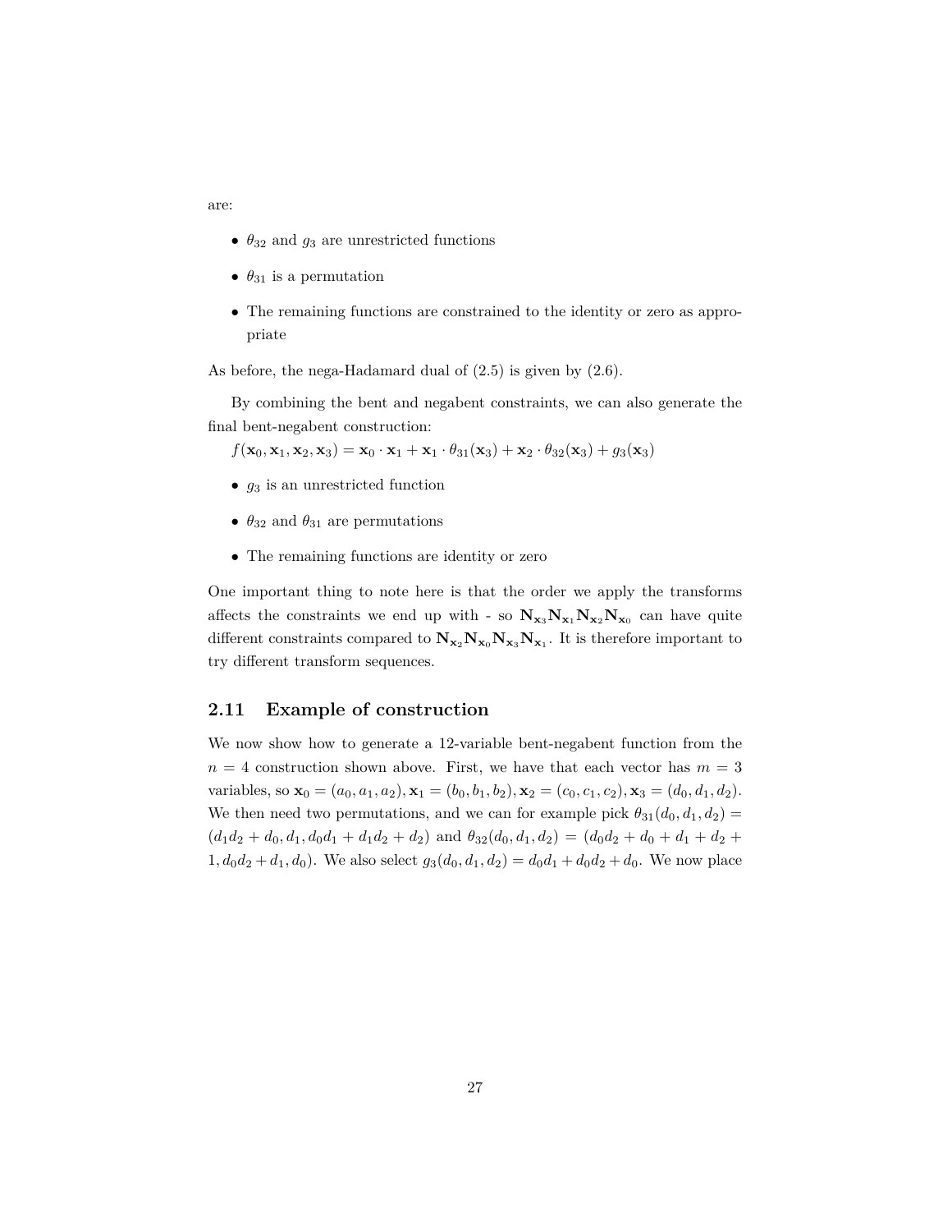are:

- $\theta_{32}$ and $g_3$ are unrestricted functions
- $\theta_{31}$ is a permutation
- The remaining functions are constrained to the identity or zero as appropriate

As before, the nega-Hadamard dual of (2.5) is given by (2.6).

By combining the bent and negabent constraints, we can also generate the final bent-negabent construction:

$f(\mathbf{x}_0, \mathbf{x}_1, \mathbf{x}_2, \mathbf{x}_3) = \mathbf{x}_0 \cdot \mathbf{x}_1 + \mathbf{x}_1 \cdot \theta_{31}(\mathbf{x}_3) + \mathbf{x}_2 \cdot \theta_{32}(\mathbf{x}_3) + g_3(\mathbf{x}_3)$

- $g_3$ is an unrestricted function
- $\theta_{32}$ and $\theta_{31}$ are permutations
- The remaining functions are identity or zero

One important thing to note here is that the order we apply the transforms affects the constraints we end up with - so $\mathbf{N}_{\mathbf{x}_3}\mathbf{N}_{\mathbf{x}_1}\mathbf{N}_{\mathbf{x}_2}\mathbf{N}_{\mathbf{x}_0}$ can have quite different constraints compared to $\mathbf{N}_{\mathbf{x}_2}\mathbf{N}_{\mathbf{x}_0}\mathbf{N}_{\mathbf{x}_3}\mathbf{N}_{\mathbf{x}_1}$. It is therefore important to try different transform sequences.

## 2.11 Example of construction

We now show how to generate a 12-variable bent-negabent function from the $n = 4$ construction shown above. First, we have that each vector has $m = 3$ variables, so $\mathbf{x}_0 = (a_0, a_1, a_2), \mathbf{x}_1 = (b_0, b_1, b_2), \mathbf{x}_2 = (c_0, c_1, c_2), \mathbf{x}_3 = (d_0, d_1, d_2)$. We then need two permutations, and we can for example pick $\theta_{31}(d_0, d_1, d_2) = (d_1d_2 + d_0, d_1, d_0d_1 + d_1d_2 + d_2)$ and $\theta_{32}(d_0, d_1, d_2) = (d_0d_2 + d_0 + d_1 + d_2 + 1, d_0d_2 + d_1, d_0)$. We also select $g_3(d_0, d_1, d_2) = d_0d_1 + d_0d_2 + d_0$. We now place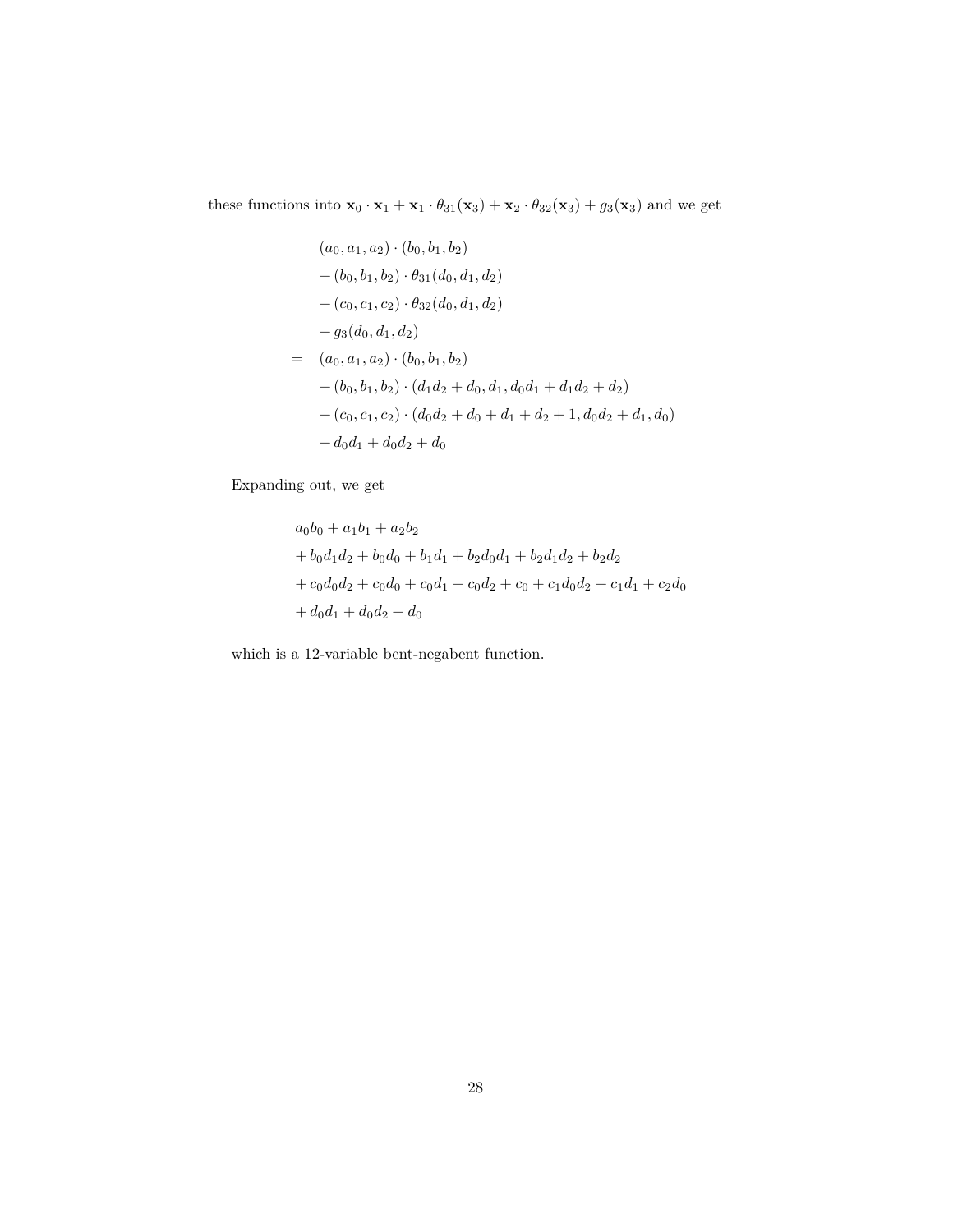these functions into $\mathbf{x}_0 \cdot \mathbf{x}_1 + \mathbf{x}_1 \cdot \theta_{31}(\mathbf{x}_3) + \mathbf{x}_2 \cdot \theta_{32}(\mathbf{x}_3) + g_3(\mathbf{x}_3)$ and we get

$$
\begin{aligned}
& (a_0, a_1, a_2) \cdot (b_0, b_1, b_2) \\
& + (b_0, b_1, b_2) \cdot \theta_{31}(d_0, d_1, d_2) \\
& + (c_0, c_1, c_2) \cdot \theta_{32}(d_0, d_1, d_2) \\
& + g_3(d_0, d_1, d_2) \\
= \quad & (a_0, a_1, a_2) \cdot (b_0, b_1, b_2) \\
& + (b_0, b_1, b_2) \cdot (d_1 d_2 + d_0, d_1, d_0 d_1 + d_1 d_2 + d_2) \\
& + (c_0, c_1, c_2) \cdot (d_0 d_2 + d_0 + d_1 + d_2 + 1, d_0 d_2 + d_1, d_0) \\
& + d_0 d_1 + d_0 d_2 + d_0
\end{aligned}
$$

Expanding out, we get

$$
\begin{aligned}
& a_0 b_0 + a_1 b_1 + a_2 b_2 \\
& + b_0 d_1 d_2 + b_0 d_0 + b_1 d_1 + b_2 d_0 d_1 + b_2 d_1 d_2 + b_2 d_2 \\
& + c_0 d_0 d_2 + c_0 d_0 + c_0 d_1 + c_0 d_2 + c_0 + c_1 d_0 d_2 + c_1 d_1 + c_2 d_0 \\
& + d_0 d_1 + d_0 d_2 + d_0
\end{aligned}
$$

which is a 12-variable bent-negabent function.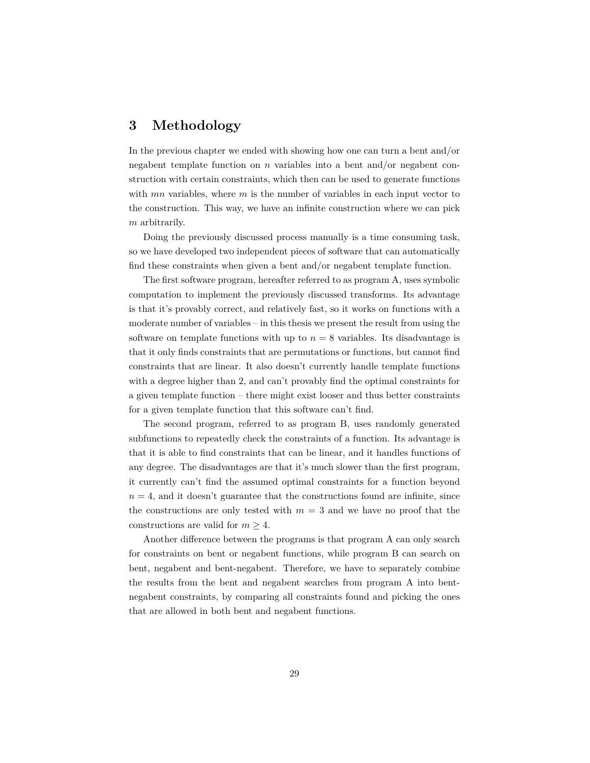# 3 Methodology

In the previous chapter we ended with showing how one can turn a bent and/or negabent template function on $n$ variables into a bent and/or negabent construction with certain constraints, which then can be used to generate functions with $mn$ variables, where $m$ is the number of variables in each input vector to the construction. This way, we have an infinite construction where we can pick $m$ arbitrarily.

Doing the previously discussed process manually is a time consuming task, so we have developed two independent pieces of software that can automatically find these constraints when given a bent and/or negabent template function.

The first software program, hereafter referred to as program A, uses symbolic computation to implement the previously discussed transforms. Its advantage is that it's provably correct, and relatively fast, so it works on functions with a moderate number of variables – in this thesis we present the result from using the software on template functions with up to $n = 8$ variables. Its disadvantage is that it only finds constraints that are permutations or functions, but cannot find constraints that are linear. It also doesn't currently handle template functions with a degree higher than 2, and can't provably find the optimal constraints for a given template function – there might exist looser and thus better constraints for a given template function that this software can't find.

The second program, referred to as program B, uses randomly generated subfunctions to repeatedly check the constraints of a function. Its advantage is that it is able to find constraints that can be linear, and it handles functions of any degree. The disadvantages are that it's much slower than the first program, it currently can't find the assumed optimal constraints for a function beyond $n = 4$, and it doesn't guarantee that the constructions found are infinite, since the constructions are only tested with $m = 3$ and we have no proof that the constructions are valid for $m \geq 4$.

Another difference between the programs is that program A can only search for constraints on bent or negabent functions, while program B can search on bent, negabent and bent-negabent. Therefore, we have to separately combine the results from the bent and negabent searches from program A into bent-negabent constraints, by comparing all constraints found and picking the ones that are allowed in both bent and negabent functions.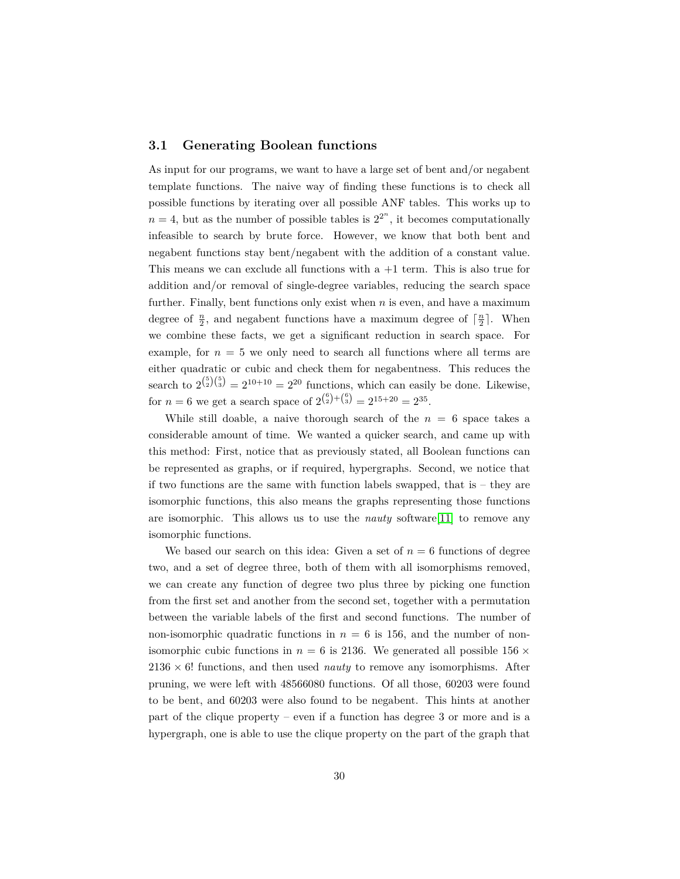### 3.1 Generating Boolean functions

As input for our programs, we want to have a large set of bent and/or negabent template functions. The naive way of finding these functions is to check all possible functions by iterating over all possible ANF tables. This works up to $n = 4$, but as the number of possible tables is $2^{2^n}$, it becomes computationally infeasible to search by brute force. However, we know that both bent and negabent functions stay bent/negabent with the addition of a constant value. This means we can exclude all functions with a $+1$ term. This is also true for addition and/or removal of single-degree variables, reducing the search space further. Finally, bent functions only exist when $n$ is even, and have a maximum degree of $\frac{n}{2}$, and negabent functions have a maximum degree of $\lceil \frac{n}{2} \rceil$. When we combine these facts, we get a significant reduction in search space. For example, for $n = 5$ we only need to search all functions where all terms are either quadratic or cubic and check them for negabentness. This reduces the search to $2^{\binom{5}{2}\binom{5}{3}} = 2^{10+10} = 2^{20}$ functions, which can easily be done. Likewise, for $n = 6$ we get a search space of $2^{\binom{6}{2}+\binom{6}{3}} = 2^{15+20} = 2^{35}$.

While still doable, a naive thorough search of the $n = 6$ space takes a considerable amount of time. We wanted a quicker search, and came up with this method: First, notice that as previously stated, all Boolean functions can be represented as graphs, or if required, hypergraphs. Second, we notice that if two functions are the same with function labels swapped, that is – they are isomorphic functions, this also means the graphs representing those functions are isomorphic. This allows us to use the *nauty* software[11] to remove any isomorphic functions.

We based our search on this idea: Given a set of $n = 6$ functions of degree two, and a set of degree three, both of them with all isomorphisms removed, we can create any function of degree two plus three by picking one function from the first set and another from the second set, together with a permutation between the variable labels of the first and second functions. The number of non-isomorphic quadratic functions in $n = 6$ is 156, and the number of non-isomorphic cubic functions in $n = 6$ is 2136. We generated all possible $156 \times 2136 \times 6!$ functions, and then used *nauty* to remove any isomorphisms. After pruning, we were left with 48566080 functions. Of all those, 60203 were found to be bent, and 60203 were also found to be negabent. This hints at another part of the clique property – even if a function has degree 3 or more and is a hypergraph, one is able to use the clique property on the part of the graph that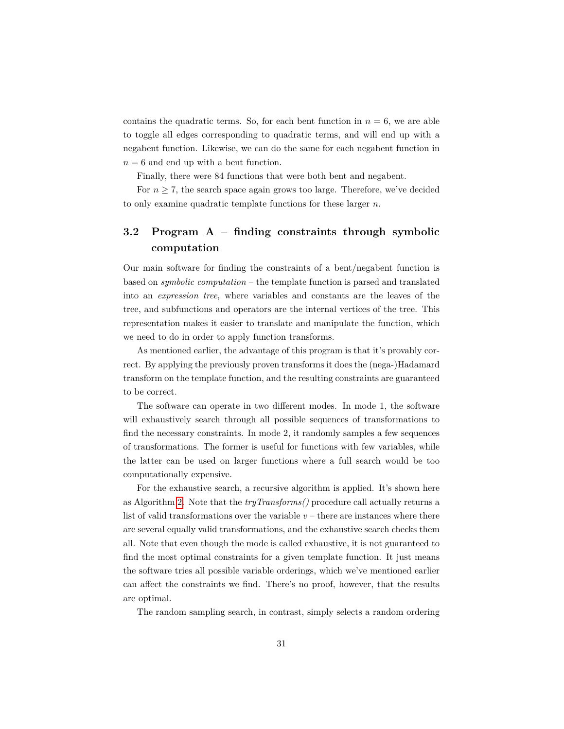contains the quadratic terms. So, for each bent function in $n = 6$, we are able to toggle all edges corresponding to quadratic terms, and will end up with a negabent function. Likewise, we can do the same for each negabent function in $n = 6$ and end up with a bent function.

Finally, there were 84 functions that were both bent and negabent.

For $n \geq 7$, the search space again grows too large. Therefore, we've decided to only examine quadratic template functions for these larger $n$.

## 3.2 Program A – finding constraints through symbolic computation

Our main software for finding the constraints of a bent/negabent function is based on *symbolic computation* – the template function is parsed and translated into an *expression tree*, where variables and constants are the leaves of the tree, and subfunctions and operators are the internal vertices of the tree. This representation makes it easier to translate and manipulate the function, which we need to do in order to apply function transforms.

As mentioned earlier, the advantage of this program is that it's provably correct. By applying the previously proven transforms it does the (nega-)Hadamard transform on the template function, and the resulting constraints are guaranteed to be correct.

The software can operate in two different modes. In mode 1, the software will exhaustively search through all possible sequences of transformations to find the necessary constraints. In mode 2, it randomly samples a few sequences of transformations. The former is useful for functions with few variables, while the latter can be used on larger functions where a full search would be too computationally expensive.

For the exhaustive search, a recursive algorithm is applied. It's shown here as Algorithm 2. Note that the *tryTransforms()* procedure call actually returns a list of valid transformations over the variable $v$ – there are instances where there are several equally valid transformations, and the exhaustive search checks them all. Note that even though the mode is called exhaustive, it is not guaranteed to find the most optimal constraints for a given template function. It just means the software tries all possible variable orderings, which we've mentioned earlier can affect the constraints we find. There's no proof, however, that the results are optimal.

The random sampling search, in contrast, simply selects a random ordering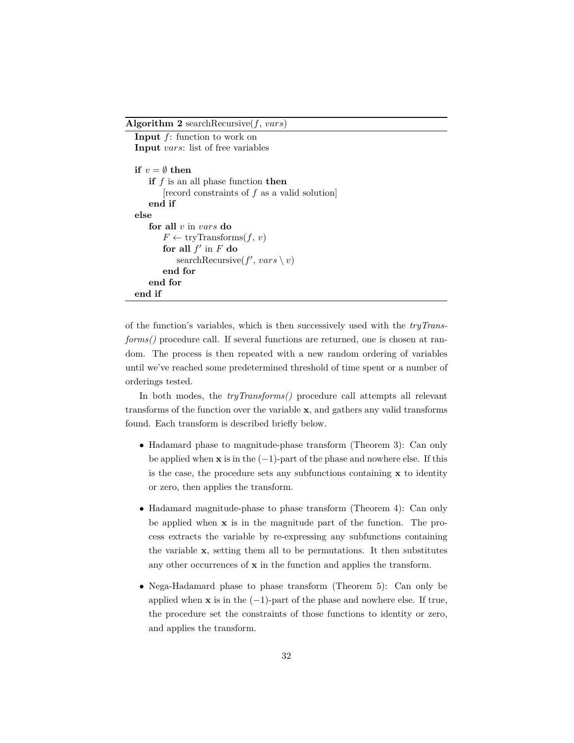**Algorithm 2** searchRecursive($f$, $vars$)

```
Input f: function to work on
Input vars: list of free variables

if v = ∅ then
    if f is an all phase function then
        [record constraints of f as a valid solution]
    end if
else
    for all v in vars do
        F ← tryTransforms(f, v)
        for all f' in F do
            searchRecursive(f', vars \ v)
        end for
    end for
end if
```

of the function's variables, which is then successively used with the *tryTransforms()* procedure call. If several functions are returned, one is chosen at random. The process is then repeated with a new random ordering of variables until we've reached some predetermined threshold of time spent or a number of orderings tested.

In both modes, the *tryTransforms()* procedure call attempts all relevant transforms of the function over the variable $\mathbf{x}$, and gathers any valid transforms found. Each transform is described briefly below.

- Hadamard phase to magnitude-phase transform (Theorem 3): Can only be applied when $\mathbf{x}$ is in the $(-1)$-part of the phase and nowhere else. If this is the case, the procedure sets any subfunctions containing $\mathbf{x}$ to identity or zero, then applies the transform.

- Hadamard magnitude-phase to phase transform (Theorem 4): Can only be applied when $\mathbf{x}$ is in the magnitude part of the function. The process extracts the variable by re-expressing any subfunctions containing the variable $\mathbf{x}$, setting them all to be permutations. It then substitutes any other occurrences of $\mathbf{x}$ in the function and applies the transform.

- Nega-Hadamard phase to phase transform (Theorem 5): Can only be applied when $\mathbf{x}$ is in the $(-1)$-part of the phase and nowhere else. If true, the procedure set the constraints of those functions to identity or zero, and applies the transform.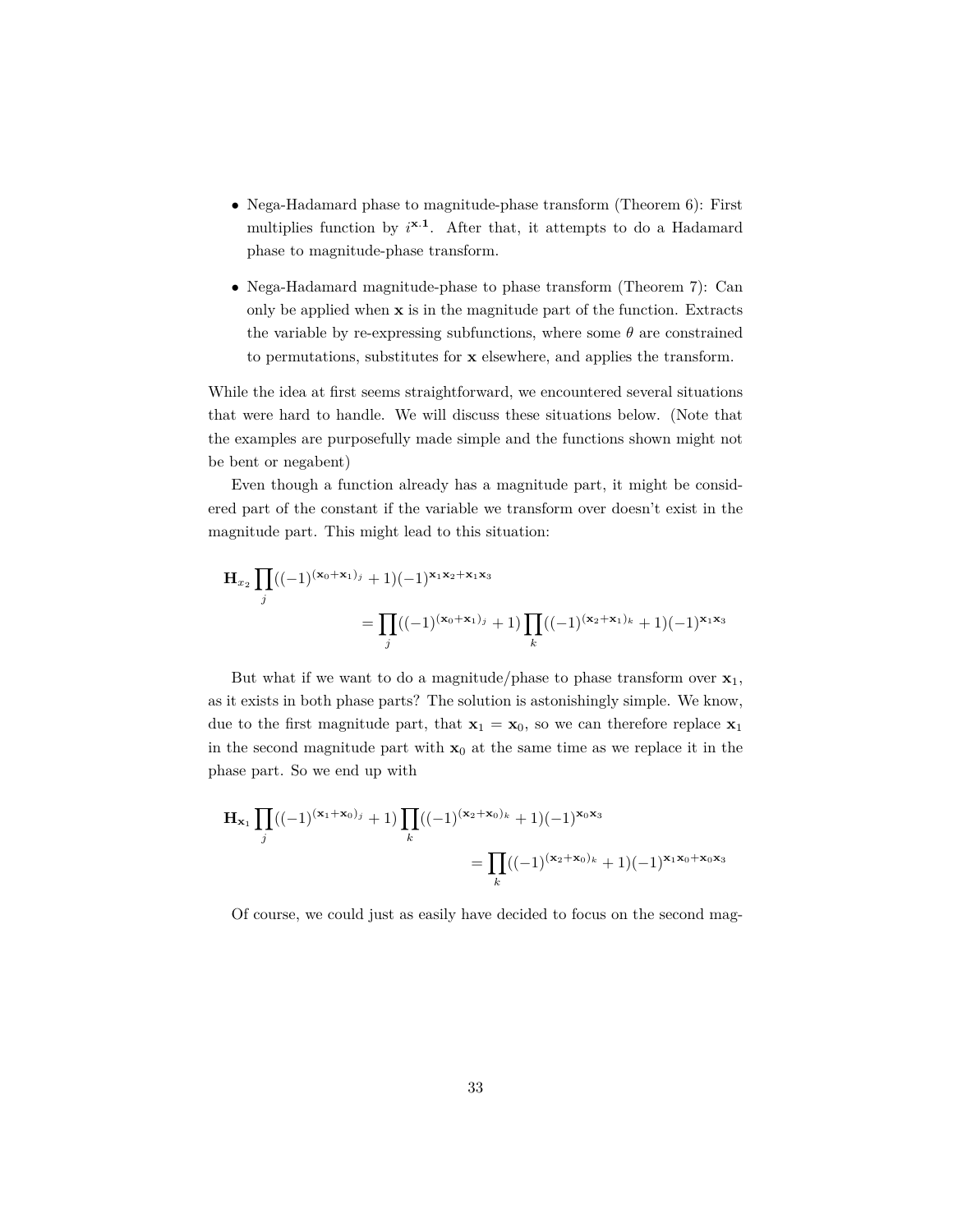- Nega-Hadamard phase to magnitude-phase transform (Theorem 6): First multiplies function by $i^{\mathbf{x}.\mathbf{1}}$. After that, it attempts to do a Hadamard phase to magnitude-phase transform.
- Nega-Hadamard magnitude-phase to phase transform (Theorem 7): Can only be applied when $\mathbf{x}$ is in the magnitude part of the function. Extracts the variable by re-expressing subfunctions, where some $\theta$ are constrained to permutations, substitutes for $\mathbf{x}$ elsewhere, and applies the transform.

While the idea at first seems straightforward, we encountered several situations that were hard to handle. We will discuss these situations below. (Note that the examples are purposefully made simple and the functions shown might not be bent or negabent)

Even though a function already has a magnitude part, it might be considered part of the constant if the variable we transform over doesn't exist in the magnitude part. This might lead to this situation:

$$\mathbf{H}_{x_2} \prod_j ((-1)^{(\mathbf{x}_0+\mathbf{x}_1)_j} + 1)(-1)^{\mathbf{x}_1\mathbf{x}_2+\mathbf{x}_1\mathbf{x}_3}$$

$$= \prod_j ((-1)^{(\mathbf{x}_0+\mathbf{x}_1)_j} + 1) \prod_k ((-1)^{(\mathbf{x}_2+\mathbf{x}_1)_k} + 1)(-1)^{\mathbf{x}_1\mathbf{x}_3}$$

But what if we want to do a magnitude/phase to phase transform over $\mathbf{x}_1$, as it exists in both phase parts? The solution is astonishingly simple. We know, due to the first magnitude part, that $\mathbf{x}_1 = \mathbf{x}_0$, so we can therefore replace $\mathbf{x}_1$ in the second magnitude part with $\mathbf{x}_0$ at the same time as we replace it in the phase part. So we end up with

$$\mathbf{H}_{\mathbf{x}_1} \prod_j ((-1)^{(\mathbf{x}_1+\mathbf{x}_0)_j} + 1) \prod_k ((-1)^{(\mathbf{x}_2+\mathbf{x}_0)_k} + 1)(-1)^{\mathbf{x}_0\mathbf{x}_3}$$

$$= \prod_k ((-1)^{(\mathbf{x}_2+\mathbf{x}_0)_k} + 1)(-1)^{\mathbf{x}_1\mathbf{x}_0+\mathbf{x}_0\mathbf{x}_3}$$

Of course, we could just as easily have decided to focus on the second mag-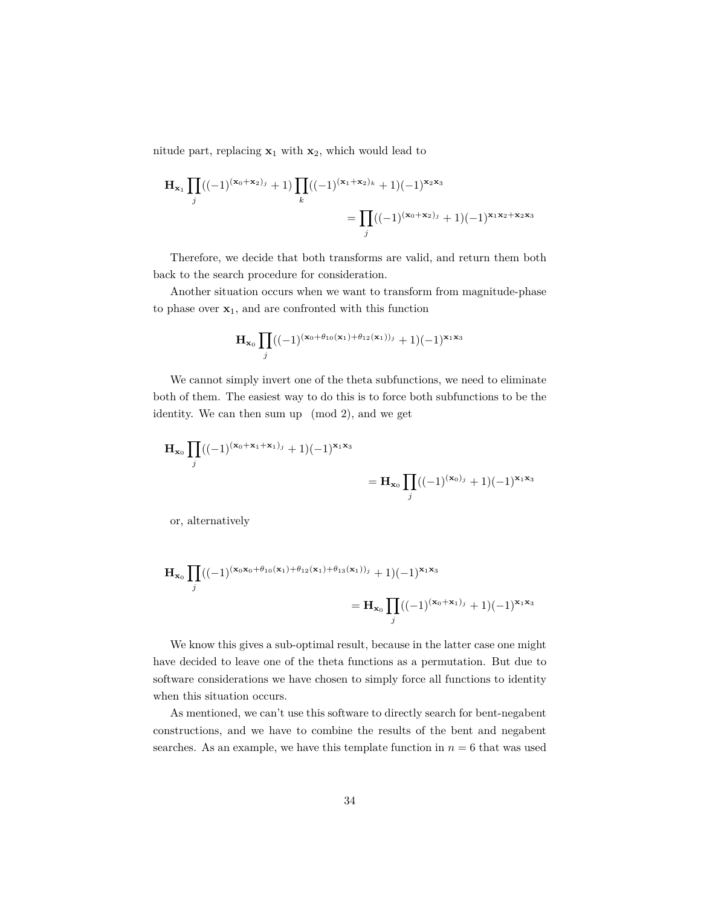nitude part, replacing $\mathbf{x}_1$ with $\mathbf{x}_2$, which would lead to

$$\mathbf{H}_{\mathbf{x}_1} \prod_j ((-1)^{(\mathbf{x}_0+\mathbf{x}_2)_j} + 1) \prod_k ((-1)^{(\mathbf{x}_1+\mathbf{x}_2)_k} + 1)(-1)^{\mathbf{x}_2\mathbf{x}_3} = \prod_j ((-1)^{(\mathbf{x}_0+\mathbf{x}_2)_j} + 1)(-1)^{\mathbf{x}_1\mathbf{x}_2+\mathbf{x}_2\mathbf{x}_3}$$

Therefore, we decide that both transforms are valid, and return them both back to the search procedure for consideration.

Another situation occurs when we want to transform from magnitude-phase to phase over $\mathbf{x}_1$, and are confronted with this function

$$\mathbf{H}_{\mathbf{x}_0} \prod_j ((-1)^{(\mathbf{x}_0+\theta_{10}(\mathbf{x}_1)+\theta_{12}(\mathbf{x}_1))_j} + 1)(-1)^{\mathbf{x}_1\mathbf{x}_3}$$

We cannot simply invert one of the theta subfunctions, we need to eliminate both of them. The easiest way to do this is to force both subfunctions to be the identity. We can then sum up $\pmod 2$, and we get

$$\mathbf{H}_{\mathbf{x}_0} \prod_j ((-1)^{(\mathbf{x}_0+\mathbf{x}_1+\mathbf{x}_1)_j} + 1)(-1)^{\mathbf{x}_1\mathbf{x}_3} = \mathbf{H}_{\mathbf{x}_0} \prod_j ((-1)^{(\mathbf{x}_0)_j} + 1)(-1)^{\mathbf{x}_1\mathbf{x}_3}$$

or, alternatively

$$\mathbf{H}_{\mathbf{x}_0} \prod_j ((-1)^{(\mathbf{x}_0\mathbf{x}_0+\theta_{10}(\mathbf{x}_1)+\theta_{12}(\mathbf{x}_1)+\theta_{13}(\mathbf{x}_1))_j} + 1)(-1)^{\mathbf{x}_1\mathbf{x}_3} = \mathbf{H}_{\mathbf{x}_0} \prod_j ((-1)^{(\mathbf{x}_0+\mathbf{x}_1)_j} + 1)(-1)^{\mathbf{x}_1\mathbf{x}_3}$$

We know this gives a sub-optimal result, because in the latter case one might have decided to leave one of the theta functions as a permutation. But due to software considerations we have chosen to simply force all functions to identity when this situation occurs.

As mentioned, we can't use this software to directly search for bent-negabent constructions, and we have to combine the results of the bent and negabent searches. As an example, we have this template function in $n = 6$ that was used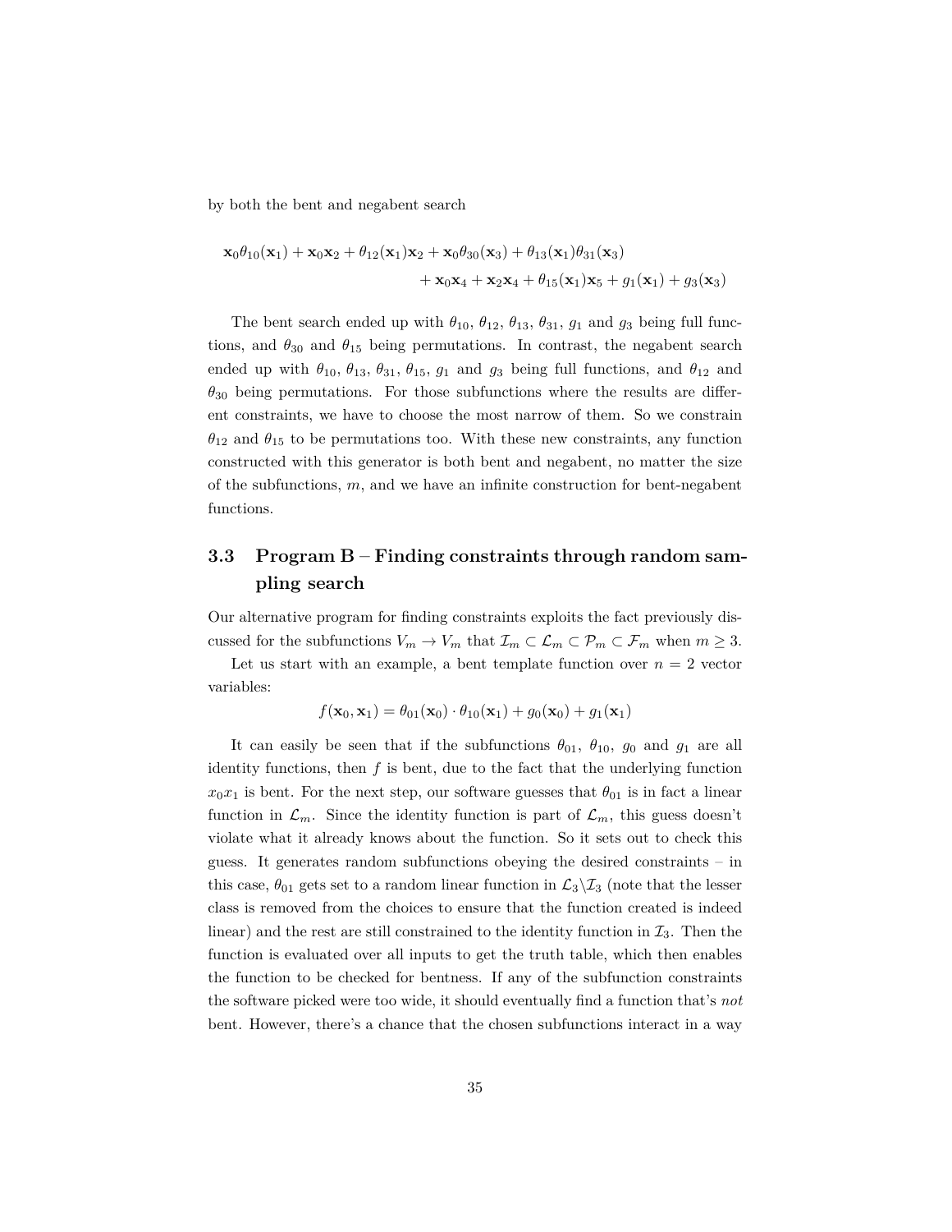by both the bent and negabent search

$$\mathbf{x}_0\theta_{10}(\mathbf{x}_1) + \mathbf{x}_0\mathbf{x}_2 + \theta_{12}(\mathbf{x}_1)\mathbf{x}_2 + \mathbf{x}_0\theta_{30}(\mathbf{x}_3) + \theta_{13}(\mathbf{x}_1)\theta_{31}(\mathbf{x}_3)$$
$$+ \mathbf{x}_0\mathbf{x}_4 + \mathbf{x}_2\mathbf{x}_4 + \theta_{15}(\mathbf{x}_1)\mathbf{x}_5 + g_1(\mathbf{x}_1) + g_3(\mathbf{x}_3)$$

The bent search ended up with $\theta_{10}$, $\theta_{12}$, $\theta_{13}$, $\theta_{31}$, $g_1$ and $g_3$ being full functions, and $\theta_{30}$ and $\theta_{15}$ being permutations. In contrast, the negabent search ended up with $\theta_{10}$, $\theta_{13}$, $\theta_{31}$, $\theta_{15}$, $g_1$ and $g_3$ being full functions, and $\theta_{12}$ and $\theta_{30}$ being permutations. For those subfunctions where the results are different constraints, we have to choose the most narrow of them. So we constrain $\theta_{12}$ and $\theta_{15}$ to be permutations too. With these new constraints, any function constructed with this generator is both bent and negabent, no matter the size of the subfunctions, $m$, and we have an infinite construction for bent-negabent functions.

## 3.3 Program B – Finding constraints through random sampling search

Our alternative program for finding constraints exploits the fact previously discussed for the subfunctions $V_m \to V_m$ that $\mathcal{I}_m \subset \mathcal{L}_m \subset \mathcal{P}_m \subset \mathcal{F}_m$ when $m \geq 3$.

Let us start with an example, a bent template function over $n = 2$ vector variables:

$$f(\mathbf{x}_0, \mathbf{x}_1) = \theta_{01}(\mathbf{x}_0) \cdot \theta_{10}(\mathbf{x}_1) + g_0(\mathbf{x}_0) + g_1(\mathbf{x}_1)$$

It can easily be seen that if the subfunctions $\theta_{01}$, $\theta_{10}$, $g_0$ and $g_1$ are all identity functions, then $f$ is bent, due to the fact that the underlying function $x_0x_1$ is bent. For the next step, our software guesses that $\theta_{01}$ is in fact a linear function in $\mathcal{L}_m$. Since the identity function is part of $\mathcal{L}_m$, this guess doesn't violate what it already knows about the function. So it sets out to check this guess. It generates random subfunctions obeying the desired constraints – in this case, $\theta_{01}$ gets set to a random linear function in $\mathcal{L}_3 \backslash \mathcal{I}_3$ (note that the lesser class is removed from the choices to ensure that the function created is indeed linear) and the rest are still constrained to the identity function in $\mathcal{I}_3$. Then the function is evaluated over all inputs to get the truth table, which then enables the function to be checked for bentness. If any of the subfunction constraints the software picked were too wide, it should eventually find a function that's *not* bent. However, there's a chance that the chosen subfunctions interact in a way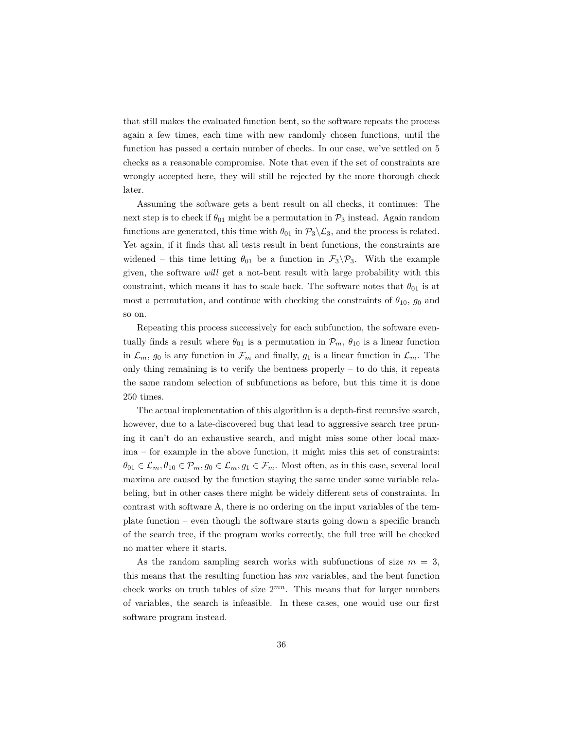that still makes the evaluated function bent, so the software repeats the process again a few times, each time with new randomly chosen functions, until the function has passed a certain number of checks. In our case, we've settled on 5 checks as a reasonable compromise. Note that even if the set of constraints are wrongly accepted here, they will still be rejected by the more thorough check later.

Assuming the software gets a bent result on all checks, it continues: The next step is to check if $\theta_{01}$ might be a permutation in $\mathcal{P}_3$ instead. Again random functions are generated, this time with $\theta_{01}$ in $\mathcal{P}_3 \backslash \mathcal{L}_3$, and the process is related. Yet again, if it finds that all tests result in bent functions, the constraints are widened – this time letting $\theta_{01}$ be a function in $\mathcal{F}_3 \backslash \mathcal{P}_3$. With the example given, the software *will* get a not-bent result with large probability with this constraint, which means it has to scale back. The software notes that $\theta_{01}$ is at most a permutation, and continue with checking the constraints of $\theta_{10}$, $g_0$ and so on.

Repeating this process successively for each subfunction, the software eventually finds a result where $\theta_{01}$ is a permutation in $\mathcal{P}_m$, $\theta_{10}$ is a linear function in $\mathcal{L}_m$, $g_0$ is any function in $\mathcal{F}_m$ and finally, $g_1$ is a linear function in $\mathcal{L}_m$. The only thing remaining is to verify the bentness properly – to do this, it repeats the same random selection of subfunctions as before, but this time it is done 250 times.

The actual implementation of this algorithm is a depth-first recursive search, however, due to a late-discovered bug that lead to aggressive search tree pruning it can't do an exhaustive search, and might miss some other local maxima – for example in the above function, it might miss this set of constraints: $\theta_{01} \in \mathcal{L}_m, \theta_{10} \in \mathcal{P}_m, g_0 \in \mathcal{L}_m, g_1 \in \mathcal{F}_m$. Most often, as in this case, several local maxima are caused by the function staying the same under some variable relabeling, but in other cases there might be widely different sets of constraints. In contrast with software A, there is no ordering on the input variables of the template function – even though the software starts going down a specific branch of the search tree, if the program works correctly, the full tree will be checked no matter where it starts.

As the random sampling search works with subfunctions of size $m = 3$, this means that the resulting function has $mn$ variables, and the bent function check works on truth tables of size $2^{mn}$. This means that for larger numbers of variables, the search is infeasible. In these cases, one would use our first software program instead.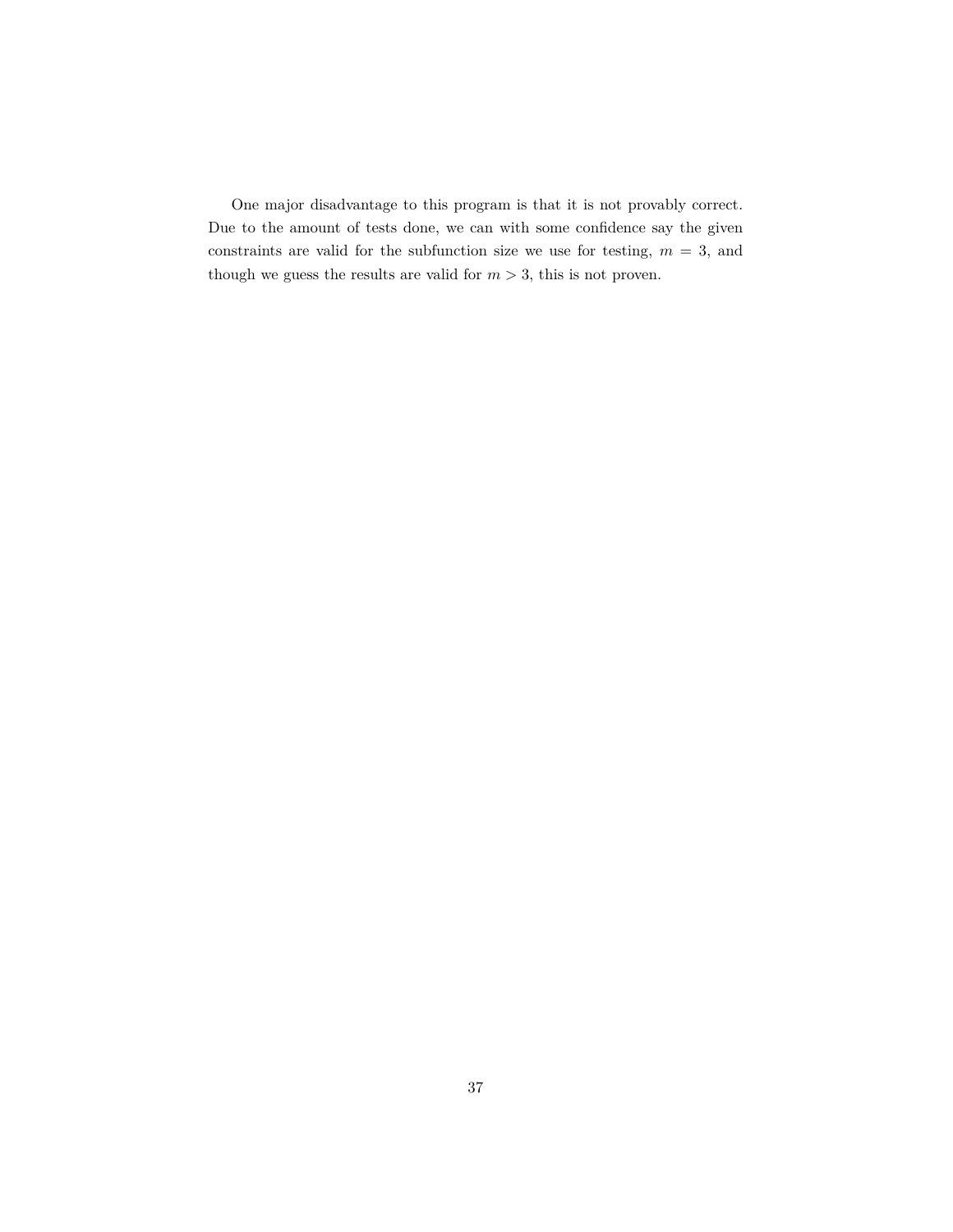One major disadvantage to this program is that it is not provably correct. Due to the amount of tests done, we can with some confidence say the given constraints are valid for the subfunction size we use for testing, $m = 3$, and though we guess the results are valid for $m > 3$, this is not proven.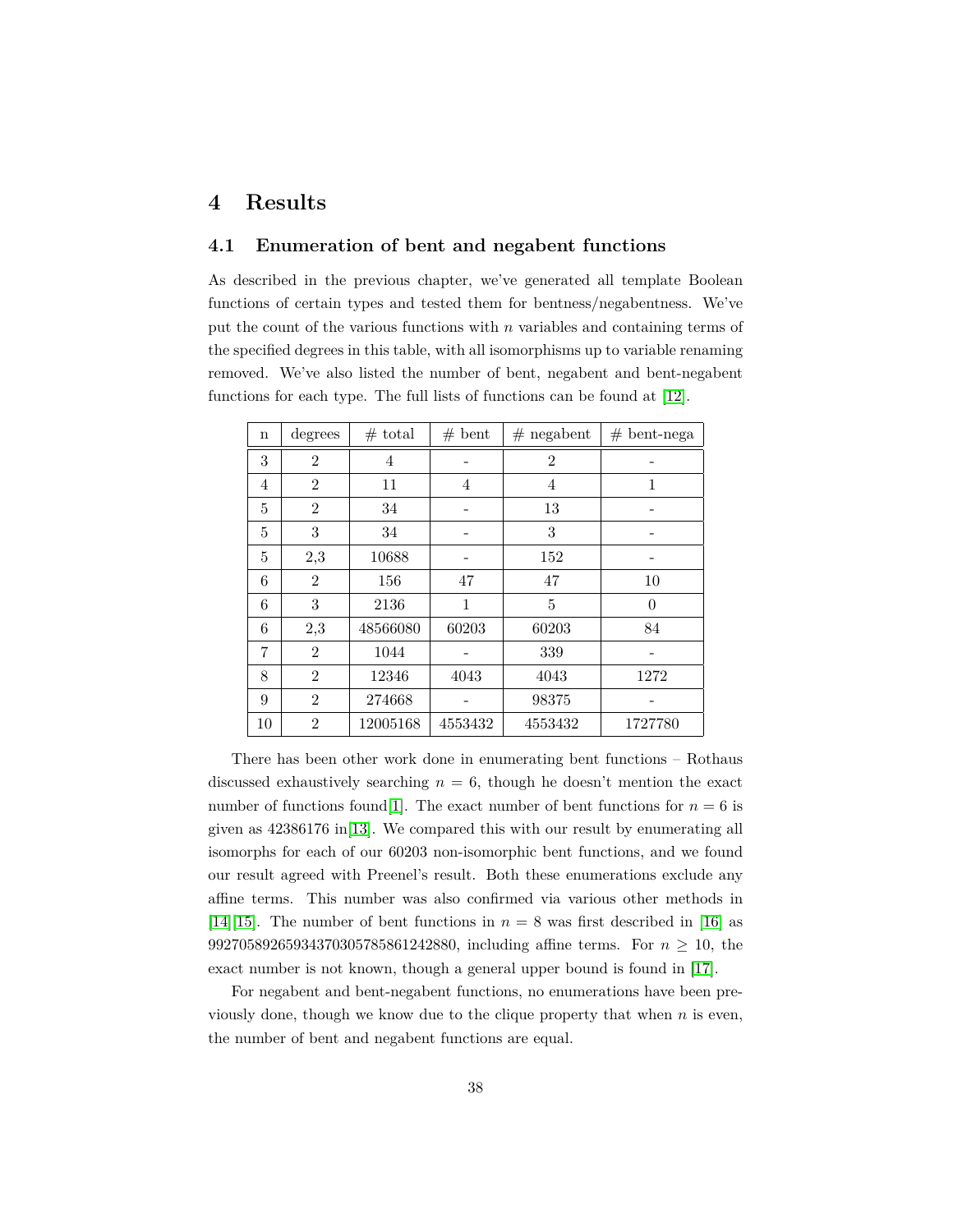# 4 Results

## 4.1 Enumeration of bent and negabent functions

As described in the previous chapter, we've generated all template Boolean functions of certain types and tested them for bentness/negabentness. We've put the count of the various functions with $n$ variables and containing terms of the specified degrees in this table, with all isomorphisms up to variable renaming removed. We've also listed the number of bent, negabent and bent-negabent functions for each type. The full lists of functions can be found at [12].

| n | degrees | # total | # bent | # negabent | # bent-nega |
|---|---|---|---|---|---|
| 3 | 2 | 4 | - | 2 | - |
| 4 | 2 | 11 | 4 | 4 | 1 |
| 5 | 2 | 34 | - | 13 | - |
| 5 | 3 | 34 | - | 3 | - |
| 5 | 2,3 | 10688 | - | 152 | - |
| 6 | 2 | 156 | 47 | 47 | 10 |
| 6 | 3 | 2136 | 1 | 5 | 0 |
| 6 | 2,3 | 48566080 | 60203 | 60203 | 84 |
| 7 | 2 | 1044 | - | 339 | - |
| 8 | 2 | 12346 | 4043 | 4043 | 1272 |
| 9 | 2 | 274668 | - | 98375 | - |
| 10 | 2 | 12005168 | 4553432 | 4553432 | 1727780 |

There has been other work done in enumerating bent functions – Rothaus discussed exhaustively searching $n = 6$, though he doesn't mention the exact number of functions found[1]. The exact number of bent functions for $n = 6$ is given as 42386176 in[13]. We compared this with our result by enumerating all isomorphs for each of our 60203 non-isomorphic bent functions, and we found our result agreed with Preenel's result. Both these enumerations exclude any affine terms. This number was also confirmed via various other methods in [14][15]. The number of bent functions in $n = 8$ was first described in [16] as 99270589265934370305785861242880, including affine terms. For $n \geq 10$, the exact number is not known, though a general upper bound is found in [17].

For negabent and bent-negabent functions, no enumerations have been previously done, though we know due to the clique property that when $n$ is even, the number of bent and negabent functions are equal.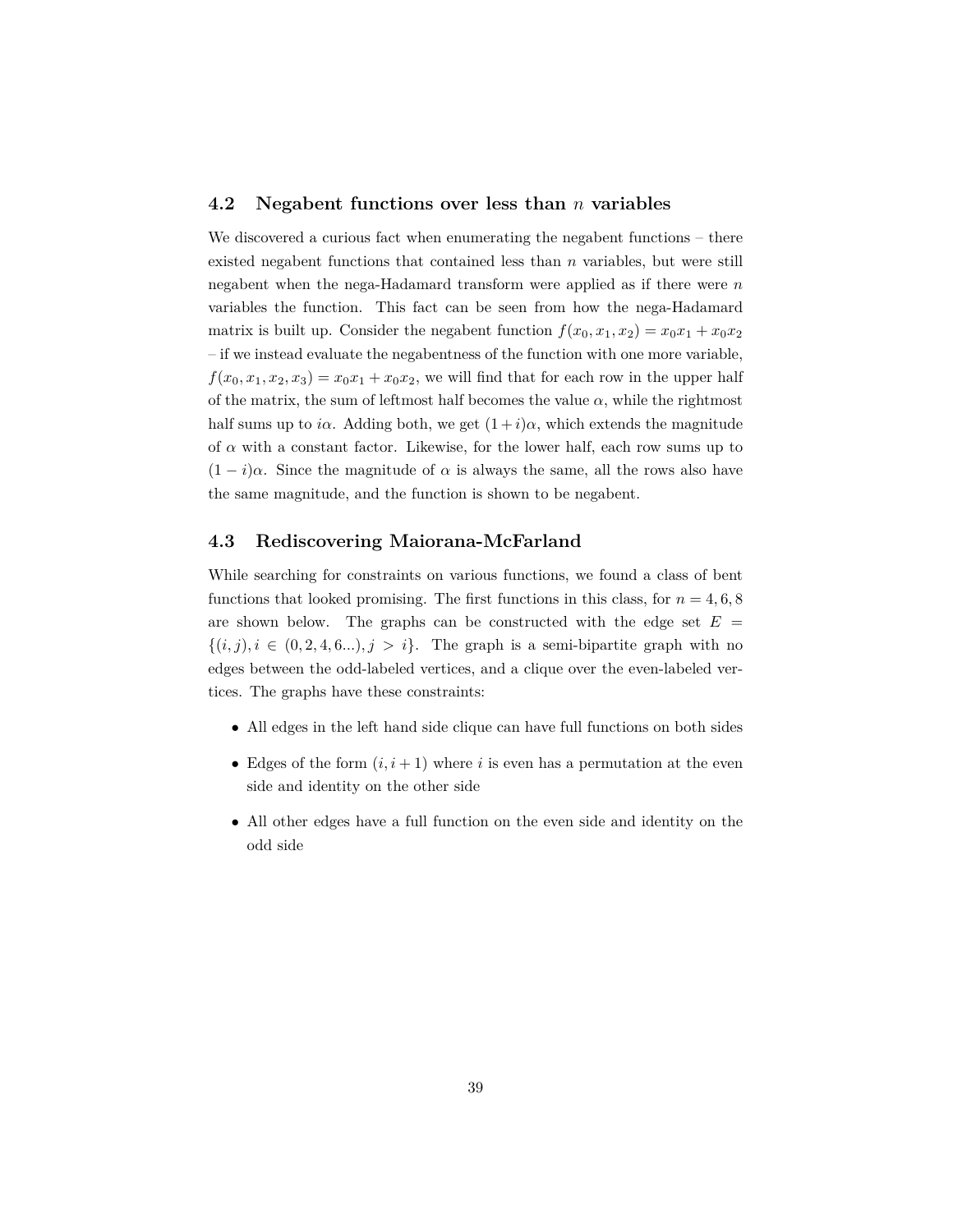## 4.2 Negabent functions over less than $n$ variables

We discovered a curious fact when enumerating the negabent functions – there existed negabent functions that contained less than $n$ variables, but were still negabent when the nega-Hadamard transform were applied as if there were $n$ variables the function. This fact can be seen from how the nega-Hadamard matrix is built up. Consider the negabent function $f(x_0, x_1, x_2) = x_0x_1 + x_0x_2$ – if we instead evaluate the negabentness of the function with one more variable, $f(x_0, x_1, x_2, x_3) = x_0x_1 + x_0x_2$, we will find that for each row in the upper half of the matrix, the sum of leftmost half becomes the value $\alpha$, while the rightmost half sums up to $i\alpha$. Adding both, we get $(1+i)\alpha$, which extends the magnitude of $\alpha$ with a constant factor. Likewise, for the lower half, each row sums up to $(1-i)\alpha$. Since the magnitude of $\alpha$ is always the same, all the rows also have the same magnitude, and the function is shown to be negabent.

## 4.3 Rediscovering Maiorana-McFarland

While searching for constraints on various functions, we found a class of bent functions that looked promising. The first functions in this class, for $n = 4, 6, 8$ are shown below. The graphs can be constructed with the edge set $E = \{(i, j), i \in (0, 2, 4, 6...), j > i\}$. The graph is a semi-bipartite graph with no edges between the odd-labeled vertices, and a clique over the even-labeled vertices. The graphs have these constraints:

- All edges in the left hand side clique can have full functions on both sides
- Edges of the form $(i, i+1)$ where $i$ is even has a permutation at the even side and identity on the other side
- All other edges have a full function on the even side and identity on the odd side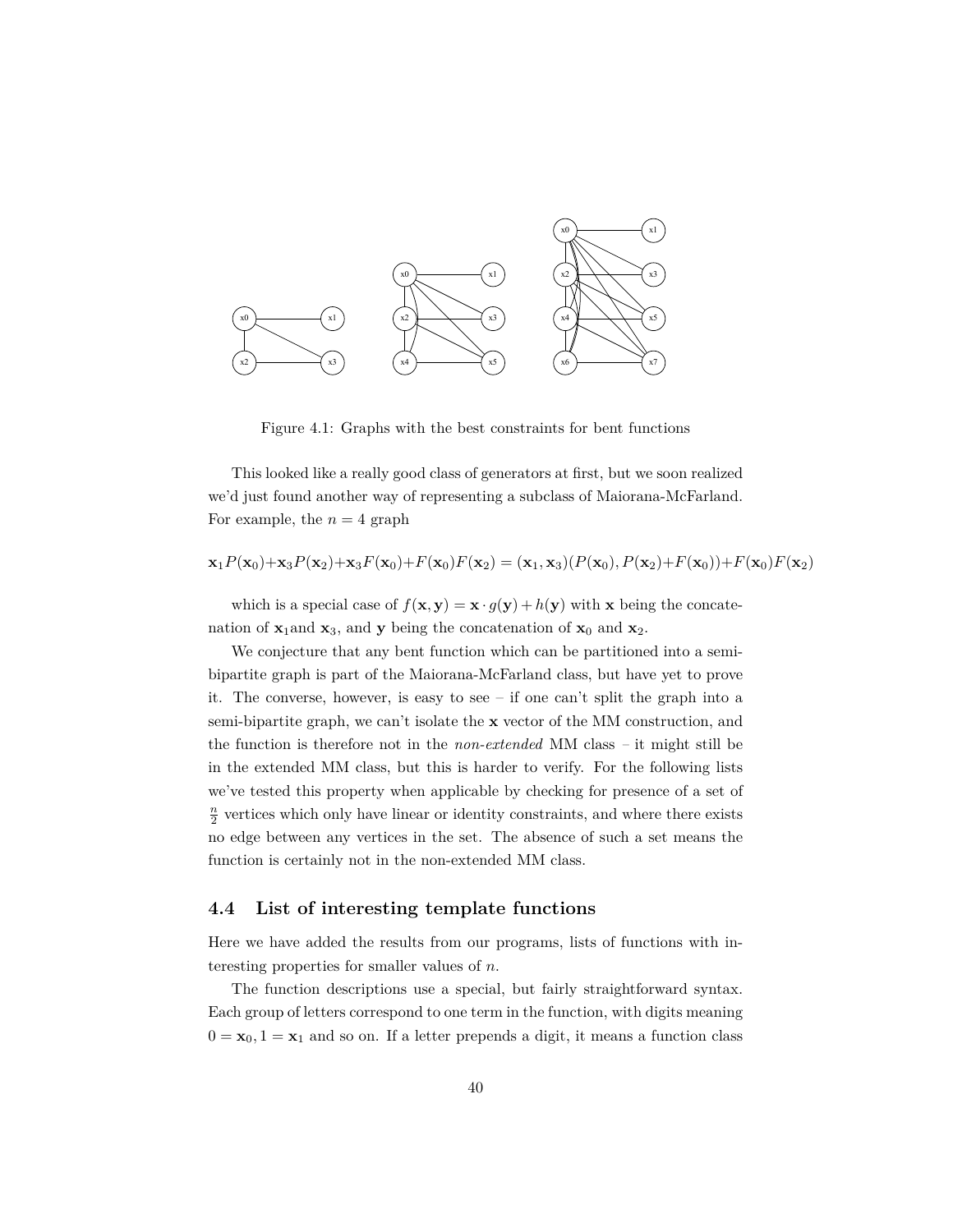Figure 4.1: Graphs with the best constraints for bent functions

This looked like a really good class of generators at first, but we soon realized we'd just found another way of representing a subclass of Maiorana-McFarland. For example, the $n = 4$ graph

$$\mathbf{x}_1 P(\mathbf{x}_0) + \mathbf{x}_3 P(\mathbf{x}_2) + \mathbf{x}_3 F(\mathbf{x}_0) + F(\mathbf{x}_0)F(\mathbf{x}_2) = (\mathbf{x}_1, \mathbf{x}_3)(P(\mathbf{x}_0), P(\mathbf{x}_2) + F(\mathbf{x}_0)) + F(\mathbf{x}_0)F(\mathbf{x}_2)$$

which is a special case of $f(\mathbf{x}, \mathbf{y}) = \mathbf{x} \cdot g(\mathbf{y}) + h(\mathbf{y})$ with $\mathbf{x}$ being the concatenation of $\mathbf{x}_1$and $\mathbf{x}_3$, and $\mathbf{y}$ being the concatenation of $\mathbf{x}_0$ and $\mathbf{x}_2$.

We conjecture that any bent function which can be partitioned into a semi-bipartite graph is part of the Maiorana-McFarland class, but have yet to prove it. The converse, however, is easy to see – if one can't split the graph into a semi-bipartite graph, we can't isolate the $\mathbf{x}$ vector of the MM construction, and the function is therefore not in the *non-extended* MM class – it might still be in the extended MM class, but this is harder to verify. For the following lists we've tested this property when applicable by checking for presence of a set of $\frac{n}{2}$ vertices which only have linear or identity constraints, and where there exists no edge between any vertices in the set. The absence of such a set means the function is certainly not in the non-extended MM class.

## 4.4 List of interesting template functions

Here we have added the results from our programs, lists of functions with interesting properties for smaller values of $n$.

The function descriptions use a special, but fairly straightforward syntax. Each group of letters correspond to one term in the function, with digits meaning $0 = \mathbf{x}_0, 1 = \mathbf{x}_1$ and so on. If a letter prepends a digit, it means a function class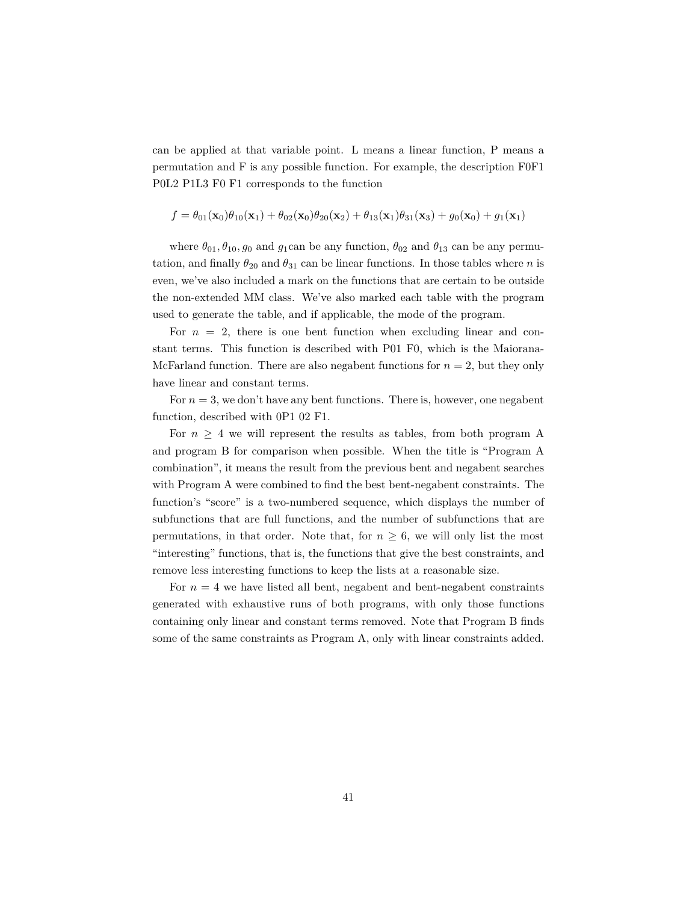can be applied at that variable point. L means a linear function, P means a permutation and F is any possible function. For example, the description F0F1 P0L2 P1L3 F0 F1 corresponds to the function

$$f = \theta_{01}(\mathbf{x}_0)\theta_{10}(\mathbf{x}_1) + \theta_{02}(\mathbf{x}_0)\theta_{20}(\mathbf{x}_2) + \theta_{13}(\mathbf{x}_1)\theta_{31}(\mathbf{x}_3) + g_0(\mathbf{x}_0) + g_1(\mathbf{x}_1)$$

where $\theta_{01}, \theta_{10}, g_0$ and $g_1$can be any function, $\theta_{02}$ and $\theta_{13}$ can be any permutation, and finally $\theta_{20}$ and $\theta_{31}$ can be linear functions. In those tables where $n$ is even, we've also included a mark on the functions that are certain to be outside the non-extended MM class. We've also marked each table with the program used to generate the table, and if applicable, the mode of the program.

For $n = 2$, there is one bent function when excluding linear and constant terms. This function is described with P01 F0, which is the Maiorana-McFarland function. There are also negabent functions for $n = 2$, but they only have linear and constant terms.

For $n = 3$, we don't have any bent functions. There is, however, one negabent function, described with 0P1 02 F1.

For $n \geq 4$ we will represent the results as tables, from both program A and program B for comparison when possible. When the title is "Program A combination", it means the result from the previous bent and negabent searches with Program A were combined to find the best bent-negabent constraints. The function's "score" is a two-numbered sequence, which displays the number of subfunctions that are full functions, and the number of subfunctions that are permutations, in that order. Note that, for $n \geq 6$, we will only list the most "interesting" functions, that is, the functions that give the best constraints, and remove less interesting functions to keep the lists at a reasonable size.

For $n = 4$ we have listed all bent, negabent and bent-negabent constraints generated with exhaustive runs of both programs, with only those functions containing only linear and constant terms removed. Note that Program B finds some of the same constraints as Program A, only with linear constraints added.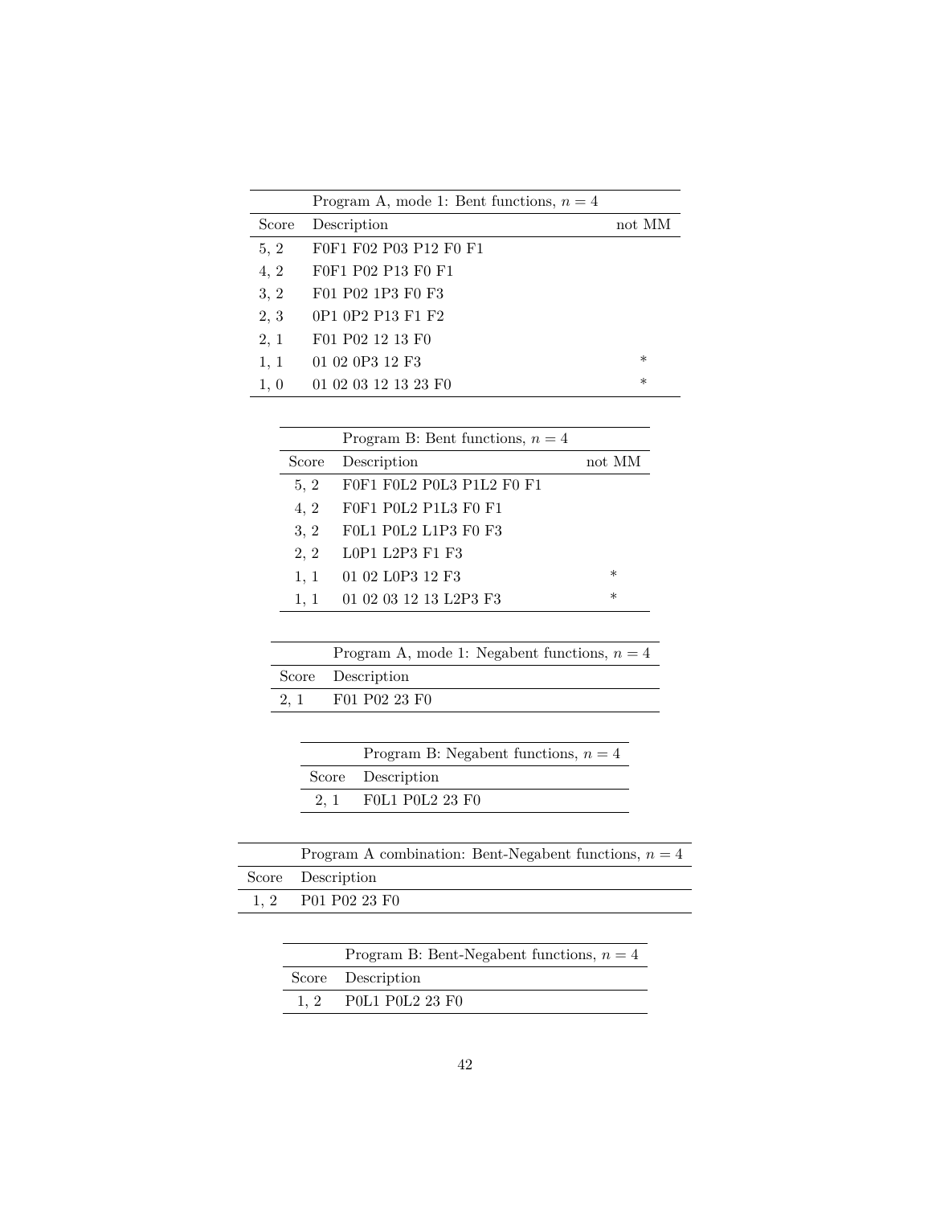| | Program A, mode 1: Bent functions, $n = 4$ | |
|---|---|---|
| Score | Description | not MM |
| 5, 2 | F0F1 F02 P03 P12 F0 F1 | |
| 4, 2 | F0F1 P02 P13 F0 F1 | |
| 3, 2 | F01 P02 1P3 F0 F3 | |
| 2, 3 | 0P1 0P2 P13 F1 F2 | |
| 2, 1 | F01 P02 12 13 F0 | |
| 1, 1 | 01 02 0P3 12 F3 | * |
| 1, 0 | 01 02 03 12 13 23 F0 | * |

| | Program B: Bent functions, $n = 4$ | |
|---|---|---|
| Score | Description | not MM |
| 5, 2 | F0F1 F0L2 P0L3 P1L2 F0 F1 | |
| 4, 2 | F0F1 P0L2 P1L3 F0 F1 | |
| 3, 2 | F0L1 P0L2 L1P3 F0 F3 | |
| 2, 2 | L0P1 L2P3 F1 F3 | |
| 1, 1 | 01 02 L0P3 12 F3 | * |
| 1, 1 | 01 02 03 12 13 L2P3 F3 | * |

| | Program A, mode 1: Negabent functions, $n = 4$ |
|---|---|
| Score | Description |
| 2, 1 | F01 P02 23 F0 |

| | Program B: Negabent functions, $n = 4$ |
|---|---|
| Score | Description |
| 2, 1 | F0L1 P0L2 23 F0 |

| | Program A combination: Bent-Negabent functions, $n = 4$ |
|---|---|
| Score | Description |
| 1, 2 | P01 P02 23 F0 |

| | Program B: Bent-Negabent functions, $n = 4$ |
|---|---|
| Score | Description |
| 1, 2 | P0L1 P0L2 23 F0 |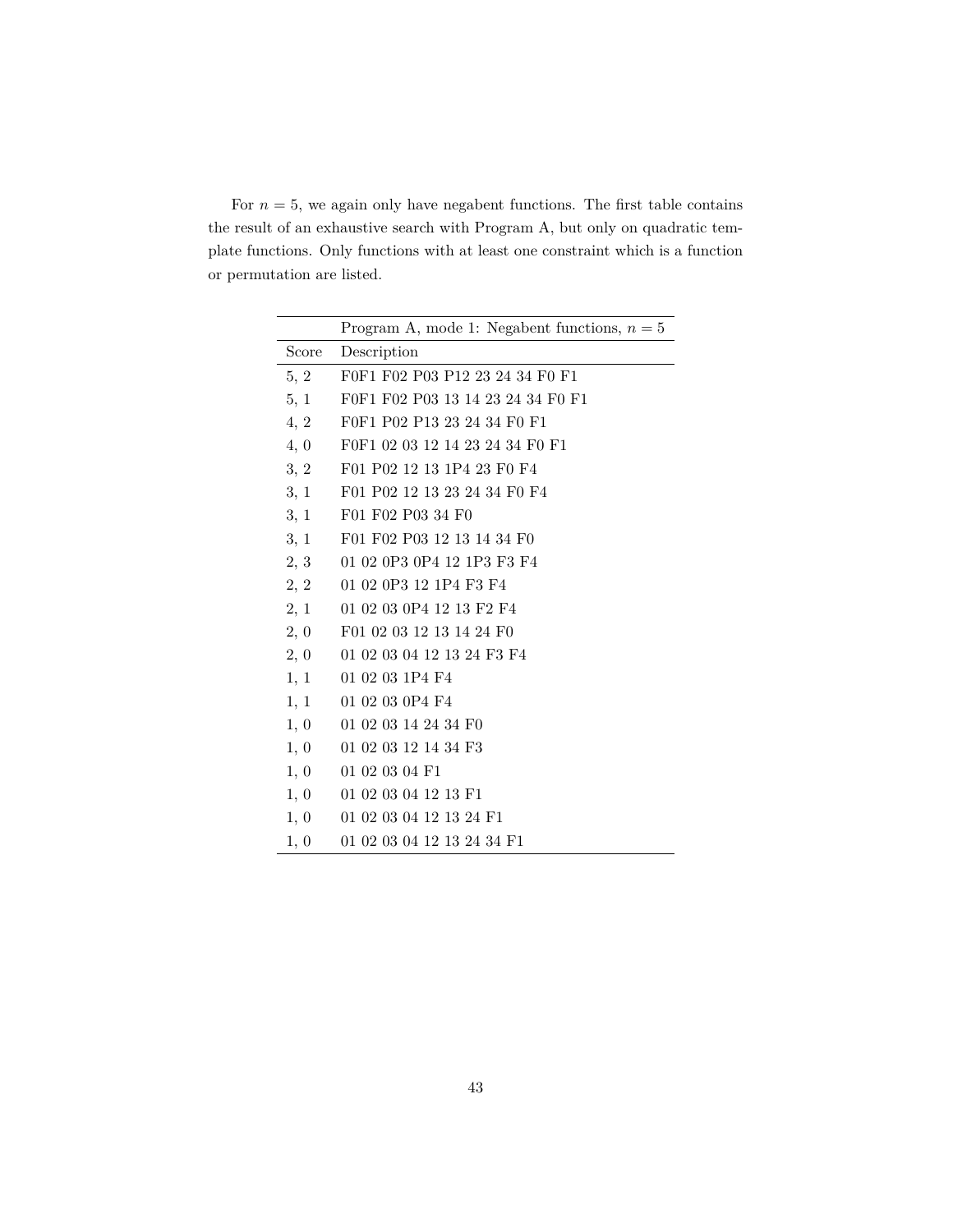For $n = 5$, we again only have negabent functions. The first table contains the result of an exhaustive search with Program A, but only on quadratic template functions. Only functions with at least one constraint which is a function or permutation are listed.

| | Program A, mode 1: Negabent functions, $n = 5$ |
|---|---|
| Score | Description |
| 5, 2 | F0F1 F02 P03 P12 23 24 34 F0 F1 |
| 5, 1 | F0F1 F02 P03 13 14 23 24 34 F0 F1 |
| 4, 2 | F0F1 P02 P13 23 24 34 F0 F1 |
| 4, 0 | F0F1 02 03 12 14 23 24 34 F0 F1 |
| 3, 2 | F01 P02 12 13 1P4 23 F0 F4 |
| 3, 1 | F01 P02 12 13 23 24 34 F0 F4 |
| 3, 1 | F01 F02 P03 34 F0 |
| 3, 1 | F01 F02 P03 12 13 14 34 F0 |
| 2, 3 | 01 02 0P3 0P4 12 1P3 F3 F4 |
| 2, 2 | 01 02 0P3 12 1P4 F3 F4 |
| 2, 1 | 01 02 03 0P4 12 13 F2 F4 |
| 2, 0 | F01 02 03 12 13 14 24 F0 |
| 2, 0 | 01 02 03 04 12 13 24 F3 F4 |
| 1, 1 | 01 02 03 1P4 F4 |
| 1, 1 | 01 02 03 0P4 F4 |
| 1, 0 | 01 02 03 14 24 34 F0 |
| 1, 0 | 01 02 03 12 14 34 F3 |
| 1, 0 | 01 02 03 04 F1 |
| 1, 0 | 01 02 03 04 12 13 F1 |
| 1, 0 | 01 02 03 04 12 13 24 F1 |
| 1, 0 | 01 02 03 04 12 13 24 34 F1 |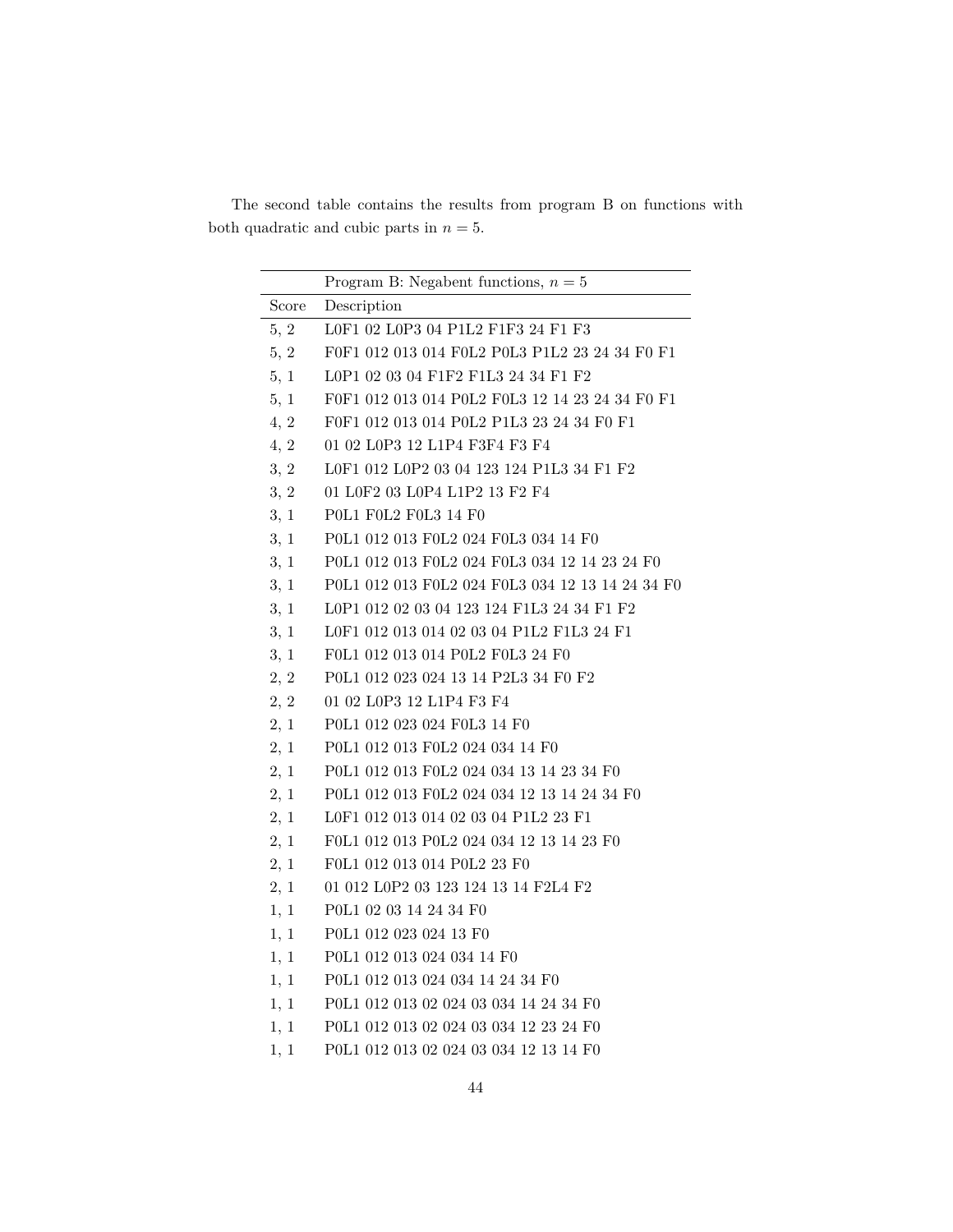The second table contains the results from program B on functions with both quadratic and cubic parts in $n = 5$.

| | Program B: Negabent functions, $n = 5$ |
|---|---|
| Score | Description |
| 5, 2 | L0F1 02 L0P3 04 P1L2 F1F3 24 F1 F3 |
| 5, 2 | F0F1 012 013 014 F0L2 P0L3 P1L2 23 24 34 F0 F1 |
| 5, 1 | L0P1 02 03 04 F1F2 F1L3 24 34 F1 F2 |
| 5, 1 | F0F1 012 013 014 P0L2 F0L3 12 14 23 24 34 F0 F1 |
| 4, 2 | F0F1 012 013 014 P0L2 P1L3 23 24 34 F0 F1 |
| 4, 2 | 01 02 L0P3 12 L1P4 F3F4 F3 F4 |
| 3, 2 | L0F1 012 L0P2 03 04 123 124 P1L3 34 F1 F2 |
| 3, 2 | 01 L0F2 03 L0P4 L1P2 13 F2 F4 |
| 3, 1 | P0L1 F0L2 F0L3 14 F0 |
| 3, 1 | P0L1 012 013 F0L2 024 F0L3 034 14 F0 |
| 3, 1 | P0L1 012 013 F0L2 024 F0L3 034 12 14 23 24 F0 |
| 3, 1 | P0L1 012 013 F0L2 024 F0L3 034 12 13 14 24 34 F0 |
| 3, 1 | L0P1 012 02 03 04 123 124 F1L3 24 34 F1 F2 |
| 3, 1 | L0F1 012 013 014 02 03 04 P1L2 F1L3 24 F1 |
| 3, 1 | F0L1 012 013 014 P0L2 F0L3 24 F0 |
| 2, 2 | P0L1 012 023 024 13 14 P2L3 34 F0 F2 |
| 2, 2 | 01 02 L0P3 12 L1P4 F3 F4 |
| 2, 1 | P0L1 012 023 024 F0L3 14 F0 |
| 2, 1 | P0L1 012 013 F0L2 024 034 14 F0 |
| 2, 1 | P0L1 012 013 F0L2 024 034 13 14 23 34 F0 |
| 2, 1 | P0L1 012 013 F0L2 024 034 12 13 14 24 34 F0 |
| 2, 1 | L0F1 012 013 014 02 03 04 P1L2 23 F1 |
| 2, 1 | F0L1 012 013 P0L2 024 034 12 13 14 23 F0 |
| 2, 1 | F0L1 012 013 014 P0L2 23 F0 |
| 2, 1 | 01 012 L0P2 03 123 124 13 14 F2L4 F2 |
| 1, 1 | P0L1 02 03 14 24 34 F0 |
| 1, 1 | P0L1 012 023 024 13 F0 |
| 1, 1 | P0L1 012 013 024 034 14 F0 |
| 1, 1 | P0L1 012 013 024 034 14 24 34 F0 |
| 1, 1 | P0L1 012 013 02 024 03 034 14 24 34 F0 |
| 1, 1 | P0L1 012 013 02 024 03 034 12 23 24 F0 |
| 1, 1 | P0L1 012 013 02 024 03 034 12 13 14 F0 |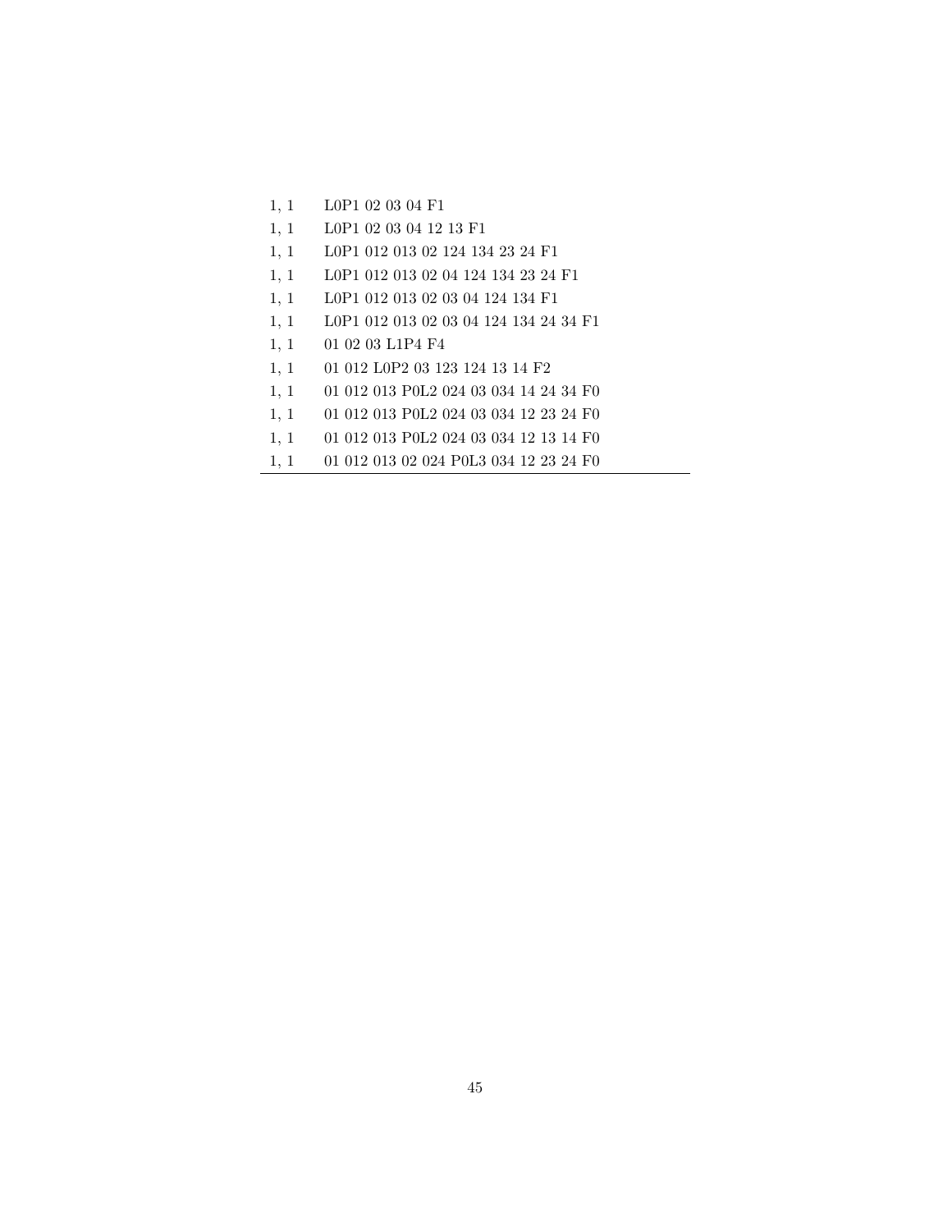| | |
|---|---|
| 1, 1 | L0P1 02 03 04 F1 |
| 1, 1 | L0P1 02 03 04 12 13 F1 |
| 1, 1 | L0P1 012 013 02 124 134 23 24 F1 |
| 1, 1 | L0P1 012 013 02 04 124 134 23 24 F1 |
| 1, 1 | L0P1 012 013 02 03 04 124 134 F1 |
| 1, 1 | L0P1 012 013 02 03 04 124 134 24 34 F1 |
| 1, 1 | 01 02 03 L1P4 F4 |
| 1, 1 | 01 012 L0P2 03 123 124 13 14 F2 |
| 1, 1 | 01 012 013 P0L2 024 03 034 14 24 34 F0 |
| 1, 1 | 01 012 013 P0L2 024 03 034 12 23 24 F0 |
| 1, 1 | 01 012 013 P0L2 024 03 034 12 13 14 F0 |
| 1, 1 | 01 012 013 02 024 P0L3 034 12 23 24 F0 |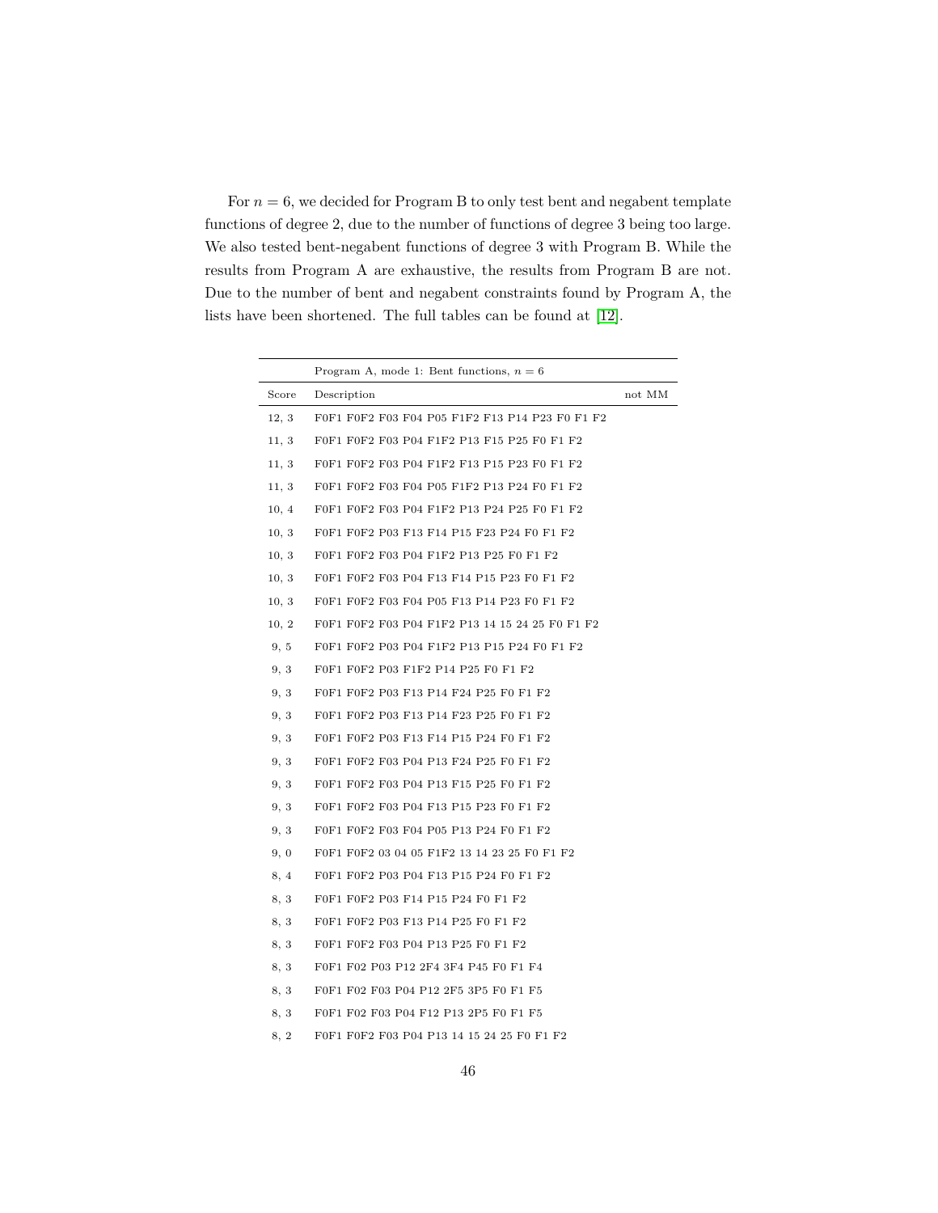For $n = 6$, we decided for Program B to only test bent and negabent template functions of degree 2, due to the number of functions of degree 3 being too large. We also tested bent-negabent functions of degree 3 with Program B. While the results from Program A are exhaustive, the results from Program B are not. Due to the number of bent and negabent constraints found by Program A, the lists have been shortened. The full tables can be found at [12].

| | Program A, mode 1: Bent functions, $n = 6$ | |
|---|---|---|
| Score | Description | not MM |
| 12, 3 | F0F1 F0F2 F03 F04 P05 F1F2 F13 P14 P23 F0 F1 F2 | |
| 11, 3 | F0F1 F0F2 F03 P04 F1F2 P13 F15 P25 F0 F1 F2 | |
| 11, 3 | F0F1 F0F2 F03 P04 F1F2 F13 P15 P23 F0 F1 F2 | |
| 11, 3 | F0F1 F0F2 F03 F04 P05 F1F2 P13 P24 F0 F1 F2 | |
| 10, 4 | F0F1 F0F2 F03 P04 F1F2 P13 P24 P25 F0 F1 F2 | |
| 10, 3 | F0F1 F0F2 P03 F13 F14 P15 F23 P24 F0 F1 F2 | |
| 10, 3 | F0F1 F0F2 F03 P04 F1F2 P13 P25 F0 F1 F2 | |
| 10, 3 | F0F1 F0F2 F03 P04 F13 F14 P15 P23 F0 F1 F2 | |
| 10, 3 | F0F1 F0F2 F03 F04 P05 F13 P14 P23 F0 F1 F2 | |
| 10, 2 | F0F1 F0F2 F03 P04 F1F2 P13 14 15 24 25 F0 F1 F2 | |
| 9, 5 | F0F1 F0F2 P03 P04 F1F2 P13 P15 P24 F0 F1 F2 | |
| 9, 3 | F0F1 F0F2 P03 F1F2 P14 P25 F0 F1 F2 | |
| 9, 3 | F0F1 F0F2 P03 F13 P14 F24 P25 F0 F1 F2 | |
| 9, 3 | F0F1 F0F2 P03 F13 P14 F23 P25 F0 F1 F2 | |
| 9, 3 | F0F1 F0F2 P03 F13 F14 P15 P24 F0 F1 F2 | |
| 9, 3 | F0F1 F0F2 F03 P04 P13 F24 P25 F0 F1 F2 | |
| 9, 3 | F0F1 F0F2 F03 P04 P13 F15 P25 F0 F1 F2 | |
| 9, 3 | F0F1 F0F2 F03 P04 F13 P15 P23 F0 F1 F2 | |
| 9, 3 | F0F1 F0F2 F03 F04 P05 P13 P24 F0 F1 F2 | |
| 9, 0 | F0F1 F0F2 03 04 05 F1F2 13 14 23 25 F0 F1 F2 | |
| 8, 4 | F0F1 F0F2 P03 P04 F13 P15 P24 F0 F1 F2 | |
| 8, 3 | F0F1 F0F2 P03 F14 P15 P24 F0 F1 F2 | |
| 8, 3 | F0F1 F0F2 P03 F13 P14 P25 F0 F1 F2 | |
| 8, 3 | F0F1 F0F2 F03 P04 P13 P25 F0 F1 F2 | |
| 8, 3 | F0F1 F02 P03 P12 2F4 3F4 P45 F0 F1 F4 | |
| 8, 3 | F0F1 F02 F03 P04 P12 2F5 3P5 F0 F1 F5 | |
| 8, 3 | F0F1 F02 F03 P04 F12 P13 2P5 F0 F1 F5 | |
| 8, 2 | F0F1 F0F2 F03 P04 P13 14 15 24 25 F0 F1 F2 | |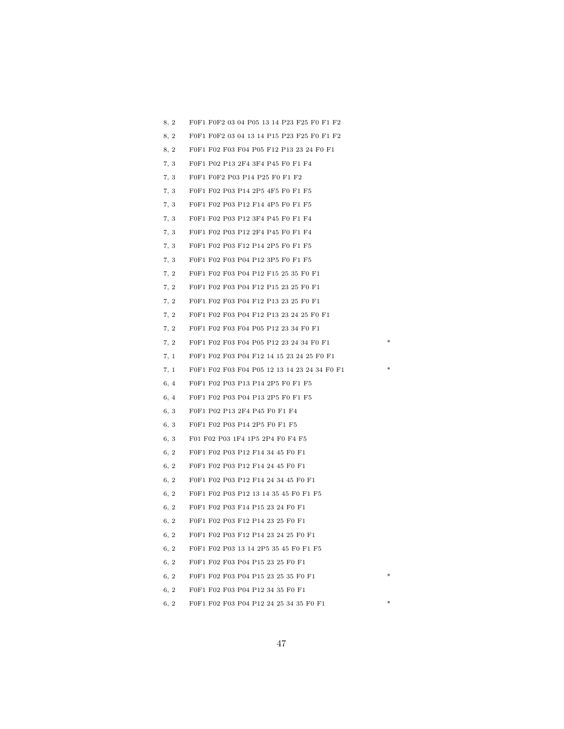| | | |
|---|---|---|
| 8, 2 | F0F1 F0F2 03 04 P05 13 14 P23 F25 F0 F1 F2 | |
| 8, 2 | F0F1 F0F2 03 04 13 14 P15 P23 F25 F0 F1 F2 | |
| 8, 2 | F0F1 F02 F03 F04 P05 F12 P13 23 24 F0 F1 | |
| 7, 3 | F0F1 P02 P13 2F4 3F4 P45 F0 F1 F4 | |
| 7, 3 | F0F1 F0F2 P03 P14 P25 F0 F1 F2 | |
| 7, 3 | F0F1 F02 P03 P14 2P5 4F5 F0 F1 F5 | |
| 7, 3 | F0F1 F02 P03 P12 F14 4P5 F0 F1 F5 | |
| 7, 3 | F0F1 F02 P03 P12 3F4 P45 F0 F1 F4 | |
| 7, 3 | F0F1 F02 P03 P12 2F4 P45 F0 F1 F4 | |
| 7, 3 | F0F1 F02 P03 F12 P14 2P5 F0 F1 F5 | |
| 7, 3 | F0F1 F02 F03 P04 P12 3P5 F0 F1 F5 | |
| 7, 2 | F0F1 F02 F03 P04 P12 F15 25 35 F0 F1 | |
| 7, 2 | F0F1 F02 F03 P04 F12 P15 23 25 F0 F1 | |
| 7, 2 | F0F1 F02 F03 P04 F12 P13 23 25 F0 F1 | |
| 7, 2 | F0F1 F02 F03 P04 F12 P13 23 24 25 F0 F1 | |
| 7, 2 | F0F1 F02 F03 F04 P05 P12 23 34 F0 F1 | |
| 7, 2 | F0F1 F02 F03 F04 P05 P12 23 24 34 F0 F1 | * |
| 7, 1 | F0F1 F02 F03 P04 F12 14 15 23 24 25 F0 F1 | |
| 7, 1 | F0F1 F02 F03 F04 P05 12 13 14 23 24 34 F0 F1 | * |
| 6, 4 | F0F1 F02 P03 P13 P14 2P5 F0 F1 F5 | |
| 6, 4 | F0F1 F02 P03 P04 P13 2P5 F0 F1 F5 | |
| 6, 3 | F0F1 P02 P13 2F4 P45 F0 F1 F4 | |
| 6, 3 | F0F1 F02 P03 P14 2P5 F0 F1 F5 | |
| 6, 3 | F01 F02 P03 1F4 1P5 2P4 F0 F4 F5 | |
| 6, 2 | F0F1 F02 P03 P12 F14 34 45 F0 F1 | |
| 6, 2 | F0F1 F02 P03 P12 F14 24 45 F0 F1 | |
| 6, 2 | F0F1 F02 P03 P12 F14 24 34 45 F0 F1 | |
| 6, 2 | F0F1 F02 P03 P12 13 14 35 45 F0 F1 F5 | |
| 6, 2 | F0F1 F02 P03 F14 P15 23 24 F0 F1 | |
| 6, 2 | F0F1 F02 P03 F12 P14 23 25 F0 F1 | |
| 6, 2 | F0F1 F02 P03 F12 P14 23 24 25 F0 F1 | |
| 6, 2 | F0F1 F02 P03 13 14 2P5 35 45 F0 F1 F5 | |
| 6, 2 | F0F1 F02 F03 P04 P15 23 25 F0 F1 | |
| 6, 2 | F0F1 F02 F03 P04 P15 23 25 35 F0 F1 | * |
| 6, 2 | F0F1 F02 F03 P04 P12 34 35 F0 F1 | |
| 6, 2 | F0F1 F02 F03 P04 P12 24 25 34 35 F0 F1 | * |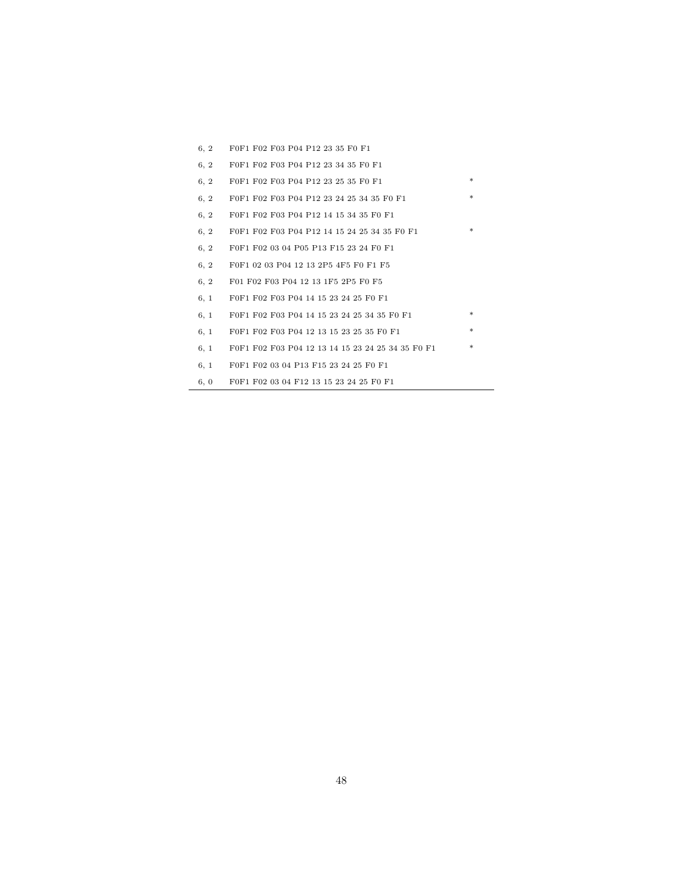| | | |
|---|---|---|
| 6, 2 | F0F1 F02 F03 P04 P12 23 35 F0 F1 | |
| 6, 2 | F0F1 F02 F03 P04 P12 23 34 35 F0 F1 | |
| 6, 2 | F0F1 F02 F03 P04 P12 23 25 35 F0 F1 | * |
| 6, 2 | F0F1 F02 F03 P04 P12 23 24 25 34 35 F0 F1 | * |
| 6, 2 | F0F1 F02 F03 P04 P12 14 15 34 35 F0 F1 | |
| 6, 2 | F0F1 F02 F03 P04 P12 14 15 24 25 34 35 F0 F1 | * |
| 6, 2 | F0F1 F02 03 04 P05 P13 F15 23 24 F0 F1 | |
| 6, 2 | F0F1 02 03 P04 12 13 2P5 4F5 F0 F1 F5 | |
| 6, 2 | F01 F02 F03 P04 12 13 1F5 2P5 F0 F5 | |
| 6, 1 | F0F1 F02 F03 P04 14 15 23 24 25 F0 F1 | |
| 6, 1 | F0F1 F02 F03 P04 14 15 23 24 25 34 35 F0 F1 | * |
| 6, 1 | F0F1 F02 F03 P04 12 13 15 23 25 35 F0 F1 | * |
| 6, 1 | F0F1 F02 F03 P04 12 13 14 15 23 24 25 34 35 F0 F1 | * |
| 6, 1 | F0F1 F02 03 04 P13 F15 23 24 25 F0 F1 | |
| 6, 0 | F0F1 F02 03 04 F12 13 15 23 24 25 F0 F1 | |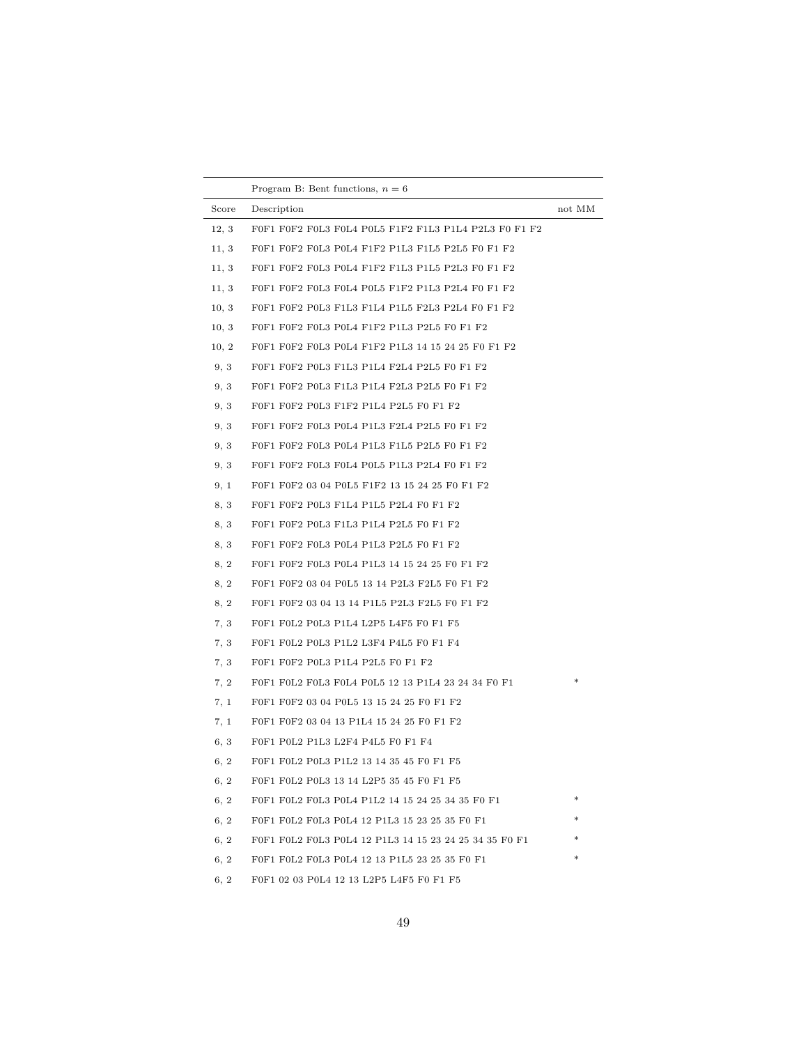| | Program B: Bent functions, $n = 6$ | |
|---|---|---|
| Score | Description | not MM |
| 12, 3 | F0F1 F0F2 F0L3 F0L4 P0L5 F1F2 F1L3 P1L4 P2L3 F0 F1 F2 | |
| 11, 3 | F0F1 F0F2 F0L3 P0L4 F1F2 P1L3 F1L5 P2L5 F0 F1 F2 | |
| 11, 3 | F0F1 F0F2 F0L3 P0L4 F1F2 F1L3 P1L5 P2L3 F0 F1 F2 | |
| 11, 3 | F0F1 F0F2 F0L3 F0L4 P0L5 F1F2 P1L3 P2L4 F0 F1 F2 | |
| 10, 3 | F0F1 F0F2 P0L3 F1L3 F1L4 P1L5 F2L3 P2L4 F0 F1 F2 | |
| 10, 3 | F0F1 F0F2 F0L3 P0L4 F1F2 P1L3 P2L5 F0 F1 F2 | |
| 10, 2 | F0F1 F0F2 F0L3 P0L4 F1F2 P1L3 14 15 24 25 F0 F1 F2 | |
| 9, 3 | F0F1 F0F2 P0L3 F1L3 P1L4 F2L4 P2L5 F0 F1 F2 | |
| 9, 3 | F0F1 F0F2 P0L3 F1L3 P1L4 F2L3 P2L5 F0 F1 F2 | |
| 9, 3 | F0F1 F0F2 P0L3 F1F2 P1L4 P2L5 F0 F1 F2 | |
| 9, 3 | F0F1 F0F2 F0L3 P0L4 P1L3 F2L4 P2L5 F0 F1 F2 | |
| 9, 3 | F0F1 F0F2 F0L3 P0L4 P1L3 F1L5 P2L5 F0 F1 F2 | |
| 9, 3 | F0F1 F0F2 F0L3 F0L4 P0L5 P1L3 P2L4 F0 F1 F2 | |
| 9, 1 | F0F1 F0F2 03 04 P0L5 F1F2 13 15 24 25 F0 F1 F2 | |
| 8, 3 | F0F1 F0F2 P0L3 F1L4 P1L5 P2L4 F0 F1 F2 | |
| 8, 3 | F0F1 F0F2 P0L3 F1L3 P1L4 P2L5 F0 F1 F2 | |
| 8, 3 | F0F1 F0F2 F0L3 P0L4 P1L3 P2L5 F0 F1 F2 | |
| 8, 2 | F0F1 F0F2 F0L3 P0L4 P1L3 14 15 24 25 F0 F1 F2 | |
| 8, 2 | F0F1 F0F2 03 04 P0L5 13 14 P2L3 F2L5 F0 F1 F2 | |
| 8, 2 | F0F1 F0F2 03 04 13 14 P1L5 P2L3 F2L5 F0 F1 F2 | |
| 7, 3 | F0F1 F0L2 P0L3 P1L4 L2P5 L4F5 F0 F1 F5 | |
| 7, 3 | F0F1 F0L2 P0L3 P1L2 L3F4 P4L5 F0 F1 F4 | |
| 7, 3 | F0F1 F0F2 P0L3 P1L4 P2L5 F0 F1 F2 | |
| 7, 2 | F0F1 F0L2 F0L3 F0L4 P0L5 12 13 P1L4 23 24 34 F0 F1 | * |
| 7, 1 | F0F1 F0F2 03 04 P0L5 13 15 24 25 F0 F1 F2 | |
| 7, 1 | F0F1 F0F2 03 04 13 P1L4 15 24 25 F0 F1 F2 | |
| 6, 3 | F0F1 P0L2 P1L3 L2F4 P4L5 F0 F1 F4 | |
| 6, 2 | F0F1 F0L2 P0L3 P1L2 13 14 35 45 F0 F1 F5 | |
| 6, 2 | F0F1 F0L2 P0L3 13 14 L2P5 35 45 F0 F1 F5 | |
| 6, 2 | F0F1 F0L2 F0L3 P0L4 P1L2 14 15 24 25 34 35 F0 F1 | * |
| 6, 2 | F0F1 F0L2 F0L3 P0L4 12 P1L3 15 23 25 35 F0 F1 | * |
| 6, 2 | F0F1 F0L2 F0L3 P0L4 12 P1L3 14 15 23 24 25 34 35 F0 F1 | * |
| 6, 2 | F0F1 F0L2 F0L3 P0L4 12 13 P1L5 23 25 35 F0 F1 | * |
| 6, 2 | F0F1 02 03 P0L4 12 13 L2P5 L4F5 F0 F1 F5 | |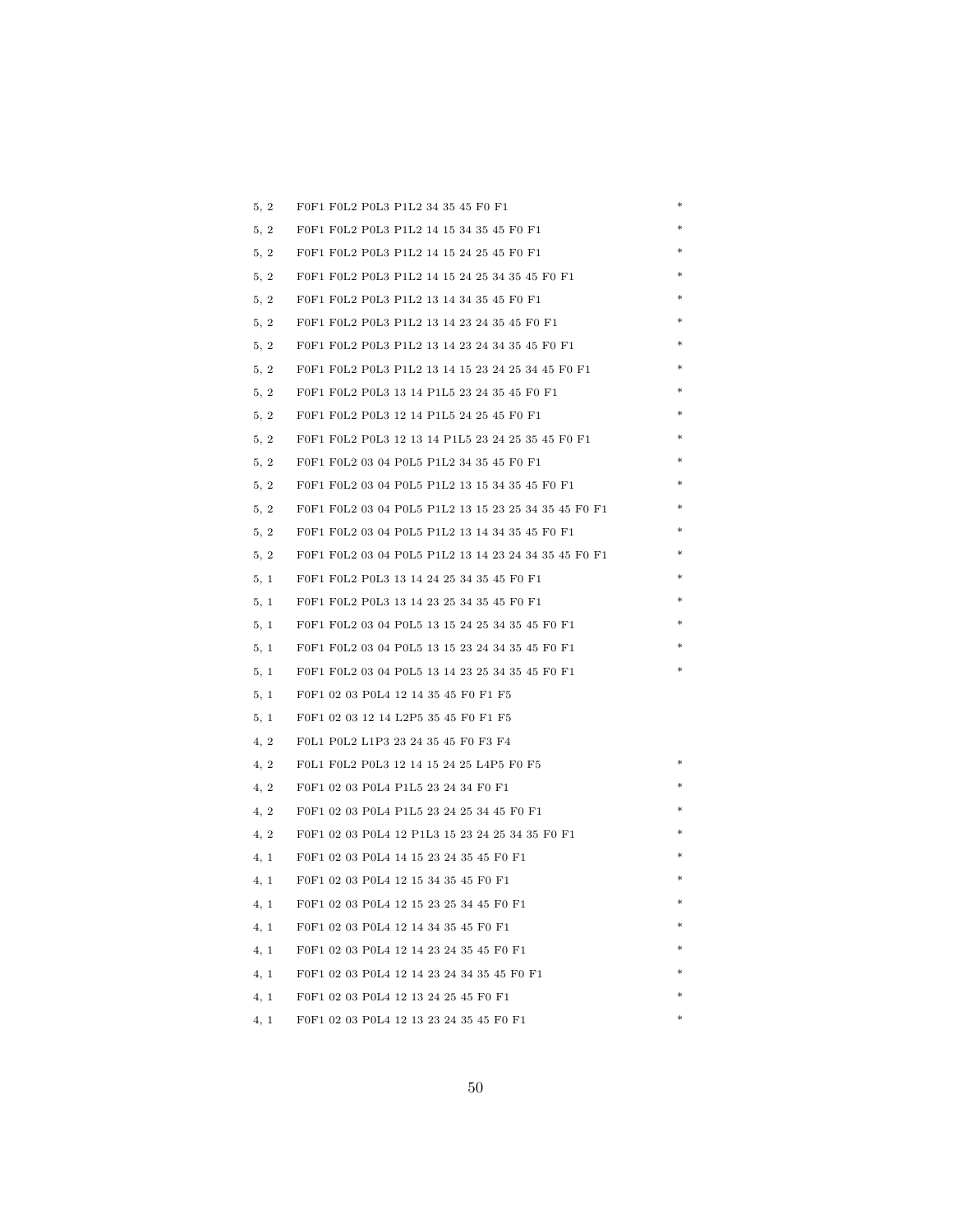| | | |
|---|---|---|
| 5, 2 | F0F1 F0L2 P0L3 P1L2 34 35 45 F0 F1 | * |
| 5, 2 | F0F1 F0L2 P0L3 P1L2 14 15 34 35 45 F0 F1 | * |
| 5, 2 | F0F1 F0L2 P0L3 P1L2 14 15 24 25 45 F0 F1 | * |
| 5, 2 | F0F1 F0L2 P0L3 P1L2 14 15 24 25 34 35 45 F0 F1 | * |
| 5, 2 | F0F1 F0L2 P0L3 P1L2 13 14 34 35 45 F0 F1 | * |
| 5, 2 | F0F1 F0L2 P0L3 P1L2 13 14 23 24 35 45 F0 F1 | * |
| 5, 2 | F0F1 F0L2 P0L3 P1L2 13 14 23 24 34 35 45 F0 F1 | * |
| 5, 2 | F0F1 F0L2 P0L3 P1L2 13 14 15 23 24 25 34 45 F0 F1 | * |
| 5, 2 | F0F1 F0L2 P0L3 13 14 P1L5 23 24 35 45 F0 F1 | * |
| 5, 2 | F0F1 F0L2 P0L3 12 14 P1L5 24 25 45 F0 F1 | * |
| 5, 2 | F0F1 F0L2 P0L3 12 13 14 P1L5 23 24 25 35 45 F0 F1 | * |
| 5, 2 | F0F1 F0L2 03 04 P0L5 P1L2 34 35 45 F0 F1 | * |
| 5, 2 | F0F1 F0L2 03 04 P0L5 P1L2 13 15 34 35 45 F0 F1 | * |
| 5, 2 | F0F1 F0L2 03 04 P0L5 P1L2 13 15 23 25 34 35 45 F0 F1 | * |
| 5, 2 | F0F1 F0L2 03 04 P0L5 P1L2 13 14 34 35 45 F0 F1 | * |
| 5, 2 | F0F1 F0L2 03 04 P0L5 P1L2 13 14 23 24 34 35 45 F0 F1 | * |
| 5, 1 | F0F1 F0L2 P0L3 13 14 24 25 34 35 45 F0 F1 | * |
| 5, 1 | F0F1 F0L2 P0L3 13 14 23 25 34 35 45 F0 F1 | * |
| 5, 1 | F0F1 F0L2 03 04 P0L5 13 15 24 25 34 35 45 F0 F1 | * |
| 5, 1 | F0F1 F0L2 03 04 P0L5 13 15 23 24 34 35 45 F0 F1 | * |
| 5, 1 | F0F1 F0L2 03 04 P0L5 13 14 23 25 34 35 45 F0 F1 | * |
| 5, 1 | F0F1 02 03 P0L4 12 14 35 45 F0 F1 F5 | |
| 5, 1 | F0F1 02 03 12 14 L2P5 35 45 F0 F1 F5 | |
| 4, 2 | F0L1 P0L2 L1P3 23 24 35 45 F0 F3 F4 | |
| 4, 2 | F0L1 F0L2 P0L3 12 14 15 24 25 L4P5 F0 F5 | * |
| 4, 2 | F0F1 02 03 P0L4 P1L5 23 24 34 F0 F1 | * |
| 4, 2 | F0F1 02 03 P0L4 P1L5 23 24 25 34 45 F0 F1 | * |
| 4, 2 | F0F1 02 03 P0L4 12 P1L3 15 23 24 25 34 35 F0 F1 | * |
| 4, 1 | F0F1 02 03 P0L4 14 15 23 24 35 45 F0 F1 | * |
| 4, 1 | F0F1 02 03 P0L4 12 15 34 35 45 F0 F1 | * |
| 4, 1 | F0F1 02 03 P0L4 12 15 23 25 34 45 F0 F1 | * |
| 4, 1 | F0F1 02 03 P0L4 12 14 34 35 45 F0 F1 | * |
| 4, 1 | F0F1 02 03 P0L4 12 14 23 24 35 45 F0 F1 | * |
| 4, 1 | F0F1 02 03 P0L4 12 14 23 24 34 35 45 F0 F1 | * |
| 4, 1 | F0F1 02 03 P0L4 12 13 24 25 45 F0 F1 | * |
| 4, 1 | F0F1 02 03 P0L4 12 13 23 24 35 45 F0 F1 | * |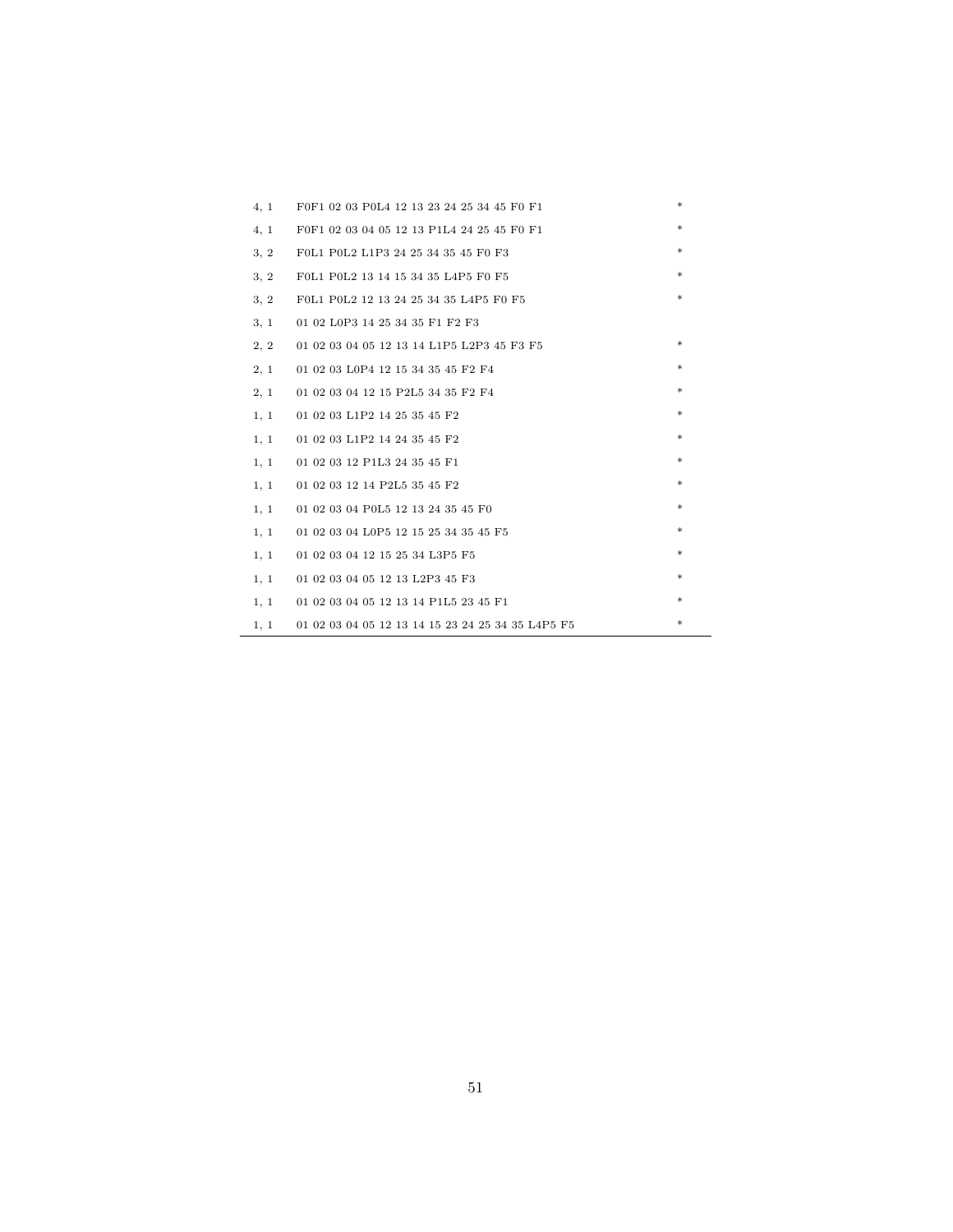| | | |
|---|---|---|
| 4, 1 | F0F1 02 03 P0L4 12 13 23 24 25 34 45 F0 F1 | * |
| 4, 1 | F0F1 02 03 04 05 12 13 P1L4 24 25 45 F0 F1 | * |
| 3, 2 | F0L1 P0L2 L1P3 24 25 34 35 45 F0 F3 | * |
| 3, 2 | F0L1 P0L2 13 14 15 34 35 L4P5 F0 F5 | * |
| 3, 2 | F0L1 P0L2 12 13 24 25 34 35 L4P5 F0 F5 | * |
| 3, 1 | 01 02 L0P3 14 25 34 35 F1 F2 F3 | |
| 2, 2 | 01 02 03 04 05 12 13 14 L1P5 L2P3 45 F3 F5 | * |
| 2, 1 | 01 02 03 L0P4 12 15 34 35 45 F2 F4 | * |
| 2, 1 | 01 02 03 04 12 15 P2L5 34 35 F2 F4 | * |
| 1, 1 | 01 02 03 L1P2 14 25 35 45 F2 | * |
| 1, 1 | 01 02 03 L1P2 14 24 35 45 F2 | * |
| 1, 1 | 01 02 03 12 P1L3 24 35 45 F1 | * |
| 1, 1 | 01 02 03 12 14 P2L5 35 45 F2 | * |
| 1, 1 | 01 02 03 04 P0L5 12 13 24 35 45 F0 | * |
| 1, 1 | 01 02 03 04 L0P5 12 15 25 34 35 45 F5 | * |
| 1, 1 | 01 02 03 04 12 15 25 34 L3P5 F5 | * |
| 1, 1 | 01 02 03 04 05 12 13 L2P3 45 F3 | * |
| 1, 1 | 01 02 03 04 05 12 13 14 P1L5 23 45 F1 | * |
| 1, 1 | 01 02 03 04 05 12 13 14 15 23 24 25 34 35 L4P5 F5 | * |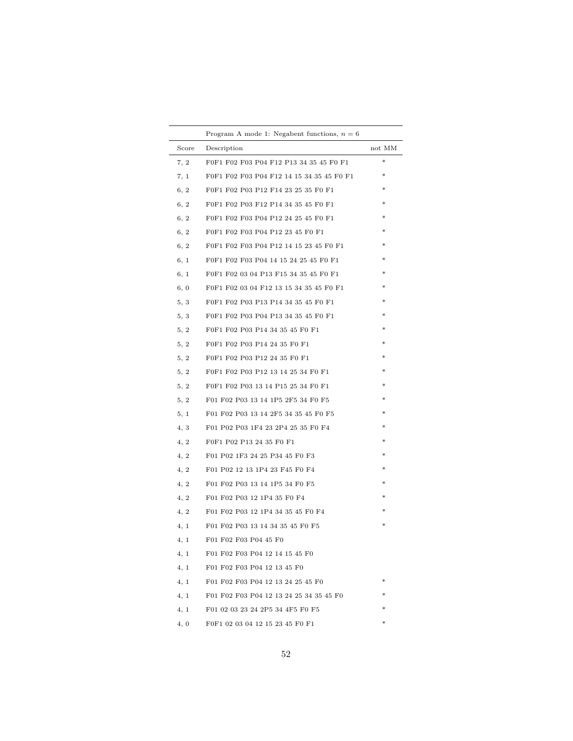| Score | Program A mode 1: Negabent functions, $n = 6$<br>Description | not MM |
|---|---|---|
| 7, 2 | F0F1 F02 F03 P04 F12 P13 34 35 45 F0 F1 | * |
| 7, 1 | F0F1 F02 F03 P04 F12 14 15 34 35 45 F0 F1 | * |
| 6, 2 | F0F1 F02 P03 P12 F14 23 25 35 F0 F1 | * |
| 6, 2 | F0F1 F02 P03 F12 P14 34 35 45 F0 F1 | * |
| 6, 2 | F0F1 F02 F03 P04 P12 24 25 45 F0 F1 | * |
| 6, 2 | F0F1 F02 F03 P04 P12 23 45 F0 F1 | * |
| 6, 2 | F0F1 F02 F03 P04 P12 14 15 23 45 F0 F1 | * |
| 6, 1 | F0F1 F02 F03 P04 14 15 24 25 45 F0 F1 | * |
| 6, 1 | F0F1 F02 03 04 P13 F15 34 35 45 F0 F1 | * |
| 6, 0 | F0F1 F02 03 04 F12 13 15 34 35 45 F0 F1 | * |
| 5, 3 | F0F1 F02 P03 P13 P14 34 35 45 F0 F1 | * |
| 5, 3 | F0F1 F02 P03 P04 P13 34 35 45 F0 F1 | * |
| 5, 2 | F0F1 F02 P03 P14 34 35 45 F0 F1 | * |
| 5, 2 | F0F1 F02 P03 P14 24 35 F0 F1 | * |
| 5, 2 | F0F1 F02 P03 P12 24 35 F0 F1 | * |
| 5, 2 | F0F1 F02 P03 P12 13 14 25 34 F0 F1 | * |
| 5, 2 | F0F1 F02 P03 13 14 P15 25 34 F0 F1 | * |
| 5, 2 | F01 F02 P03 13 14 1P5 2F5 34 F0 F5 | * |
| 5, 1 | F01 F02 P03 13 14 2F5 34 35 45 F0 F5 | * |
| 4, 3 | F01 P02 P03 1F4 23 2P4 25 35 F0 F4 | * |
| 4, 2 | F0F1 P02 P13 24 35 F0 F1 | * |
| 4, 2 | F01 P02 1F3 24 25 P34 45 F0 F3 | * |
| 4, 2 | F01 P02 12 13 1P4 23 F45 F0 F4 | * |
| 4, 2 | F01 F02 P03 13 14 1P5 34 F0 F5 | * |
| 4, 2 | F01 F02 P03 12 1P4 35 F0 F4 | * |
| 4, 2 | F01 F02 P03 12 1P4 34 35 45 F0 F4 | * |
| 4, 1 | F01 F02 P03 13 14 34 35 45 F0 F5 | * |
| 4, 1 | F01 F02 F03 P04 45 F0 | |
| 4, 1 | F01 F02 F03 P04 12 14 15 45 F0 | |
| 4, 1 | F01 F02 F03 P04 12 13 45 F0 | |
| 4, 1 | F01 F02 F03 P04 12 13 24 25 45 F0 | * |
| 4, 1 | F01 F02 F03 P04 12 13 24 25 34 35 45 F0 | * |
| 4, 1 | F01 02 03 23 24 2P5 34 4F5 F0 F5 | * |
| 4, 0 | F0F1 02 03 04 12 15 23 45 F0 F1 | * |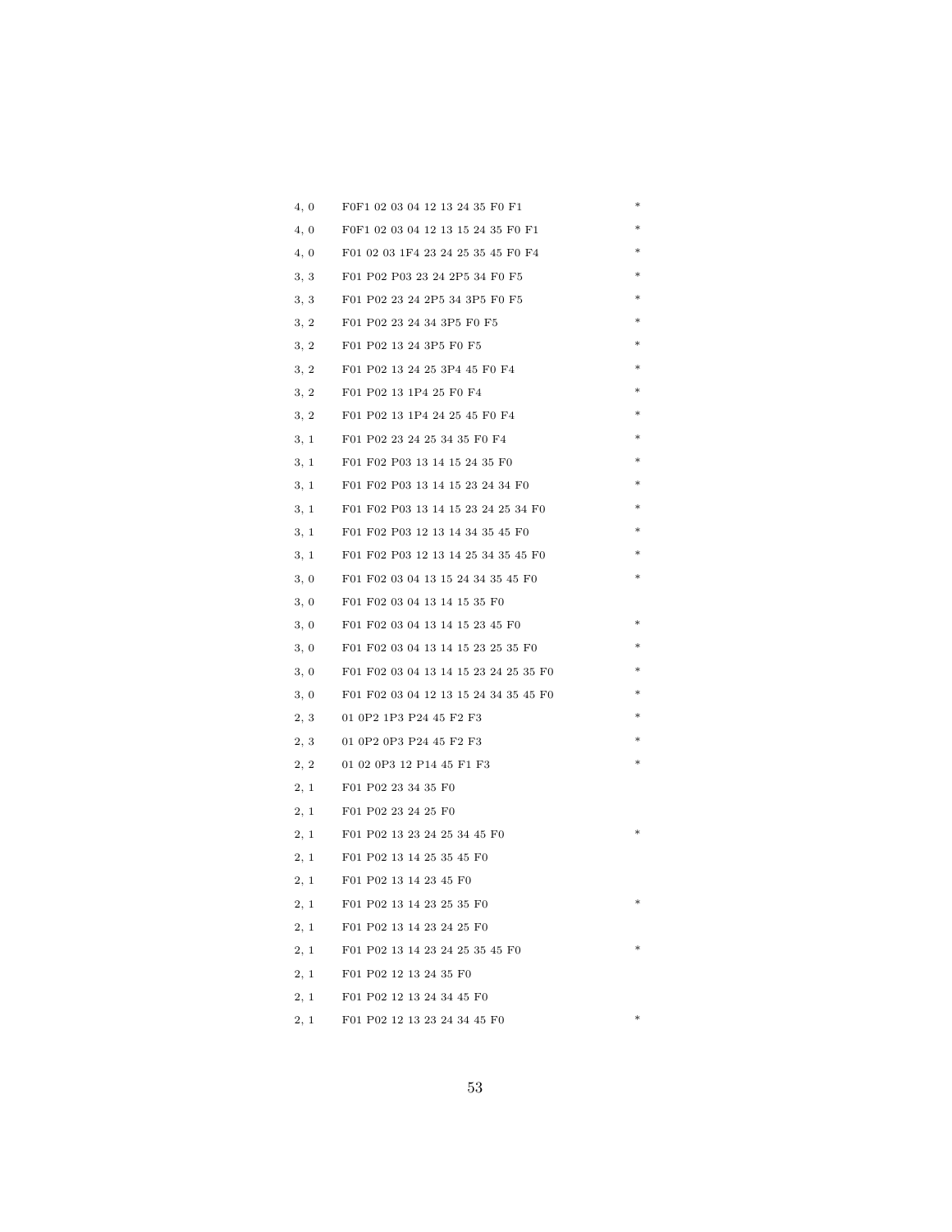| | | |
|---|---|---|
| 4, 0 | F0F1 02 03 04 12 13 24 35 F0 F1 | * |
| 4, 0 | F0F1 02 03 04 12 13 15 24 35 F0 F1 | * |
| 4, 0 | F01 02 03 1F4 23 24 25 35 45 F0 F4 | * |
| 3, 3 | F01 P02 P03 23 24 2P5 34 F0 F5 | * |
| 3, 3 | F01 P02 23 24 2P5 34 3P5 F0 F5 | * |
| 3, 2 | F01 P02 23 24 34 3P5 F0 F5 | * |
| 3, 2 | F01 P02 13 24 3P5 F0 F5 | * |
| 3, 2 | F01 P02 13 24 25 3P4 45 F0 F4 | * |
| 3, 2 | F01 P02 13 1P4 25 F0 F4 | * |
| 3, 2 | F01 P02 13 1P4 24 25 45 F0 F4 | * |
| 3, 1 | F01 P02 23 24 25 34 35 F0 F4 | * |
| 3, 1 | F01 F02 P03 13 14 15 24 35 F0 | * |
| 3, 1 | F01 F02 P03 13 14 15 23 24 34 F0 | * |
| 3, 1 | F01 F02 P03 13 14 15 23 24 25 34 F0 | * |
| 3, 1 | F01 F02 P03 12 13 14 34 35 45 F0 | * |
| 3, 1 | F01 F02 P03 12 13 14 25 34 35 45 F0 | * |
| 3, 0 | F01 F02 03 04 13 15 24 34 35 45 F0 | * |
| 3, 0 | F01 F02 03 04 13 14 15 35 F0 | |
| 3, 0 | F01 F02 03 04 13 14 15 23 45 F0 | * |
| 3, 0 | F01 F02 03 04 13 14 15 23 25 35 F0 | * |
| 3, 0 | F01 F02 03 04 13 14 15 23 24 25 35 F0 | * |
| 3, 0 | F01 F02 03 04 12 13 15 24 34 35 45 F0 | * |
| 2, 3 | 01 0P2 1P3 P24 45 F2 F3 | * |
| 2, 3 | 01 0P2 0P3 P24 45 F2 F3 | * |
| 2, 2 | 01 02 0P3 12 P14 45 F1 F3 | * |
| 2, 1 | F01 P02 23 34 35 F0 | |
| 2, 1 | F01 P02 23 24 25 F0 | |
| 2, 1 | F01 P02 13 23 24 25 34 45 F0 | * |
| 2, 1 | F01 P02 13 14 25 35 45 F0 | |
| 2, 1 | F01 P02 13 14 23 45 F0 | |
| 2, 1 | F01 P02 13 14 23 25 35 F0 | * |
| 2, 1 | F01 P02 13 14 23 24 25 F0 | |
| 2, 1 | F01 P02 13 14 23 24 25 35 45 F0 | * |
| 2, 1 | F01 P02 12 13 24 35 F0 | |
| 2, 1 | F01 P02 12 13 24 34 45 F0 | |
| 2, 1 | F01 P02 12 13 23 24 34 45 F0 | * |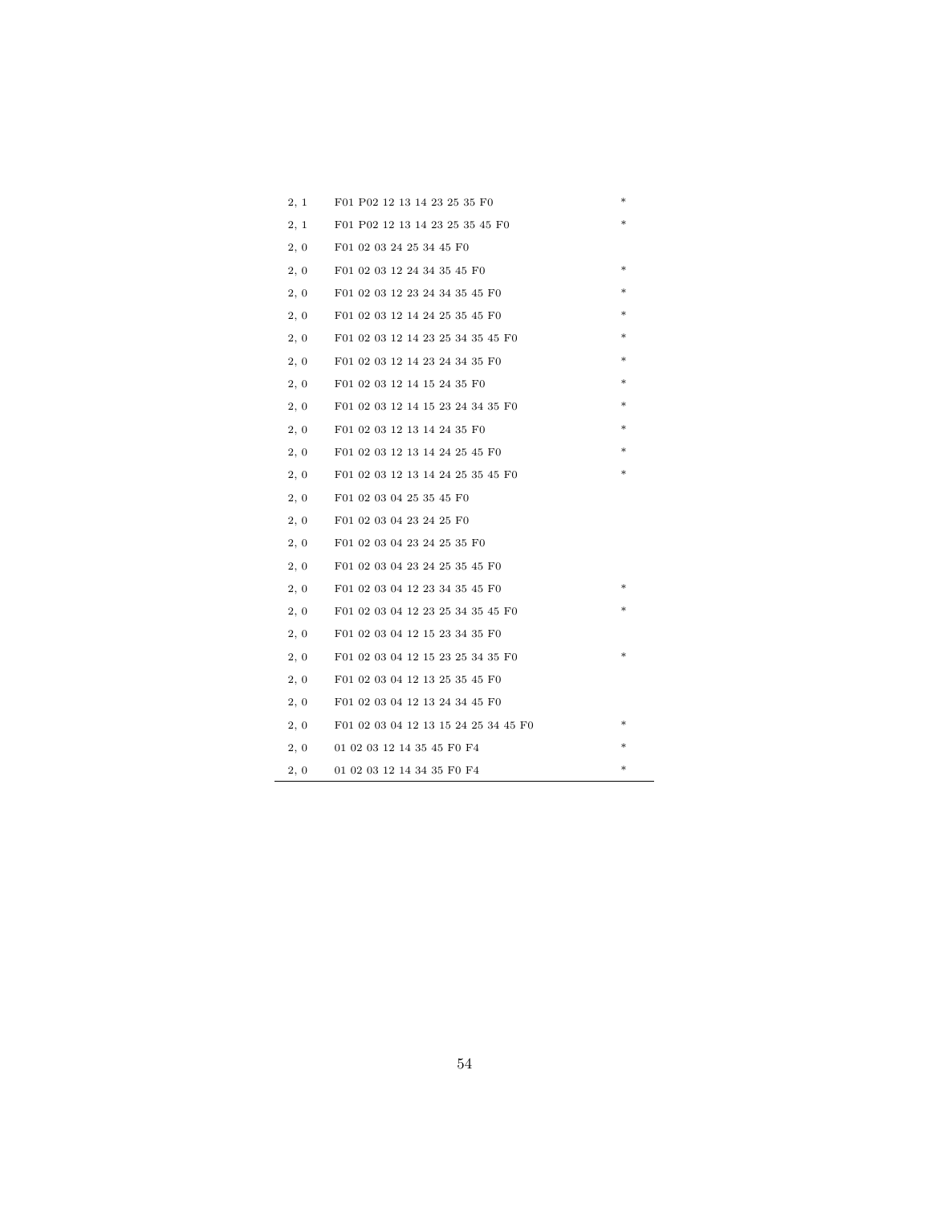| | | |
|---|---|---|
| 2, 1 | F01 P02 12 13 14 23 25 35 F0 | * |
| 2, 1 | F01 P02 12 13 14 23 25 35 45 F0 | * |
| 2, 0 | F01 02 03 24 25 34 45 F0 | |
| 2, 0 | F01 02 03 12 24 34 35 45 F0 | * |
| 2, 0 | F01 02 03 12 23 24 34 35 45 F0 | * |
| 2, 0 | F01 02 03 12 14 24 25 35 45 F0 | * |
| 2, 0 | F01 02 03 12 14 23 25 34 35 45 F0 | * |
| 2, 0 | F01 02 03 12 14 23 24 34 35 F0 | * |
| 2, 0 | F01 02 03 12 14 15 24 35 F0 | * |
| 2, 0 | F01 02 03 12 14 15 23 24 34 35 F0 | * |
| 2, 0 | F01 02 03 12 13 14 24 35 F0 | * |
| 2, 0 | F01 02 03 12 13 14 24 25 45 F0 | * |
| 2, 0 | F01 02 03 12 13 14 24 25 35 45 F0 | * |
| 2, 0 | F01 02 03 04 25 35 45 F0 | |
| 2, 0 | F01 02 03 04 23 24 25 F0 | |
| 2, 0 | F01 02 03 04 23 24 25 35 F0 | |
| 2, 0 | F01 02 03 04 23 24 25 35 45 F0 | |
| 2, 0 | F01 02 03 04 12 23 34 35 45 F0 | * |
| 2, 0 | F01 02 03 04 12 23 25 34 35 45 F0 | * |
| 2, 0 | F01 02 03 04 12 15 23 34 35 F0 | |
| 2, 0 | F01 02 03 04 12 15 23 25 34 35 F0 | * |
| 2, 0 | F01 02 03 04 12 13 25 35 45 F0 | |
| 2, 0 | F01 02 03 04 12 13 24 34 45 F0 | |
| 2, 0 | F01 02 03 04 12 13 15 24 25 34 45 F0 | * |
| 2, 0 | 01 02 03 12 14 35 45 F0 F4 | * |
| 2, 0 | 01 02 03 12 14 34 35 F0 F4 | * |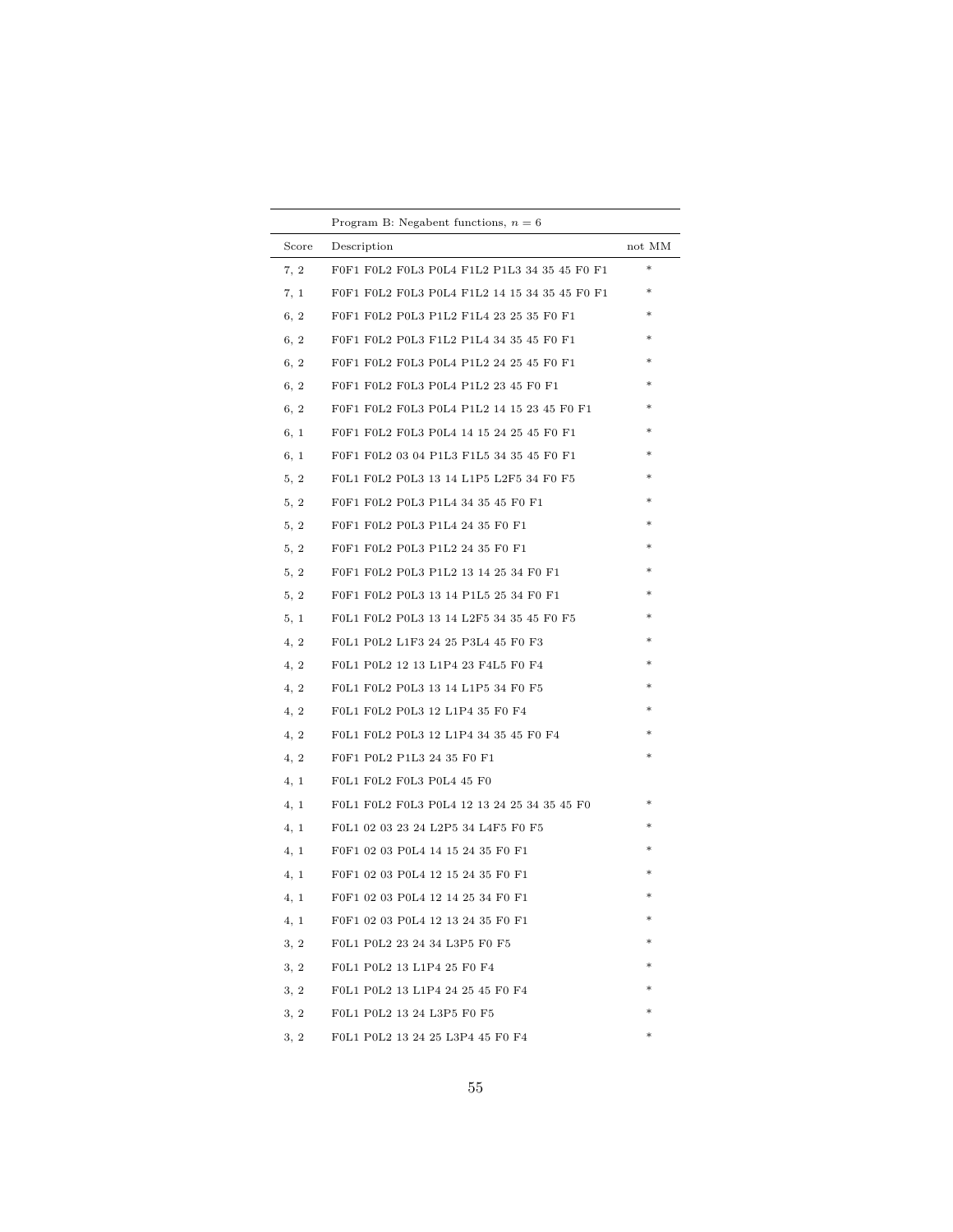| | Program B: Negabent functions, $n = 6$ | |
|---|---|---|
| Score | Description | not MM |
| 7, 2 | F0F1 F0L2 F0L3 P0L4 F1L2 P1L3 34 35 45 F0 F1 | * |
| 7, 1 | F0F1 F0L2 F0L3 P0L4 F1L2 14 15 34 35 45 F0 F1 | * |
| 6, 2 | F0F1 F0L2 P0L3 P1L2 F1L4 23 25 35 F0 F1 | * |
| 6, 2 | F0F1 F0L2 P0L3 F1L2 P1L4 34 35 45 F0 F1 | * |
| 6, 2 | F0F1 F0L2 F0L3 P0L4 P1L2 24 25 45 F0 F1 | * |
| 6, 2 | F0F1 F0L2 F0L3 P0L4 P1L2 23 45 F0 F1 | * |
| 6, 2 | F0F1 F0L2 F0L3 P0L4 P1L2 14 15 23 45 F0 F1 | * |
| 6, 1 | F0F1 F0L2 F0L3 P0L4 14 15 24 25 45 F0 F1 | * |
| 6, 1 | F0F1 F0L2 03 04 P1L3 F1L5 34 35 45 F0 F1 | * |
| 5, 2 | F0L1 F0L2 P0L3 13 14 L1P5 L2F5 34 F0 F5 | * |
| 5, 2 | F0F1 F0L2 P0L3 P1L4 34 35 45 F0 F1 | * |
| 5, 2 | F0F1 F0L2 P0L3 P1L4 24 35 F0 F1 | * |
| 5, 2 | F0F1 F0L2 P0L3 P1L2 24 35 F0 F1 | * |
| 5, 2 | F0F1 F0L2 P0L3 P1L2 13 14 25 34 F0 F1 | * |
| 5, 2 | F0F1 F0L2 P0L3 13 14 P1L5 25 34 F0 F1 | * |
| 5, 1 | F0L1 F0L2 P0L3 13 14 L2F5 34 35 45 F0 F5 | * |
| 4, 2 | F0L1 P0L2 L1F3 24 25 P3L4 45 F0 F3 | * |
| 4, 2 | F0L1 P0L2 12 13 L1P4 23 F4L5 F0 F4 | * |
| 4, 2 | F0L1 F0L2 P0L3 13 14 L1P5 34 F0 F5 | * |
| 4, 2 | F0L1 F0L2 P0L3 12 L1P4 35 F0 F4 | * |
| 4, 2 | F0L1 F0L2 P0L3 12 L1P4 34 35 45 F0 F4 | * |
| 4, 2 | F0F1 P0L2 P1L3 24 35 F0 F1 | * |
| 4, 1 | F0L1 F0L2 F0L3 P0L4 45 F0 | |
| 4, 1 | F0L1 F0L2 F0L3 P0L4 12 13 24 25 34 35 45 F0 | * |
| 4, 1 | F0L1 02 03 23 24 L2P5 34 L4F5 F0 F5 | * |
| 4, 1 | F0F1 02 03 P0L4 14 15 24 35 F0 F1 | * |
| 4, 1 | F0F1 02 03 P0L4 12 15 24 35 F0 F1 | * |
| 4, 1 | F0F1 02 03 P0L4 12 14 25 34 F0 F1 | * |
| 4, 1 | F0F1 02 03 P0L4 12 13 24 35 F0 F1 | * |
| 3, 2 | F0L1 P0L2 23 24 34 L3P5 F0 F5 | * |
| 3, 2 | F0L1 P0L2 13 L1P4 25 F0 F4 | * |
| 3, 2 | F0L1 P0L2 13 L1P4 24 25 45 F0 F4 | * |
| 3, 2 | F0L1 P0L2 13 24 L3P5 F0 F5 | * |
| 3, 2 | F0L1 P0L2 13 24 25 L3P4 45 F0 F4 | * |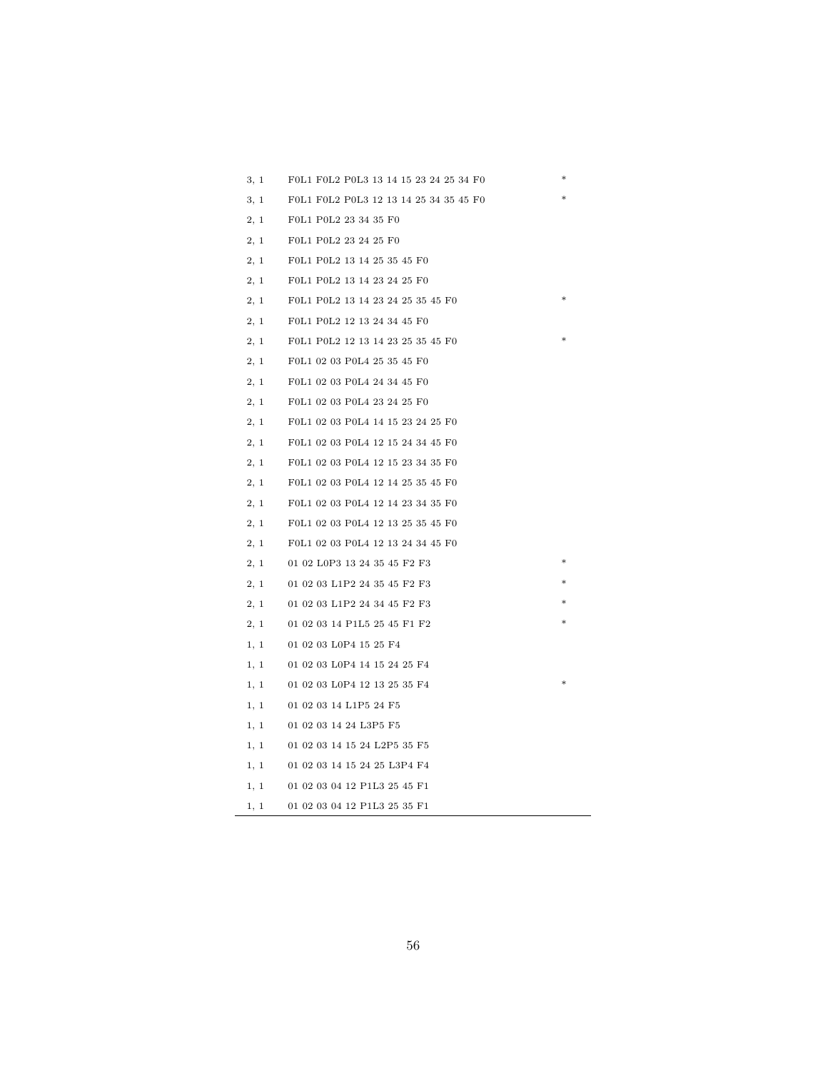| | | |
|---|---|---|
| 3, 1 | F0L1 F0L2 P0L3 13 14 15 23 24 25 34 F0 | * |
| 3, 1 | F0L1 F0L2 P0L3 12 13 14 25 34 35 45 F0 | * |
| 2, 1 | F0L1 P0L2 23 34 35 F0 | |
| 2, 1 | F0L1 P0L2 23 24 25 F0 | |
| 2, 1 | F0L1 P0L2 13 14 25 35 45 F0 | |
| 2, 1 | F0L1 P0L2 13 14 23 24 25 F0 | |
| 2, 1 | F0L1 P0L2 13 14 23 24 25 35 45 F0 | * |
| 2, 1 | F0L1 P0L2 12 13 24 34 45 F0 | |
| 2, 1 | F0L1 P0L2 12 13 14 23 25 35 45 F0 | * |
| 2, 1 | F0L1 02 03 P0L4 25 35 45 F0 | |
| 2, 1 | F0L1 02 03 P0L4 24 34 45 F0 | |
| 2, 1 | F0L1 02 03 P0L4 23 24 25 F0 | |
| 2, 1 | F0L1 02 03 P0L4 14 15 23 24 25 F0 | |
| 2, 1 | F0L1 02 03 P0L4 12 15 24 34 45 F0 | |
| 2, 1 | F0L1 02 03 P0L4 12 15 23 34 35 F0 | |
| 2, 1 | F0L1 02 03 P0L4 12 14 25 35 45 F0 | |
| 2, 1 | F0L1 02 03 P0L4 12 14 23 34 35 F0 | |
| 2, 1 | F0L1 02 03 P0L4 12 13 25 35 45 F0 | |
| 2, 1 | F0L1 02 03 P0L4 12 13 24 34 45 F0 | |
| 2, 1 | 01 02 L0P3 13 24 35 45 F2 F3 | * |
| 2, 1 | 01 02 03 L1P2 24 35 45 F2 F3 | * |
| 2, 1 | 01 02 03 L1P2 24 34 45 F2 F3 | * |
| 2, 1 | 01 02 03 14 P1L5 25 45 F1 F2 | * |
| 1, 1 | 01 02 03 L0P4 15 25 F4 | |
| 1, 1 | 01 02 03 L0P4 14 15 24 25 F4 | |
| 1, 1 | 01 02 03 L0P4 12 13 25 35 F4 | * |
| 1, 1 | 01 02 03 14 L1P5 24 F5 | |
| 1, 1 | 01 02 03 14 24 L3P5 F5 | |
| 1, 1 | 01 02 03 14 15 24 L2P5 35 F5 | |
| 1, 1 | 01 02 03 14 15 24 25 L3P4 F4 | |
| 1, 1 | 01 02 03 04 12 P1L3 25 45 F1 | |
| 1, 1 | 01 02 03 04 12 P1L3 25 35 F1 | |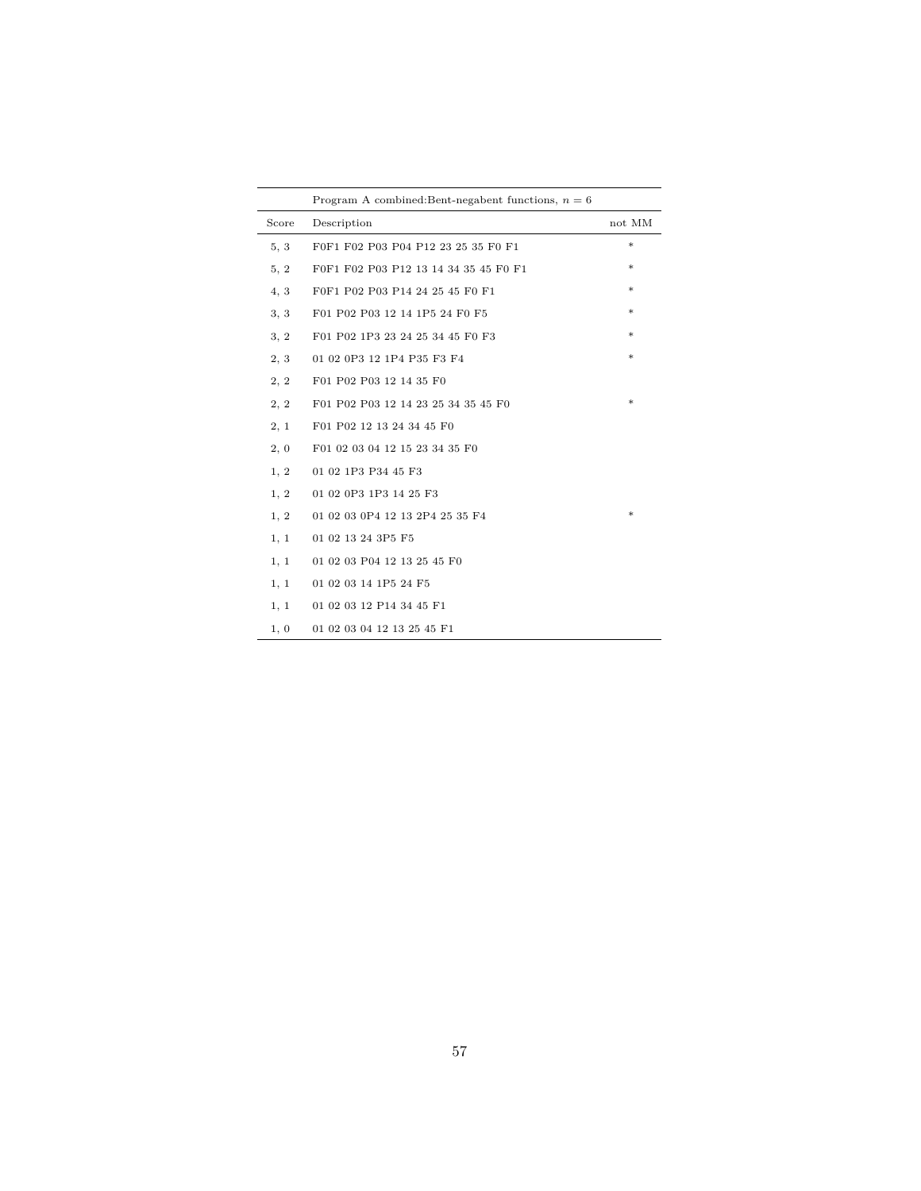| | Program A combined:Bent-negabent functions, $n = 6$ | |
|---|---|---|
| Score | Description | not MM |
| 5, 3 | F0F1 F02 P03 P04 P12 23 25 35 F0 F1 | * |
| 5, 2 | F0F1 F02 P03 P12 13 14 34 35 45 F0 F1 | * |
| 4, 3 | F0F1 P02 P03 P14 24 25 45 F0 F1 | * |
| 3, 3 | F01 P02 P03 12 14 1P5 24 F0 F5 | * |
| 3, 2 | F01 P02 1P3 23 24 25 34 45 F0 F3 | * |
| 2, 3 | 01 02 0P3 12 1P4 P35 F3 F4 | * |
| 2, 2 | F01 P02 P03 12 14 35 F0 | |
| 2, 2 | F01 P02 P03 12 14 23 25 34 35 45 F0 | * |
| 2, 1 | F01 P02 12 13 24 34 45 F0 | |
| 2, 0 | F01 02 03 04 12 15 23 34 35 F0 | |
| 1, 2 | 01 02 1P3 P34 45 F3 | |
| 1, 2 | 01 02 0P3 1P3 14 25 F3 | |
| 1, 2 | 01 02 03 0P4 12 13 2P4 25 35 F4 | * |
| 1, 1 | 01 02 13 24 3P5 F5 | |
| 1, 1 | 01 02 03 P04 12 13 25 45 F0 | |
| 1, 1 | 01 02 03 14 1P5 24 F5 | |
| 1, 1 | 01 02 03 12 P14 34 45 F1 | |
| 1, 0 | 01 02 03 04 12 13 25 45 F1 | |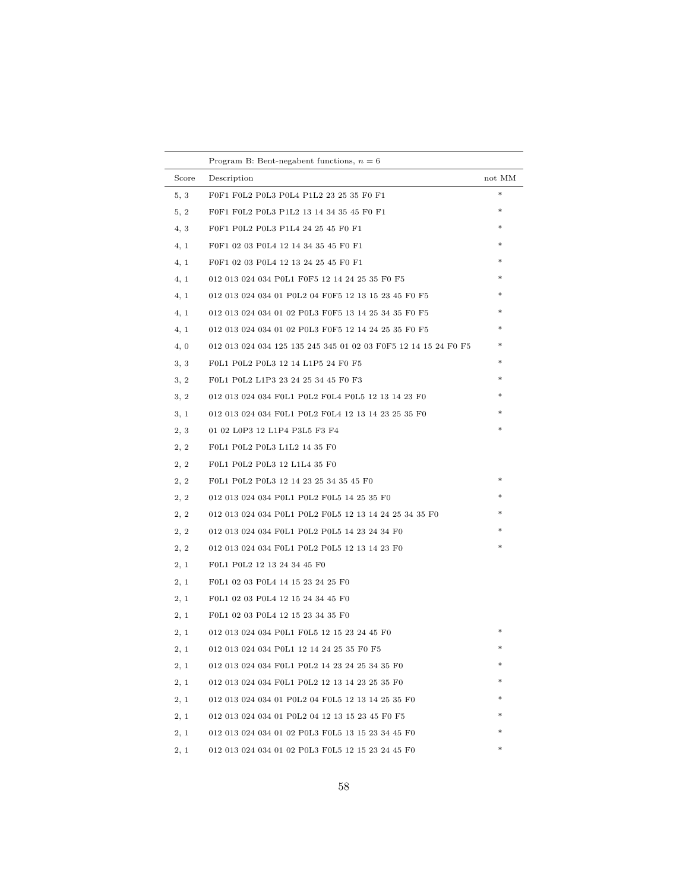| | Program B: Bent-negabent functions, $n = 6$ | |
|---|---|---|
| Score | Description | not MM |
| 5, 3 | F0F1 F0L2 P0L3 P0L4 P1L2 23 25 35 F0 F1 | * |
| 5, 2 | F0F1 F0L2 P0L3 P1L2 13 14 34 35 45 F0 F1 | * |
| 4, 3 | F0F1 P0L2 P0L3 P1L4 24 25 45 F0 F1 | * |
| 4, 1 | F0F1 02 03 P0L4 12 14 34 35 45 F0 F1 | * |
| 4, 1 | F0F1 02 03 P0L4 12 13 24 25 45 F0 F1 | * |
| 4, 1 | 012 013 024 034 P0L1 F0F5 12 14 24 25 35 F0 F5 | * |
| 4, 1 | 012 013 024 034 01 P0L2 04 F0F5 12 13 15 23 45 F0 F5 | * |
| 4, 1 | 012 013 024 034 01 02 P0L3 F0F5 13 14 25 34 35 F0 F5 | * |
| 4, 1 | 012 013 024 034 01 02 P0L3 F0F5 12 14 24 25 35 F0 F5 | * |
| 4, 0 | 012 013 024 034 125 135 245 345 01 02 03 F0F5 12 14 15 24 F0 F5 | * |
| 3, 3 | F0L1 P0L2 P0L3 12 14 L1P5 24 F0 F5 | * |
| 3, 2 | F0L1 P0L2 L1P3 23 24 25 34 45 F0 F3 | * |
| 3, 2 | 012 013 024 034 F0L1 P0L2 F0L4 P0L5 12 13 14 23 F0 | * |
| 3, 1 | 012 013 024 034 F0L1 P0L2 F0L4 12 13 14 23 25 35 F0 | * |
| 2, 3 | 01 02 L0P3 12 L1P4 P3L5 F3 F4 | * |
| 2, 2 | F0L1 P0L2 P0L3 L1L2 14 35 F0 | |
| 2, 2 | F0L1 P0L2 P0L3 12 L1L4 35 F0 | |
| 2, 2 | F0L1 P0L2 P0L3 12 14 23 25 34 35 45 F0 | * |
| 2, 2 | 012 013 024 034 P0L1 P0L2 F0L5 14 25 35 F0 | * |
| 2, 2 | 012 013 024 034 P0L1 P0L2 F0L5 12 13 14 24 25 34 35 F0 | * |
| 2, 2 | 012 013 024 034 F0L1 P0L2 P0L5 14 23 24 34 F0 | * |
| 2, 2 | 012 013 024 034 F0L1 P0L2 P0L5 12 13 14 23 F0 | * |
| 2, 1 | F0L1 P0L2 12 13 24 34 45 F0 | |
| 2, 1 | F0L1 02 03 P0L4 14 15 23 24 25 F0 | |
| 2, 1 | F0L1 02 03 P0L4 12 15 24 34 45 F0 | |
| 2, 1 | F0L1 02 03 P0L4 12 15 23 34 35 F0 | |
| 2, 1 | 012 013 024 034 P0L1 F0L5 12 15 23 24 45 F0 | * |
| 2, 1 | 012 013 024 034 P0L1 12 14 24 25 35 F0 F5 | * |
| 2, 1 | 012 013 024 034 F0L1 P0L2 14 23 24 25 34 35 F0 | * |
| 2, 1 | 012 013 024 034 F0L1 P0L2 12 13 14 23 25 35 F0 | * |
| 2, 1 | 012 013 024 034 01 P0L2 04 F0L5 12 13 14 25 35 F0 | * |
| 2, 1 | 012 013 024 034 01 P0L2 04 12 13 15 23 45 F0 F5 | * |
| 2, 1 | 012 013 024 034 01 02 P0L3 F0L5 13 15 23 34 45 F0 | * |
| 2, 1 | 012 013 024 034 01 02 P0L3 F0L5 12 15 23 24 45 F0 | * |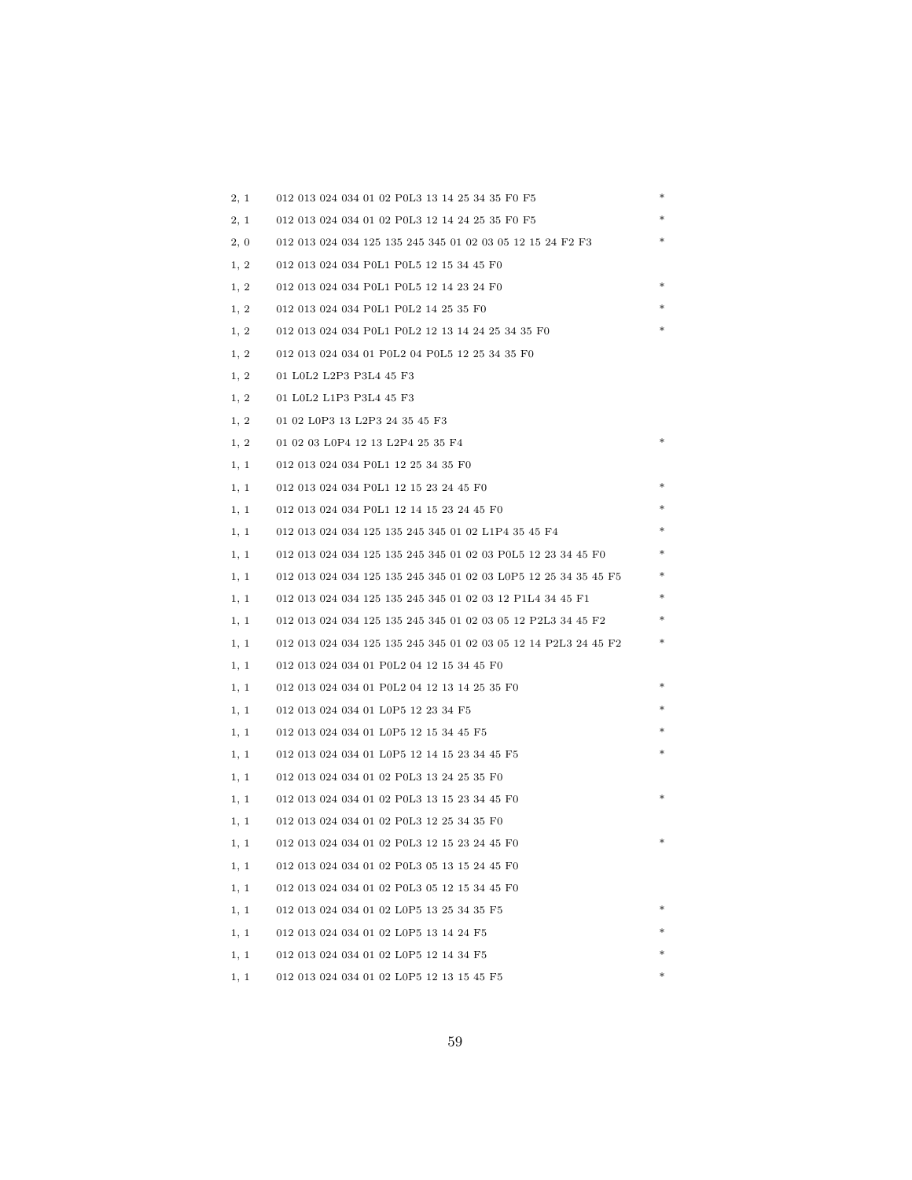| | | |
|---|---|---|
| 2, 1 | 012 013 024 034 01 02 P0L3 13 14 25 34 35 F0 F5 | * |
| 2, 1 | 012 013 024 034 01 02 P0L3 12 14 24 25 35 F0 F5 | * |
| 2, 0 | 012 013 024 034 125 135 245 345 01 02 03 05 12 15 24 F2 F3 | * |
| 1, 2 | 012 013 024 034 P0L1 P0L5 12 15 34 45 F0 | |
| 1, 2 | 012 013 024 034 P0L1 P0L5 12 14 23 24 F0 | * |
| 1, 2 | 012 013 024 034 P0L1 P0L2 14 25 35 F0 | * |
| 1, 2 | 012 013 024 034 P0L1 P0L2 12 13 14 24 25 34 35 F0 | * |
| 1, 2 | 012 013 024 034 01 P0L2 04 P0L5 12 25 34 35 F0 | |
| 1, 2 | 01 L0L2 L2P3 P3L4 45 F3 | |
| 1, 2 | 01 L0L2 L1P3 P3L4 45 F3 | |
| 1, 2 | 01 02 L0P3 13 L2P3 24 35 45 F3 | |
| 1, 2 | 01 02 03 L0P4 12 13 L2P4 25 35 F4 | * |
| 1, 1 | 012 013 024 034 P0L1 12 25 34 35 F0 | |
| 1, 1 | 012 013 024 034 P0L1 12 15 23 24 45 F0 | * |
| 1, 1 | 012 013 024 034 P0L1 12 14 15 23 24 45 F0 | * |
| 1, 1 | 012 013 024 034 125 135 245 345 01 02 L1P4 35 45 F4 | * |
| 1, 1 | 012 013 024 034 125 135 245 345 01 02 03 P0L5 12 23 34 45 F0 | * |
| 1, 1 | 012 013 024 034 125 135 245 345 01 02 03 L0P5 12 25 34 35 45 F5 | * |
| 1, 1 | 012 013 024 034 125 135 245 345 01 02 03 12 P1L4 34 45 F1 | * |
| 1, 1 | 012 013 024 034 125 135 245 345 01 02 03 05 12 P2L3 34 45 F2 | * |
| 1, 1 | 012 013 024 034 125 135 245 345 01 02 03 05 12 14 P2L3 24 45 F2 | * |
| 1, 1 | 012 013 024 034 01 P0L2 04 12 15 34 45 F0 | |
| 1, 1 | 012 013 024 034 01 P0L2 04 12 13 14 25 35 F0 | * |
| 1, 1 | 012 013 024 034 01 L0P5 12 23 34 F5 | * |
| 1, 1 | 012 013 024 034 01 L0P5 12 15 34 45 F5 | * |
| 1, 1 | 012 013 024 034 01 L0P5 12 14 15 23 34 45 F5 | * |
| 1, 1 | 012 013 024 034 01 02 P0L3 13 24 25 35 F0 | |
| 1, 1 | 012 013 024 034 01 02 P0L3 13 15 23 34 45 F0 | * |
| 1, 1 | 012 013 024 034 01 02 P0L3 12 25 34 35 F0 | |
| 1, 1 | 012 013 024 034 01 02 P0L3 12 15 23 24 45 F0 | * |
| 1, 1 | 012 013 024 034 01 02 P0L3 05 13 15 24 45 F0 | |
| 1, 1 | 012 013 024 034 01 02 P0L3 05 12 15 34 45 F0 | |
| 1, 1 | 012 013 024 034 01 02 L0P5 13 25 34 35 F5 | * |
| 1, 1 | 012 013 024 034 01 02 L0P5 13 14 24 F5 | * |
| 1, 1 | 012 013 024 034 01 02 L0P5 12 14 34 F5 | * |
| 1, 1 | 012 013 024 034 01 02 L0P5 12 13 15 45 F5 | * |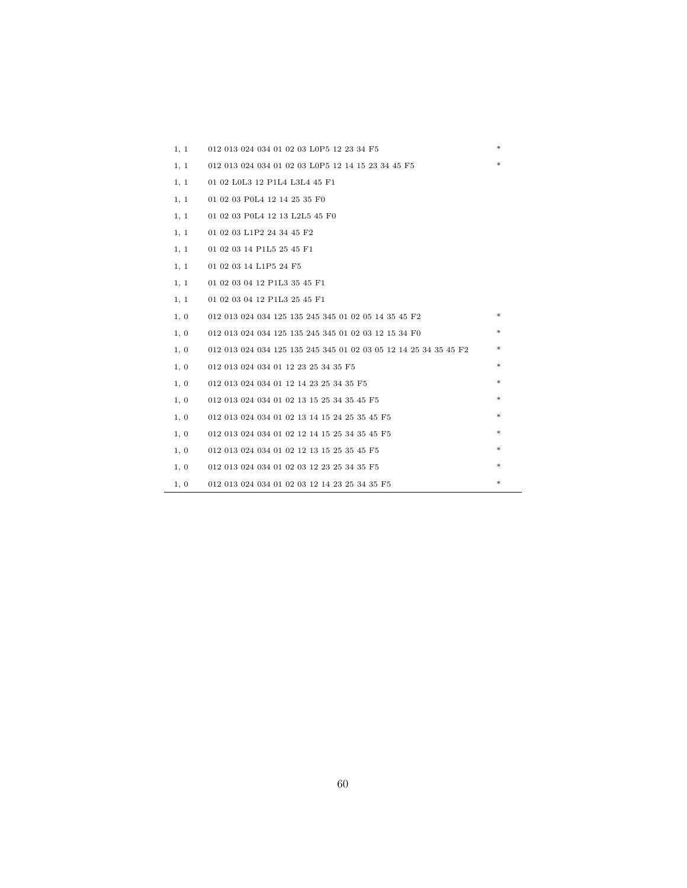| | | |
|---|---|---|
| 1, 1 | 012 013 024 034 01 02 03 L0P5 12 23 34 F5 | * |
| 1, 1 | 012 013 024 034 01 02 03 L0P5 12 14 15 23 34 45 F5 | * |
| 1, 1 | 01 02 L0L3 12 P1L4 L3L4 45 F1 | |
| 1, 1 | 01 02 03 P0L4 12 14 25 35 F0 | |
| 1, 1 | 01 02 03 P0L4 12 13 L2L5 45 F0 | |
| 1, 1 | 01 02 03 L1P2 24 34 45 F2 | |
| 1, 1 | 01 02 03 14 P1L5 25 45 F1 | |
| 1, 1 | 01 02 03 14 L1P5 24 F5 | |
| 1, 1 | 01 02 03 04 12 P1L3 35 45 F1 | |
| 1, 1 | 01 02 03 04 12 P1L3 25 45 F1 | |
| 1, 0 | 012 013 024 034 125 135 245 345 01 02 05 14 35 45 F2 | * |
| 1, 0 | 012 013 024 034 125 135 245 345 01 02 03 12 15 34 F0 | * |
| 1, 0 | 012 013 024 034 125 135 245 345 01 02 03 05 12 14 25 34 35 45 F2 | * |
| 1, 0 | 012 013 024 034 01 12 23 25 34 35 F5 | * |
| 1, 0 | 012 013 024 034 01 12 14 23 25 34 35 F5 | * |
| 1, 0 | 012 013 024 034 01 02 13 15 25 34 35 45 F5 | * |
| 1, 0 | 012 013 024 034 01 02 13 14 15 24 25 35 45 F5 | * |
| 1, 0 | 012 013 024 034 01 02 12 14 15 25 34 35 45 F5 | * |
| 1, 0 | 012 013 024 034 01 02 12 13 15 25 35 45 F5 | * |
| 1, 0 | 012 013 024 034 01 02 03 12 23 25 34 35 F5 | * |
| 1, 0 | 012 013 024 034 01 02 03 12 14 23 25 34 35 F5 | * |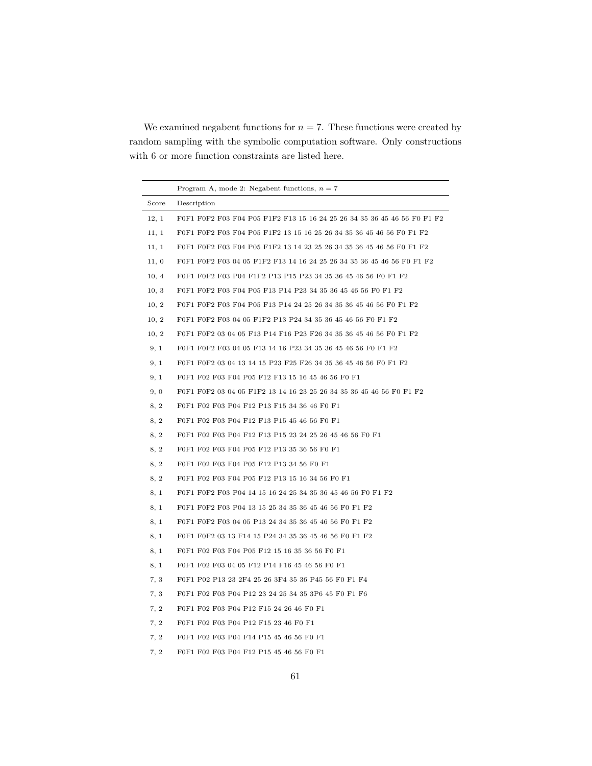We examined negabent functions for $n = 7$. These functions were created by random sampling with the symbolic computation software. Only constructions with 6 or more function constraints are listed here.

| | Program A, mode 2: Negabent functions, $n = 7$ |
|---|---|
| Score | Description |
| 12, 1 | F0F1 F0F2 F03 F04 P05 F1F2 F13 15 16 24 25 26 34 35 36 45 46 56 F0 F1 F2 |
| 11, 1 | F0F1 F0F2 F03 F04 P05 F1F2 13 15 16 25 26 34 35 36 45 46 56 F0 F1 F2 |
| 11, 1 | F0F1 F0F2 F03 F04 P05 F1F2 13 14 23 25 26 34 35 36 45 46 56 F0 F1 F2 |
| 11, 0 | F0F1 F0F2 F03 04 05 F1F2 F13 14 16 24 25 26 34 35 36 45 46 56 F0 F1 F2 |
| 10, 4 | F0F1 F0F2 F03 P04 F1F2 P13 P15 P23 34 35 36 45 46 56 F0 F1 F2 |
| 10, 3 | F0F1 F0F2 F03 F04 P05 F13 P14 P23 34 35 36 45 46 56 F0 F1 F2 |
| 10, 2 | F0F1 F0F2 F03 F04 P05 F13 P14 24 25 26 34 35 36 45 46 56 F0 F1 F2 |
| 10, 2 | F0F1 F0F2 F03 04 05 F1F2 P13 P24 34 35 36 45 46 56 F0 F1 F2 |
| 10, 2 | F0F1 F0F2 03 04 05 F13 P14 F16 P23 F26 34 35 36 45 46 56 F0 F1 F2 |
| 9, 1 | F0F1 F0F2 F03 04 05 F13 14 16 P23 34 35 36 45 46 56 F0 F1 F2 |
| 9, 1 | F0F1 F0F2 03 04 13 14 15 P23 F25 F26 34 35 36 45 46 56 F0 F1 F2 |
| 9, 1 | F0F1 F02 F03 F04 P05 F12 F13 15 16 45 46 56 F0 F1 |
| 9, 0 | F0F1 F0F2 03 04 05 F1F2 13 14 16 23 25 26 34 35 36 45 46 56 F0 F1 F2 |
| 8, 2 | F0F1 F02 F03 P04 F12 P13 F15 34 36 46 F0 F1 |
| 8, 2 | F0F1 F02 F03 P04 F12 F13 P15 45 46 56 F0 F1 |
| 8, 2 | F0F1 F02 F03 P04 F12 F13 P15 23 24 25 26 45 46 56 F0 F1 |
| 8, 2 | F0F1 F02 F03 F04 P05 F12 P13 35 36 56 F0 F1 |
| 8, 2 | F0F1 F02 F03 F04 P05 F12 P13 34 56 F0 F1 |
| 8, 2 | F0F1 F02 F03 F04 P05 F12 P13 15 16 34 56 F0 F1 |
| 8, 1 | F0F1 F0F2 F03 P04 14 15 16 24 25 34 35 36 45 46 56 F0 F1 F2 |
| 8, 1 | F0F1 F0F2 F03 P04 13 15 25 34 35 36 45 46 56 F0 F1 F2 |
| 8, 1 | F0F1 F0F2 F03 04 05 P13 24 34 35 36 45 46 56 F0 F1 F2 |
| 8, 1 | F0F1 F0F2 03 13 F14 15 P24 34 35 36 45 46 56 F0 F1 F2 |
| 8, 1 | F0F1 F02 F03 F04 P05 F12 15 16 35 36 56 F0 F1 |
| 8, 1 | F0F1 F02 F03 04 05 F12 P14 F16 45 46 56 F0 F1 |
| 7, 3 | F0F1 P02 P13 23 2F4 25 26 3F4 35 36 P45 56 F0 F1 F4 |
| 7, 3 | F0F1 F02 F03 P04 P12 23 24 25 34 35 3P6 45 F0 F1 F6 |
| 7, 2 | F0F1 F02 F03 P04 P12 F15 24 26 46 F0 F1 |
| 7, 2 | F0F1 F02 F03 P04 P12 F15 23 46 F0 F1 |
| 7, 2 | F0F1 F02 F03 P04 F14 P15 45 46 56 F0 F1 |
| 7, 2 | F0F1 F02 F03 P04 F12 P15 45 46 56 F0 F1 |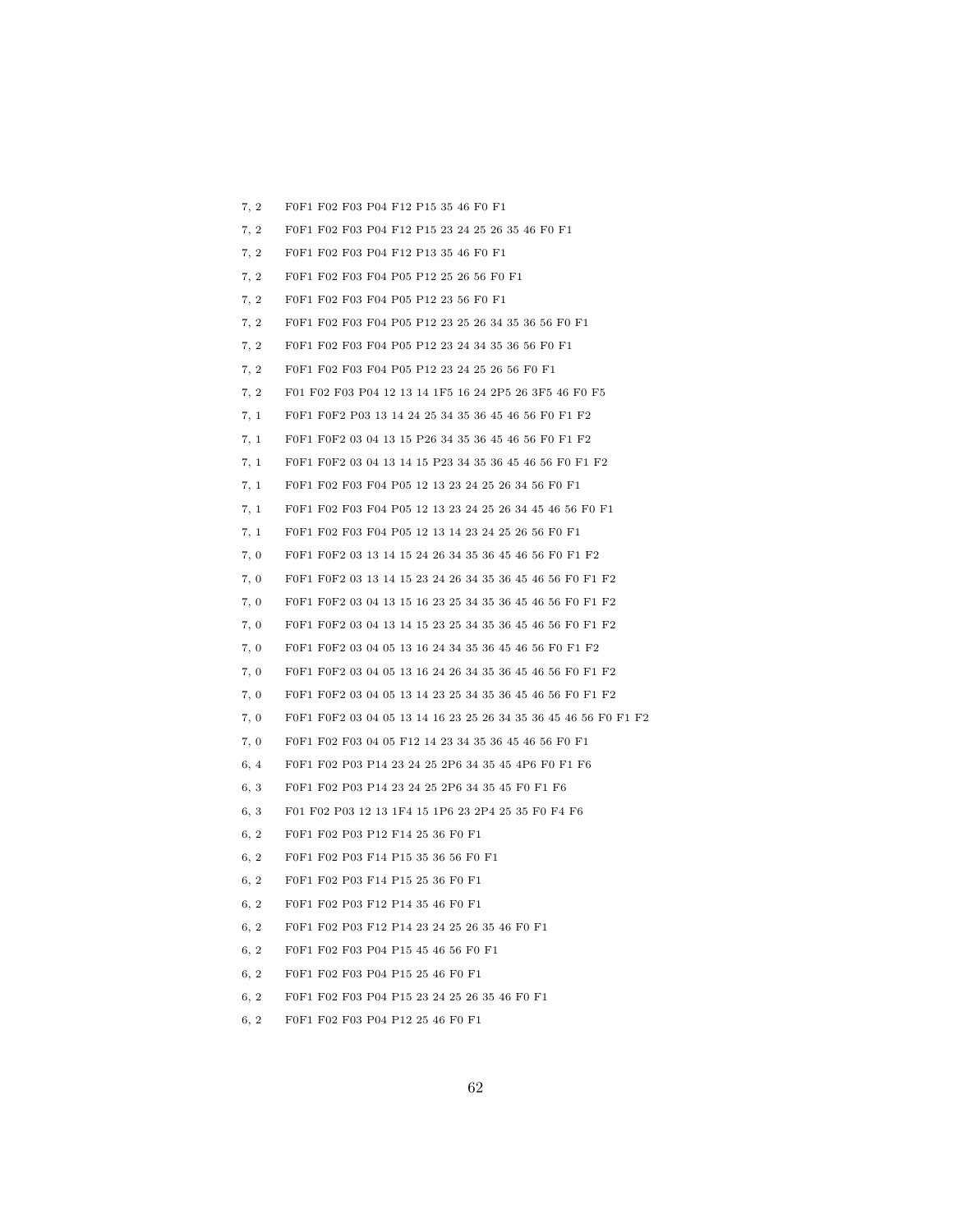7, 2 F0F1 F02 F03 P04 F12 P15 35 46 F0 F1

7, 2 F0F1 F02 F03 P04 F12 P15 23 24 25 26 35 46 F0 F1

7, 2 F0F1 F02 F03 P04 F12 P13 35 46 F0 F1

7, 2 F0F1 F02 F03 F04 P05 P12 25 26 56 F0 F1

7, 2 F0F1 F02 F03 F04 P05 P12 23 56 F0 F1

7, 2 F0F1 F02 F03 F04 P05 P12 23 25 26 34 35 36 56 F0 F1

7, 2 F0F1 F02 F03 F04 P05 P12 23 24 34 35 36 56 F0 F1

7, 2 F0F1 F02 F03 F04 P05 P12 23 24 25 26 56 F0 F1

7, 2 F01 F02 F03 P04 12 13 14 1F5 16 24 2P5 26 3F5 46 F0 F5

7, 1 F0F1 F0F2 P03 13 14 24 25 34 35 36 45 46 56 F0 F1 F2

7, 1 F0F1 F0F2 03 04 13 15 P26 34 35 36 45 46 56 F0 F1 F2

7, 1 F0F1 F0F2 03 04 13 14 15 P23 34 35 36 45 46 56 F0 F1 F2

7, 1 F0F1 F02 F03 F04 P05 12 13 23 24 25 26 34 56 F0 F1

7, 1 F0F1 F02 F03 F04 P05 12 13 23 24 25 26 34 45 46 56 F0 F1

7, 1 F0F1 F02 F03 F04 P05 12 13 14 23 24 25 26 56 F0 F1

7, 0 F0F1 F0F2 03 13 14 15 24 26 34 35 36 45 46 56 F0 F1 F2

7, 0 F0F1 F0F2 03 13 14 15 23 24 26 34 35 36 45 46 56 F0 F1 F2

7, 0 F0F1 F0F2 03 04 13 15 16 23 25 34 35 36 45 46 56 F0 F1 F2

7, 0 F0F1 F0F2 03 04 13 14 15 23 25 34 35 36 45 46 56 F0 F1 F2

7, 0 F0F1 F0F2 03 04 05 13 16 24 34 35 36 45 46 56 F0 F1 F2

7, 0 F0F1 F0F2 03 04 05 13 16 24 26 34 35 36 45 46 56 F0 F1 F2

7, 0 F0F1 F0F2 03 04 05 13 14 23 25 34 35 36 45 46 56 F0 F1 F2

7, 0 F0F1 F0F2 03 04 05 13 14 16 23 25 26 34 35 36 45 46 56 F0 F1 F2

7, 0 F0F1 F02 F03 04 05 F12 14 23 34 35 36 45 46 56 F0 F1

6, 4 F0F1 F02 P03 P14 23 24 25 2P6 34 35 45 4P6 F0 F1 F6

6, 3 F0F1 F02 P03 P14 23 24 25 2P6 34 35 45 F0 F1 F6

6, 3 F01 F02 P03 12 13 1F4 15 1P6 23 2P4 25 35 F0 F4 F6

6, 2 F0F1 F02 P03 P12 F14 25 36 F0 F1

6, 2 F0F1 F02 P03 F14 P15 35 36 56 F0 F1

6, 2 F0F1 F02 P03 F14 P15 25 36 F0 F1

6, 2 F0F1 F02 P03 F12 P14 35 46 F0 F1

6, 2 F0F1 F02 P03 F12 P14 23 24 25 26 35 46 F0 F1

6, 2 F0F1 F02 F03 P04 P15 45 46 56 F0 F1

6, 2 F0F1 F02 F03 P04 P15 25 46 F0 F1

6, 2 F0F1 F02 F03 P04 P15 23 24 25 26 35 46 F0 F1

6, 2 F0F1 F02 F03 P04 P12 25 46 F0 F1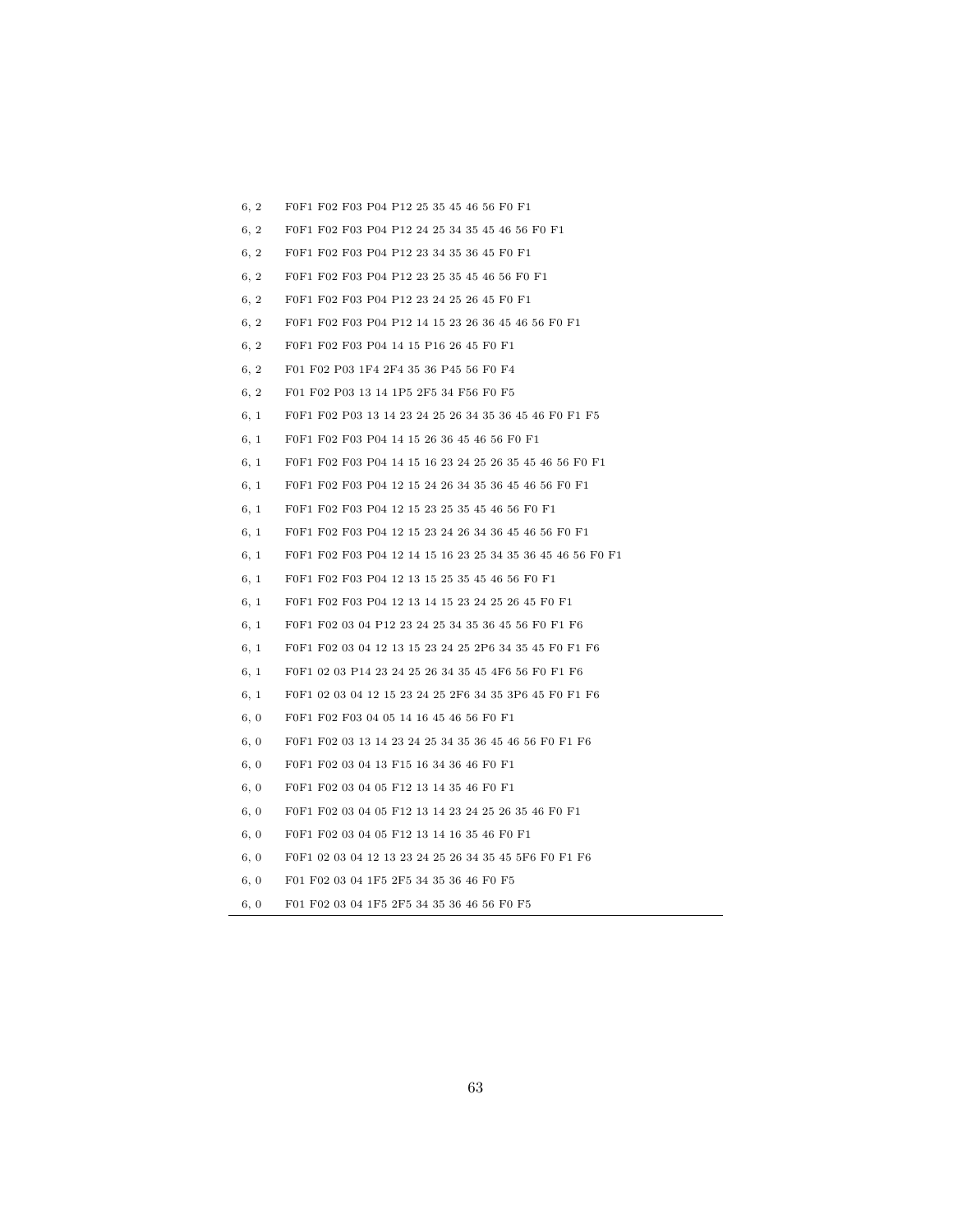| | |
|---|---|
| 6, 2 | F0F1 F02 F03 P04 P12 25 35 45 46 56 F0 F1 |
| 6, 2 | F0F1 F02 F03 P04 P12 24 25 34 35 45 46 56 F0 F1 |
| 6, 2 | F0F1 F02 F03 P04 P12 23 34 35 36 45 F0 F1 |
| 6, 2 | F0F1 F02 F03 P04 P12 23 25 35 45 46 56 F0 F1 |
| 6, 2 | F0F1 F02 F03 P04 P12 23 24 25 26 45 F0 F1 |
| 6, 2 | F0F1 F02 F03 P04 P12 14 15 23 26 36 45 46 56 F0 F1 |
| 6, 2 | F0F1 F02 F03 P04 14 15 P16 26 45 F0 F1 |
| 6, 2 | F01 F02 P03 1F4 2F4 35 36 P45 56 F0 F4 |
| 6, 2 | F01 F02 P03 13 14 1P5 2F5 34 F56 F0 F5 |
| 6, 1 | F0F1 F02 P03 13 14 23 24 25 26 34 35 36 45 46 F0 F1 F5 |
| 6, 1 | F0F1 F02 F03 P04 14 15 26 36 45 46 56 F0 F1 |
| 6, 1 | F0F1 F02 F03 P04 14 15 16 23 24 25 26 35 45 46 56 F0 F1 |
| 6, 1 | F0F1 F02 F03 P04 12 15 24 26 34 35 36 45 46 56 F0 F1 |
| 6, 1 | F0F1 F02 F03 P04 12 15 23 25 35 45 46 56 F0 F1 |
| 6, 1 | F0F1 F02 F03 P04 12 15 23 24 26 34 36 45 46 56 F0 F1 |
| 6, 1 | F0F1 F02 F03 P04 12 14 15 16 23 25 34 35 36 45 46 56 F0 F1 |
| 6, 1 | F0F1 F02 F03 P04 12 13 15 25 35 45 46 56 F0 F1 |
| 6, 1 | F0F1 F02 F03 P04 12 13 14 15 23 24 25 26 45 F0 F1 |
| 6, 1 | F0F1 F02 03 04 P12 23 24 25 34 35 36 45 56 F0 F1 F6 |
| 6, 1 | F0F1 F02 03 04 12 13 15 23 24 25 2P6 34 35 45 F0 F1 F6 |
| 6, 1 | F0F1 02 03 P14 23 24 25 26 34 35 45 4F6 56 F0 F1 F6 |
| 6, 1 | F0F1 02 03 04 12 15 23 24 25 2F6 34 35 3P6 45 F0 F1 F6 |
| 6, 0 | F0F1 F02 F03 04 05 14 16 45 46 56 F0 F1 |
| 6, 0 | F0F1 F02 03 13 14 23 24 25 34 35 36 45 46 56 F0 F1 F6 |
| 6, 0 | F0F1 F02 03 04 13 F15 16 34 36 46 F0 F1 |
| 6, 0 | F0F1 F02 03 04 05 F12 13 14 35 46 F0 F1 |
| 6, 0 | F0F1 F02 03 04 05 F12 13 14 23 24 25 26 35 46 F0 F1 |
| 6, 0 | F0F1 F02 03 04 05 F12 13 14 16 35 46 F0 F1 |
| 6, 0 | F0F1 02 03 04 12 13 23 24 25 26 34 35 45 5F6 F0 F1 F6 |
| 6, 0 | F01 F02 03 04 1F5 2F5 34 35 36 46 F0 F5 |
| 6, 0 | F01 F02 03 04 1F5 2F5 34 35 36 46 56 F0 F5 |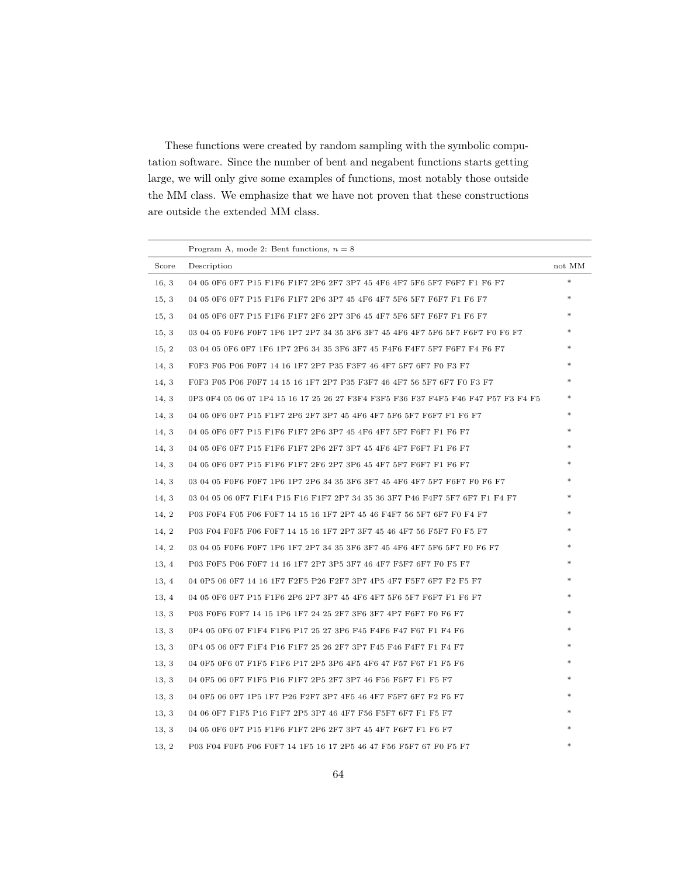These functions were created by random sampling with the symbolic computation software. Since the number of bent and negabent functions starts getting large, we will only give some examples of functions, most notably those outside the MM class. We emphasize that we have not proven that these constructions are outside the extended MM class.

| | Program A, mode 2: Bent functions, $n = 8$ | |
|---|---|---|
| Score | Description | not MM |
| 16, 3 | 04 05 0F6 0F7 P15 F1F6 F1F7 2P6 2F7 3P7 45 4F6 4F7 5F6 5F7 F6F7 F1 F6 F7 | * |
| 15, 3 | 04 05 0F6 0F7 P15 F1F6 F1F7 2P6 3P7 45 4F6 4F7 5F6 5F7 F6F7 F1 F6 F7 | * |
| 15, 3 | 04 05 0F6 0F7 P15 F1F6 F1F7 2F6 2P7 3P6 45 4F7 5F6 5F7 F6F7 F1 F6 F7 | * |
| 15, 3 | 03 04 05 F0F6 F0F7 1P6 1P7 2P7 34 35 3F6 3F7 45 4F6 4F7 5F6 5F7 F6F7 F0 F6 F7 | * |
| 15, 2 | 03 04 05 0F6 0F7 1F6 1P7 2P6 34 35 3F6 3F7 45 F4F6 F4F7 5F7 F6F7 F4 F6 F7 | * |
| 14, 3 | F0F3 F05 P06 F0F7 14 16 1F7 2P7 P35 F3F7 46 4F7 5F7 6F7 F0 F3 F7 | * |
| 14, 3 | F0F3 F05 P06 F0F7 14 15 16 1F7 2P7 P35 F3F7 46 4F7 56 5F7 6F7 F0 F3 F7 | * |
| 14, 3 | 0P3 0F4 05 06 07 1P4 15 16 17 25 26 27 F3F4 F3F5 F36 F37 F4F5 F46 F47 P57 F3 F4 F5 | * |
| 14, 3 | 04 05 0F6 0F7 P15 F1F7 2P6 2F7 3P7 45 4F6 4F7 5F6 5F7 F6F7 F1 F6 F7 | * |
| 14, 3 | 04 05 0F6 0F7 P15 F1F6 F1F7 2P6 3P7 45 4F6 4F7 5F7 F6F7 F1 F6 F7 | * |
| 14, 3 | 04 05 0F6 0F7 P15 F1F6 F1F7 2P6 2F7 3P7 45 4F6 4F7 F6F7 F1 F6 F7 | * |
| 14, 3 | 04 05 0F6 0F7 P15 F1F6 F1F7 2F6 2P7 3P6 45 4F7 5F7 F6F7 F1 F6 F7 | * |
| 14, 3 | 03 04 05 F0F6 F0F7 1P6 1P7 2P6 34 35 3F6 3F7 45 4F6 4F7 5F6 5F7 F6F7 F0 F6 F7 | * |
| 14, 3 | 03 04 05 06 0F7 F1F4 P15 F16 F1F7 2P7 34 35 36 3F7 P46 F4F7 5F7 6F7 F1 F4 F7 | * |
| 14, 2 | P03 F0F4 F05 F06 F0F7 14 15 16 1F7 2P7 45 46 F4F7 56 5F7 6F7 F0 F4 F7 | * |
| 14, 2 | P03 F04 F0F5 F06 F0F7 14 15 16 1F7 2P7 3F7 45 46 4F7 56 F5F7 F0 F5 F7 | * |
| 14, 2 | 03 04 05 F0F6 F0F7 1P6 1F7 2P7 34 35 3F6 3F7 45 4F6 4F7 5F6 5F7 F0 F6 F7 | * |
| 13, 4 | P03 F0F5 P06 F0F7 14 16 1F7 2P7 3P5 3F7 46 4F7 F5F7 6F7 F0 F5 F7 | * |
| 13, 4 | 04 0P5 06 0F7 14 16 1F7 F2F5 P26 F2F7 3P7 4P5 4F7 F5F7 6F7 F2 F5 F7 | * |
| 13, 4 | 04 05 0F6 0F7 P15 F1F6 2P6 2P7 3P7 45 4F6 4F7 5F6 5F7 F6F7 F1 F6 F7 | * |
| 13, 3 | P03 F0F6 F0F7 14 15 1P6 1F7 24 25 2F7 3F6 3F7 4P7 F6F7 F0 F6 F7 | * |
| 13, 3 | 0P4 05 0F6 07 F1F4 F1F6 P17 25 27 3P6 F45 F4F6 F47 F67 F1 F4 F6 | * |
| 13, 3 | 0P4 05 06 0F7 F1F4 P16 F1F7 25 26 2F7 3P7 F45 F46 F4F7 F1 F4 F7 | * |
| 13, 3 | 04 0F5 0F6 07 F1F5 F1F6 P17 2P5 3P6 4F5 4F6 47 F57 F67 F1 F5 F6 | * |
| 13, 3 | 04 0F5 06 0F7 F1F5 P16 F1F7 2P5 2F7 3P7 46 F56 F5F7 F1 F5 F7 | * |
| 13, 3 | 04 0F5 06 0F7 1P5 1F7 P26 F2F7 3P7 4F5 46 4F7 F5F7 6F7 F2 F5 F7 | * |
| 13, 3 | 04 06 0F7 F1F5 P16 F1F7 2P5 3P7 46 4F7 F56 F5F7 6F7 F1 F5 F7 | * |
| 13, 3 | 04 05 0F6 0F7 P15 F1F6 F1F7 2P6 2F7 3P7 45 4F7 F6F7 F1 F6 F7 | * |
| 13, 2 | P03 F04 F0F5 F06 F0F7 14 1F5 16 17 2P5 46 47 F56 F5F7 67 F0 F5 F7 | * |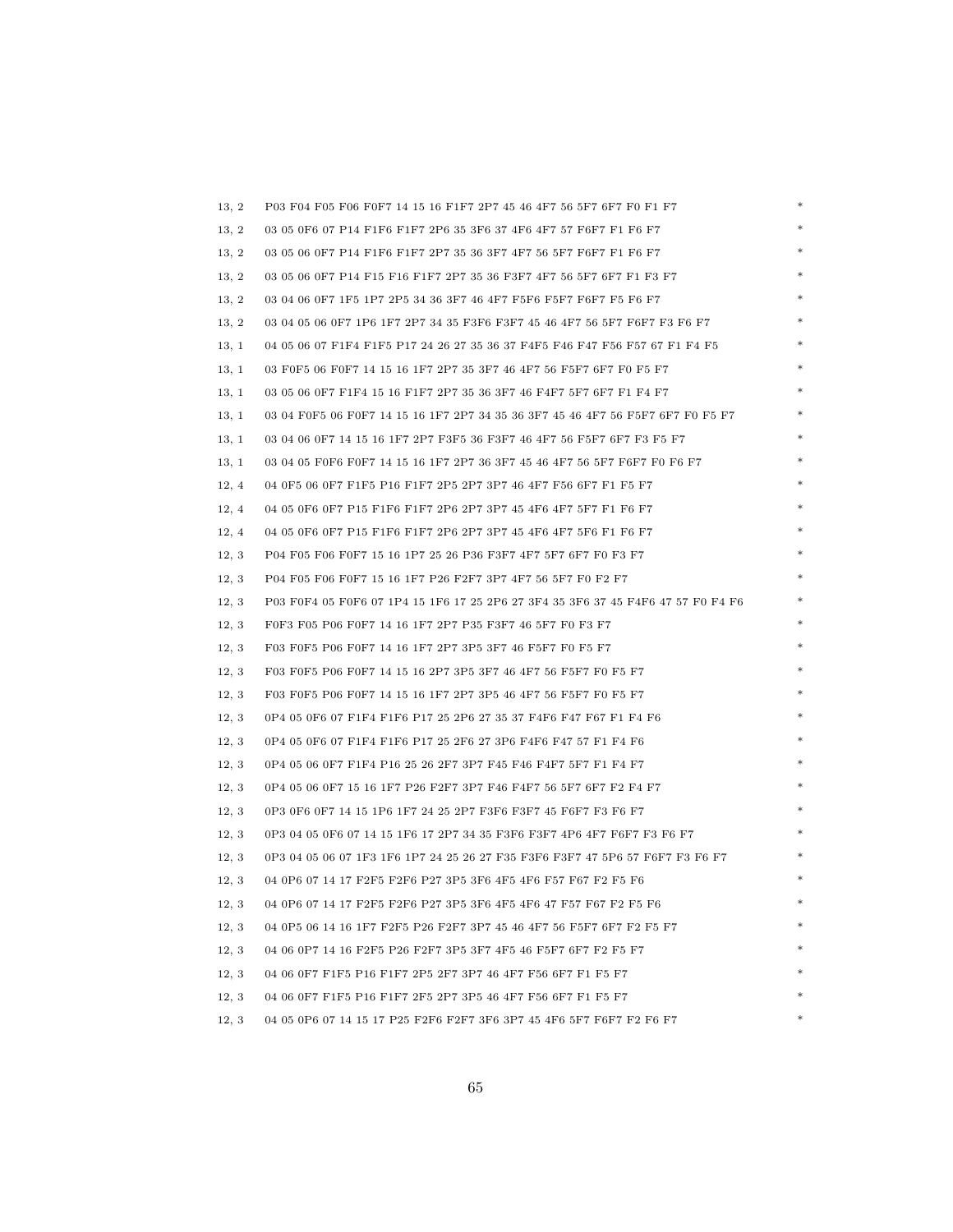| | | |
|---|---|---|
| 13, 2 | P03 F04 F05 F06 F0F7 14 15 16 F1F7 2P7 45 46 4F7 56 5F7 6F7 F0 F1 F7 | * |
| 13, 2 | 03 05 0F6 07 P14 F1F6 F1F7 2P6 35 3F6 37 4F6 4F7 57 F6F7 F1 F6 F7 | * |
| 13, 2 | 03 05 06 0F7 P14 F1F6 F1F7 2P7 35 36 3F7 4F7 56 5F7 F6F7 F1 F6 F7 | * |
| 13, 2 | 03 05 06 0F7 P14 F15 F16 F1F7 2P7 35 36 F3F7 4F7 56 5F7 6F7 F1 F3 F7 | * |
| 13, 2 | 03 04 06 0F7 1F5 1P7 2P5 34 36 3F7 46 4F7 F5F6 F5F7 F6F7 F5 F6 F7 | * |
| 13, 2 | 03 04 05 06 0F7 1P6 1F7 2P7 34 35 F3F6 F3F7 45 46 4F7 56 5F7 F6F7 F3 F6 F7 | * |
| 13, 1 | 04 05 06 07 F1F4 F1F5 P17 24 26 27 35 36 37 F4F5 F46 F47 F56 F57 67 F1 F4 F5 | * |
| 13, 1 | 03 F0F5 06 F0F7 14 15 16 1F7 2P7 35 3F7 46 4F7 56 F5F7 6F7 F0 F5 F7 | * |
| 13, 1 | 03 05 06 0F7 F1F4 15 16 F1F7 2P7 35 36 3F7 46 F4F7 5F7 6F7 F1 F4 F7 | * |
| 13, 1 | 03 04 F0F5 06 F0F7 14 15 16 1F7 2P7 34 35 36 3F7 45 46 4F7 56 F5F7 6F7 F0 F5 F7 | * |
| 13, 1 | 03 04 06 0F7 14 15 16 1F7 2P7 F3F5 36 F3F7 46 4F7 56 F5F7 6F7 F3 F5 F7 | * |
| 13, 1 | 03 04 05 F0F6 F0F7 14 15 16 1F7 2P7 36 3F7 45 46 4F7 56 5F7 F6F7 F0 F6 F7 | * |
| 12, 4 | 04 0F5 06 0F7 F1F5 P16 F1F7 2P5 2P7 3P7 46 4F7 F56 6F7 F1 F5 F7 | * |
| 12, 4 | 04 05 0F6 0F7 P15 F1F6 F1F7 2P6 2P7 3P7 45 4F6 4F7 5F7 F1 F6 F7 | * |
| 12, 4 | 04 05 0F6 0F7 P15 F1F6 F1F7 2P6 2P7 3P7 45 4F6 4F7 5F6 F1 F6 F7 | * |
| 12, 3 | P04 F05 F06 F0F7 15 16 1P7 25 26 P36 F3F7 4F7 5F7 6F7 F0 F3 F7 | * |
| 12, 3 | P04 F05 F06 F0F7 15 16 1F7 P26 F2F7 3P7 4F7 56 5F7 F0 F2 F7 | * |
| 12, 3 | P03 F0F4 05 F0F6 07 1P4 15 1F6 17 25 2P6 27 3F4 35 3F6 37 45 F4F6 47 57 F0 F4 F6 | * |
| 12, 3 | F0F3 F05 P06 F0F7 14 16 1F7 2P7 P35 F3F7 46 5F7 F0 F3 F7 | * |
| 12, 3 | F03 F0F5 P06 F0F7 14 16 1F7 2P7 3P5 3F7 46 F5F7 F0 F5 F7 | * |
| 12, 3 | F03 F0F5 P06 F0F7 14 15 16 2P7 3P5 3F7 46 4F7 56 F5F7 F0 F5 F7 | * |
| 12, 3 | F03 F0F5 P06 F0F7 14 15 16 1F7 2P7 3P5 46 4F7 56 F5F7 F0 F5 F7 | * |
| 12, 3 | 0P4 05 0F6 07 F1F4 F1F6 P17 25 2P6 27 35 37 F4F6 F47 F67 F1 F4 F6 | * |
| 12, 3 | 0P4 05 0F6 07 F1F4 F1F6 P17 25 2F6 27 3P6 F4F6 F47 57 F1 F4 F6 | * |
| 12, 3 | 0P4 05 06 0F7 F1F4 P16 25 26 2F7 3P7 F45 F46 F4F7 5F7 F1 F4 F7 | * |
| 12, 3 | 0P4 05 06 0F7 15 16 1F7 P26 F2F7 3P7 F46 F4F7 56 5F7 6F7 F2 F4 F7 | * |
| 12, 3 | 0P3 0F6 0F7 14 15 1P6 1F7 24 25 2P7 F3F6 F3F7 45 F6F7 F3 F6 F7 | * |
| 12, 3 | 0P3 04 05 0F6 07 14 15 1F6 17 2P7 34 35 F3F6 F3F7 4P6 4F7 F6F7 F3 F6 F7 | * |
| 12, 3 | 0P3 04 05 06 07 1F3 1F6 1P7 24 25 26 27 F35 F3F6 F3F7 47 5P6 57 F6F7 F3 F6 F7 | * |
| 12, 3 | 04 0P6 07 14 17 F2F5 F2F6 P27 3P5 3F6 4F5 4F6 F57 F67 F2 F5 F6 | * |
| 12, 3 | 04 0P6 07 14 17 F2F5 F2F6 P27 3P5 3F6 4F5 4F6 47 F57 F67 F2 F5 F6 | * |
| 12, 3 | 04 0P5 06 14 16 1F7 F2F5 P26 F2F7 3P7 45 46 4F7 56 F5F7 6F7 F2 F5 F7 | * |
| 12, 3 | 04 06 0P7 14 16 F2F5 P26 F2F7 3P5 3F7 4F5 46 F5F7 6F7 F2 F5 F7 | * |
| 12, 3 | 04 06 0F7 F1F5 P16 F1F7 2P5 2F7 3P7 46 4F7 F56 6F7 F1 F5 F7 | * |
| 12, 3 | 04 06 0F7 F1F5 P16 F1F7 2F5 2P7 3P5 46 4F7 F56 6F7 F1 F5 F7 | * |
| 12, 3 | 04 05 0P6 07 14 15 17 P25 F2F6 F2F7 3F6 3P7 45 4F6 5F7 F6F7 F2 F6 F7 | * |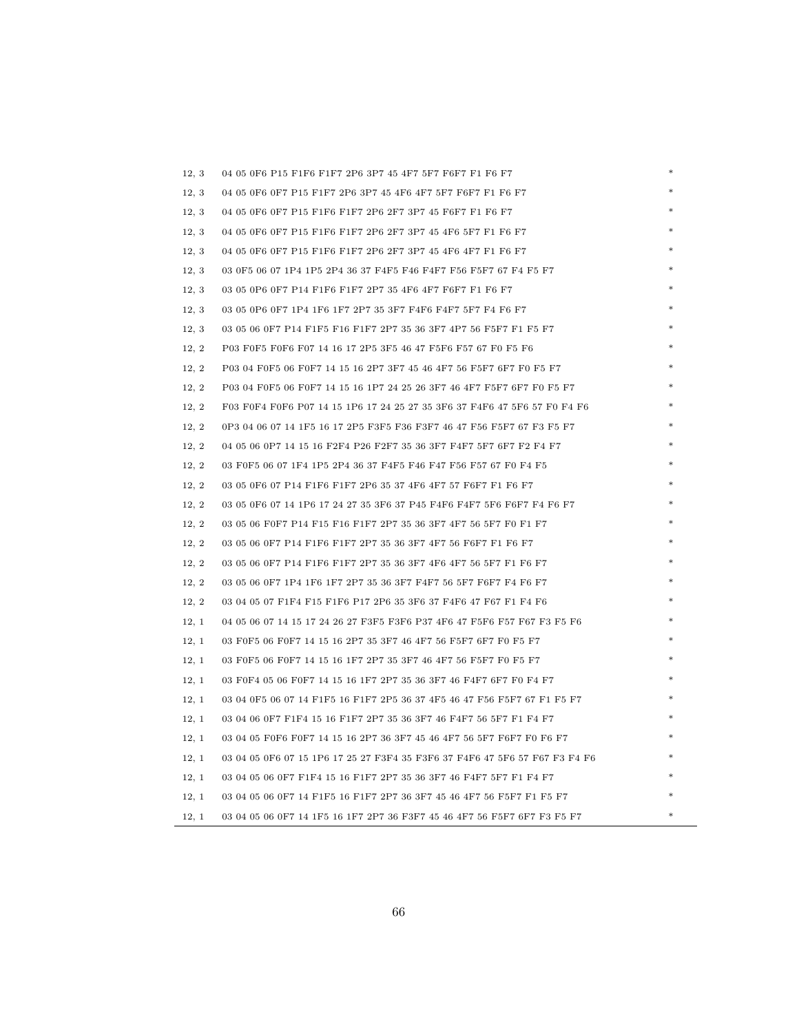| | | |
|---|---|---|
| 12, 3 | 04 05 0F6 P15 F1F6 F1F7 2P6 3P7 45 4F7 5F7 F6F7 F1 F6 F7 | * |
| 12, 3 | 04 05 0F6 0F7 P15 F1F7 2P6 3P7 45 4F6 4F7 5F7 F6F7 F1 F6 F7 | * |
| 12, 3 | 04 05 0F6 0F7 P15 F1F6 F1F7 2P6 2F7 3P7 45 F6F7 F1 F6 F7 | * |
| 12, 3 | 04 05 0F6 0F7 P15 F1F6 F1F7 2P6 2F7 3P7 45 4F6 5F7 F1 F6 F7 | * |
| 12, 3 | 04 05 0F6 0F7 P15 F1F6 F1F7 2P6 2F7 3P7 45 4F6 4F7 F1 F6 F7 | * |
| 12, 3 | 03 0F5 06 07 1P4 1P5 2P4 36 37 F4F5 F46 F4F7 F56 F5F7 67 F4 F5 F7 | * |
| 12, 3 | 03 05 0P6 0F7 P14 F1F6 F1F7 2P7 35 4F6 4F7 F6F7 F1 F6 F7 | * |
| 12, 3 | 03 05 0P6 0F7 1P4 1F6 1F7 2P7 35 3F7 F4F6 F4F7 5F7 F4 F6 F7 | * |
| 12, 3 | 03 05 06 0F7 P14 F1F5 F16 F1F7 2P7 35 36 3F7 4P7 56 F5F7 F1 F5 F7 | * |
| 12, 2 | P03 F0F5 F0F6 F07 14 16 17 2P5 3F5 46 47 F5F6 F57 67 F0 F5 F6 | * |
| 12, 2 | P03 04 F0F5 06 F0F7 14 15 16 2P7 3F7 45 46 4F7 56 F5F7 6F7 F0 F5 F7 | * |
| 12, 2 | P03 04 F0F5 06 F0F7 14 15 16 1P7 24 25 26 3F7 46 4F7 F5F7 6F7 F0 F5 F7 | * |
| 12, 2 | F03 F0F4 F0F6 P07 14 15 1P6 17 24 25 27 35 3F6 37 F4F6 47 5F6 57 F0 F4 F6 | * |
| 12, 2 | 0P3 04 06 07 14 1F5 16 17 2P5 F3F5 F36 F3F7 46 47 F56 F5F7 67 F3 F5 F7 | * |
| 12, 2 | 04 05 06 0P7 14 15 16 F2F4 P26 F2F7 35 36 3F7 F4F7 5F7 6F7 F2 F4 F7 | * |
| 12, 2 | 03 F0F5 06 07 1F4 1P5 2P4 36 37 F4F5 F46 F47 F56 F57 67 F0 F4 F5 | * |
| 12, 2 | 03 05 0F6 07 P14 F1F6 F1F7 2P6 35 37 4F6 4F7 57 F6F7 F1 F6 F7 | * |
| 12, 2 | 03 05 0F6 07 14 1P6 17 24 27 35 3F6 37 P45 F4F6 F4F7 5F6 F6F7 F4 F6 F7 | * |
| 12, 2 | 03 05 06 F0F7 P14 F15 F16 F1F7 2P7 35 36 3F7 4F7 56 5F7 F0 F1 F7 | * |
| 12, 2 | 03 05 06 0F7 P14 F1F6 F1F7 2P7 35 36 3F7 4F7 56 F6F7 F1 F6 F7 | * |
| 12, 2 | 03 05 06 0F7 P14 F1F6 F1F7 2P7 35 36 3F7 4F6 4F7 56 5F7 F1 F6 F7 | * |
| 12, 2 | 03 05 06 0F7 1P4 1F6 1F7 2P7 35 36 3F7 F4F7 56 5F7 F6F7 F4 F6 F7 | * |
| 12, 2 | 03 04 05 07 F1F4 F15 F1F6 P17 2P6 35 3F6 37 F4F6 47 F67 F1 F4 F6 | * |
| 12, 1 | 04 05 06 07 14 15 17 24 26 27 F3F5 F3F6 P37 4F6 47 F5F6 F57 F67 F3 F5 F6 | * |
| 12, 1 | 03 F0F5 06 F0F7 14 15 16 2P7 35 3F7 46 4F7 56 F5F7 6F7 F0 F5 F7 | * |
| 12, 1 | 03 F0F5 06 F0F7 14 15 16 1F7 2P7 35 3F7 46 4F7 56 F5F7 F0 F5 F7 | * |
| 12, 1 | 03 F0F4 05 06 F0F7 14 15 16 1F7 2P7 35 36 3F7 46 F4F7 6F7 F0 F4 F7 | * |
| 12, 1 | 03 04 0F5 06 07 14 F1F5 16 F1F7 2P5 36 37 4F5 46 47 F56 F5F7 67 F1 F5 F7 | * |
| 12, 1 | 03 04 06 0F7 F1F4 15 16 F1F7 2P7 35 36 3F7 46 F4F7 56 5F7 F1 F4 F7 | * |
| 12, 1 | 03 04 05 F0F6 F0F7 14 15 16 2P7 36 3F7 45 46 4F7 56 5F7 F6F7 F0 F6 F7 | * |
| 12, 1 | 03 04 05 0F6 07 15 1P6 17 25 27 F3F4 35 F3F6 37 F4F6 47 5F6 57 F67 F3 F4 F6 | * |
| 12, 1 | 03 04 05 06 0F7 F1F4 15 16 F1F7 2P7 35 36 3F7 46 F4F7 5F7 F1 F4 F7 | * |
| 12, 1 | 03 04 05 06 0F7 14 F1F5 16 F1F7 2P7 36 3F7 45 46 4F7 56 F5F7 F1 F5 F7 | * |
| 12, 1 | 03 04 05 06 0F7 14 1F5 16 1F7 2P7 36 F3F7 45 46 4F7 56 F5F7 6F7 F3 F5 F7 | * |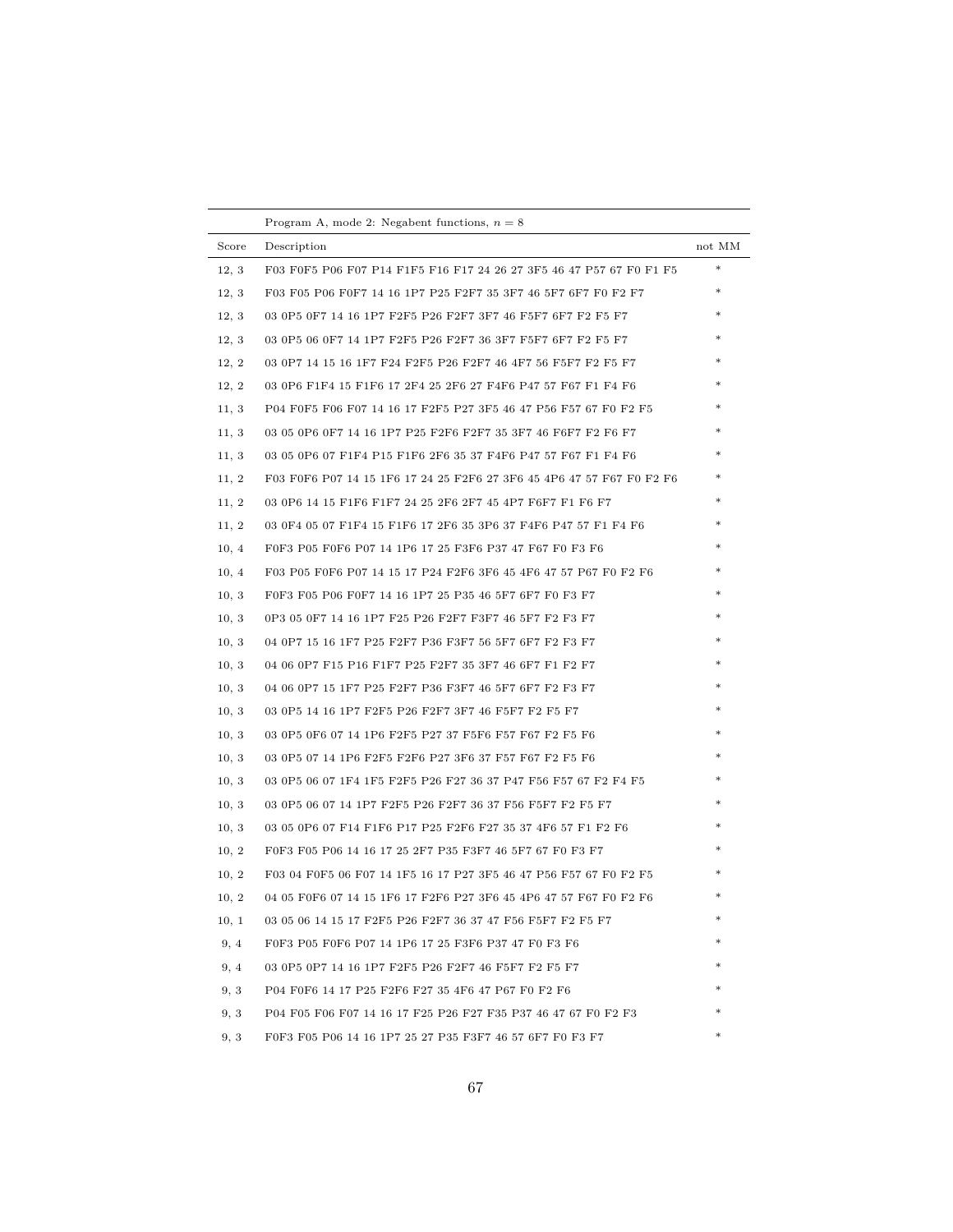| | Program A, mode 2: Negabent functions, $n = 8$ | |
|---|---|---|
| Score | Description | not MM |
| 12, 3 | F03 F0F5 P06 F07 P14 F1F5 F16 F17 24 26 27 3F5 46 47 P57 67 F0 F1 F5 | * |
| 12, 3 | F03 F05 P06 F0F7 14 16 1P7 P25 F2F7 35 3F7 46 5F7 6F7 F0 F2 F7 | * |
| 12, 3 | 03 0P5 0F7 14 16 1P7 F2F5 P26 F2F7 3F7 46 F5F7 6F7 F2 F5 F7 | * |
| 12, 3 | 03 0P5 06 0F7 14 1P7 F2F5 P26 F2F7 36 3F7 F5F7 6F7 F2 F5 F7 | * |
| 12, 2 | 03 0P7 14 15 16 1F7 F24 F2F5 P26 F2F7 46 4F7 56 F5F7 F2 F5 F7 | * |
| 12, 2 | 03 0P6 F1F4 15 F1F6 17 2F4 25 2F6 27 F4F6 P47 57 F67 F1 F4 F6 | * |
| 11, 3 | P04 F0F5 F06 F07 14 16 17 F2F5 P27 3F5 46 47 P56 F57 67 F0 F2 F5 | * |
| 11, 3 | 03 05 0P6 0F7 14 16 1P7 P25 F2F6 F2F7 35 3F7 46 F6F7 F2 F6 F7 | * |
| 11, 3 | 03 05 0P6 07 F1F4 P15 F1F6 2F6 35 37 F4F6 P47 57 F67 F1 F4 F6 | * |
| 11, 2 | F03 F0F6 P07 14 15 1F6 17 24 25 F2F6 27 3F6 45 4P6 47 57 F67 F0 F2 F6 | * |
| 11, 2 | 03 0P6 14 15 F1F6 F1F7 24 25 2F6 2F7 45 4P7 F6F7 F1 F6 F7 | * |
| 11, 2 | 03 0F4 05 07 F1F4 15 F1F6 17 2F6 35 3P6 37 F4F6 P47 57 F1 F4 F6 | * |
| 10, 4 | F0F3 P05 F0F6 P07 14 1P6 17 25 F3F6 P37 47 F67 F0 F3 F6 | * |
| 10, 4 | F03 P05 F0F6 P07 14 15 17 P24 F2F6 3F6 45 4F6 47 57 P67 F0 F2 F6 | * |
| 10, 3 | F0F3 F05 P06 F0F7 14 16 1P7 25 P35 46 5F7 6F7 F0 F3 F7 | * |
| 10, 3 | 0P3 05 0F7 14 16 1P7 F25 P26 F2F7 F3F7 46 5F7 F2 F3 F7 | * |
| 10, 3 | 04 0P7 15 16 1F7 P25 F2F7 P36 F3F7 56 5F7 6F7 F2 F3 F7 | * |
| 10, 3 | 04 06 0P7 F15 P16 F1F7 P25 F2F7 35 3F7 46 6F7 F1 F2 F7 | * |
| 10, 3 | 04 06 0P7 15 1F7 P25 F2F7 P36 F3F7 46 5F7 6F7 F2 F3 F7 | * |
| 10, 3 | 03 0P5 14 16 1P7 F2F5 P26 F2F7 3F7 46 F5F7 F2 F5 F7 | * |
| 10, 3 | 03 0P5 0F6 07 14 1P6 F2F5 P27 37 F5F6 F57 F67 F2 F5 F6 | * |
| 10, 3 | 03 0P5 07 14 1P6 F2F5 F2F6 P27 3F6 37 F57 F67 F2 F5 F6 | * |
| 10, 3 | 03 0P5 06 07 1F4 1F5 F2F5 P26 F27 36 37 P47 F56 F57 67 F2 F4 F5 | * |
| 10, 3 | 03 0P5 06 07 14 1P7 F2F5 P26 F2F7 36 37 F56 F5F7 F2 F5 F7 | * |
| 10, 3 | 03 05 0P6 07 F14 F1F6 P17 P25 F2F6 F27 35 37 4F6 57 F1 F2 F6 | * |
| 10, 2 | F0F3 F05 P06 14 16 17 25 2F7 P35 F3F7 46 5F7 67 F0 F3 F7 | * |
| 10, 2 | F03 04 F0F5 06 F07 14 1F5 16 17 P27 3F5 46 47 P56 F57 67 F0 F2 F5 | * |
| 10, 2 | 04 05 F0F6 07 14 15 1F6 17 F2F6 P27 3F6 45 4P6 47 57 F67 F0 F2 F6 | * |
| 10, 1 | 03 05 06 14 15 17 F2F5 P26 F2F7 36 37 47 F56 F5F7 F2 F5 F7 | * |
| 9, 4 | F0F3 P05 F0F6 P07 14 1P6 17 25 F3F6 P37 47 F0 F3 F6 | * |
| 9, 4 | 03 0P5 0P7 14 16 1P7 F2F5 P26 F2F7 46 F5F7 F2 F5 F7 | * |
| 9, 3 | P04 F0F6 14 17 P25 F2F6 F27 35 4F6 47 P67 F0 F2 F6 | * |
| 9, 3 | P04 F05 F06 F07 14 16 17 F25 P26 F27 F35 P37 46 47 67 F0 F2 F3 | * |
| 9, 3 | F0F3 F05 P06 14 16 1P7 25 27 P35 F3F7 46 57 6F7 F0 F3 F7 | * |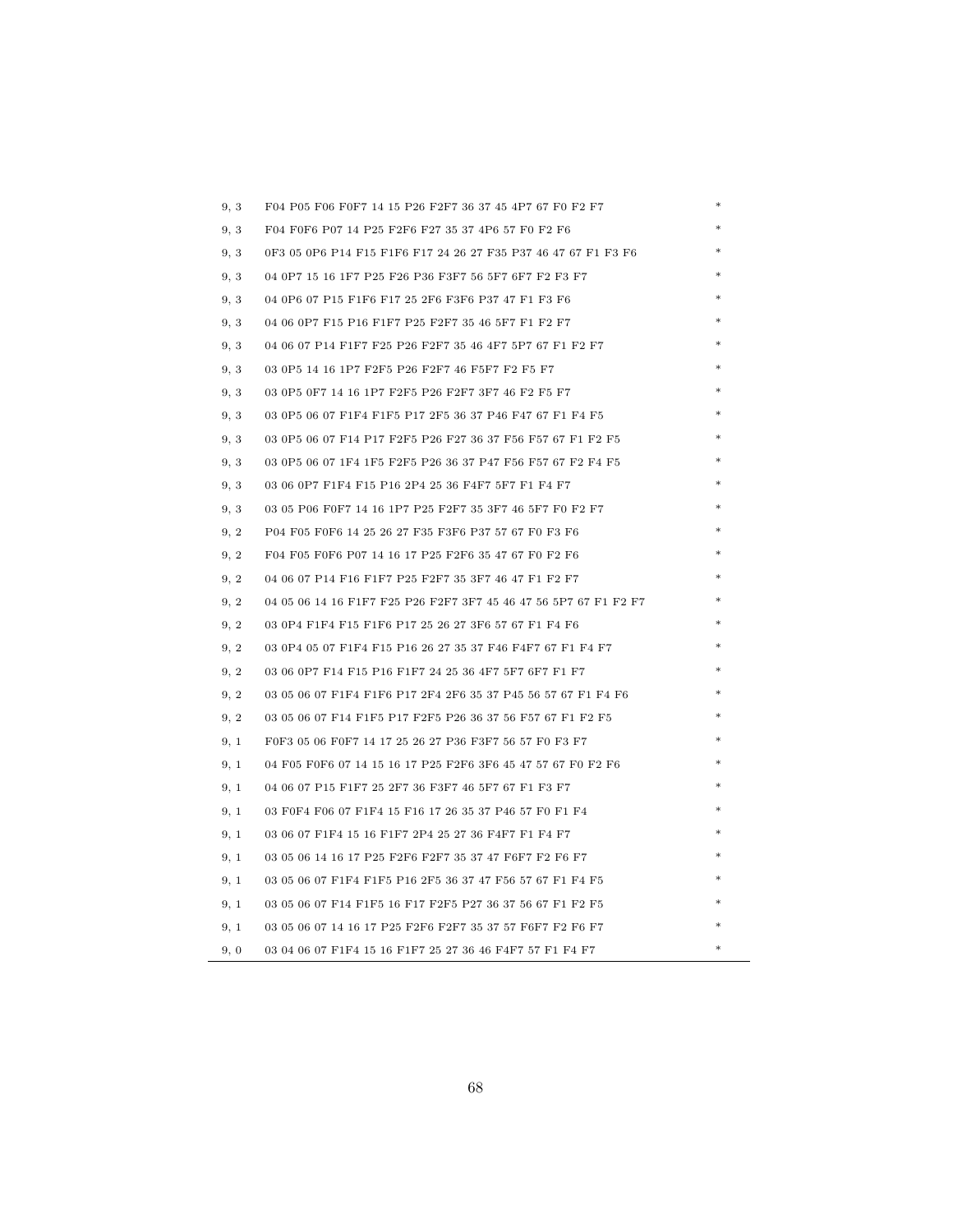| | | |
|---|---|---|
| 9, 3 | F04 P05 F06 F0F7 14 15 P26 F2F7 36 37 45 4P7 67 F0 F2 F7 | * |
| 9, 3 | F04 F0F6 P07 14 P25 F2F6 F27 35 37 4P6 57 F0 F2 F6 | * |
| 9, 3 | 0F3 05 0P6 P14 F15 F1F6 F17 24 26 27 F35 P37 46 47 67 F1 F3 F6 | * |
| 9, 3 | 04 0P7 15 16 1F7 P25 F26 P36 F3F7 56 5F7 6F7 F2 F3 F7 | * |
| 9, 3 | 04 0P6 07 P15 F1F6 F17 25 2F6 F3F6 P37 47 F1 F3 F6 | * |
| 9, 3 | 04 06 0P7 F15 P16 F1F7 P25 F2F7 35 46 5F7 F1 F2 F7 | * |
| 9, 3 | 04 06 07 P14 F1F7 F25 P26 F2F7 35 46 4F7 5P7 67 F1 F2 F7 | * |
| 9, 3 | 03 0P5 14 16 1P7 F2F5 P26 F2F7 46 F5F7 F2 F5 F7 | * |
| 9, 3 | 03 0P5 0F7 14 16 1P7 F2F5 P26 F2F7 3F7 46 F2 F5 F7 | * |
| 9, 3 | 03 0P5 06 07 F1F4 F1F5 P17 2F5 36 37 P46 F47 67 F1 F4 F5 | * |
| 9, 3 | 03 0P5 06 07 F14 P17 F2F5 P26 F27 36 37 F56 F57 67 F1 F2 F5 | * |
| 9, 3 | 03 0P5 06 07 1F4 1F5 F2F5 P26 36 37 P47 F56 F57 67 F2 F4 F5 | * |
| 9, 3 | 03 06 0P7 F1F4 F15 P16 2P4 25 36 F4F7 5F7 F1 F4 F7 | * |
| 9, 3 | 03 05 P06 F0F7 14 16 1P7 P25 F2F7 35 3F7 46 5F7 F0 F2 F7 | * |
| 9, 2 | P04 F05 F0F6 14 25 26 27 F35 F3F6 P37 57 67 F0 F3 F6 | * |
| 9, 2 | F04 F05 F0F6 P07 14 16 17 P25 F2F6 35 47 67 F0 F2 F6 | * |
| 9, 2 | 04 06 07 P14 F16 F1F7 P25 F2F7 35 3F7 46 47 F1 F2 F7 | * |
| 9, 2 | 04 05 06 14 16 F1F7 F25 P26 F2F7 3F7 45 46 47 56 5P7 67 F1 F2 F7 | * |
| 9, 2 | 03 0P4 F1F4 F15 F1F6 P17 25 26 27 3F6 57 67 F1 F4 F6 | * |
| 9, 2 | 03 0P4 05 07 F1F4 F15 P16 26 27 35 37 F46 F4F7 67 F1 F4 F7 | * |
| 9, 2 | 03 06 0P7 F14 F15 P16 F1F7 24 25 36 4F7 5F7 6F7 F1 F7 | * |
| 9, 2 | 03 05 06 07 F1F4 F1F6 P17 2F4 2F6 35 37 P45 56 57 67 F1 F4 F6 | * |
| 9, 2 | 03 05 06 07 F14 F1F5 P17 F2F5 P26 36 37 56 F57 67 F1 F2 F5 | * |
| 9, 1 | F0F3 05 06 F0F7 14 17 25 26 27 P36 F3F7 56 57 F0 F3 F7 | * |
| 9, 1 | 04 F05 F0F6 07 14 15 16 17 P25 F2F6 3F6 45 47 57 67 F0 F2 F6 | * |
| 9, 1 | 04 06 07 P15 F1F7 25 2F7 36 F3F7 46 5F7 67 F1 F3 F7 | * |
| 9, 1 | 03 F0F4 F06 07 F1F4 15 F16 17 26 35 37 P46 57 F0 F1 F4 | * |
| 9, 1 | 03 06 07 F1F4 15 16 F1F7 2P4 25 27 36 F4F7 F1 F4 F7 | * |
| 9, 1 | 03 05 06 14 16 17 P25 F2F6 F2F7 35 37 47 F6F7 F2 F6 F7 | * |
| 9, 1 | 03 05 06 07 F1F4 F1F5 P16 2F5 36 37 47 F56 57 67 F1 F4 F5 | * |
| 9, 1 | 03 05 06 07 F14 F1F5 16 F17 F2F5 P27 36 37 56 67 F1 F2 F5 | * |
| 9, 1 | 03 05 06 07 14 16 17 P25 F2F6 F2F7 35 37 57 F6F7 F2 F6 F7 | * |
| 9, 0 | 03 04 06 07 F1F4 15 16 F1F7 25 27 36 46 F4F7 57 F1 F4 F7 | * |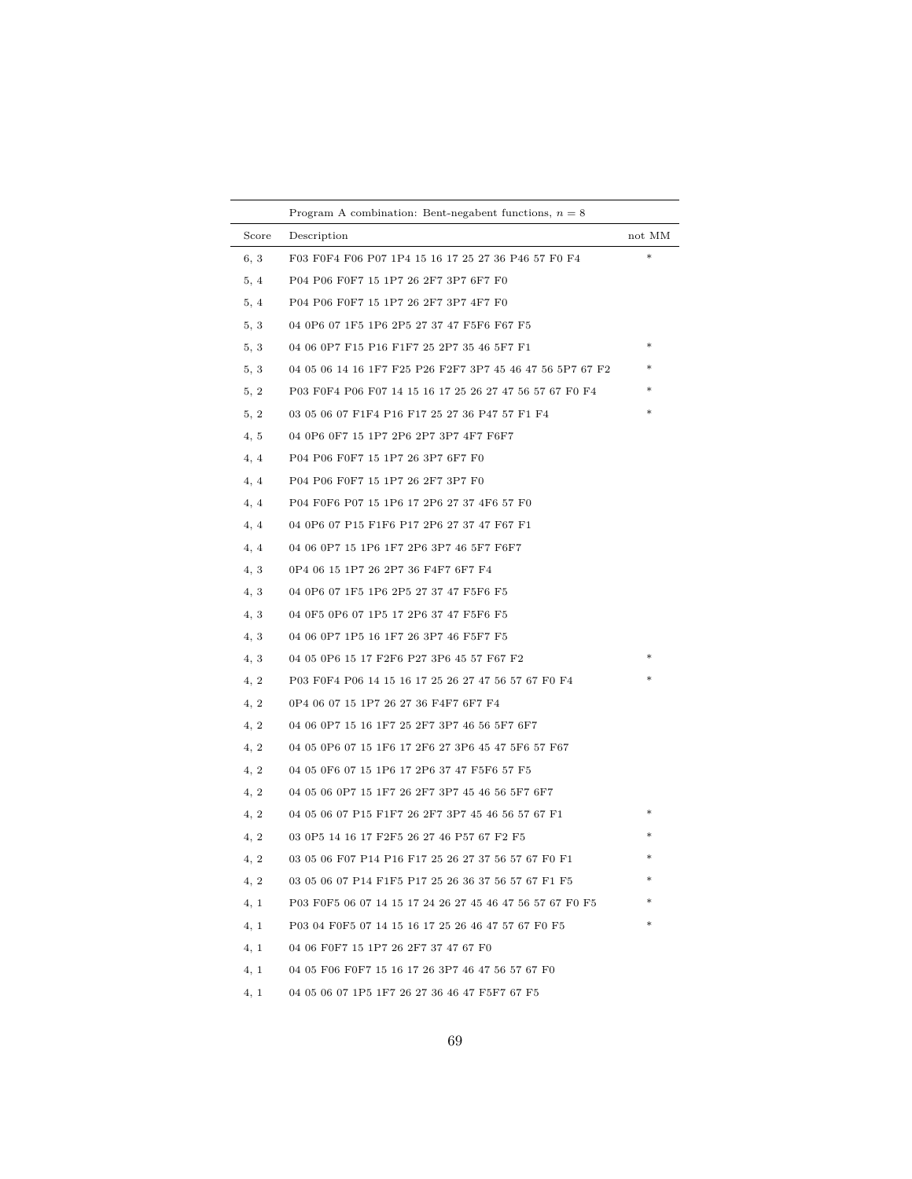| | Program A combination: Bent-negabent functions, $n = 8$ | |
|---|---|---|
| Score | Description | not MM |
| 6, 3 | F03 F0F4 F06 P07 1P4 15 16 17 25 27 36 P46 57 F0 F4 | * |
| 5, 4 | P04 P06 F0F7 15 1P7 26 2F7 3P7 6F7 F0 | |
| 5, 4 | P04 P06 F0F7 15 1P7 26 2F7 3P7 4F7 F0 | |
| 5, 3 | 04 0P6 07 1F5 1P6 2P5 27 37 47 F5F6 F67 F5 | |
| 5, 3 | 04 06 0P7 F15 P16 F1F7 25 2P7 35 46 5F7 F1 | * |
| 5, 3 | 04 05 06 14 16 1F7 F25 P26 F2F7 3P7 45 46 47 56 5P7 67 F2 | * |
| 5, 2 | P03 F0F4 P06 F07 14 15 16 17 25 26 27 47 56 57 67 F0 F4 | * |
| 5, 2 | 03 05 06 07 F1F4 P16 F17 25 27 36 P47 57 F1 F4 | * |
| 4, 5 | 04 0P6 0F7 15 1P7 2P6 2P7 3P7 4F7 F6F7 | |
| 4, 4 | P04 P06 F0F7 15 1P7 26 3P7 6F7 F0 | |
| 4, 4 | P04 P06 F0F7 15 1P7 26 2F7 3P7 F0 | |
| 4, 4 | P04 F0F6 P07 15 1P6 17 2P6 27 37 4F6 57 F0 | |
| 4, 4 | 04 0P6 07 P15 F1F6 P17 2P6 27 37 47 F67 F1 | |
| 4, 4 | 04 06 0P7 15 1P6 1F7 2P6 3P7 46 5F7 F6F7 | |
| 4, 3 | 0P4 06 15 1P7 26 2P7 36 F4F7 6F7 F4 | |
| 4, 3 | 04 0P6 07 1F5 1P6 2P5 27 37 47 F5F6 F5 | |
| 4, 3 | 04 0F5 0P6 07 1P5 17 2P6 37 47 F5F6 F5 | |
| 4, 3 | 04 06 0P7 1P5 16 1F7 26 3P7 46 F5F7 F5 | |
| 4, 3 | 04 05 0P6 15 17 F2F6 P27 3P6 45 57 F67 F2 | * |
| 4, 2 | P03 F0F4 P06 14 15 16 17 25 26 27 47 56 57 67 F0 F4 | * |
| 4, 2 | 0P4 06 07 15 1P7 26 27 36 F4F7 6F7 F4 | |
| 4, 2 | 04 06 0P7 15 16 1F7 25 2F7 3P7 46 56 5F7 6F7 | |
| 4, 2 | 04 05 0P6 07 15 1F6 17 2F6 27 3P6 45 47 5F6 57 F67 | |
| 4, 2 | 04 05 0F6 07 15 1P6 17 2P6 37 47 F5F6 57 F5 | |
| 4, 2 | 04 05 06 0P7 15 1F7 26 2F7 3P7 45 46 56 5F7 6F7 | |
| 4, 2 | 04 05 06 07 P15 F1F7 26 2F7 3P7 45 46 56 57 67 F1 | * |
| 4, 2 | 03 0P5 14 16 17 F2F5 26 27 46 P57 67 F2 F5 | * |
| 4, 2 | 03 05 06 F07 P14 P16 F17 25 26 27 37 56 57 67 F0 F1 | * |
| 4, 2 | 03 05 06 07 P14 F1F5 P17 25 26 36 37 56 57 67 F1 F5 | * |
| 4, 1 | P03 F0F5 06 07 14 15 17 24 26 27 45 46 47 56 57 67 F0 F5 | * |
| 4, 1 | P03 04 F0F5 07 14 15 16 17 25 26 46 47 57 67 F0 F5 | * |
| 4, 1 | 04 06 F0F7 15 1P7 26 2F7 37 47 67 F0 | |
| 4, 1 | 04 05 F06 F0F7 15 16 17 26 3P7 46 47 56 57 67 F0 | |
| 4, 1 | 04 05 06 07 1P5 1F7 26 27 36 46 47 F5F7 67 F5 | |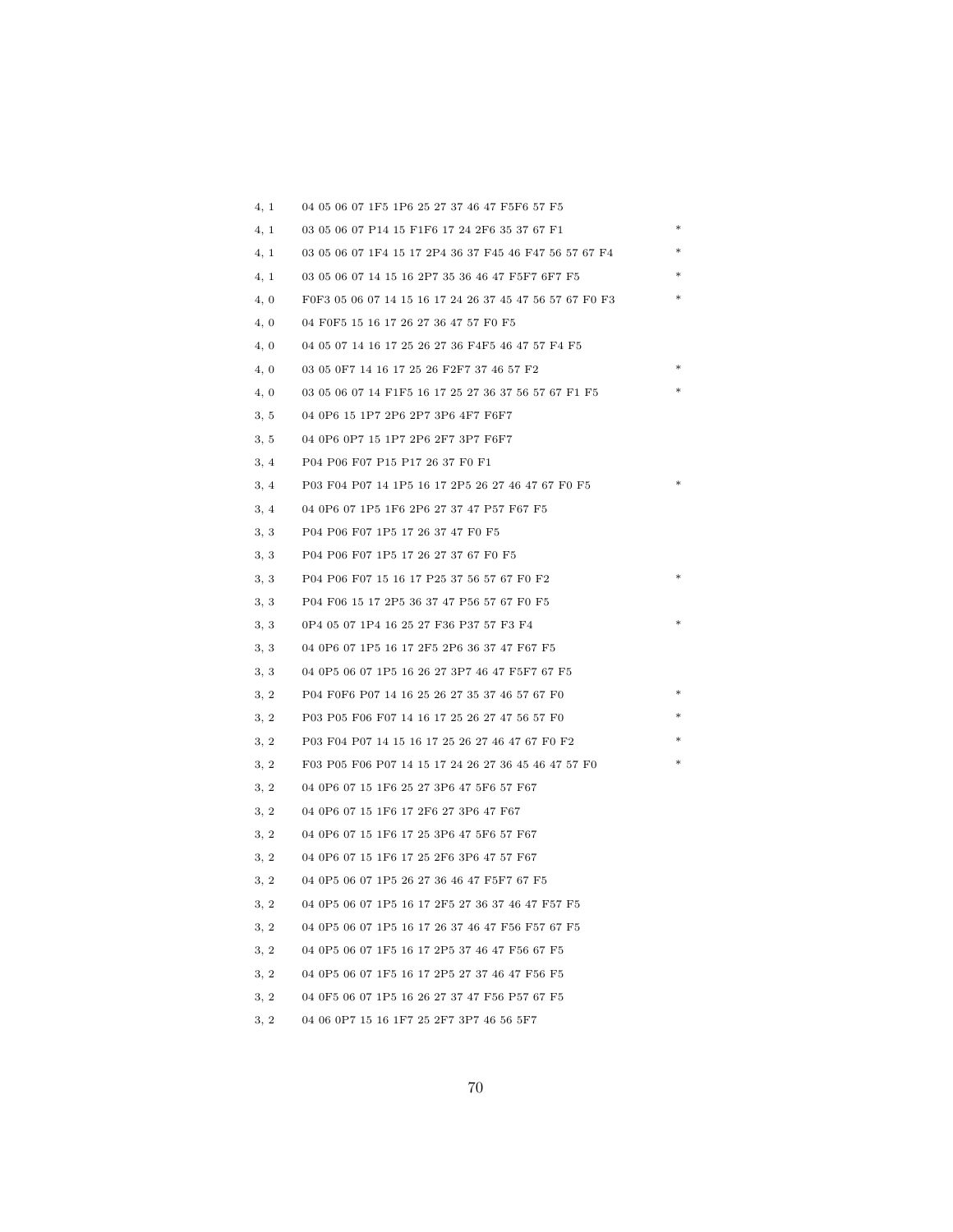| | | |
|---|---|---|
| 4, 1 | 04 05 06 07 1F5 1P6 25 27 37 46 47 F5F6 57 F5 | |
| 4, 1 | 03 05 06 07 P14 15 F1F6 17 24 2F6 35 37 67 F1 | * |
| 4, 1 | 03 05 06 07 1F4 15 17 2P4 36 37 F45 46 F47 56 57 67 F4 | * |
| 4, 1 | 03 05 06 07 14 15 16 2P7 35 36 46 47 F5F7 6F7 F5 | * |
| 4, 0 | F0F3 05 06 07 14 15 16 17 24 26 37 45 47 56 57 67 F0 F3 | * |
| 4, 0 | 04 F0F5 15 16 17 26 27 36 47 57 F0 F5 | |
| 4, 0 | 04 05 07 14 16 17 25 26 27 36 F4F5 46 47 57 F4 F5 | |
| 4, 0 | 03 05 0F7 14 16 17 25 26 F2F7 37 46 57 F2 | * |
| 4, 0 | 03 05 06 07 14 F1F5 16 17 25 27 36 37 56 57 67 F1 F5 | * |
| 3, 5 | 04 0P6 15 1P7 2P6 2P7 3P6 4F7 F6F7 | |
| 3, 5 | 04 0P6 0P7 15 1P7 2P6 2F7 3P7 F6F7 | |
| 3, 4 | P04 P06 F07 P15 P17 26 37 F0 F1 | |
| 3, 4 | P03 F04 P07 14 1P5 16 17 2P5 26 27 46 47 67 F0 F5 | * |
| 3, 4 | 04 0P6 07 1P5 1F6 2P6 27 37 47 P57 F67 F5 | |
| 3, 3 | P04 P06 F07 1P5 17 26 37 47 F0 F5 | |
| 3, 3 | P04 P06 F07 1P5 17 26 27 37 67 F0 F5 | |
| 3, 3 | P04 P06 F07 15 16 17 P25 37 56 57 67 F0 F2 | * |
| 3, 3 | P04 F06 15 17 2P5 36 37 47 P56 57 67 F0 F5 | |
| 3, 3 | 0P4 05 07 1P4 16 25 27 F36 P37 57 F3 F4 | * |
| 3, 3 | 04 0P6 07 1P5 16 17 2F5 2P6 36 37 47 F67 F5 | |
| 3, 3 | 04 0P5 06 07 1P5 16 26 27 3P7 46 47 F5F7 67 F5 | |
| 3, 2 | P04 F0F6 P07 14 16 25 26 27 35 37 46 57 67 F0 | * |
| 3, 2 | P03 P05 F06 F07 14 16 17 25 26 27 47 56 57 F0 | * |
| 3, 2 | P03 F04 P07 14 15 16 17 25 26 27 46 47 67 F0 F2 | * |
| 3, 2 | F03 P05 F06 P07 14 15 17 24 26 27 36 45 46 47 57 F0 | * |
| 3, 2 | 04 0P6 07 15 1F6 25 27 3P6 47 5F6 57 F67 | |
| 3, 2 | 04 0P6 07 15 1F6 17 2F6 27 3P6 47 F67 | |
| 3, 2 | 04 0P6 07 15 1F6 17 25 3P6 47 5F6 57 F67 | |
| 3, 2 | 04 0P6 07 15 1F6 17 25 2F6 3P6 47 57 F67 | |
| 3, 2 | 04 0P5 06 07 1P5 26 27 36 46 47 F5F7 67 F5 | |
| 3, 2 | 04 0P5 06 07 1P5 16 17 2F5 27 36 37 46 47 F57 F5 | |
| 3, 2 | 04 0P5 06 07 1P5 16 17 26 37 46 47 F56 F57 67 F5 | |
| 3, 2 | 04 0P5 06 07 1F5 16 17 2P5 37 46 47 F56 67 F5 | |
| 3, 2 | 04 0P5 06 07 1F5 16 17 2P5 27 37 46 47 F56 F5 | |
| 3, 2 | 04 0F5 06 07 1P5 16 26 27 37 47 F56 P57 67 F5 | |
| 3, 2 | 04 06 0P7 15 16 1F7 25 2F7 3P7 46 56 5F7 | |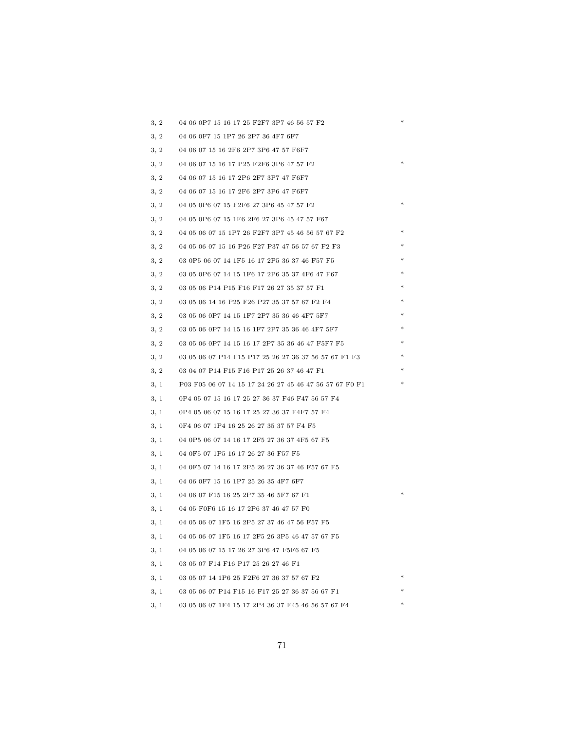| | | |
|---|---|---|
| 3, 2 | 04 06 0P7 15 16 17 25 F2F7 3P7 46 56 57 F2 | * |
| 3, 2 | 04 06 0F7 15 1P7 26 2P7 36 4F7 6F7 | |
| 3, 2 | 04 06 07 15 16 2F6 2P7 3P6 47 57 F6F7 | |
| 3, 2 | 04 06 07 15 16 17 P25 F2F6 3P6 47 57 F2 | * |
| 3, 2 | 04 06 07 15 16 17 2P6 2F7 3P7 47 F6F7 | |
| 3, 2 | 04 06 07 15 16 17 2F6 2P7 3P6 47 F6F7 | |
| 3, 2 | 04 05 0P6 07 15 F2F6 27 3P6 45 47 57 F2 | * |
| 3, 2 | 04 05 0P6 07 15 1F6 2F6 27 3P6 45 47 57 F67 | |
| 3, 2 | 04 05 06 07 15 1P7 26 F2F7 3P7 45 46 56 57 67 F2 | * |
| 3, 2 | 04 05 06 07 15 16 P26 F27 P37 47 56 57 67 F2 F3 | * |
| 3, 2 | 03 0P5 06 07 14 1F5 16 17 2P5 36 37 46 F57 F5 | * |
| 3, 2 | 03 05 0P6 07 14 15 1F6 17 2P6 35 37 4F6 47 F67 | * |
| 3, 2 | 03 05 06 P14 P15 F16 F17 26 27 35 37 57 F1 | * |
| 3, 2 | 03 05 06 14 16 P25 F26 P27 35 37 57 67 F2 F4 | * |
| 3, 2 | 03 05 06 0P7 14 15 1F7 2P7 35 36 46 4F7 5F7 | * |
| 3, 2 | 03 05 06 0P7 14 15 16 1F7 2P7 35 36 46 4F7 5F7 | * |
| 3, 2 | 03 05 06 0P7 14 15 16 17 2P7 35 36 46 47 F5F7 F5 | * |
| 3, 2 | 03 05 06 07 P14 F15 P17 25 26 27 36 37 56 57 67 F1 F3 | * |
| 3, 2 | 03 04 07 P14 F15 F16 P17 25 26 37 46 47 F1 | * |
| 3, 1 | P03 F05 06 07 14 15 17 24 26 27 45 46 47 56 57 67 F0 F1 | * |
| 3, 1 | 0P4 05 07 15 16 17 25 27 36 37 F46 F47 56 57 F4 | |
| 3, 1 | 0P4 05 06 07 15 16 17 25 27 36 37 F4F7 57 F4 | |
| 3, 1 | 0F4 06 07 1P4 16 25 26 27 35 37 57 F4 F5 | |
| 3, 1 | 04 0P5 06 07 14 16 17 2F5 27 36 37 4F5 67 F5 | |
| 3, 1 | 04 0F5 07 1P5 16 17 26 27 36 F57 F5 | |
| 3, 1 | 04 0F5 07 14 16 17 2P5 26 27 36 37 46 F57 67 F5 | |
| 3, 1 | 04 06 0F7 15 16 1P7 25 26 35 4F7 6F7 | |
| 3, 1 | 04 06 07 F15 16 25 2P7 35 46 5F7 67 F1 | * |
| 3, 1 | 04 05 F0F6 15 16 17 2P6 37 46 47 57 F0 | |
| 3, 1 | 04 05 06 07 1F5 16 2P5 27 37 46 47 56 F57 F5 | |
| 3, 1 | 04 05 06 07 1F5 16 17 2F5 26 3P5 46 47 57 67 F5 | |
| 3, 1 | 04 05 06 07 15 17 26 27 3P6 47 F5F6 67 F5 | |
| 3, 1 | 03 05 07 F14 F16 P17 25 26 27 46 F1 | |
| 3, 1 | 03 05 07 14 1P6 25 F2F6 27 36 37 57 67 F2 | * |
| 3, 1 | 03 05 06 07 P14 F15 16 F17 25 27 36 37 56 67 F1 | * |
| 3, 1 | 03 05 06 07 1F4 15 17 2P4 36 37 F45 46 56 57 67 F4 | * |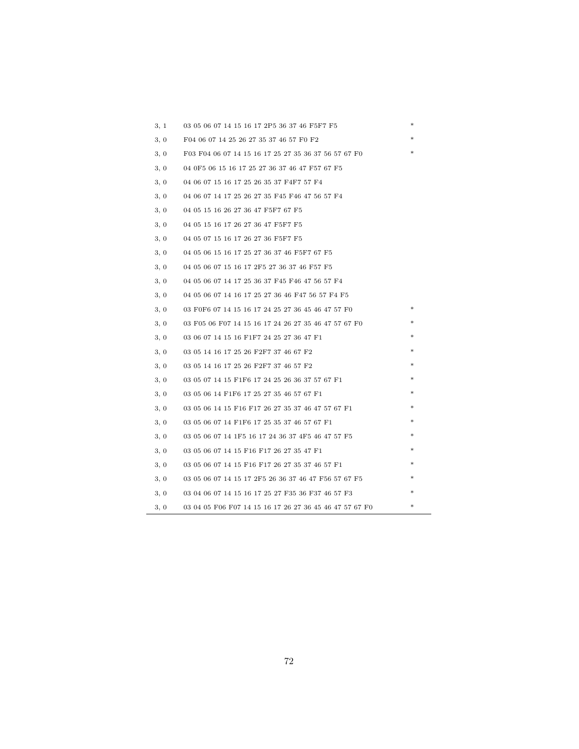| | | |
|---|---|---|
| 3, 1 | 03 05 06 07 14 15 16 17 2P5 36 37 46 F5F7 F5 | * |
| 3, 0 | F04 06 07 14 25 26 27 35 37 46 57 F0 F2 | * |
| 3, 0 | F03 F04 06 07 14 15 16 17 25 27 35 36 37 56 57 67 F0 | * |
| 3, 0 | 04 0F5 06 15 16 17 25 27 36 37 46 47 F57 67 F5 | |
| 3, 0 | 04 06 07 15 16 17 25 26 35 37 F4F7 57 F4 | |
| 3, 0 | 04 06 07 14 17 25 26 27 35 F45 F46 47 56 57 F4 | |
| 3, 0 | 04 05 15 16 26 27 36 47 F5F7 67 F5 | |
| 3, 0 | 04 05 15 16 17 26 27 36 47 F5F7 F5 | |
| 3, 0 | 04 05 07 15 16 17 26 27 36 F5F7 F5 | |
| 3, 0 | 04 05 06 15 16 17 25 27 36 37 46 F5F7 67 F5 | |
| 3, 0 | 04 05 06 07 15 16 17 2F5 27 36 37 46 F57 F5 | |
| 3, 0 | 04 05 06 07 14 17 25 36 37 F45 F46 47 56 57 F4 | |
| 3, 0 | 04 05 06 07 14 16 17 25 27 36 46 F47 56 57 F4 F5 | |
| 3, 0 | 03 F0F6 07 14 15 16 17 24 25 27 36 45 46 47 57 F0 | * |
| 3, 0 | 03 F05 06 F07 14 15 16 17 24 26 27 35 46 47 57 67 F0 | * |
| 3, 0 | 03 06 07 14 15 16 F1F7 24 25 27 36 47 F1 | * |
| 3, 0 | 03 05 14 16 17 25 26 F2F7 37 46 67 F2 | * |
| 3, 0 | 03 05 14 16 17 25 26 F2F7 37 46 57 F2 | * |
| 3, 0 | 03 05 07 14 15 F1F6 17 24 25 26 36 37 57 67 F1 | * |
| 3, 0 | 03 05 06 14 F1F6 17 25 27 35 46 57 67 F1 | * |
| 3, 0 | 03 05 06 14 15 F16 F17 26 27 35 37 46 47 57 67 F1 | * |
| 3, 0 | 03 05 06 07 14 F1F6 17 25 35 37 46 57 67 F1 | * |
| 3, 0 | 03 05 06 07 14 1F5 16 17 24 36 37 4F5 46 47 57 F5 | * |
| 3, 0 | 03 05 06 07 14 15 F16 F17 26 27 35 47 F1 | * |
| 3, 0 | 03 05 06 07 14 15 F16 F17 26 27 35 37 46 57 F1 | * |
| 3, 0 | 03 05 06 07 14 15 17 2F5 26 36 37 46 47 F56 57 67 F5 | * |
| 3, 0 | 03 04 06 07 14 15 16 17 25 27 F35 36 F37 46 57 F3 | * |
| 3, 0 | 03 04 05 F06 F07 14 15 16 17 26 27 36 45 46 47 57 67 F0 | * |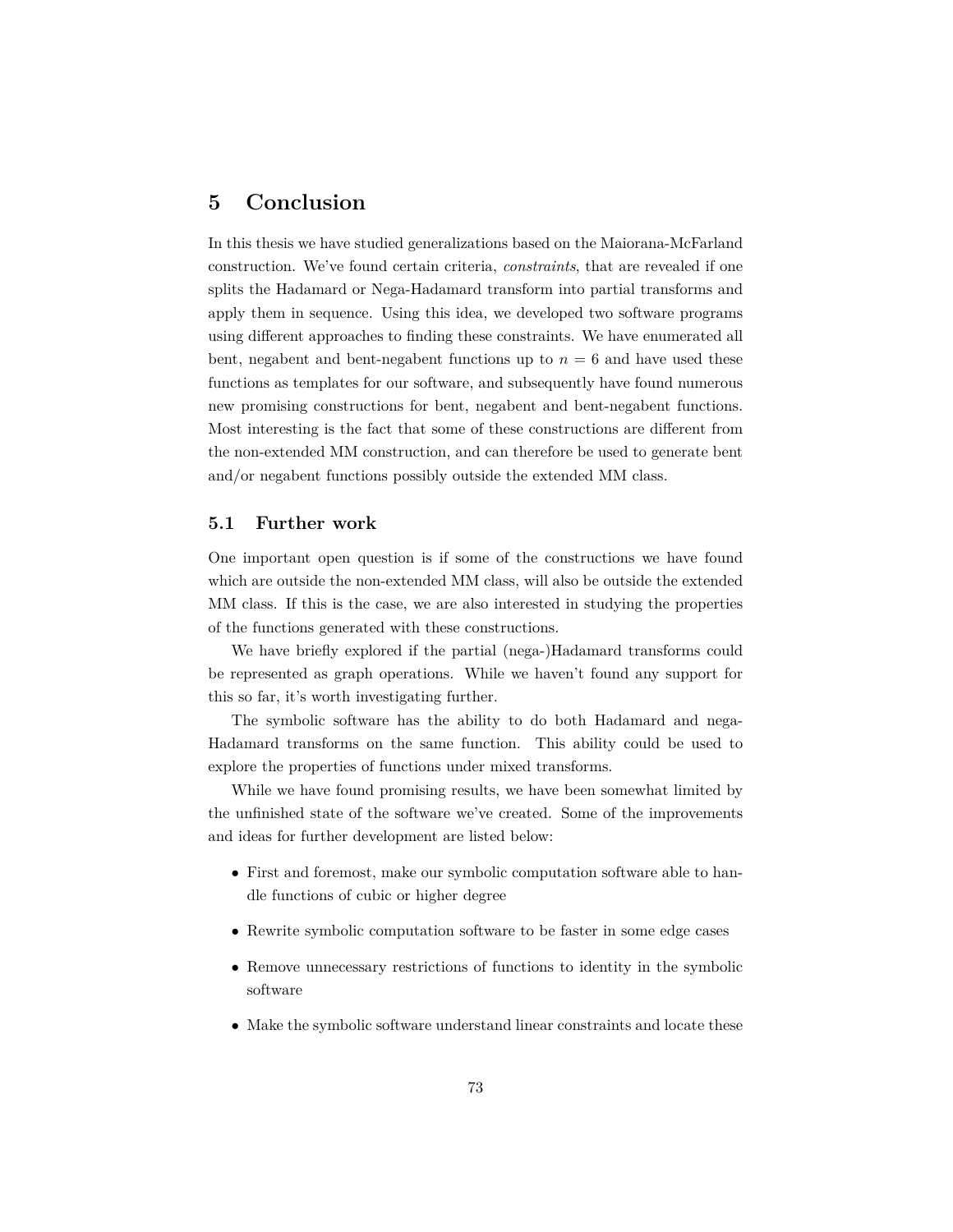# 5 Conclusion

In this thesis we have studied generalizations based on the Maiorana-McFarland construction. We've found certain criteria, *constraints*, that are revealed if one splits the Hadamard or Nega-Hadamard transform into partial transforms and apply them in sequence. Using this idea, we developed two software programs using different approaches to finding these constraints. We have enumerated all bent, negabent and bent-negabent functions up to $n = 6$ and have used these functions as templates for our software, and subsequently have found numerous new promising constructions for bent, negabent and bent-negabent functions. Most interesting is the fact that some of these constructions are different from the non-extended MM construction, and can therefore be used to generate bent and/or negabent functions possibly outside the extended MM class.

## 5.1 Further work

One important open question is if some of the constructions we have found which are outside the non-extended MM class, will also be outside the extended MM class. If this is the case, we are also interested in studying the properties of the functions generated with these constructions.

We have briefly explored if the partial (nega-)Hadamard transforms could be represented as graph operations. While we haven't found any support for this so far, it's worth investigating further.

The symbolic software has the ability to do both Hadamard and nega-Hadamard transforms on the same function. This ability could be used to explore the properties of functions under mixed transforms.

While we have found promising results, we have been somewhat limited by the unfinished state of the software we've created. Some of the improvements and ideas for further development are listed below:

- First and foremost, make our symbolic computation software able to handle functions of cubic or higher degree
- Rewrite symbolic computation software to be faster in some edge cases
- Remove unnecessary restrictions of functions to identity in the symbolic software
- Make the symbolic software understand linear constraints and locate these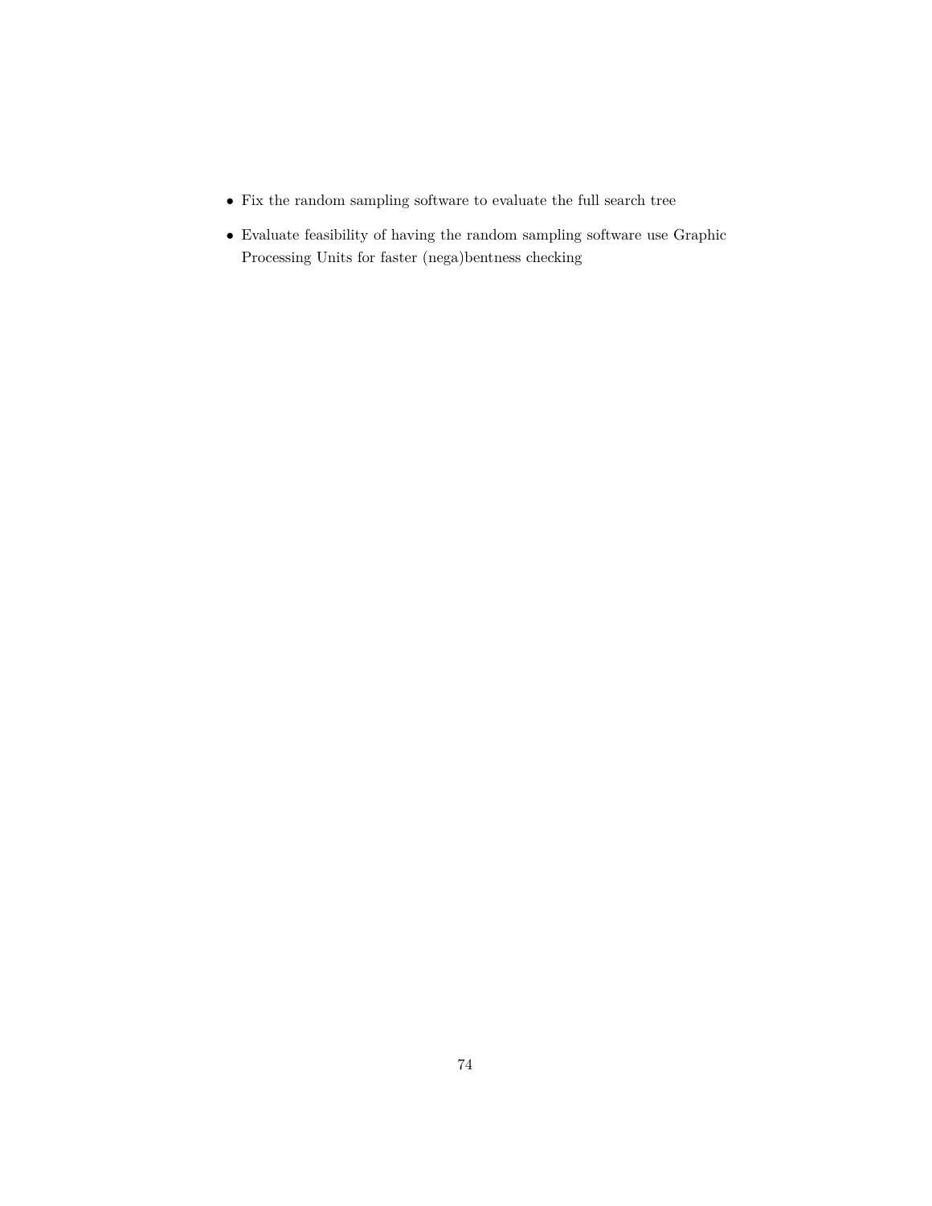- Fix the random sampling software to evaluate the full search tree
- Evaluate feasibility of having the random sampling software use Graphic Processing Units for faster (nega)bentness checking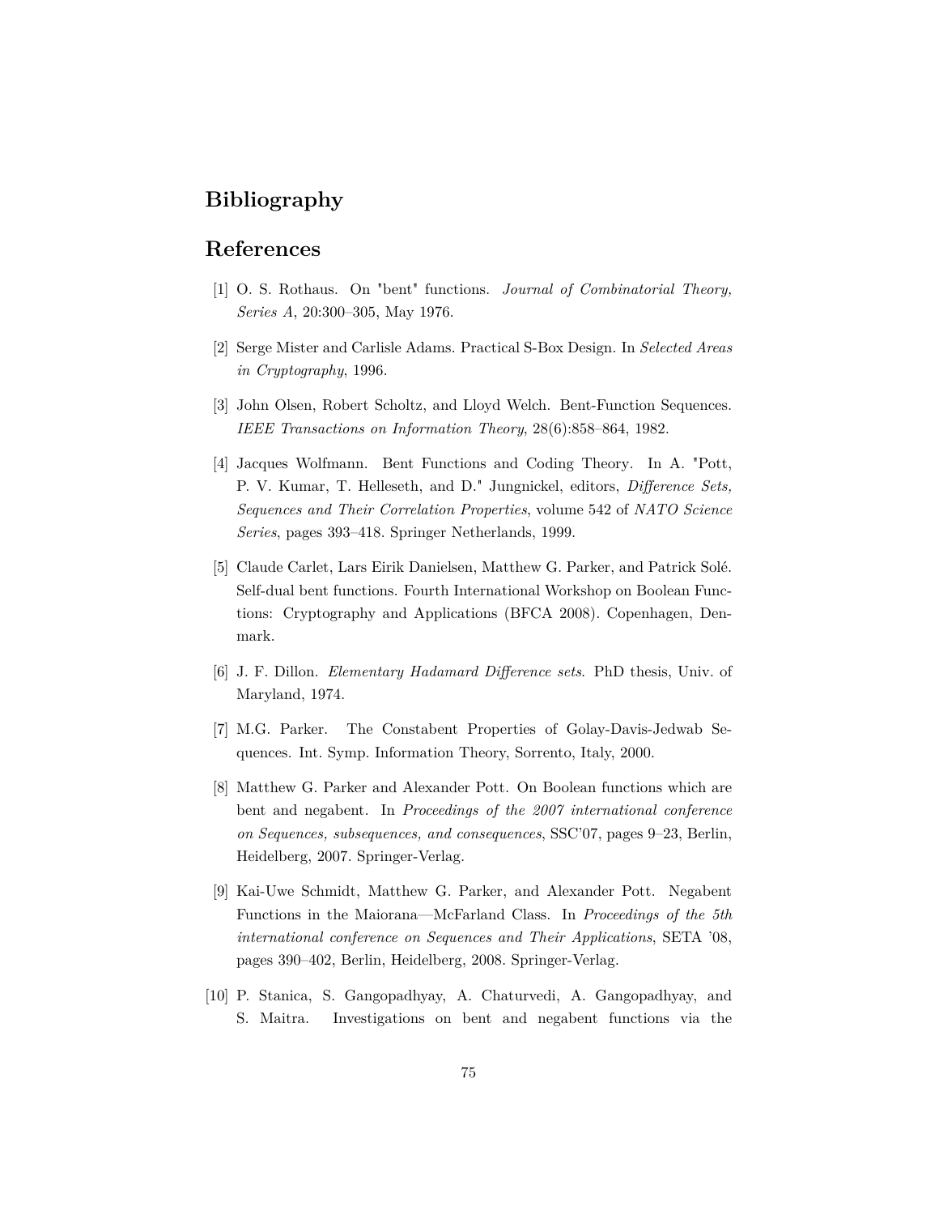# Bibliography

## References

[1] O. S. Rothaus. On "bent" functions. *Journal of Combinatorial Theory, Series A*, 20:300–305, May 1976.

[2] Serge Mister and Carlisle Adams. Practical S-Box Design. In *Selected Areas in Cryptography*, 1996.

[3] John Olsen, Robert Scholtz, and Lloyd Welch. Bent-Function Sequences. *IEEE Transactions on Information Theory*, 28(6):858–864, 1982.

[4] Jacques Wolfmann. Bent Functions and Coding Theory. In A. "Pott, P. V. Kumar, T. Helleseth, and D." Jungnickel, editors, *Difference Sets, Sequences and Their Correlation Properties*, volume 542 of *NATO Science Series*, pages 393–418. Springer Netherlands, 1999.

[5] Claude Carlet, Lars Eirik Danielsen, Matthew G. Parker, and Patrick Solé. Self-dual bent functions. Fourth International Workshop on Boolean Functions: Cryptography and Applications (BFCA 2008). Copenhagen, Denmark.

[6] J. F. Dillon. *Elementary Hadamard Difference sets*. PhD thesis, Univ. of Maryland, 1974.

[7] M.G. Parker. The Constabent Properties of Golay-Davis-Jedwab Sequences. Int. Symp. Information Theory, Sorrento, Italy, 2000.

[8] Matthew G. Parker and Alexander Pott. On Boolean functions which are bent and negabent. In *Proceedings of the 2007 international conference on Sequences, subsequences, and consequences*, SSC'07, pages 9–23, Berlin, Heidelberg, 2007. Springer-Verlag.

[9] Kai-Uwe Schmidt, Matthew G. Parker, and Alexander Pott. Negabent Functions in the Maiorana—McFarland Class. In *Proceedings of the 5th international conference on Sequences and Their Applications*, SETA '08, pages 390–402, Berlin, Heidelberg, 2008. Springer-Verlag.

[10] P. Stanica, S. Gangopadhyay, A. Chaturvedi, A. Gangopadhyay, and S. Maitra. Investigations on bent and negabent functions via the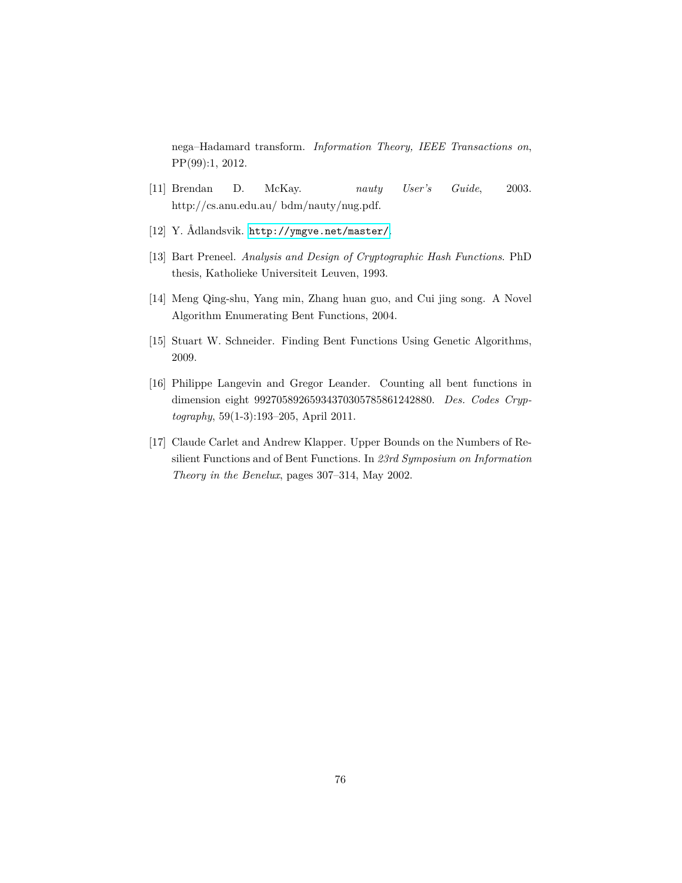nega–Hadamard transform. *Information Theory, IEEE Transactions on*, PP(99):1, 2012.

[11] Brendan D. McKay. *nauty User's Guide*, 2003. http://cs.anu.edu.au/ bdm/nauty/nug.pdf.

[12] Y. Ådlandsvik. http://ymgve.net/master/.

[13] Bart Preneel. *Analysis and Design of Cryptographic Hash Functions*. PhD thesis, Katholieke Universiteit Leuven, 1993.

[14] Meng Qing-shu, Yang min, Zhang huan guo, and Cui jing song. A Novel Algorithm Enumerating Bent Functions, 2004.

[15] Stuart W. Schneider. Finding Bent Functions Using Genetic Algorithms, 2009.

[16] Philippe Langevin and Gregor Leander. Counting all bent functions in dimension eight 99270589265934370305785861242880. *Des. Codes Cryptography*, 59(1-3):193–205, April 2011.

[17] Claude Carlet and Andrew Klapper. Upper Bounds on the Numbers of Resilient Functions and of Bent Functions. In *23rd Symposium on Information Theory in the Benelux*, pages 307–314, May 2002.